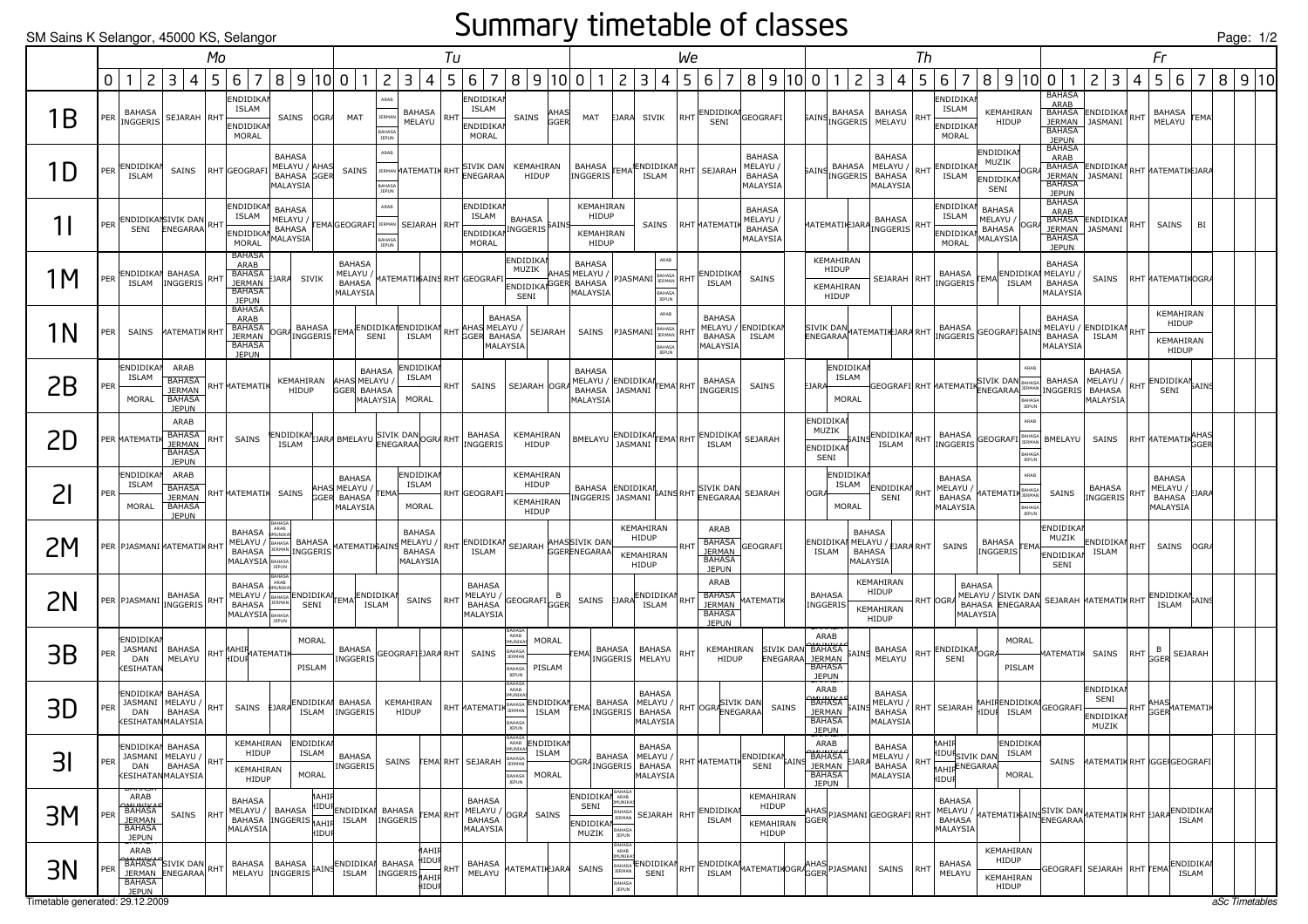SM Sains K Selangor, 45000 KS, Selangor

# Summary timetable of classes

## Mo

| Class | 0 | 1 | 2 | 3 | 4 | 5 | 6 | 7 | 8 | 9 | 10 |
|---|---|---|---|---|---|---|---|---|---|---|---|
| 1B | PER | BAHASA INGGERIS | | SEJARAH | | RHT | ENDIDIKAN ISLAM / ENDIDIKAN MORAL | | SAINS | | OGRA |
| 1D | PER | ENDIDIKAN ISLAM | | SAINS | | RHT | GEOGRAFI | | BAHASA MELAYU / BAHASA MALAYSIA | | AHAS GGER |
| 1I | PER | ENDIDIKAN SENI | | SIVIK DAN ENEGARAAN | | RHT | ENDIDIKAN ISLAM / ENDIDIKAN MORAL | | BAHASA MELAYU / BAHASA MALAYSIA | | TEMA |
| 1M | PER | ENDIDIKAN ISLAM | | BAHASA INGGERIS | | RHT | BAHASA ARAB / BAHASA JERMAN / BAHASA JEPUN | | EJARA | SIVIK | |
| 1N | PER | SAINS | | MATEMATIK | | RHT | BAHASA ARAB / BAHASA JERMAN / BAHASA JEPUN | | OGRA | BAHASA INGGERIS | |
| 2B | PER | ENDIDIKAN ISLAM / MORAL | | ARAB / BAHASA JERMAN / BAHASA JEPUN | | RHT | MATEMATIK | | KEMAHIRAN HIDUP | | AHAS GGER |
| 2D | PER | MATEMATIK | | ARAB / BAHASA JERMAN / BAHASA JEPUN | | RHT | SAINS | | ENDIDIKAN ISLAM | | EJARA |
| 2I | PER | ENDIDIKAN ISLAM / MORAL | | ARAB / BAHASA JERMAN / BAHASA JEPUN | | RHT | MATEMATIK | | SAINS | | AHAS GGER |
| 2M | PER | PJASMANI | | MATEMATIK | | RHT | BAHASA MELAYU / BAHASA MALAYSIA | | BAHASA ARAB KOMUNIKASI / BAHASA JERMAN / BAHASA JEPUN | BAHASA INGGERIS | |
| 2N | PER | PJASMANI | | BAHASA INGGERIS | | RHT | BAHASA MELAYU / BAHASA MALAYSIA | | BAHASA ARAB KOMUNIKASI / BAHASA JERMAN / BAHASA JEPUN | ENDIDIKAN SENI | |
| 3B | PER | ENDIDIKAN JASMANI DAN KESIHATAN | | BAHASA MELAYU | | RHT | MAHIR HIDUP | MATEMATIK | | MORAL / PISLAM | |
| 3D | PER | ENDIDIKAN JASMANI DAN KESIHATAN | | BAHASA MELAYU / BAHASA MALAYSIA | | RHT | SAINS | | EJARA | ENDIDIKAN ISLAM | |
| 3I | PER | ENDIDIKAN JASMANI DAN KESIHATAN | | BAHASA MELAYU / BAHASA MALAYSIA | | RHT | KEMAHIRAN HIDUP / KEMAHIRAN HIDUP | | | ENDIDIKAN ISLAM / MORAL | |
| 3M | PER | BAHASA ARAB KOMUNIKASI / BAHASA JERMAN / BAHASA JEPUN | | SAINS | | RHT | BAHASA MELAYU / BAHASA MALAYSIA | | BAHASA INGGERIS | | MAHIR HIDUP / MAHIR HIDUP |
| 3N | PER | BAHASA ARAB KOMUNIKASI / BAHASA JERMAN / BAHASA JEPUN | | SIVIK DAN ENEGARAAN | | RHT | BAHASA MELAYU | | BAHASA INGGERIS | | SAINS |

## Tu

| Class | 0 | 1 | 2 | 3 | 4 | 5 | 6 | 7 | 8 | 9 | 10 |
|---|---|---|---|---|---|---|---|---|---|---|---|
| 1B | MAT | | ARAB / JERMAN / BAHASA JEPUN | BAHASA MELAYU | | RHT | ENDIDIKAN ISLAM / ENDIDIKAN MORAL | | SAINS | | AHAS GGER |
| 1D | SAINS | | ARAB / JERMAN / BAHASA JEPUN | MATEMATIK | | RHT | SIVIK DAN ENEGARAAN | | KEMAHIRAN HIDUP | | |
| 1I | GEOGRAFI | | ARAB / JERMAN / BAHASA JEPUN | SEJARAH | | RHT | ENDIDIKAN ISLAM / ENDIDIKAN MORAL | | BAHASA INGGERIS | | SAINS |
| 1M | BAHASA MELAYU / BAHASA MALAYSIA | | MATEMATIK | | SAINS | RHT | GEOGRAFI | | ENDIDIKAN MUZIK / ENDIDIKAN SENI | | AHAS GGER |
| 1N | TEMA | ENDIDIKAN SENI | | ENDIDIKAN ISLAM | | RHT | AHAS GGER | BAHASA MELAYU / BAHASA MALAYSIA | | SEJARAH | |
| 2B | BAHASA MELAYU / BAHASA MALAYSIA | | | ENDIDIKAN ISLAM / MORAL | | RHT | SAINS | | SEJARAH | | OGRA |
| 2D | BMELAYU | | SIVIK DAN ENEGARAAN | | OGRA | RHT | BAHASA INGGERIS | | KEMAHIRAN HIDUP | | |
| 2I | BAHASA MELAYU / BAHASA MALAYSIA | | TEMA | ENDIDIKAN ISLAM / MORAL | | RHT | GEOGRAFI | | KEMAHIRAN HIDUP / KEMAHIRAN HIDUP | | |
| 2M | MATEMATIK | | SAINS | BAHASA MELAYU / BAHASA MALAYSIA | | RHT | ENDIDIKAN ISLAM | | SEJARAH | | AHAS GGER |
| 2N | TEMA | ENDIDIKAN ISLAM | | SAINS | | RHT | BAHASA MELAYU / BAHASA MALAYSIA | | GEOGRAFI | | B GGER |
| 3B | BAHASA INGGERIS | | GEOGRAFI | | EJARA | RHT | SAINS | | BAHASA ARAB KOMUNIKASI / BAHASA JERMAN / BAHASA JEPUN | MORAL / PISLAM | |
| 3D | BAHASA INGGERIS | | KEMAHIRAN HIDUP | | | RHT | MATEMATIK | | BAHASA ARAB KOMUNIKASI / BAHASA JERMAN / BAHASA JEPUN | ENDIDIKAN ISLAM | |
| 3I | BAHASA INGGERIS | | SAINS | | TEMA | RHT | SEJARAH | | BAHASA ARAB KOMUNIKASI / BAHASA JERMAN / BAHASA JEPUN | ENDIDIKAN ISLAM / MORAL | |
| 3M | ENDIDIKAN ISLAM | | BAHASA INGGERIS | | TEMA | RHT | BAHASA MELAYU / BAHASA MALAYSIA | | OGRA | SAINS | |
| 3N | ENDIDIKAN ISLAM | | BAHASA INGGERIS | | MAHIR HIDUP / MAHIR HIDUP | RHT | BAHASA MELAYU | | MATEMATIK | | EJARA |

## We

| Class | 0 | 1 | 2 | 3 | 4 | 5 | 6 | 7 | 8 | 9 | 10 |
|---|---|---|---|---|---|---|---|---|---|---|---|
| 1B | MAT | | EJARA | SIVIK | | RHT | ENDIDIKAN SENI | | GEOGRAFI | | |
| 1D | BAHASA INGGERIS | | TEMA | ENDIDIKAN ISLAM | | RHT | SEJARAH | | BAHASA MELAYU / BAHASA MALAYSIA | | |
| 1I | KEMAHIRAN HIDUP / KEMAHIRAN HIDUP | | | SAINS | | RHT | MATEMATIK | | BAHASA MELAYU / BAHASA MALAYSIA | | |
| 1M | BAHASA MELAYU / BAHASA MALAYSIA | | PJASMANI | | ARAB / JERMAN / BAHASA JEPUN | RHT | ENDIDIKAN ISLAM | | SAINS | | |
| 1N | SAINS | | PJASMANI | | ARAB / JERMAN / BAHASA JEPUN | RHT | BAHASA MELAYU / BAHASA MALAYSIA | | ENDIDIKAN ISLAM | | |
| 2B | BAHASA MELAYU / BAHASA MALAYSIA | | ENDIDIKAN JASMANI | | TEMA | RHT | BAHASA INGGERIS | | SAINS | | |
| 2D | BMELAYU | | ENDIDIKAN JASMANI | | TEMA | RHT | ENDIDIKAN ISLAM | | SEJARAH | | |
| 2I | BAHASA INGGERIS | | ENDIDIKAN JASMANI | | SAINS | RHT | SIVIK DAN ENEGARAAN | | SEJARAH | | |
| 2M | SIVIK DAN ENEGARAAN | | KEMAHIRAN HIDUP / KEMAHIRAN HIDUP | | | RHT | ARAB / BAHASA JERMAN / BAHASA JEPUN | | GEOGRAFI | | |
| 2N | SAINS | | EJARA | ENDIDIKAN ISLAM | | RHT | ARAB / BAHASA JERMAN / BAHASA JEPUN | | MATEMATIK | | |
| 3B | TEMA | BAHASA INGGERIS | | BAHASA MELAYU | | RHT | KEMAHIRAN HIDUP | | SIVIK DAN ENEGARAAN | | |
| 3D | TEMA | BAHASA INGGERIS | | BAHASA MELAYU / BAHASA MALAYSIA | | RHT | OGRA | SIVIK DAN ENEGARAAN | | SAINS | |
| 3I | OGRA | BAHASA INGGERIS | | BAHASA MELAYU / BAHASA MALAYSIA | | RHT | MATEMATIK | | ENDIDIKAN SENI | | SAINS |
| 3M | ENDIDIKAN SENI / ENDIDIKAN MUZIK | | BAHASA ARAB KOMUNIKASI / BAHASA JERMAN / BAHASA JEPUN | SEJARAH | | RHT | ENDIDIKAN ISLAM | | KEMAHIRAN HIDUP / KEMAHIRAN HIDUP | | |
| 3N | SAINS | | BAHASA ARAB KOMUNIKASI / BAHASA JERMAN / BAHASA JEPUN | ENDIDIKAN SENI | | RHT | ENDIDIKAN ISLAM | | MATEMATIK | | OGRA |

## Th

| Class | 0 | 1 | 2 | 3 | 4 | 5 | 6 | 7 | 8 | 9 | 10 |
|---|---|---|---|---|---|---|---|---|---|---|---|
| 1B | SAINS | BAHASA INGGERIS | | BAHASA MELAYU | | RHT | ENDIDIKAN ISLAM / ENDIDIKAN MORAL | | KEMAHIRAN HIDUP | | |
| 1D | SAINS | BAHASA INGGERIS | | BAHASA MELAYU / BAHASA MALAYSIA | | RHT | ENDIDIKAN ISLAM | | ENDIDIKAN MUZIK / ENDIDIKAN SENI | | OGRA |
| 1I | MATEMATIK | | EJARA | BAHASA INGGERIS | | RHT | ENDIDIKAN ISLAM / ENDIDIKAN MORAL | | BAHASA MELAYU / BAHASA MALAYSIA | | OGRA |
| 1M | KEMAHIRAN HIDUP / KEMAHIRAN HIDUP | | | SEJARAH | | RHT | BAHASA INGGERIS | | TEMA | ENDIDIKAN ISLAM | |
| 1N | SIVIK DAN ENEGARAAN | | MATEMATIK | | EJARA | RHT | BAHASA INGGERIS | | GEOGRAFI | | SAINS |
| 2B | EJARA | ENDIDIKAN ISLAM / MORAL | | GEOGRAFI | | RHT | MATEMATIK | | SIVIK DAN ENEGARAAN | | ARAB / BAHASA JERMAN / BAHASA JEPUN |
| 2D | ENDIDIKAN MUZIK / ENDIDIKAN SENI | | SAINS | ENDIDIKAN ISLAM | | RHT | BAHASA INGGERIS | | GEOGRAFI | | ARAB / BAHASA JERMAN / BAHASA JEPUN |
| 2I | OGRA | ENDIDIKAN ISLAM / MORAL | | ENDIDIKAN SENI | | RHT | BAHASA MELAYU / BAHASA MALAYSIA | | MATEMATIK | | ARAB / BAHASA JERMAN / BAHASA JEPUN |
| 2M | ENDIDIKAN ISLAM | | BAHASA MELAYU / BAHASA MALAYSIA | | EJARA | RHT | SAINS | | BAHASA INGGERIS | | TEMA |
| 2N | BAHASA INGGERIS | | KEMAHIRAN HIDUP / KEMAHIRAN HIDUP | | | RHT | OGRA | BAHASA MELAYU / BAHASA MALAYSIA | | SIVIK DAN ENEGARAAN | |
| 3B | ARAB KOMUNIKASI / BAHASA JERMAN / BAHASA JEPUN | | SAINS | BAHASA MELAYU | | RHT | ENDIDIKAN SENI | | OGRA | MORAL / PISLAM | |
| 3D | ARAB KOMUNIKASI / BAHASA JERMAN / BAHASA JEPUN | | SAINS | BAHASA MELAYU / BAHASA MALAYSIA | | RHT | SEJARAH | | MAHIR HIDUP | ENDIDIKAN ISLAM | |
| 3I | ARAB KOMUNIKASI / BAHASA JERMAN / BAHASA JEPUN | | EJARA | BAHASA MELAYU / BAHASA MALAYSIA | | RHT | MAHIR HIDUP / MAHIR HIDUP | SIVIK DAN ENEGARAAN | | ENDIDIKAN ISLAM / MORAL | |
| 3M | AHAS GGER | PJASMANI | | GEOGRAFI | | RHT | BAHASA MELAYU / BAHASA MALAYSIA | | MATEMATIK | | SAINS |
| 3N | AHAS GGER | PJASMANI | | SAINS | | RHT | BAHASA MELAYU | | KEMAHIRAN HIDUP / KEMAHIRAN HIDUP | | |

## Fr

| Class | 0 | 1 | 2 | 3 | 4 | 5 | 6 | 7 | 8 | 9 | 10 |
|---|---|---|---|---|---|---|---|---|---|---|---|
| 1B | BAHASA ARAB / BAHASA JERMAN / BAHASA JEPUN | | ENDIDIKAN JASMANI | | RHT | BAHASA MELAYU | | TEMA | | | |
| 1D | BAHASA ARAB / BAHASA JERMAN / BAHASA JEPUN | | ENDIDIKAN JASMANI | | RHT | MATEMATIK | | EJARA | | | |
| 1I | BAHASA ARAB / BAHASA JERMAN / BAHASA JEPUN | | ENDIDIKAN JASMANI | | RHT | SAINS | | BI | | | |
| 1M | BAHASA MELAYU / BAHASA MALAYSIA | | SAINS | | RHT | MATEMATIK | | OGRA | | | |
| 1N | BAHASA MELAYU / BAHASA MALAYSIA | | ENDIDIKAN ISLAM | | RHT | KEMAHIRAN HIDUP / KEMAHIRAN HIDUP | | | | | |
| 2B | BAHASA INGGERIS | | BAHASA MELAYU / BAHASA MALAYSIA | | RHT | ENDIDIKAN SENI | | SAINS | | | |
| 2D | BMELAYU | | SAINS | | RHT | MATEMATIK | | AHAS GGER | | | |
| 2I | SAINS | | BAHASA INGGERIS | | RHT | BAHASA MELAYU / BAHASA MALAYSIA | | EJARA | | | |
| 2M | ENDIDIKAN MUZIK / ENDIDIKAN SENI | | ENDIDIKAN ISLAM | | RHT | SAINS | | OGRA | | | |
| 2N | SEJARAH | | MATEMATIK | | RHT | ENDIDIKAN ISLAM | | SAINS | | | |
| 3B | MATEMATIK | | SAINS | | RHT | B GGER | SEJARAH | | | | |
| 3D | GEOGRAFI | | ENDIDIKAN SENI / ENDIDIKAN MUZIK | | RHT | AHAS GGER | MATEMATIK | | | | |
| 3I | SAINS | | MATEMATIK | | RHT | IGGEI | GEOGRAFI | | | | |
| 3M | SIVIK DAN ENEGARAAN | | MATEMATIK | | RHT | EJARA | ENDIDIKAN ISLAM | | | | |
| 3N | GEOGRAFI | | SEJARAH | | RHT | TEMA | ENDIDIKAN ISLAM | | | | |

Timetable generated: 29.12.2009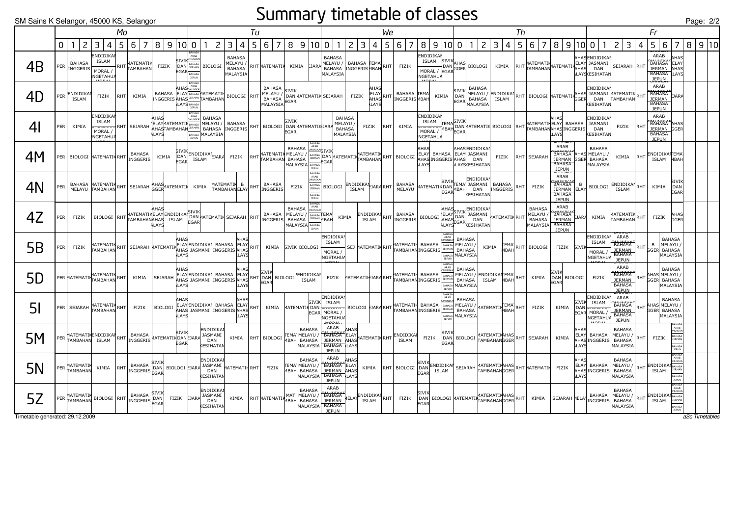# Summary timetable of classes

SM Sains K Selangor, 45000 KS, Selangor

| Class | Mo | Tu | We | Th | Fr |
|---|---|---|---|---|---|
| 4B | PER, BAHASA INGGERIS, PENDIDIKAN ISLAM / MORAL / PENGETAHUAN MORAL, RHT, MATEMATIK TAMBAHAN, FIZIK, SIVIK DAN NEGARA | BAHASA ARAB KOMUNIKASI / BAHASA JERMAN / BAHASA JEPUN, BIOLOGI, BAHASA MELAYU / BAHASA MALAYSIA, RHT, MATEMATIK, KIMIA, SEJARAH | BAHASA MELAYU / BAHASA MALAYSIA, BAHASA INGGERIS, TEMA MBAH, RHT, FIZIK, PENDIDIKAN ISLAM / MORAL / PENGETAHUAN MORAL, SIVIK DAN NEGARA | BAHAS INGGER, BIOLOGI, KIMIA, RHT, MATEMATIK TAMBAHAN, MATEMATIK | BAHAS MELAY BAHAS MALAYS, PENDIDIKAN JASMANI DAN KESIHATAN, SEJARAH, RHT, BAHASA ARAB KOMUNIKASI / BAHASA JERMAN / BAHASA JEPUN, BAHAS MELAY BAHAS MALAYS |
| 4D | PER, PENDIDIKAN ISLAM, FIZIK, RHT, KIMIA, BAHASA INGGERIS, BAHAS MELAY BAHAS MALAYS | BAHASA ARAB KOMUNIKASI / BAHASA JERMAN / BAHASA JEPUN, MATEMATIK TAMBAHAN, BIOLOGI, RHT, BAHASA MELAYU / BAHASA MALAYSIA, SIVIK DAN NEGARA, MATEMATIK, SEJARAH | FIZIK, BAHAS MELAY BAHAS MALAYS, RHT, BAHASA INGGERIS, TEMA MBAH, KIMIA | SIVIK DAN NEGARA, BAHASA MELAYU / BAHASA MALAYSIA, PENDIDIKAN ISLAM, RHT, BIOLOGI, MATEMATIK, BAHAS INGGER | PENDIDIKAN JASMANI DAN KESIHATAN, MATEMATIK TAMBAHAN, RHT, BAHASA ARAB KOMUNIKASI / BAHASA JERMAN / BAHASA JEPUN, SEJARAH |
| 4I | PER, KIMIA, PENDIDIKAN ISLAM / MORAL / PENGETAHUAN MORAL, RHT, SEJARAH, BAHAS MELAY BAHAS MALAYS, MATEMATIK TAMBAHAN | BAHASA ARAB KOMUNIKASI / BAHASA JERMAN / BAHASA JEPUN, BAHASA MELAYU / BAHASA MALAYSIA, BAHASA INGGERIS, RHT, BIOLOGI, SIVIK DAN NEGARA, MATEMATIK, SEJARAH | BAHASA MELAYU / BAHASA MALAYSIA, FIZIK, RHT, KIMIA, PENDIDIKAN ISLAM / MORAL / PENGETAHUAN MORAL, TEMA MBAH | SIVIK DAN NEGARA, MATEMATIK, BIOLOGI, RHT, MATEMATIK TAMBAHAN, BAHAS MELAY BAHAS MALAYS, BAHASA INGGERIS | PENDIDIKAN JASMANI DAN KESIHATAN, FIZIK, RHT, BAHASA ARAB KOMUNIKASI / BAHASA JERMAN / BAHASA JEPUN, BAHAS INGGER |
| 4M | PER, BIOLOGI, MATEMATIK, RHT, BAHASA INGGERIS, KIMIA, SIVIK DAN NEGARA | PENDIDIKAN ISLAM, SEJARAH, FIZIK, RHT, MATEMATIK TAMBAHAN, BAHASA MELAYU / BAHASA MALAYSIA, BAHASA ARAB KOMUNIKASI / BAHASA JERMAN / BAHASA JEPUN | SIVIK DAN NEGARA, MATEMATIK, MATEMATIK TAMBAHAN, RHT, BIOLOGI, BAHAS MELAY BAHAS MALAYS, BAHASA INGGERIS | BAHAS INGGER, PENDIDIKAN JASMANI DAN KESIHATAN, FIZIK, RHT, SEJARAH, BAHASA ARAB KOMUNIKASI / BAHASA JERMAN / BAHASA JEPUN, BAHAS INGGER | BAHASA MELAYU / BAHASA MALAYSIA, KIMIA, RHT, PENDIDIKAN ISLAM, TEMA MBAH |
| 4N | PER, BAHASA MELAYU, MATEMATIK TAMBAHAN, RHT, SEJARAH, BAHAS INGGER, MATEMATIK | KIMIA, MATEMATIK TAMBAHAN, B MELAY, RHT, BAHASA INGGERIS, FIZIK, BAHASA ARAB KOMUNIKASI / BAHASA JERMAN / BAHASA JEPUN | BIOLOGI, PENDIDIKAN ISLAM, SEJARAH, RHT, BAHASA MELAYU, MATEMATIK, SIVIK DAN NEGARA | TEMA MBAH, PENDIDIKAN JASMANI DAN KESIHATAN, BAHASA INGGERIS, RHT, FIZIK, BAHASA ARAB KOMUNIKASI / BAHASA JERMAN / BAHASA JEPUN, B MELAY | BIOLOGI, PENDIDIKAN ISLAM, RHT, KIMIA, SIVIK DAN NEGARA |
| 4Z | PER, FIZIK, BIOLOGI, RHT, MATEMATIK TAMBAHAN, BAHAS MELAY BAHAS MALAYS, PENDIDIKAN ISLAM | SIVIK DAN NEGARA, MATEMATIK, SEJARAH, RHT, BAHASA INGGERIS, BAHASA MELAYU / BAHASA MALAYSIA, BAHASA ARAB KOMUNIKASI / BAHASA JERMAN / BAHASA JEPUN | TEMA MBAH, KIMIA, PENDIDIKAN ISLAM, RHT, BAHASA INGGERIS, BIOLOGI, BAHAS MELAY BAHAS MALAYS | SIVIK DAN NEGARA, PENDIDIKAN JASMANI DAN KESIHATAN, MATEMATIK, RHT, BAHASA MELAYU / BAHASA MALAYSIA, BAHASA ARAB KOMUNIKASI / BAHASA JERMAN / BAHASA JEPUN, SEJARAH | KIMIA, MATEMATIK TAMBAHAN, RHT, FIZIK, BAHAS INGGER |
| 5B | PER, FIZIK, MATEMATIK TAMBAHAN, RHT, SEJARAH, MATEMATIK, BAHAS MELAY BAHAS MALAYS | PENDIDIKAN JASMANI, BAHASA INGGERIS, BAHAS MELAY BAHAS MALAYS, RHT, KIMIA, SIVIK, BIOLOGI | PENDIDIKAN ISLAM / MORAL / PENGETAHUAN MORAL, SEJ, MATEMATIK, RHT, MATEMATIK TAMBAHAN, BAHASA INGGERIS, BAHASA ARAB KOMUNIKASI / BAHASA JERMAN / BAHASA JEPUN | BAHASA MELAYU / BAHASA MALAYSIA, KIMIA, TEMA MBAH, RHT, BIOLOGI, FIZIK, SIVIK | PENDIDIKAN ISLAM / MORAL / PENGETAHUAN MORAL, BAHASA ARAB KOMUNIKASI / BAHASA JERMAN / BAHASA JEPUN, RHT, B INGGER, BAHASA MELAYU / BAHASA MALAYSIA |
| 5D | PER, MATEMATIK, MATEMATIK TAMBAHAN, RHT, KIMIA, SEJARAH, BAHAS MELAY BAHAS MALAYS | PENDIDIKAN JASMANI, BAHASA INGGERIS, BAHAS MELAY BAHAS MALAYS, RHT, SIVIK DAN NEGARA, BIOLOGI, PENDIDIKAN ISLAM | FIZIK, MATEMATIK, SEJARAH, RHT, MATEMATIK TAMBAHAN, BAHASA INGGERIS, BAHASA ARAB KOMUNIKASI / BAHASA JERMAN / BAHASA JEPUN | BAHASA MELAYU / BAHASA MALAYSIA, PENDIDIKAN ISLAM, TEMA MBAH, RHT, KIMIA, SIVIK DAN NEGARA, BIOLOGI | FIZIK, BAHASA ARAB KOMUNIKASI / BAHASA JERMAN / BAHASA JEPUN, RHT, BAHAS INGGER, BAHASA MELAYU / BAHASA MALAYSIA |
| 5I | PER, SEJARAH, MATEMATIK TAMBAHAN, RHT, FIZIK, BIOLOGI, BAHAS MELAY BAHAS MALAYS | PENDIDIKAN JASMANI, BAHASA INGGERIS, BAHAS MELAY BAHAS MALAYS, RHT, KIMIA, MATEMATIK, SIVIK DAN NEGARA | PENDIDIKAN ISLAM / MORAL / PENGETAHUAN MORAL, BIOLOGI, SEJARAH, RHT, MATEMATIK TAMBAHAN, BAHASA INGGERIS, BAHASA ARAB KOMUNIKASI / BAHASA JERMAN / BAHASA JEPUN | BAHASA MELAYU / BAHASA MALAYSIA, MATEMATIK, TEMA MBAH, RHT, FIZIK, KIMIA, SIVIK DAN NEGARA | PENDIDIKAN ISLAM / MORAL / PENGETAHUAN MORAL, BAHASA ARAB KOMUNIKASI / BAHASA JERMAN / BAHASA JEPUN, RHT, BAHAS INGGER, BAHASA MELAYU / BAHASA MALAYSIA |
| 5M | PER, MATEMATIK TAMBAHAN, PENDIDIKAN ISLAM, RHT, BAHASA INGGERIS, MATEMATIK, SIVIK DAN NEGARA | SEJARAH, PENDIDIKAN JASMANI DAN KESIHATAN, KIMIA, RHT, BIOLOGI, TEMA MBAH, BAHASA MELAYU / BAHASA MALAYSIA | BAHASA ARAB KOMUNIKASI / BAHASA JERMAN / BAHASA JEPUN, BAHAS MELAY BAHAS MALAYS, MATEMATIK, RHT, PENDIDIKAN ISLAM, FIZIK, SIVIK DAN NEGARA | BIOLOGI, MATEMATIK TAMBAHAN, BAHAS INGGER, RHT, SEJARAH, KIMIA, BAHAS MELAY BAHAS MALAYS | BAHASA INGGERIS, BAHASA MELAYU / BAHASA MALAYSIA, RHT, FIZIK, BAHASA ARAB KOMUNIKASI / BAHASA JERMAN / BAHASA JEPUN |
| 5N | PER, MATEMATIK TAMBAHAN, KIMIA, RHT, BAHASA INGGERIS, SIVIK DAN NEGARA, BIOLOGI | SEJARAH, PENDIDIKAN JASMANI DAN KESIHATAN, MATEMATIK, RHT, FIZIK, TEMA MBAH, BAHASA MELAYU / BAHASA MALAYSIA | BAHASA ARAB KOMUNIKASI / BAHASA JERMAN / BAHASA JEPUN, BAHAS MELAY BAHAS MALAYS, KIMIA, RHT, BIOLOGI, SIVIK DAN NEGARA, PENDIDIKAN ISLAM | SEJARAH, MATEMATIK TAMBAHAN, BAHAS INGGER, RHT, MATEMATIK, FIZIK, BAHAS MELAY BAHAS MALAYS | BAHASA INGGERIS, BAHASA MELAYU / BAHASA MALAYSIA, RHT, PENDIDIKAN ISLAM, BAHASA ARAB KOMUNIKASI / BAHASA JERMAN / BAHASA JEPUN |
| 5Z | PER, MATEMATIK TAMBAHAN, BIOLOGI, RHT, BAHASA INGGERIS, SIVIK DAN NEGARA, FIZIK | SEJARAH, PENDIDIKAN JASMANI DAN KESIHATAN, KIMIA, RHT, MATEMATIK, MATEMATIK, BAHASA MELAYU / BAHASA MALAYSIA | BAHASA ARAB KOMUNIKASI / BAHASA JERMAN / BAHASA JEPUN, MELAY, PENDIDIKAN ISLAM, RHT, FIZIK, SIVIK DAN NEGARA, BIOLOGI | MATEMATIK, MATEMATIK TAMBAHAN, BAHAS INGGER, RHT, KIMIA, SEJARAH, MELAY | BAHASA INGGERIS, BAHASA MELAYU / BAHASA MALAYSIA, RHT, PENDIDIKAN ISLAM, BAHASA ARAB KOMUNIKASI / BAHASA JERMAN / BAHASA JEPUN |

Timetable generated: 29.12.2009

aSc Timetables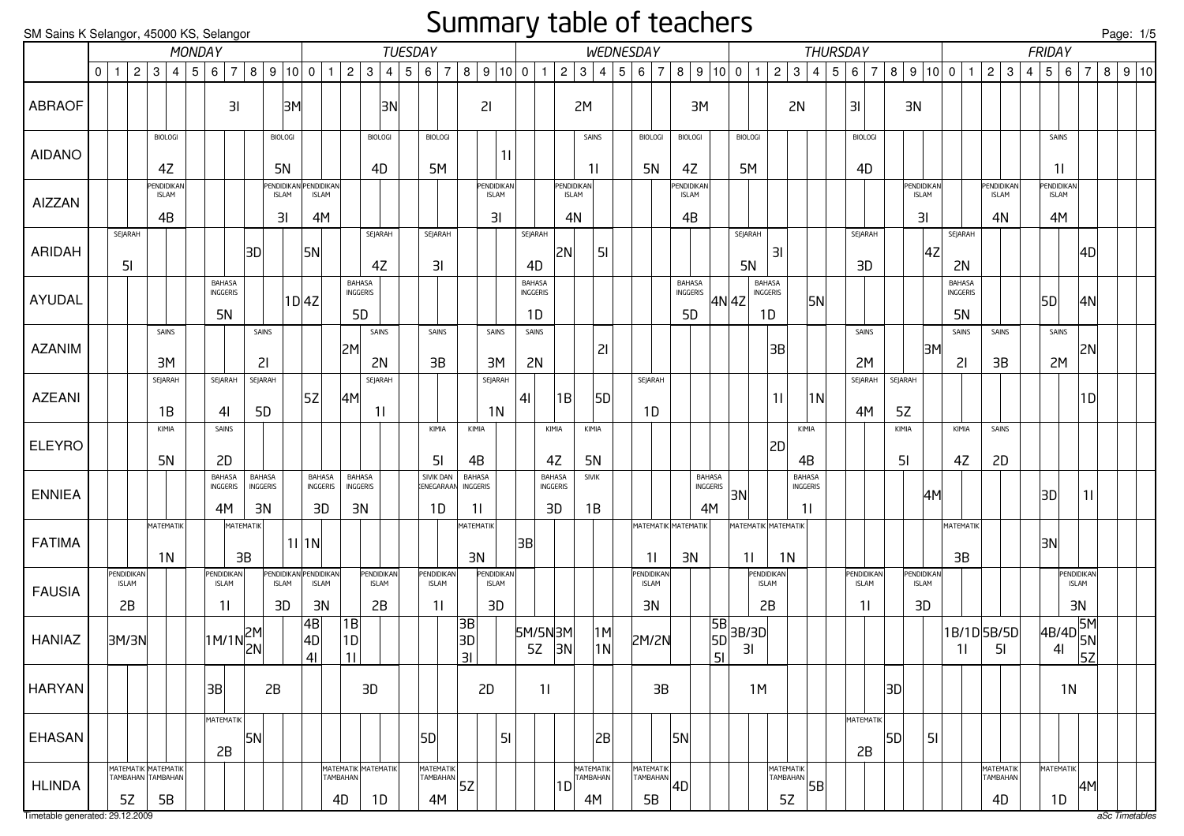# Summary table of teachers

SM Sains K Selangor, 45000 KS, Selangor

| | MONDAY | | | | | | | | | | | TUESDAY | | | | | | | | | | | WEDNESDAY | | | | | | | | | | | THURSDAY | | | | | | | | | | | FRIDAY | | | | | | | | | | |
|---|---|---|---|---|---|---|---|---|---|---|---|---|---|---|---|---|---|---|---|---|---|---|---|---|---|---|---|---|---|---|---|---|---|---|---|---|---|---|---|---|---|---|---|---|---|---|---|---|---|---|---|---|---|---|---|
| | 0 | 1 | 2 | 3 | 4 | 5 | 6 | 7 | 8 | 9 | 10 | 0 | 1 | 2 | 3 | 4 | 5 | 6 | 7 | 8 | 9 | 10 | 0 | 1 | 2 | 3 | 4 | 5 | 6 | 7 | 8 | 9 | 10 | 0 | 1 | 2 | 3 | 4 | 5 | 6 | 7 | 8 | 9 | 10 | 0 | 1 | 2 | 3 | 4 | 5 | 6 | 7 | 8 | 9 | 10 |
| ABRAOF | | | | | | | | 3I | | | 3M | | | | | 3N | | | | | 2I | | | | | 2M | | | | | | 3M | | | | | 2N | | | 3I | | | 3N | | | | | | | | | | | | |
| AIDANO | | | | BIOLOGI 4Z | | | | | | BIOLOGI 5N | | | | | BIOLOGI 4D | | | BIOLOGI 5M | | | | 1I | | | | SAINS 1I | | | BIOLOGI 5N | | BIOLOGI 4Z | | | BIOLOGI 5M | | | | | | BIOLOGI 4D | | | | | | | | | | SAINS 1I | | | | | |
| AIZZAN | | | | PENDIDIKAN ISLAM 4B | | | | | | PENDIDIKAN ISLAM 3I | | PENDIDIKAN ISLAM 4M | | | | | | | | | PENDIDIKAN ISLAM 3I | | | | PENDIDIKAN ISLAM 4N | | | | | | PENDIDIKAN ISLAM 4B | | | | | | | | | | | | PENDIDIKAN ISLAM 3I | | | | PENDIDIKAN ISLAM 4N | | | PENDIDIKAN ISLAM 4M | | | | | |
| ARIDAH | | SEJARAH 5I | | | | | | | 3D | | | 5N | | | SEJARAH 4Z | | | SEJARAH 3I | | | | | SEJARAH 4D | | 2N | | 5I | | | | | | | SEJARAH 5N | | 3I | | | | SEJARAH 3D | | | | 4Z | SEJARAH 2N | | | | | | | 4D | | | |
| AYUDAL | | | | | | | BAHASA INGGERIS 5N | | | | 1D | 4Z | | BAHASA INGGERIS 5D | | | | | | | | | BAHASA INGGERIS 1D | | | | | | | | BAHASA INGGERIS 5D | | 4N | 4Z | BAHASA INGGERIS 1D | | | 5N | | | | | | | BAHASA INGGERIS 5N | | | | | 5D | | 4N | | | |
| AZANIM | | | | SAINS 3M | | | | | SAINS 2I | | | | | 2M | SAINS 2N | | | SAINS 3B | | | SAINS 3M | | SAINS 2N | | | | 2I | | | | | | | | | 3B | | | | SAINS 2M | | | | 3M | SAINS 2I | | SAINS 3B | | | SAINS 2M | | 2N | | | |
| AZEENI | | | | SEJARAH 1B | | | SEJARAH 4I | | SEJARAH 5D | | | 5Z | | 4M | SEJARAH 1I | | | | | | SEJARAH 1N | | 4I | | 1B | | 5D | | SEJARAH 1D | | | | | | | 1I | | 1N | | SEJARAH 4M | | SEJARAH 5Z | | | | | | | | | | 1D | | | |
| ELEYRO | | | | KIMIA 5N | | | SAINS 2D | | | | | | | | | | | KIMIA 5I | | KIMIA 4B | | | | KIMIA 4Z | | KIMIA 5N | | | | | | | | | | 2D | KIMIA 4B | | | | | KIMIA 5I | | | KIMIA 4Z | | SAINS 2D | | | | | | | | |
| ENNIEA | | | | | | | BAHASA INGGERIS 4M | | BAHASA INGGERIS 3N | | | BAHASA INGGERIS 3D | | BAHASA INGGERIS 3N | | | | SIVIK DAN KENEGARAAN 1D | | BAHASA INGGERIS 1I | | | | BAHASA INGGERIS 3D | | SIVIK 1B | | | | | | BAHASA INGGERIS 4M | | 3N | | | BAHASA INGGERIS 1I | | | | | | | 4M | | | | | | 3D | | 1I | | | |
| FATIMA | | | | MATEMATIK 1N | | | | MATEMATIK 3B | | | 1I | 1N | | | | | | | | MATEMATIK 3N | | | 3B | | | | | | MATEMATIK 1I | | MATEMATIK 3N | | | MATEMATIK 1I | | MATEMATIK 1N | | | | | | | | | MATEMATIK 3B | | | | | 3N | | | | | |
| FAUSIA | | PENDIDIKAN ISLAM 2B | | | | | PENDIDIKAN ISLAM 1I | | | PENDIDIKAN ISLAM 3D | | PENDIDIKAN ISLAM 3N | | | PENDIDIKAN ISLAM 2B | | | PENDIDIKAN ISLAM 1I | | | PENDIDIKAN ISLAM 3D | | | | | | | | PENDIDIKAN ISLAM 3N | | | | | | PENDIDIKAN ISLAM 2B | | | | | PENDIDIKAN ISLAM 1I | | | PENDIDIKAN ISLAM 3D | | | | | | | | PENDIDIKAN ISLAM 3N | | | | |
| HANIAZ | | 3M/3N | | | | | 1M/1N | | 2M 2N | | | 4B 4D 4I | | 1B 1D 1I | | | | | | 3B 3D 3I | | | 5M/5N 5Z | | 3M 3N | | 1M 1N | | 2M/2N | | | | 5B 5D 5I | 3B/3D 3I | | | | | | | | | | | 1B/1D 1I | | 5B/5D 5I | | | 4B/4D 4I | | 5M 5N 5Z | | | |
| HARYAN | | | | | | | 3B | | | 2B | | | | | 3D | | | | | | 2D | | | 1I | | | | | | 3B | | | | | 1M | | | | | | | 3D | | | | | | | | | 1N | | | | |
| EHASAN | | | | | | | MATEMATIK 2B | | 5N | | | | | | | | | 5D | | | | 5I | | | | | 2B | | | | 5N | | | | | | | | | MATEMATIK 2B | | 5D | | 5I | | | | | | | | | | | |
| HLINDA | | MATEMATIK TAMBAHAN 5Z | | MATEMATIK TAMBAHAN 5B | | | | | | | | | MATEMATIK TAMBAHAN 4D | | MATEMATIK 1D | | | MATEMATIK TAMBAHAN 4M | | 5Z | | | | | 1D | MATEMATIK TAMBAHAN 4M | | | MATEMATIK TAMBAHAN 5B | | 4D | | | | | MATEMATIK TAMBAHAN 5Z | | 5B | | | | | | | | | MATEMATIK TAMBAHAN 4D | | | MATEMATIK 1D | | 4M | | | |

Timetable generated: 29.12.2009

aSc Timetables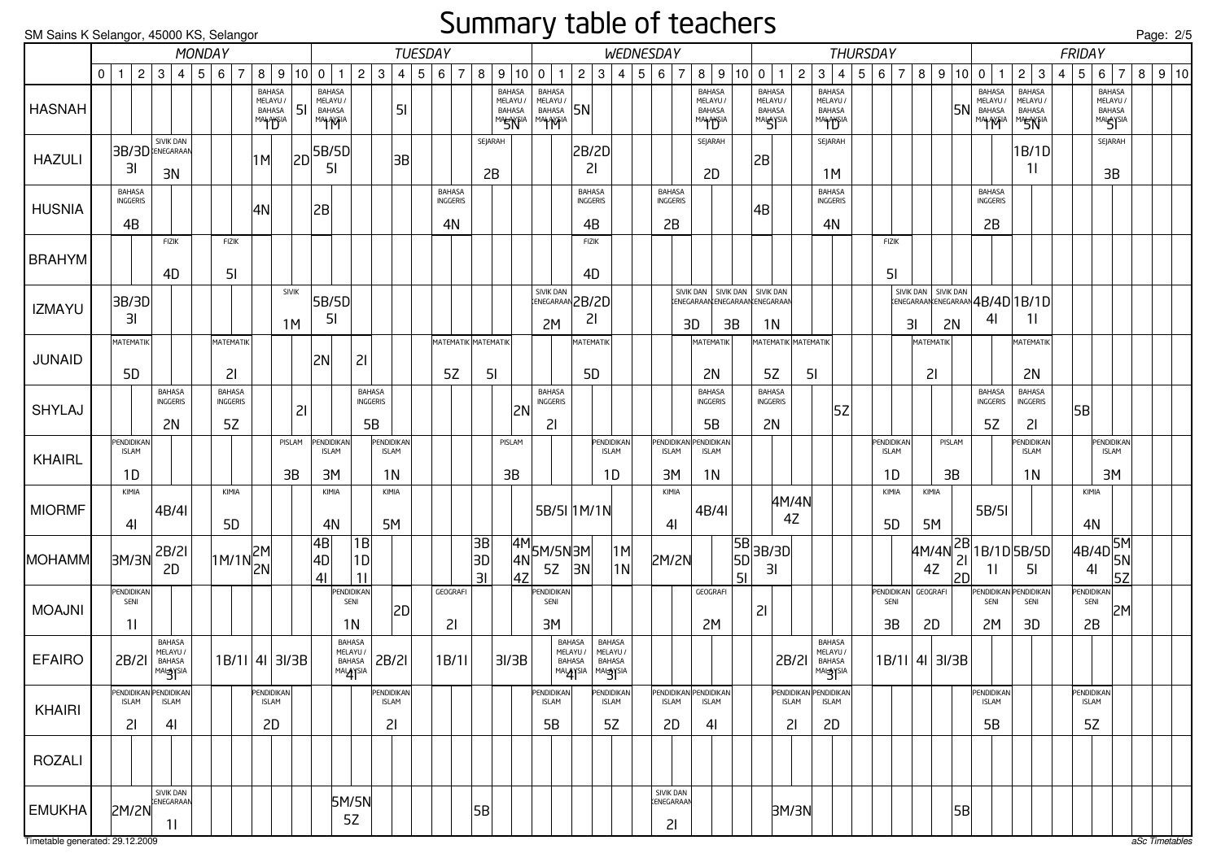# Summary table of teachers

SM Sains K Selangor, 45000 KS, Selangor

| Teacher | MONDAY | | | | | | | | | | | TUESDAY | | | | | | | | | | | WEDNESDAY | | | | | | | | | | | THURSDAY | | | | | | | | | | | FRIDAY | | | | | | | | | | |
|---|---|---|---|---|---|---|---|---|---|---|---|---|---|---|---|---|---|---|---|---|---|---|---|---|---|---|---|---|---|---|---|---|---|---|---|---|---|---|---|---|---|---|---|---|---|---|---|---|---|---|---|---|---|---|---|
| | 0 | 1 | 2 | 3 | 4 | 5 | 6 | 7 | 8 | 9 | 10 | 0 | 1 | 2 | 3 | 4 | 5 | 6 | 7 | 8 | 9 | 10 | 0 | 1 | 2 | 3 | 4 | 5 | 6 | 7 | 8 | 9 | 10 | 0 | 1 | 2 | 3 | 4 | 5 | 6 | 7 | 8 | 9 | 10 | 0 | 1 | 2 | 3 | 4 | 5 | 6 | 7 | 8 | 9 | 10 |
| HASNAH | | | | | | | | | BAHASA MELAYU / BAHASA MALAYSIA 1D | | 5I | BAHASA MELAYU / BAHASA MALAYSIA 1M | | | | 5I | | | | | BAHASA MELAYU / BAHASA MALAYSIA 5N | | BAHASA MELAYU / BAHASA MALAYSIA 1M | | 5N | | | | | | BAHASA MELAYU / BAHASA MALAYSIA 1D | | | BAHASA MELAYU / BAHASA MALAYSIA 5I | | | BAHASA MELAYU / BAHASA MALAYSIA 1D | | | | | | | 5N | BAHASA MELAYU / BAHASA MALAYSIA 1M | | BAHASA MELAYU / BAHASA MALAYSIA 5N | | | | BAHASA MELAYU / BAHASA MALAYSIA 5I | | | | |
| HAZULI | | 3B/3D 3I | | SIVIK DAN KENEGARAAN 3N | | | | | 1M | | 2D | 5B/5D 5I | | | | 3B | | | | SEJARAH 2B | | | | | 2B/2D 2I | | | | | | SEJARAH 2D | | | 2B | | | SEJARAH 1M | | | | | | | | | | 1B/1D 1I | | | | SEJARAH 3B | | | | |
| HUSNIA | | BAHASA INGGERIS 4B | | | | | | | 4N | | | 2B | | | | | | BAHASA INGGERIS 4N | | | | | | | BAHASA INGGERIS 4B | | | | BAHASA INGGERIS 2B | | | | | 4B | | | BAHASA INGGERIS 4N | | | | | | | | BAHASA INGGERIS 2B | | | | | | | | | | |
| BRAHYM | | | | FIZIK 4D | | | FIZIK 5I | | | | | | | | | | | | | | | | | | FIZIK 4D | | | | | | | | | | | | | | | FIZIK 5I | | | | | | | | | | | | | | | |
| IZMAYU | | 3B/3D 3I | | | | | | | | SIVIK 1M | | 5B/5D 5I | | | | | | | | | | | SIVIK DAN KENEGARAAN 2M | | 2B/2D 2I | | | | | SIVIK DAN KENEGARAAN 3D | | SIVIK DAN KENEGARAAN 3B | | SIVIK DAN KENEGARAAN 1N | | | | | | | SIVIK DAN KENEGARAAN 3I | | SIVIK DAN KENEGARAAN 2N | | 4B/4D 4I | | 1B/1D 1I | | | | | | | | |
| JUNAID | | MATEMATIK 5D | | | | | MATEMATIK 2I | | | | | 2N | | 2I | | | | MATEMATIK 5Z | | MATEMATIK 5I | | | | | MATEMATIK 5D | | | | | | MATEMATIK 2N | | | MATEMATIK 5Z | | MATEMATIK 5I | | | | | | MATEMATIK 2I | | | | | MATEMATIK 2N | | | | | | | | |
| SHYLAJ | | | | BAHASA INGGERIS 2N | | | BAHASA INGGERIS 5Z | | | | 2I | | | BAHASA INGGERIS 5B | | | | | | | | 2N | BAHASA INGGERIS 2I | | | | | | | | BAHASA INGGERIS 5B | | | BAHASA INGGERIS 2N | | | | 5Z | | | | | | | BAHASA INGGERIS 5Z | | BAHASA INGGERIS 2I | | | 5B | | | | | |
| KHAIRL | | PENDIDIKAN ISLAM 1D | | | | | | | | PISLAM 3B | | PENDIDIKAN ISLAM 3M | | | PENDIDIKAN ISLAM 1N | | | | | | PISLAM 3B | | | | | PENDIDIKAN ISLAM 1D | | | PENDIDIKAN ISLAM 3M | | PENDIDIKAN ISLAM 1N | | | | | | | | | PENDIDIKAN ISLAM 1D | | | PISLAM 3B | | | | PENDIDIKAN ISLAM 1N | | | | PENDIDIKAN ISLAM 3M | | | | |
| MIORMF | | KIMIA 4I | | 4B/4I | | | KIMIA 5D | | | | | KIMIA 4N | | | KIMIA 5M | | | | | | | | 5B/5I | | 1M/1N | | | | KIMIA 4I | | 4B/4I | | | | 4M/4N 4Z | | | | | KIMIA 5D | | KIMIA 5M | | | 5B/5I | | | | | KIMIA 4N | | | | | |
| MOHAMM | | 3M/3N | | 2B/2I 2D | | | 1M/1N | | 2M 2N | | | 4B 4D 4I | | 1B 1D 1I | | | | | | 3B 3D 3I | | 4M 4N 4Z | 5M/5N 5Z | | 3M 3N | | 1M 1N | | 2M/2N | | | | 5B 5D 5I | 3B/3D 3I | | | | | | | | 4M/4N 4Z | | 2B 2I 2D | 1B/1D 1I | | 5B/5D 5I | | | 4B/4D 4I | | 5M 5N 5Z | | | |
| MOAJNI | | PENDIDIKAN SENI 1I | | | | | | | | | | | | PENDIDIKAN SENI 1N | | 2D | | GEOGRAFI 2I | | | | | PENDIDIKAN SENI 3M | | | | | | | | GEOGRAFI 2M | | | 2I | | | | | | PENDIDIKAN SENI 3B | | GEOGRAFI 2D | | | PENDIDIKAN SENI 2M | | PENDIDIKAN SENI 3D | | | PENDIDIKAN SENI 2B | | 2M | | | |
| EFAIRO | | 2B/2I | | BAHASA MELAYU / BAHASA MALAYSIA 3I | | | 1B/1I | | 4I | 3I/3B | | | BAHASA MELAYU / BAHASA MALAYSIA 4I | | 2B/2I | | | 1B/1I | | | 3I/3B | | | BAHASA MELAYU / BAHASA MALAYSIA 4I | | BAHASA MELAYU / BAHASA MALAYSIA 3I | | | | | | | | | 2B/2I | | BAHASA MELAYU / BAHASA MALAYSIA 3I | | | 1B/1I | | 4I | 3I/3B | | | | | | | | | | | | |
| KHAIRI | | PENDIDIKAN ISLAM 2I | | PENDIDIKAN ISLAM 4I | | | | | PENDIDIKAN ISLAM 2D | | | | | | PENDIDIKAN ISLAM 2I | | | | | | | | PENDIDIKAN ISLAM 5B | | | PENDIDIKAN ISLAM 5Z | | | PENDIDIKAN ISLAM 2D | | PENDIDIKAN ISLAM 4I | | | | PENDIDIKAN ISLAM 2I | | PENDIDIKAN ISLAM 2D | | | | | | | | PENDIDIKAN ISLAM 5B | | | | | PENDIDIKAN ISLAM 5Z | | | | | |
| ROZALI | | | | | | | | | | | | | | | | | | | | | | | | | | | | | | | | | | | | | | | | | | | | | | | | | | | | | | | |
| EMUKHA | | 2M/2N | | SIVIK DAN KENEGARAAN 1I | | | | | | | | | 5M/5N 5Z | | | | | | | 5B | | | | | | | | | SIVIK DAN KENEGARAAN 2I | | | | | | 3M/3N | | | | | | | | | 5B | | | | | | | | | | | |

Timetable generated: 29.12.2009

aSc Timetables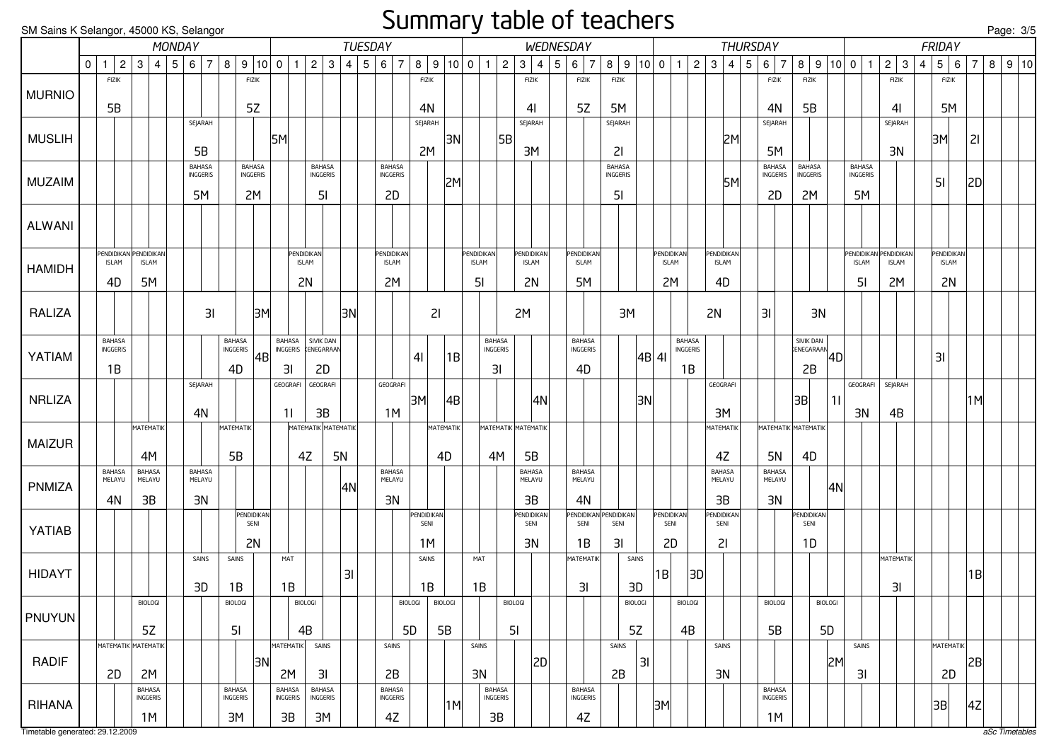SM Sains K Selangor, 45000 KS, Selangor

# Summary table of teachers

| | MONDAY | | | | | | | | | | | TUESDAY | | | | | | | | | | | WEDNESDAY | | | | | | | | | | | THURSDAY | | | | | | | | | | | FRIDAY | | | | | | | | | | |
|---|---|---|---|---|---|---|---|---|---|---|---|---|---|---|---|---|---|---|---|---|---|---|---|---|---|---|---|---|---|---|---|---|---|---|---|---|---|---|---|---|---|---|---|---|---|---|---|---|---|---|---|---|---|---|---|
| | 0 | 1 | 2 | 3 | 4 | 5 | 6 | 7 | 8 | 9 | 10 | 0 | 1 | 2 | 3 | 4 | 5 | 6 | 7 | 8 | 9 | 10 | 0 | 1 | 2 | 3 | 4 | 5 | 6 | 7 | 8 | 9 | 10 | 0 | 1 | 2 | 3 | 4 | 5 | 6 | 7 | 8 | 9 | 10 | 0 | 1 | 2 | 3 | 4 | 5 | 6 | 7 | 8 | 9 | 10 |
| MURNIO | | FIZIK 5B | | | | | | | | FIZIK 5Z | | | | | | | | | | FIZIK 4N | | | | | | FIZIK 4I | | | FIZIK 5Z | | FIZIK 5M | | | | | | | | | FIZIK 4N | | FIZIK 5B | | | | | FIZIK 4I | | | FIZIK 5M | | | | | |
| MUSLIH | | | | | | | SEJARAH 5B | | | | | 5M | | | | | | | | SEJARAH 2M | | 3N | | | 5B | SEJARAH 3M | | | | | SEJARAH 2I | | | | | | | 2M | | SEJARAH 5M | | | | | | | SEJARAH 3N | | | 3M | | 2I | | | |
| MUZAIM | | | | | | | BAHASA INGGERIS 5M | | | BAHASA INGGERIS 2M | | | | BAHASA INGGERIS 5I | | | | BAHASA INGGERIS 2D | | | | 2M | | | | | | | | | BAHASA INGGERIS 5I | | | | | | | 5M | | BAHASA INGGERIS 2D | | BAHASA INGGERIS 2M | | | BAHASA INGGERIS 5M | | | | | 5I | | 2D | | | |
| ALWANI | | | | | | | | | | | | | | | | | | | | | | | | | | | | | | | | | | | | | | | | | | | | | | | | | | | | | | | |
| HAMIDH | | PENDIDIKAN ISLAM 4D | | PENDIDIKAN ISLAM 5M | | | | | | | | | PENDIDIKAN ISLAM 2N | | | | | PENDIDIKAN ISLAM 2M | | | | | PENDIDIKAN ISLAM 5I | | | PENDIDIKAN ISLAM 2N | | | PENDIDIKAN ISLAM 5M | | | | | PENDIDIKAN ISLAM 2M | | | PENDIDIKAN ISLAM 4D | | | | | | | | PENDIDIKAN ISLAM 5I | | PENDIDIKAN ISLAM 2M | | | PENDIDIKAN ISLAM 2N | | | | | |
| RALIZA | | | | | | | 3I | | | | 3M | | | | | 3N | | | | 2I | | | | | 2M | | | | | | 3M | | | | | 2N | | | | 3I | | 3N | | | | | | | | | | | | | |
| YATIAM | | BAHASA INGGERIS 1B | | | | | | | BAHASA INGGERIS 4D | | 4B | BAHASA INGGERIS 3I | | SIVIK DAN KENEGARAAN 2D | | | | | | 4I | | 1B | | BAHASA INGGERIS 3I | | | | | BAHASA INGGERIS 4D | | | | 4B | 4I | BAHASA INGGERIS 1B | | | | | | | SIVIK DAN KENEGARAAN 2B | | 4D | | | | | | 3I | | | | | |
| NRLIZA | | | | | | | SEJARAH 4N | | | | | GEOGRAFI 1I | | GEOGRAFI 3B | | | | GEOGRAFI 1M | | 3M | | 4B | | | | | 4N | | | | | | 3N | | | | GEOGRAFI 3M | | | | | 3B | | 1I | GEOGRAFI 3N | | SEJARAH 4B | | | | | 1M | | | |
| MAIZUR | | | | MATEMATIK 4M | | | | | MATEMATIK 5B | | | | MATEMATIK 4Z | | MATEMATIK 5N | | | | | | MATEMATIK 4D | | | MATEMATIK 4M | | MATEMATIK 5B | | | | | | | | | | | MATEMATIK 4Z | | | MATEMATIK 5N | | MATEMATIK 4D | | | | | | | | | | | | | |
| PNMIZA | | BAHASA MELAYU 4N | | BAHASA MELAYU 3B | | | BAHASA MELAYU 3N | | | | | | | | | 4N | | BAHASA MELAYU 3N | | | | | | | | BAHASA MELAYU 3B | | | BAHASA MELAYU 4N | | | | | | | | BAHASA MELAYU 3B | | | BAHASA MELAYU 3N | | | | 4N | | | | | | | | | | | |
| YATIAB | | | | | | | | | | PENDIDIKAN SENI 2N | | | | | | | | | | PENDIDIKAN SENI 1M | | | | | | PENDIDIKAN SENI 3N | | | PENDIDIKAN SENI 1B | | PENDIDIKAN SENI 3I | | | PENDIDIKAN SENI 2D | | | PENDIDIKAN SENI 2I | | | | | PENDIDIKAN SENI 1D | | | | | | | | | | | | | |
| HIDAYT | | | | | | | SAINS 3D | | SAINS 1B | | | MAT 1B | | | | 3I | | | | SAINS 1B | | | MAT 1B | | | | | | MATEMATIK 3I | | | SAINS 3D | | 1B | | 3D | | | | | | | | | | | MATEMATIK 3I | | | | | 1B | | | |
| PNUYUN | | | | BIOLOGI 5Z | | | | | BIOLOGI 5I | | | | BIOLOGI 4B | | | | | | BIOLOGI 5D | | BIOLOGI 5B | | | | BIOLOGI 5I | | | | | | | BIOLOGI 5Z | | | BIOLOGI 4B | | | | | BIOLOGI 5B | | | BIOLOGI 5D | | | | | | | | | | | | |
| RADIF | | MATEMATIK 2D | | MATEMATIK 2M | | | | | | | 3N | MATEMATIK 2M | | SAINS 3I | | | | SAINS 2B | | | | | SAINS 3N | | | | 2D | | | | SAINS 2B | | 3I | | | | SAINS 3N | | | | | | | 2M | SAINS 3I | | | | | MATEMATIK 2D | | 2B | | | |
| RIHANA | | | | BAHASA INGGERIS 1M | | | | | BAHASA INGGERIS 3M | | | BAHASA INGGERIS 3B | | BAHASA INGGERIS 3M | | | | BAHASA INGGERIS 4Z | | | | 1M | | BAHASA INGGERIS 3B | | | | | BAHASA INGGERIS 4Z | | | | | 3M | | | | | | BAHASA INGGERIS 1M | | | | | | | | | | 3B | | 4Z | | | |

Timetable generated: 29.12.2009

aSc Timetables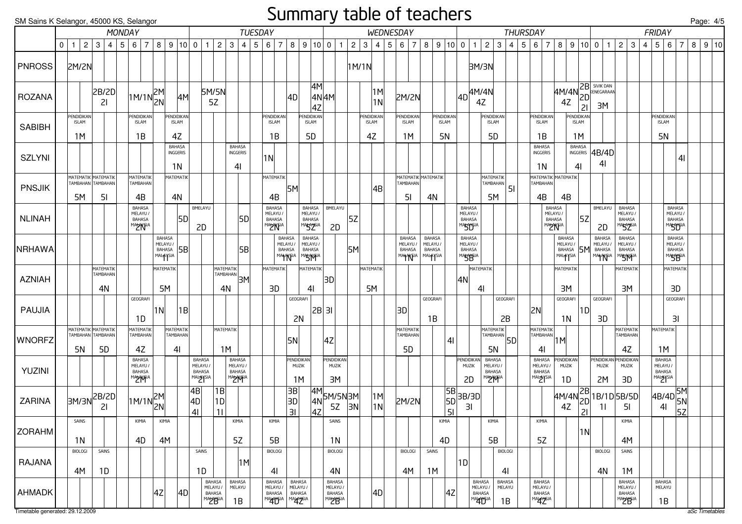# Summary table of teachers

SM Sains K Selangor, 45000 KS, Selangor

| | MONDAY | | | | | | | | | | | TUESDAY | | | | | | | | | | | WEDNESDAY | | | | | | | | | | | THURSDAY | | | | | | | | | | | FRIDAY | | | | | | | | | | |
|---|---|---|---|---|---|---|---|---|---|---|---|---|---|---|---|---|---|---|---|---|---|---|---|---|---|---|---|---|---|---|---|---|---|---|---|---|---|---|---|---|---|---|---|---|---|---|---|---|---|---|---|---|---|---|---|
| | 0 | 1 | 2 | 3 | 4 | 5 | 6 | 7 | 8 | 9 | 10 | 0 | 1 | 2 | 3 | 4 | 5 | 6 | 7 | 8 | 9 | 10 | 0 | 1 | 2 | 3 | 4 | 5 | 6 | 7 | 8 | 9 | 10 | 0 | 1 | 2 | 3 | 4 | 5 | 6 | 7 | 8 | 9 | 10 | 0 | 1 | 2 | 3 | 4 | 5 | 6 | 7 | 8 | 9 | 10 |
| PNROSS | | 2M/2N | | | | | | | | | | | | | | | | | | | | | | | 1M/1N | | | | | | | | | | 3M/3N | | | | | | | | | | | | | | | | | | | | |
| ROZANA | | | | 2B/2D 2I | | | 1M/1N | | 2M 2N | | 4M | | 5M/5N 5Z | | | | | | | 4D | | 4M 4N 4Z | 4M | | | | 1M 1N | | 2M/2N | | | | | 4D | 4M/4N 4Z | | | | | | | 4M/4N 4Z | | 2B 2D 2I | SIVIK DAN KENEGARAAN 3M | | | | | | | | | | |
| SABIBH | | PENDIDIKAN ISLAM 1M | | | | | PENDIDIKAN ISLAM 1B | | PENDIDIKAN ISLAM 4Z | | | | | | | | | PENDIDIKAN ISLAM 1B | | | PENDIDIKAN ISLAM 5D | | | | | PENDIDIKAN ISLAM 4Z | | | PENDIDIKAN ISLAM 1M | | PENDIDIKAN ISLAM 5N | | | | | PENDIDIKAN ISLAM 5D | | | | PENDIDIKAN ISLAM 1B | | PENDIDIKAN ISLAM 1M | | | | | | | | | PENDIDIKAN ISLAM 5N | | | | | |
| SZLYNI | | | | | | | | | BAHASA INGGERIS 1N | | | | | | BAHASA INGGERIS 4I | | | 1N | | | | | | | | | | | | | | | | | | | | | | BAHASA INGGERIS 1N | | BAHASA INGGERIS 4I | | | 4B/4D 4I | | | | | | | 4I | | | |
| PNSJIK | | MATEMATIK TAMBAHAN 5M | | MATEMATIK TAMBAHAN 5I | | | MATEMATIK TAMBAHAN 4B | | MATEMATIK 4N | | | | | | | | | MATEMATIK 4B | | 5M | | | | | | | 4B | | MATEMATIK TAMBAHAN 5I | | MATEMATIK 4N | | | | | MATEMATIK TAMBAHAN 5M | | 5I | | MATEMATIK TAMBAHAN 4B | | MATEMATIK 4B | | | | | | | | | | | | | |
| NLINAH | | | | | | | BAHASA MELAYU / BAHASA MALAYSIA 2N | | | | 5D | BMELAYU 2D | | | | 5D | | BAHASA MELAYU / BAHASA MALAYSIA 2N | | | BAHASA MELAYU / BAHASA MALAYSIA 5Z | | BMELAYU 2D | | 5Z | | | | | | | | | BAHASA MELAYU / BAHASA MALAYSIA 5D | | | | | | | BAHASA MELAYU / BAHASA MALAYSIA 2N | | | 5Z | BMELAYU 2D | | BAHASA MELAYU / BAHASA MALAYSIA 5Z | | | | BAHASA MELAYU / BAHASA MALAYSIA 5D | | | | |
| NRHAWA | | | | | | | | | BAHASA MELAYU / BAHASA MALAYSIA 1I | | 5B | | | | | 5B | | | BAHASA MELAYU / BAHASA MALAYSIA 1N | | BAHASA MELAYU / BAHASA MALAYSIA 5M | | | | 5M | | | | BAHASA MELAYU / BAHASA MALAYSIA 1N | | BAHASA MELAYU / BAHASA MALAYSIA 1I | | | BAHASA MELAYU / BAHASA MALAYSIA 5B | | | | | | | | BAHASA MELAYU / BAHASA MALAYSIA 1I | | 5M | BAHASA MELAYU / BAHASA MALAYSIA 1N | | BAHASA MELAYU / BAHASA MALAYSIA 5M | | | | BAHASA MELAYU / BAHASA MALAYSIA 5B | | | | |
| AZNIAH | | | | MATEMATIK TAMBAHAN 4N | | | | | MATEMATIK 5M | | | | | MATEMATIK TAMBAHAN 4N | | 3M | | MATEMATIK 3D | | | MATEMATIK 4I | | 3D | | | MATEMATIK 5M | | | | | | | | 4N | MATEMATIK 4I | | | | | | | MATEMATIK 3M | | | | | MATEMATIK 3M | | | | MATEMATIK 3D | | | | |
| PAUJIA | | | | | | | GEOGRAFI 1D | | 1N | | 1B | | | | | | | | | GEOGRAFI 2N | | 2B | 3I | | | | | | 3D | | GEOGRAFI 1B | | | | | | GEOGRAFI 2B | | 2N | | | GEOGRAFI 1N | | 1D | GEOGRAFI 3D | | | | | | GEOGRAFI 3I | | | | |
| WNORFZ | | MATEMATIK TAMBAHAN 5N | | MATEMATIK TAMBAHAN 5D | | | MATEMATIK TAMBAHAN 4Z | | MATEMATIK TAMBAHAN 4I | | | | | MATEMATIK 1M | | | | | | 5N | | | 4Z | | | | | | MATEMATIK TAMBAHAN 5D | | | | 4I | | | MATEMATIK TAMBAHAN 5N | | 5D | | MATEMATIK TAMBAHAN 4I | | 1M | | | | | MATEMATIK TAMBAHAN 4Z | | | MATEMATIK 1M | | | | | |
| YUZINI | | | | | | | BAHASA MELAYU / BAHASA MALAYSIA 2M | | | | | BAHASA MELAYU / BAHASA MALAYSIA 2I | | | BAHASA MELAYU / BAHASA MALAYSIA 2M | | | | | PENDIDIKAN MUZIK 1M | | | PENDIDIKAN MUZIK 3M | | | | | | | | | | | PENDIDIKAN MUZIK 2D | | BAHASA MELAYU / BAHASA MALAYSIA 2M | | | | BAHASA MELAYU / BAHASA MALAYSIA 2I | | PENDIDIKAN MUZIK 1D | | | PENDIDIKAN MUZIK 2M | | PENDIDIKAN MUZIK 3D | | | BAHASA MELAYU / BAHASA MALAYSIA 2I | | | | | |
| ZARINA | | 3M/3N | | 2B/2D 2I | | | 1M/1N | | 2M 2N | | | 4B 4D 4I | | 1B 1D 1I | | | | | | 3B 3D 3I | | 4M 4N 4Z | 5M/5N 5Z | | 3M 3N | | 1M 1N | | 2M/2N | | | | 5B 5D 5I | 3B/3D 3I | | | | | | | | 4M/4N 4Z | | 2B 2D 2I | 1B/1D 1I | | 5B/5D 5I | | | 4B/4D 4I | | 5M 5N 5Z | | | |
| ZORAHM | | SAINS 1N | | | | | KIMIA 4D | | KIMIA 4M | | | | | | KIMIA 5Z | | | KIMIA 5B | | | | | SAINS 1N | | | | | | | | | KIMIA 4D | | | | KIMIA 5B | | | | KIMIA 5Z | | | | 1N | | | KIMIA 4M | | | | | | | | |
| RAJANA | | BIOLOGI 4M | | SAINS 1D | | | | | | | | SAINS 1D | | | | 1M | | BIOLOGI 4I | | | | | BIOLOGI 4N | | | | | | BIOLOGI 4M | | SAINS 1M | | | 1D | | | BIOLOGI 4I | | | | | | | | BIOLOGI 4N | | SAINS 1M | | | | | | | | |
| AHMADK | | | | | | | | | 4Z | | 4D | | BAHASA MELAYU / BAHASA MALAYSIA 2B | | BAHASA MELAYU 1B | | | BAHASA MELAYU / BAHASA MALAYSIA 4D | | BAHASA MELAYU / BAHASA MALAYSIA 4Z | | | BAHASA MELAYU / BAHASA MALAYSIA 2B | | | | 4D | | | | | | 4Z | | BAHASA MELAYU / BAHASA MALAYSIA 4D | | BAHASA MELAYU 1B | | | BAHASA MELAYU / BAHASA MALAYSIA 4Z | | | | | | | BAHASA MELAYU / BAHASA MALAYSIA 2B | | | BAHASA MELAYU 1B | | | | | |

Timetable generated: 29.12.2009

aSc Timetables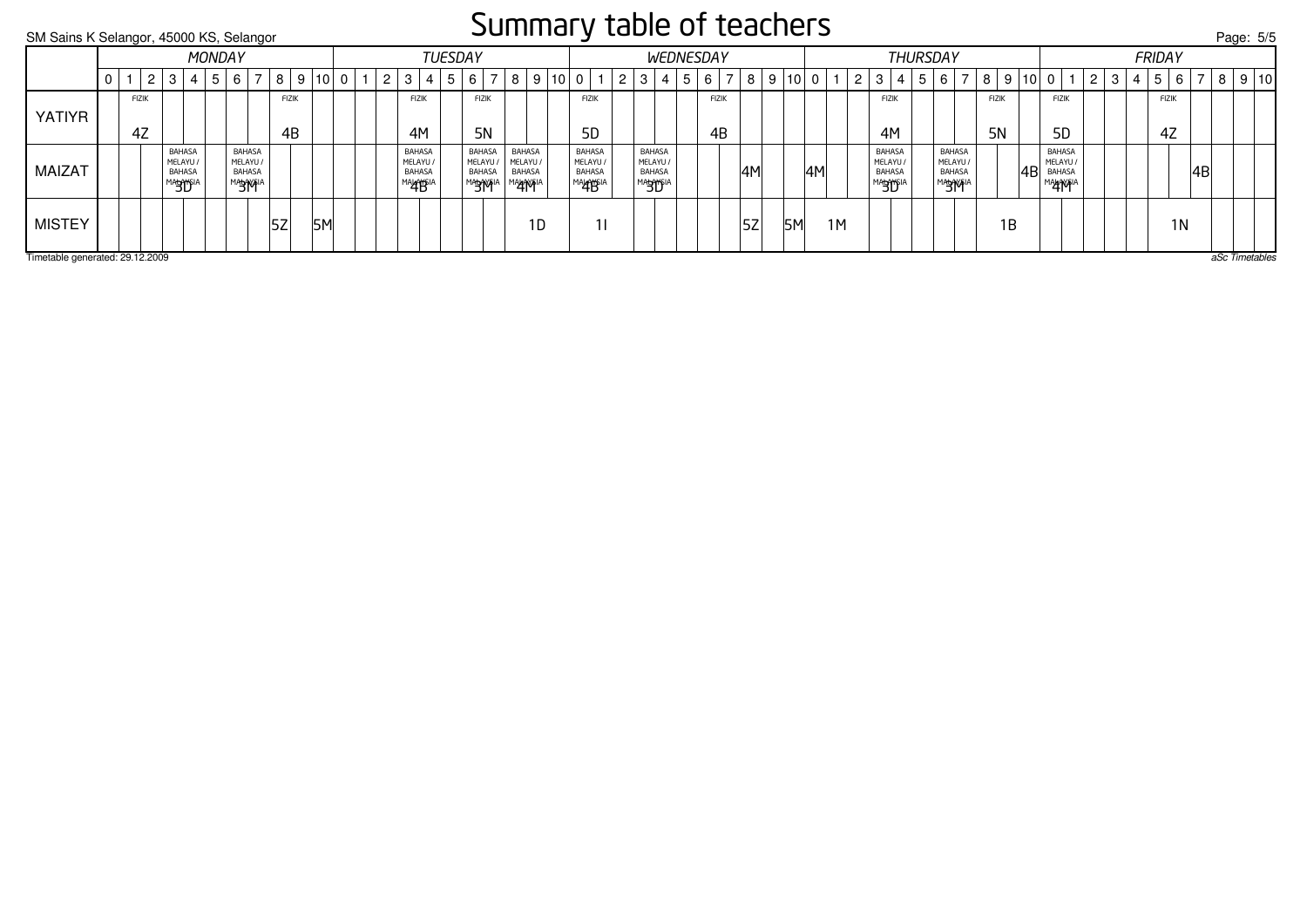# Summary table of teachers

| | MONDAY | | | | | | | | | | | TUESDAY | | | | | | | | | | | WEDNESDAY | | | | | | | | | | | THURSDAY | | | | | | | | | | | FRIDAY | | | | | | | | | | |
|---|---|---|---|---|---|---|---|---|---|---|---|---|---|---|---|---|---|---|---|---|---|---|---|---|---|---|---|---|---|---|---|---|---|---|---|---|---|---|---|---|---|---|---|---|---|---|---|---|---|---|---|---|---|---|---|
| | 0 | 1 | 2 | 3 | 4 | 5 | 6 | 7 | 8 | 9 | 10 | 0 | 1 | 2 | 3 | 4 | 5 | 6 | 7 | 8 | 9 | 10 | 0 | 1 | 2 | 3 | 4 | 5 | 6 | 7 | 8 | 9 | 10 | 0 | 1 | 2 | 3 | 4 | 5 | 6 | 7 | 8 | 9 | 10 | 0 | 1 | 2 | 3 | 4 | 5 | 6 | 7 | 8 | 9 | 10 |
| YATIYR | | FIZIK 4Z | | | | | | | FIZIK 4B | | | | | | FIZIK 4M | | | FIZIK 5N | | | | | FIZIK 5D | | | | | | FIZIK 4B | | | | | | | | FIZIK 4M | | | | | FIZIK 5N | | | FIZIK 5D | | | | | FIZIK 4Z | | | | | |
| MAIZAT | | | | BAHASA MELAYU / BAHASA MALAYSIA 3D | | | BAHASA MELAYU / BAHASA MALAYSIA 3M | | | | | | | | BAHASA MELAYU / BAHASA MALAYSIA 4B | | | BAHASA MELAYU / BAHASA MALAYSIA 3M | | BAHASA MELAYU / BAHASA MALAYSIA 4M | | | BAHASA MELAYU / BAHASA MALAYSIA 4B | | | BAHASA MELAYU / BAHASA MALAYSIA 3D | | | | | 4M | | | 4M | | | BAHASA MELAYU / BAHASA MALAYSIA 3D | | | BAHASA MELAYU / BAHASA MALAYSIA 3M | | | | 4B | BAHASA MELAYU / BAHASA MALAYSIA 4M | | | | | | | 4B | | | |
| MISTEY | | | | | | | | | 5Z | | 5M | | | | | | | | | | 1D | | 1I | | | | | | | | 5Z | | 5M | 1M | | | | | | | | 1B | | | | | | | | 1N | | | | | |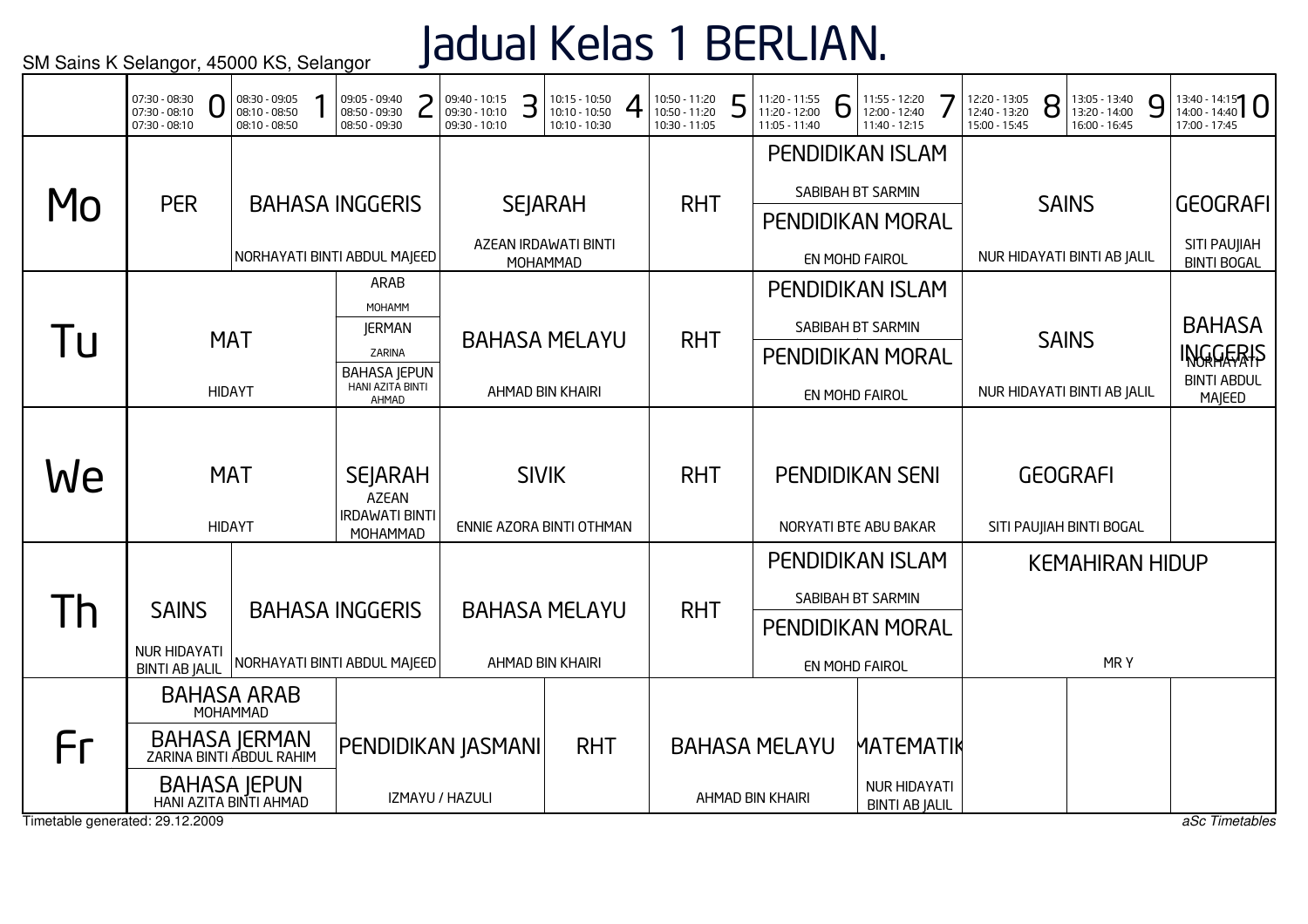SM Sains K Selangor, 45000 KS, Selangor

# Jadual Kelas 1 BERLIAN.

| | 0<br>07:30 - 08:30<br>07:30 - 08:10<br>07:30 - 08:10 | 1<br>08:30 - 09:05<br>08:10 - 08:50<br>08:10 - 08:50 | 2<br>09:05 - 09:40<br>08:50 - 09:30<br>08:50 - 09:30 | 3<br>09:40 - 10:15<br>09:30 - 10:10<br>09:30 - 10:10 | 4<br>10:15 - 10:50<br>10:10 - 10:50<br>10:10 - 10:30 | 5<br>10:50 - 11:20<br>10:50 - 11:20<br>10:30 - 11:05 | 6<br>11:20 - 11:55<br>11:20 - 12:00<br>11:05 - 11:40 | 7<br>11:55 - 12:20<br>12:00 - 12:40<br>11:40 - 12:15 | 8<br>12:20 - 13:05<br>12:40 - 13:20<br>15:00 - 15:45 | 9<br>13:05 - 13:40<br>13:20 - 14:00<br>16:00 - 16:45 | 10<br>13:40 - 14:15<br>14:00 - 14:40<br>17:00 - 17:45 |
|---|---|---|---|---|---|---|---|---|---|---|---|
| **Mo** | PER | BAHASA INGGERIS<br>NORHAYATI BINTI ABDUL MAJEED | | SEJARAH<br>AZEAN IRDAWATI BINTI MOHAMMAD | | RHT | PENDIDIKAN ISLAM<br>SABIBAH BT SARMIN<br>PENDIDIKAN MORAL<br>EN MOHD FAIROL | | SAINS<br>NUR HIDAYATI BINTI AB JALIL | | GEOGRAFI<br>SITI PAUJIAH BINTI BOGAL |
| **Tu** | MAT<br>HIDAYT | | ARAB<br>MOHAMM<br>JERMAN<br>ZARINA<br>BAHASA JEPUN<br>HANI AZITA BINTI AHMAD | BAHASA MELAYU<br>AHMAD BIN KHAIRI | | RHT | PENDIDIKAN ISLAM<br>SABIBAH BT SARMIN<br>PENDIDIKAN MORAL<br>EN MOHD FAIROL | | SAINS<br>NUR HIDAYATI BINTI AB JALIL | | BAHASA INGGERIS<br>NORHAYATI BINTI ABDUL MAJEED |
| **We** | MAT<br>HIDAYT | | SEJARAH<br>AZEAN IRDAWATI BINTI MOHAMMAD | SIVIK<br>ENNIE AZORA BINTI OTHMAN | | RHT | PENDIDIKAN SENI<br>NORYATI BTE ABU BAKAR | | GEOGRAFI<br>SITI PAUJIAH BINTI BOGAL | | |
| **Th** | SAINS<br>NUR HIDAYATI BINTI AB JALIL | BAHASA INGGERIS<br>NORHAYATI BINTI ABDUL MAJEED | | BAHASA MELAYU<br>AHMAD BIN KHAIRI | | RHT | PENDIDIKAN ISLAM<br>SABIBAH BT SARMIN<br>PENDIDIKAN MORAL<br>EN MOHD FAIROL | | KEMAHIRAN HIDUP<br>MR Y | | |
| **Fr** | BAHASA ARAB<br>MOHAMMAD<br>BAHASA JERMAN<br>ZARINA BINTI ABDUL RAHIM<br>BAHASA JEPUN<br>HANI AZITA BINTI AHMAD | | PENDIDIKAN JASMANI<br>IZMAYU / HAZULI | | RHT | BAHASA MELAYU<br>AHMAD BIN KHAIRI | | MATEMATIK<br>NUR HIDAYATI BINTI AB JALIL | | | |

Timetable generated: 29.12.2009

*aSc Timetables*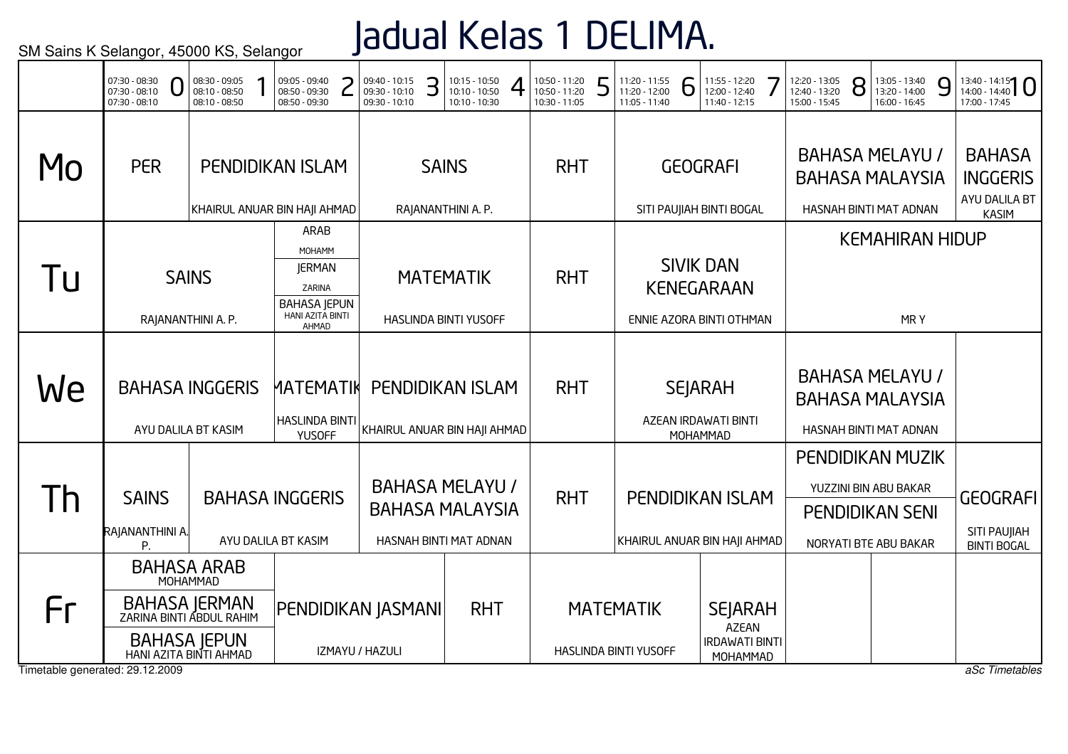SM Sains K Selangor, 45000 KS, Selangor

# Jadual Kelas 1 DELIMA.

| | 0<br>07:30 - 08:30<br>07:30 - 08:10<br>07:30 - 08:10 | 1<br>08:30 - 09:05<br>08:10 - 08:50<br>08:10 - 08:50 | 2<br>09:05 - 09:40<br>08:50 - 09:30<br>08:50 - 09:30 | 3<br>09:40 - 10:15<br>09:30 - 10:10<br>09:30 - 10:10 | 4<br>10:15 - 10:50<br>10:10 - 10:50<br>10:10 - 10:30 | 5<br>10:50 - 11:20<br>10:50 - 11:20<br>10:30 - 11:05 | 6<br>11:20 - 11:55<br>11:20 - 12:00<br>11:05 - 11:40 | 7<br>11:55 - 12:20<br>12:00 - 12:40<br>11:40 - 12:15 | 8<br>12:20 - 13:05<br>12:40 - 13:20<br>15:00 - 15:45 | 9<br>13:05 - 13:40<br>13:20 - 14:00<br>16:00 - 16:45 | 10<br>13:40 - 14:15<br>14:00 - 14:40<br>17:00 - 17:45 |
|---|---|---|---|---|---|---|---|---|---|---|---|
| Mo | PER | PENDIDIKAN ISLAM<br>KHAIRUL ANUAR BIN HAJI AHMAD | | SAINS<br>RAJANANTHINI A. P. | | RHT | GEOGRAFI<br>SITI PAUJIAH BINTI BOGAL | | BAHASA MELAYU / BAHASA MALAYSIA<br>HASNAH BINTI MAT ADNAN | | BAHASA INGGERIS<br>AYU DALILA BT KASIM |
| Tu | SAINS<br>RAJANANTHINI A. P. | | ARAB<br>MOHAMM<br>JERMAN<br>ZARINA<br>BAHASA JEPUN<br>HANI AZITA BINTI AHMAD | MATEMATIK<br>HASLINDA BINTI YUSOFF | | RHT | SIVIK DAN KENEGARAAN<br>ENNIE AZORA BINTI OTHMAN | | KEMAHIRAN HIDUP<br>MR Y | | |
| We | BAHASA INGGERIS<br>AYU DALILA BT KASIM | | MATEMATIK<br>HASLINDA BINTI YUSOFF | PENDIDIKAN ISLAM<br>KHAIRUL ANUAR BIN HAJI AHMAD | | RHT | SEJARAH<br>AZEAN IRDAWATI BINTI MOHAMMAD | | BAHASA MELAYU / BAHASA MALAYSIA<br>HASNAH BINTI MAT ADNAN | | |
| Th | SAINS<br>RAJANANTHINI A. P. | BAHASA INGGERIS<br>AYU DALILA BT KASIM | | BAHASA MELAYU / BAHASA MALAYSIA<br>HASNAH BINTI MAT ADNAN | | RHT | PENDIDIKAN ISLAM<br>KHAIRUL ANUAR BIN HAJI AHMAD | | PENDIDIKAN MUZIK<br>YUZZINI BIN ABU BAKAR<br>PENDIDIKAN SENI<br>NORYATI BTE ABU BAKAR | | GEOGRAFI<br>SITI PAUJIAH BINTI BOGAL |
| Fr | BAHASA ARAB<br>MOHAMMAD<br>BAHASA JERMAN<br>ZARINA BINTI ABDUL RAHIM<br>BAHASA JEPUN<br>HANI AZITA BINTI AHMAD | | PENDIDIKAN JASMANI<br>IZMAYU / HAZULI | | RHT | MATEMATIK<br>HASLINDA BINTI YUSOFF | | SEJARAH<br>AZEAN IRDAWATI BINTI MOHAMMAD | | | |

Timetable generated: 29.12.2009

aSc Timetables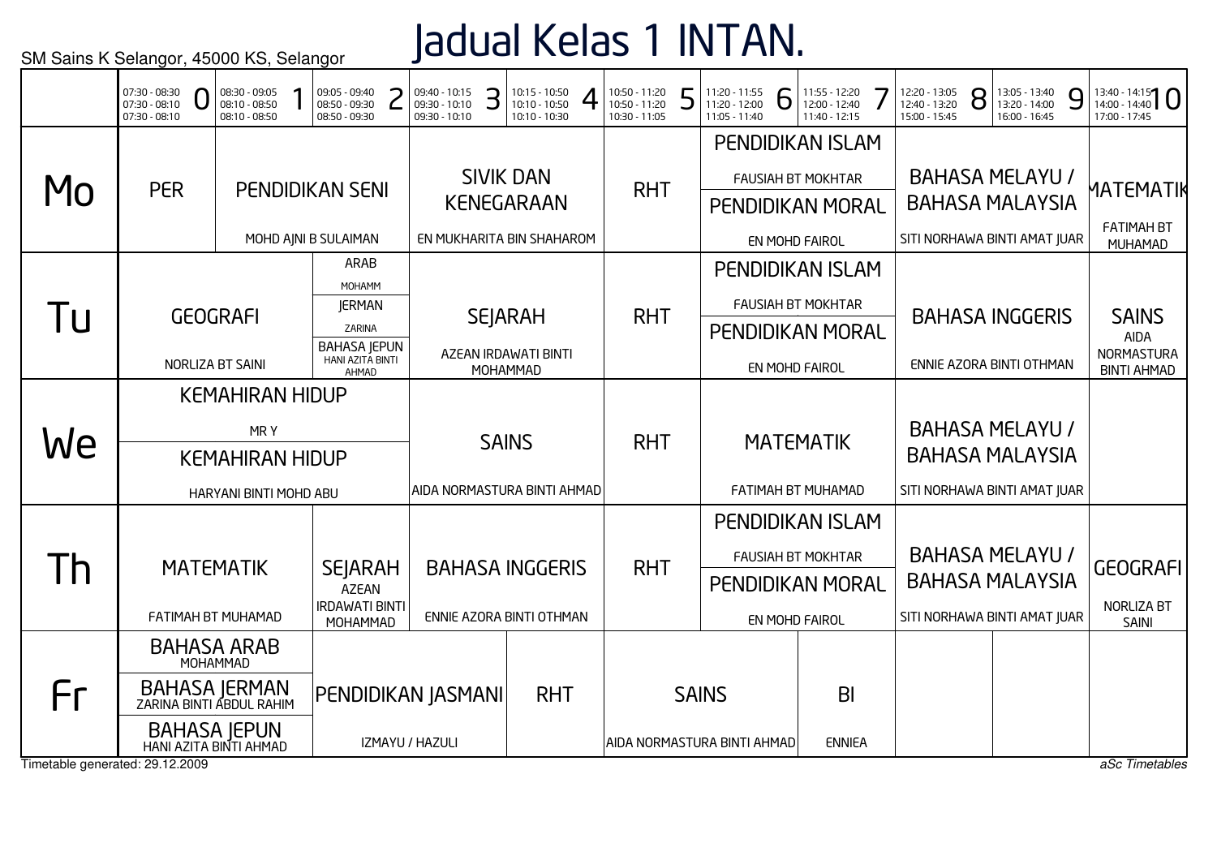SM Sains K Selangor, 45000 KS, Selangor

# Jadual Kelas 1 INTAN.

| | 0<br>07:30 - 08:30<br>07:30 - 08:10<br>07:30 - 08:10 | 1<br>08:30 - 09:05<br>08:10 - 08:50<br>08:10 - 08:50 | 2<br>09:05 - 09:40<br>08:50 - 09:30<br>08:50 - 09:30 | 3<br>09:40 - 10:15<br>09:30 - 10:10<br>09:30 - 10:10 | 4<br>10:15 - 10:50<br>10:10 - 10:50<br>10:10 - 10:30 | 5<br>10:50 - 11:20<br>10:50 - 11:20<br>10:30 - 11:05 | 6<br>11:20 - 11:55<br>11:20 - 12:00<br>11:05 - 11:40 | 7<br>11:55 - 12:20<br>12:00 - 12:40<br>11:40 - 12:15 | 8<br>12:20 - 13:05<br>12:40 - 13:20<br>15:00 - 15:45 | 9<br>13:05 - 13:40<br>13:20 - 14:00<br>16:00 - 16:45 | 10<br>13:40 - 14:15<br>14:00 - 14:40<br>17:00 - 17:45 |
|---|---|---|---|---|---|---|---|---|---|---|---|
| Mo | PER | PENDIDIKAN SENI<br>MOHD AJNI B SULAIMAN | | SIVIK DAN KENEGARAAN<br>EN MUKHARITA BIN SHAHAROM | | RHT | PENDIDIKAN ISLAM<br>FAUSIAH BT MOKHTAR<br>PENDIDIKAN MORAL<br>EN MOHD FAIROL | | BAHASA MELAYU / BAHASA MALAYSIA<br>SITI NORHAWA BINTI AMAT JUAR | | MATEMATIK<br>FATIMAH BT MUHAMAD |
| Tu | GEOGRAFI<br>NORLIZA BT SAINI | | ARAB<br>MOHAMM<br>JERMAN<br>ZARINA<br>BAHASA JEPUN<br>HANI AZITA BINTI AHMAD | SEJARAH<br>AZEAN IRDAWATI BINTI MOHAMMAD | | RHT | PENDIDIKAN ISLAM<br>FAUSIAH BT MOKHTAR<br>PENDIDIKAN MORAL<br>EN MOHD FAIROL | | BAHASA INGGERIS<br>ENNIE AZORA BINTI OTHMAN | | SAINS<br>AIDA NORMASTURA BINTI AHMAD |
| We | KEMAHIRAN HIDUP<br>MR Y<br>KEMAHIRAN HIDUP<br>HARYANI BINTI MOHD ABU | | | SAINS<br>AIDA NORMASTURA BINTI AHMAD | | RHT | MATEMATIK<br>FATIMAH BT MUHAMAD | | BAHASA MELAYU / BAHASA MALAYSIA<br>SITI NORHAWA BINTI AMAT JUAR | | |
| Th | MATEMATIK<br>FATIMAH BT MUHAMAD | | SEJARAH<br>AZEAN IRDAWATI BINTI MOHAMMAD | BAHASA INGGERIS<br>ENNIE AZORA BINTI OTHMAN | | RHT | PENDIDIKAN ISLAM<br>FAUSIAH BT MOKHTAR<br>PENDIDIKAN MORAL<br>EN MOHD FAIROL | | BAHASA MELAYU / BAHASA MALAYSIA<br>SITI NORHAWA BINTI AMAT JUAR | | GEOGRAFI<br>NORLIZA BT SAINI |
| Fr | BAHASA ARAB<br>MOHAMMAD<br>BAHASA JERMAN<br>ZARINA BINTI ABDUL RAHIM<br>BAHASA JEPUN<br>HANI AZITA BINTI AHMAD | | PENDIDIKAN JASMANI<br>IZMAYU / HAZULI | | RHT | SAINS<br>AIDA NORMASTURA BINTI AHMAD | | BI<br>ENNIEA | | | |

Timetable generated: 29.12.2009

*aSc Timetables*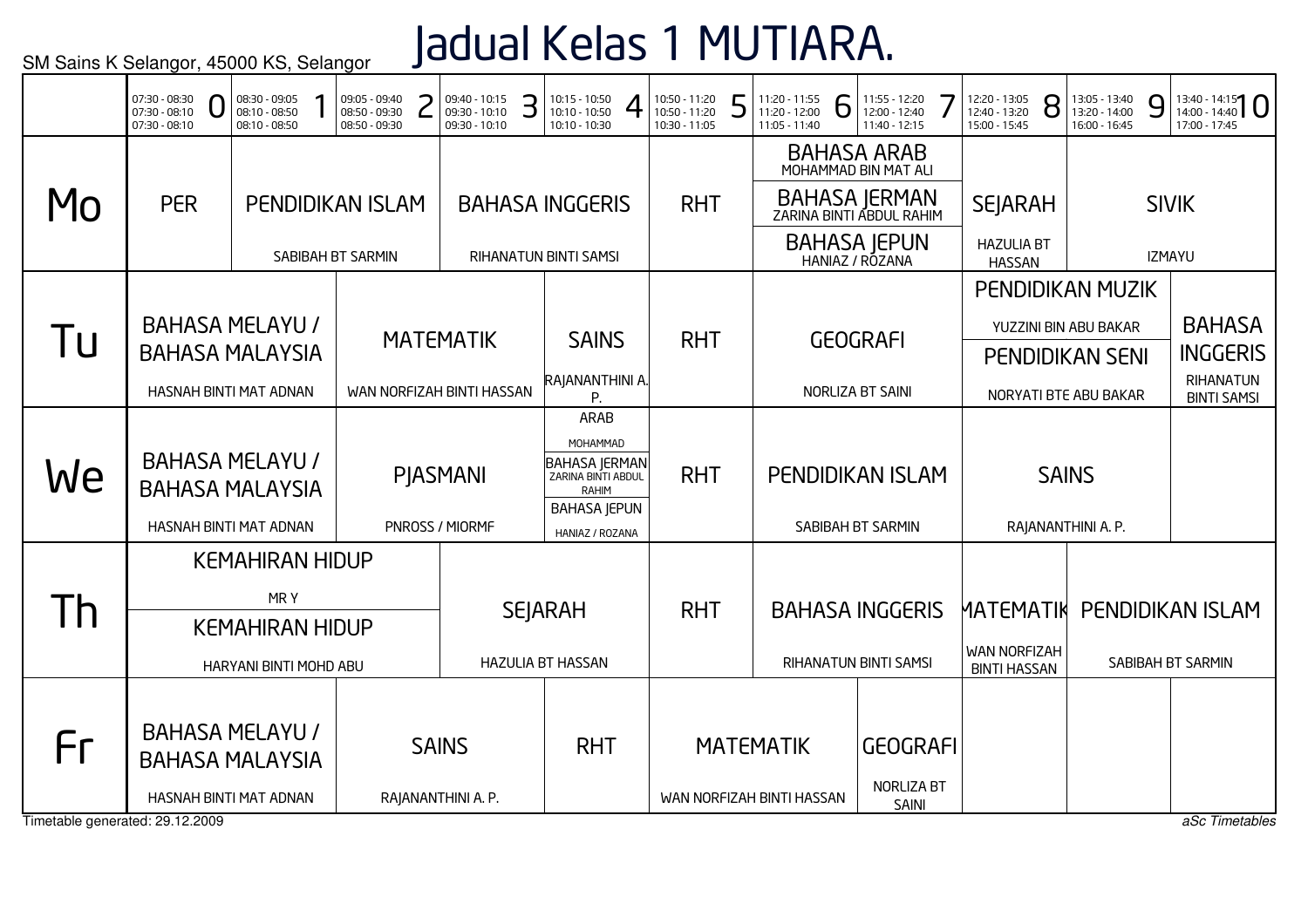SM Sains K Selangor, 45000 KS, Selangor

# Jadual Kelas 1 MUTIARA.

| | 0<br>07:30 - 08:30<br>07:30 - 08:10<br>07:30 - 08:10 | 1<br>08:30 - 09:05<br>08:10 - 08:50<br>08:10 - 08:50 | 2<br>09:05 - 09:40<br>08:50 - 09:30<br>08:50 - 09:30 | 3<br>09:40 - 10:15<br>09:30 - 10:10<br>09:30 - 10:10 | 4<br>10:15 - 10:50<br>10:10 - 10:50<br>10:10 - 10:30 | 5<br>10:50 - 11:20<br>10:50 - 11:20<br>10:30 - 11:05 | 6<br>11:20 - 11:55<br>11:20 - 12:00<br>11:05 - 11:40 | 7<br>11:55 - 12:20<br>12:00 - 12:40<br>11:40 - 12:15 | 8<br>12:20 - 13:05<br>12:40 - 13:20<br>15:00 - 15:45 | 9<br>13:05 - 13:40<br>13:20 - 14:00<br>16:00 - 16:45 | 10<br>13:40 - 14:15<br>14:00 - 14:40<br>17:00 - 17:45 |
|---|---|---|---|---|---|---|---|---|---|---|---|
| **Mo** | PER | PENDIDIKAN ISLAM<br>SABIBAH BT SARMIN | | BAHASA INGGERIS<br>RIHANATUN BINTI SAMSI | | RHT | BAHASA ARAB<br>MOHAMMAD BIN MAT ALI<br>BAHASA JERMAN<br>ZARINA BINTI ABDUL RAHIM<br>BAHASA JEPUN<br>HANIAZ / ROZANA | | SEJARAH<br>HAZULIA BT HASSAN | SIVIK<br>IZMAYU | |
| **Tu** | BAHASA MELAYU / BAHASA MALAYSIA<br>HASNAH BINTI MAT ADNAN | | MATEMATIK<br>WAN NORFIZAH BINTI HASSAN | | SAINS<br>RAJANANTHINI A. P. | RHT | GEOGRAFI<br>NORLIZA BT SAINI | | PENDIDIKAN MUZIK<br>YUZZINI BIN ABU BAKAR<br>PENDIDIKAN SENI<br>NORYATI BTE ABU BAKAR | | BAHASA INGGERIS<br>RIHANATUN BINTI SAMSI |
| **We** | BAHASA MELAYU / BAHASA MALAYSIA<br>HASNAH BINTI MAT ADNAN | | PJASMANI<br>PNROSS / MIORMF | | ARAB<br>MOHAMMAD<br>BAHASA JERMAN<br>ZARINA BINTI ABDUL RAHIM<br>BAHASA JEPUN<br>HANIAZ / ROZANA | RHT | PENDIDIKAN ISLAM<br>SABIBAH BT SARMIN | | SAINS<br>RAJANANTHINI A. P. | | |
| **Th** | KEMAHIRAN HIDUP<br>MR Y<br>KEMAHIRAN HIDUP<br>HARYANI BINTI MOHD ABU | | | SEJARAH<br>HAZULIA BT HASSAN | | RHT | BAHASA INGGERIS<br>RIHANATUN BINTI SAMSI | | MATEMATIK<br>WAN NORFIZAH BINTI HASSAN | PENDIDIKAN ISLAM<br>SABIBAH BT SARMIN | |
| **Fr** | BAHASA MELAYU / BAHASA MALAYSIA<br>HASNAH BINTI MAT ADNAN | | SAINS<br>RAJANANTHINI A. P. | | RHT | MATEMATIK<br>WAN NORFIZAH BINTI HASSAN | | GEOGRAFI<br>NORLIZA BT SAINI | | | |

Timetable generated: 29.12.2009

*aSc Timetables*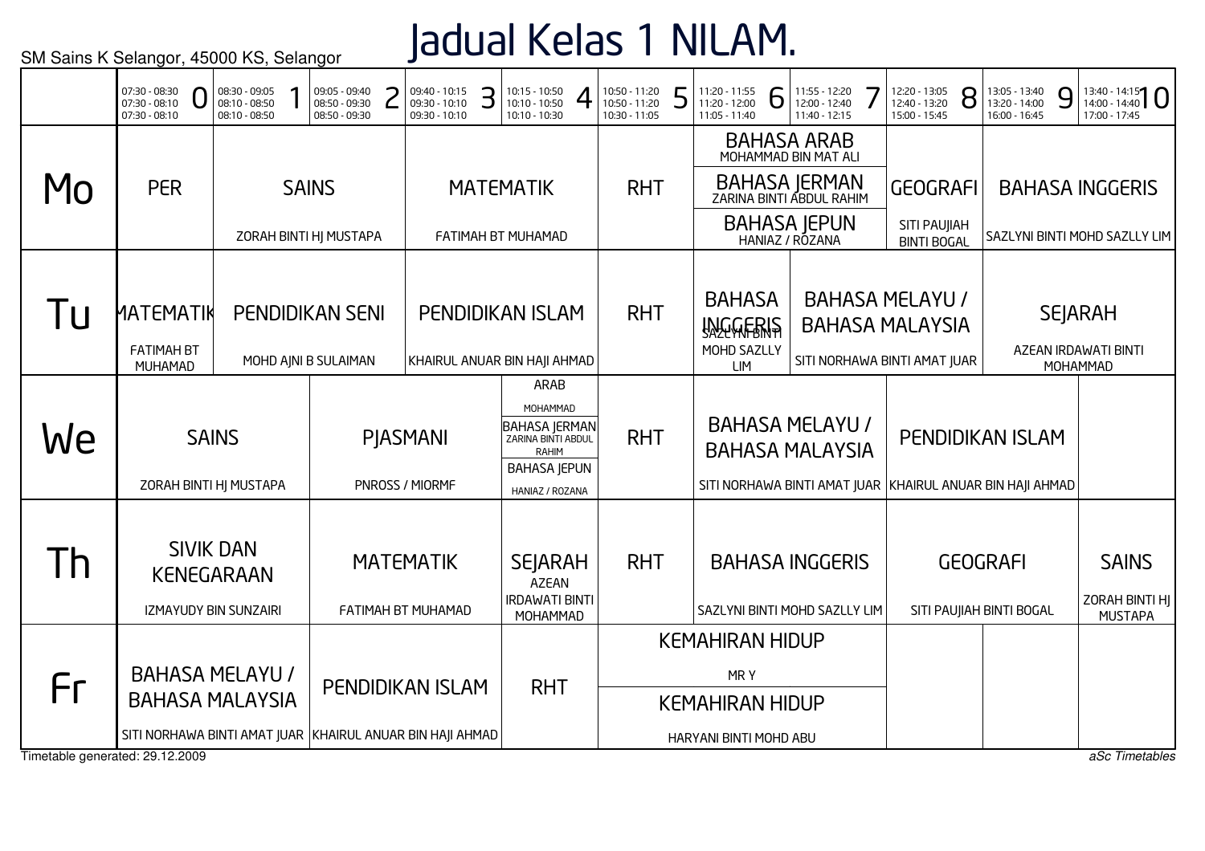SM Sains K Selangor, 45000 KS, Selangor

# Jadual Kelas 1 NILAM.

| | 0 | 1 | 2 | 3 | 4 | 5 | 6 | 7 | 8 | 9 | 10 |
|---|---|---|---|---|---|---|---|---|---|---|---|
| | 07:30 - 08:30 07:30 - 08:10 07:30 - 08:10 | 08:30 - 09:05 08:10 - 08:50 08:10 - 08:50 | 09:05 - 09:40 08:50 - 09:30 08:50 - 09:30 | 09:40 - 10:15 09:30 - 10:10 09:30 - 10:10 | 10:15 - 10:50 10:10 - 10:50 10:10 - 10:30 | 10:50 - 11:20 10:50 - 11:20 10:30 - 11:05 | 11:20 - 11:55 11:20 - 12:00 11:05 - 11:40 | 11:55 - 12:20 12:00 - 12:40 11:40 - 12:15 | 12:20 - 13:05 12:40 - 13:20 15:00 - 15:45 | 13:05 - 13:40 13:20 - 14:00 16:00 - 16:45 | 13:40 - 14:15 14:00 - 14:40 17:00 - 17:45 |
| **Mo** | PER | SAINS ZORAH BINTI HJ MUSTAPA | | MATEMATIK FATIMAH BT MUHAMAD | | RHT | BAHASA ARAB MOHAMMAD BIN MAT ALI / BAHASA JERMAN ZARINA BINTI ABDUL RAHIM / BAHASA JEPUN HANIAZ / ROZANA | | GEOGRAFI SITI PAUJIAH BINTI BOGAL | BAHASA INGGERIS SAZLYNI BINTI MOHD SAZLLY LIM | |
| **Tu** | MATEMATIK FATIMAH BT MUHAMAD | PENDIDIKAN SENI MOHD AJNI B SULAIMAN | | PENDIDIKAN ISLAM KHAIRUL ANUAR BIN HAJI AHMAD | | RHT | BAHASA INGGERIS SAZLYNI BINTI MOHD SAZLLY LIM | BAHASA MELAYU / BAHASA MALAYSIA SITI NORHAWA BINTI AMAT JUAR | | SEJARAH AZEAN IRDAWATI BINTI MOHAMMAD | |
| **We** | SAINS ZORAH BINTI HJ MUSTAPA | | PJASMANI PNROSS / MIORMF | | ARAB MOHAMMAD / BAHASA JERMAN ZARINA BINTI ABDUL RAHIM / BAHASA JEPUN HANIAZ / ROZANA | RHT | BAHASA MELAYU / BAHASA MALAYSIA SITI NORHAWA BINTI AMAT JUAR | | PENDIDIKAN ISLAM KHAIRUL ANUAR BIN HAJI AHMAD | | |
| **Th** | SIVIK DAN KENEGARAAN IZMAYUDY BIN SUNZAIRI | | MATEMATIK FATIMAH BT MUHAMAD | | SEJARAH AZEAN IRDAWATI BINTI MOHAMMAD | RHT | BAHASA INGGERIS SAZLYNI BINTI MOHD SAZLLY LIM | | GEOGRAFI SITI PAUJIAH BINTI BOGAL | | SAINS ZORAH BINTI HJ MUSTAPA |
| **Fr** | BAHASA MELAYU / BAHASA MALAYSIA SITI NORHAWA BINTI AMAT JUAR | | PENDIDIKAN ISLAM KHAIRUL ANUAR BIN HAJI AHMAD | | RHT | KEMAHIRAN HIDUP MR Y / KEMAHIRAN HIDUP HARYANI BINTI MOHD ABU | | | | | |

Timetable generated: 29.12.2009

*aSc Timetables*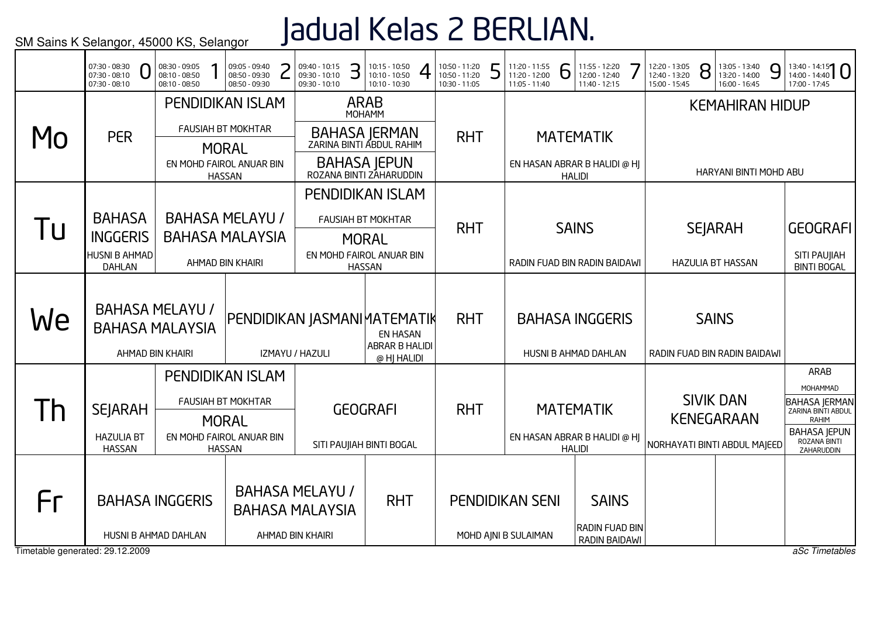SM Sains K Selangor, 45000 KS, Selangor

# Jadual Kelas 2 BERLIAN.

| | 0<br>07:30 - 08:30<br>07:30 - 08:10<br>07:30 - 08:10 | 1<br>08:30 - 09:05<br>08:10 - 08:50<br>08:10 - 08:50 | 2<br>09:05 - 09:40<br>08:50 - 09:30<br>08:50 - 09:30 | 3<br>09:40 - 10:15<br>09:30 - 10:10<br>09:30 - 10:10 | 4<br>10:15 - 10:50<br>10:10 - 10:50<br>10:10 - 10:30 | 5<br>10:50 - 11:20<br>10:50 - 11:20<br>10:30 - 11:05 | 6<br>11:20 - 11:55<br>11:20 - 12:00<br>11:05 - 11:40 | 7<br>11:55 - 12:20<br>12:00 - 12:40<br>11:40 - 12:15 | 8<br>12:20 - 13:05<br>12:40 - 13:20<br>15:00 - 15:45 | 9<br>13:05 - 13:40<br>13:20 - 14:00<br>16:00 - 16:45 | 10<br>13:40 - 14:15<br>14:00 - 14:40<br>17:00 - 17:45 |
|---|---|---|---|---|---|---|---|---|---|---|---|
| **Mo** | PER | PENDIDIKAN ISLAM<br>FAUSIAH BT MOKHTAR<br>MORAL<br>EN MOHD FAIROL ANUAR BIN HASSAN | | ARAB<br>MOHAMM<br>BAHASA JERMAN<br>ZARINA BINTI ABDUL RAHIM<br>BAHASA JEPUN<br>ROZANA BINTI ZAHARUDDIN | | RHT | MATEMATIK<br>EN HASAN ABRAR B HALIDI @ HJ HALIDI | | KEMAHIRAN HIDUP<br>HARYANI BINTI MOHD ABU | | |
| **Tu** | BAHASA INGGERIS<br>HUSNI B AHMAD DAHLAN | BAHASA MELAYU / BAHASA MALAYSIA<br>AHMAD BIN KHAIRI | | PENDIDIKAN ISLAM<br>FAUSIAH BT MOKHTAR<br>MORAL<br>EN MOHD FAIROL ANUAR BIN HASSAN | | RHT | SAINS<br>RADIN FUAD BIN RADIN BAIDAWI | | SEJARAH<br>HAZULIA BT HASSAN | | GEOGRAFI<br>SITI PAUJIAH BINTI BOGAL |
| **We** | BAHASA MELAYU / BAHASA MALAYSIA<br>AHMAD BIN KHAIRI | | PENDIDIKAN JASMANI<br>IZMAYU / HAZULI | | MATEMATIK<br>EN HASAN ABRAR B HALIDI @ HJ HALIDI | RHT | BAHASA INGGERIS<br>HUSNI B AHMAD DAHLAN | | SAINS<br>RADIN FUAD BIN RADIN BAIDAWI | | |
| **Th** | SEJARAH<br>HAZULIA BT HASSAN | PENDIDIKAN ISLAM<br>FAUSIAH BT MOKHTAR<br>MORAL<br>EN MOHD FAIROL ANUAR BIN HASSAN | | GEOGRAFI<br>SITI PAUJIAH BINTI BOGAL | | RHT | MATEMATIK<br>EN HASAN ABRAR B HALIDI @ HJ HALIDI | | SIVIK DAN KENEGARAAN<br>NORHAYATI BINTI ABDUL MAJEED | | ARAB<br>MOHAMMAD<br>BAHASA JERMAN<br>ZARINA BINTI ABDUL RAHIM<br>BAHASA JEPUN<br>ROZANA BINTI ZAHARUDDIN |
| **Fr** | BAHASA INGGERIS<br>HUSNI B AHMAD DAHLAN | | BAHASA MELAYU / BAHASA MALAYSIA<br>AHMAD BIN KHAIRI | | RHT | PENDIDIKAN SENI<br>MOHD AJNI B SULAIMAN | | SAINS<br>RADIN FUAD BIN RADIN BAIDAWI | | | |

Timetable generated: 29.12.2009

*aSc Timetables*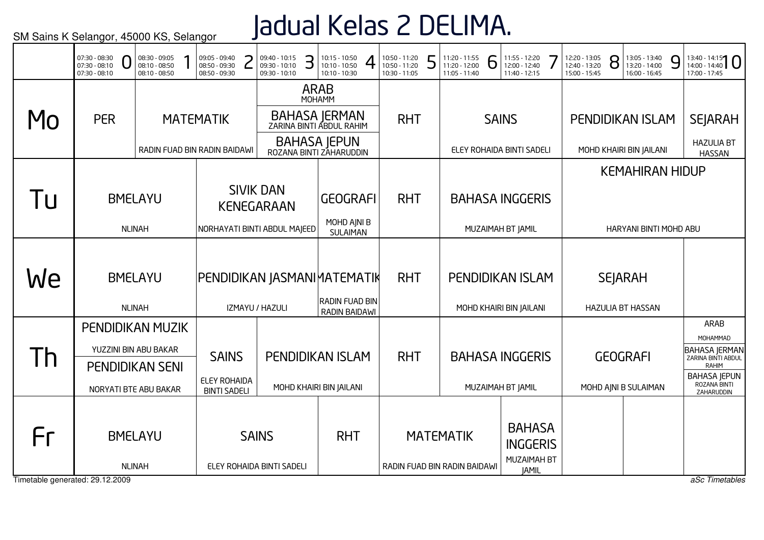SM Sains K Selangor, 45000 KS, Selangor

# Jadual Kelas 2 DELIMA.

| | 0<br>07:30 - 08:30<br>07:30 - 08:10<br>07:30 - 08:10 | 1<br>08:30 - 09:05<br>08:10 - 08:50<br>08:10 - 08:50 | 2<br>09:05 - 09:40<br>08:50 - 09:30<br>08:50 - 09:30 | 3<br>09:40 - 10:15<br>09:30 - 10:10<br>09:30 - 10:10 | 4<br>10:15 - 10:50<br>10:10 - 10:50<br>10:10 - 10:30 | 5<br>10:50 - 11:20<br>10:50 - 11:20<br>10:30 - 11:05 | 6<br>11:20 - 11:55<br>11:20 - 12:00<br>11:05 - 11:40 | 7<br>11:55 - 12:20<br>12:00 - 12:40<br>11:40 - 12:15 | 8<br>12:20 - 13:05<br>12:40 - 13:20<br>15:00 - 15:45 | 9<br>13:05 - 13:40<br>13:20 - 14:00<br>16:00 - 16:45 | 10<br>13:40 - 14:15<br>14:00 - 14:40<br>17:00 - 17:45 |
|---|---|---|---|---|---|---|---|---|---|---|---|
| **Mo** | PER | MATEMATIK<br>RADIN FUAD BIN RADIN BAIDAWI | | ARAB<br>MOHAMM<br>BAHASA JERMAN<br>ZARINA BINTI ABDUL RAHIM<br>BAHASA JEPUN<br>ROZANA BINTI ZAHARUDDIN | | RHT | SAINS<br>ELEY ROHAIDA BINTI SADELI | | PENDIDIKAN ISLAM<br>MOHD KHAIRI BIN JAILANI | | SEJARAH<br>HAZULIA BT HASSAN |
| **Tu** | BMELAYU<br>NLINAH | | SIVIK DAN KENEGARAAN<br>NORHAYATI BINTI ABDUL MAJEED | | GEOGRAFI<br>MOHD AJNI B SULAIMAN | RHT | BAHASA INGGERIS<br>MUZAIMAH BT JAMIL | | KEMAHIRAN HIDUP<br>HARYANI BINTI MOHD ABU | | |
| **We** | BMELAYU<br>NLINAH | | PENDIDIKAN JASMANI<br>IZMAYU / HAZULI | | MATEMATIK<br>RADIN FUAD BIN RADIN BAIDAWI | RHT | PENDIDIKAN ISLAM<br>MOHD KHAIRI BIN JAILANI | | SEJARAH<br>HAZULIA BT HASSAN | | |
| **Th** | PENDIDIKAN MUZIK<br>YUZZINI BIN ABU BAKAR<br>PENDIDIKAN SENI<br>NORYATI BTE ABU BAKAR | | SAINS<br>ELEY ROHAIDA BINTI SADELI | PENDIDIKAN ISLAM<br>MOHD KHAIRI BIN JAILANI | | RHT | BAHASA INGGERIS<br>MUZAIMAH BT JAMIL | | GEOGRAFI<br>MOHD AJNI B SULAIMAN | | ARAB<br>MOHAMMAD<br>BAHASA JERMAN<br>ZARINA BINTI ABDUL RAHIM<br>BAHASA JEPUN<br>ROZANA BINTI ZAHARUDDIN |
| **Fr** | BMELAYU<br>NLINAH | | SAINS<br>ELEY ROHAIDA BINTI SADELI | | RHT | MATEMATIK<br>RADIN FUAD BIN RADIN BAIDAWI | | BAHASA INGGERIS<br>MUZAIMAH BT JAMIL | | | |

Timetable generated: 29.12.2009

*aSc Timetables*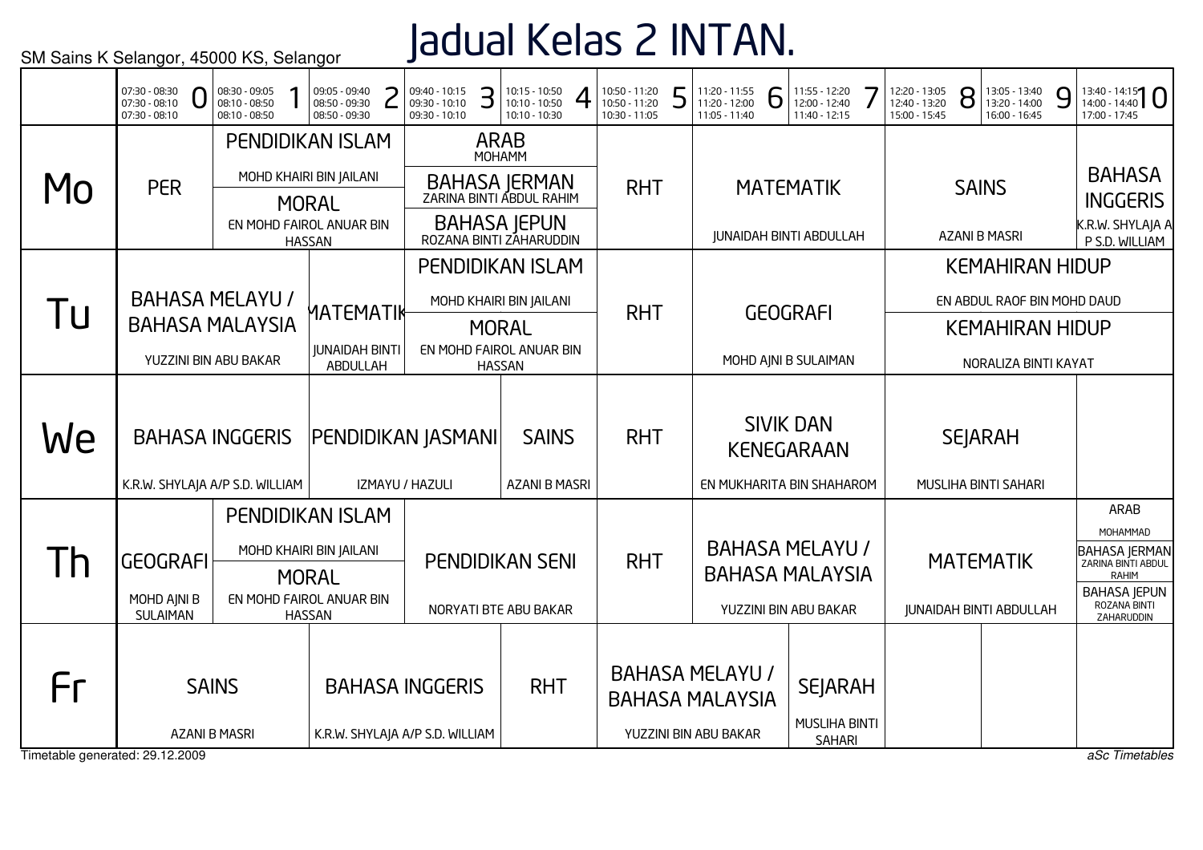SM Sains K Selangor, 45000 KS, Selangor

# Jadual Kelas 2 INTAN.

| | 0<br>07:30 - 08:30<br>07:30 - 08:10<br>07:30 - 08:10 | 1<br>08:30 - 09:05<br>08:10 - 08:50<br>08:10 - 08:50 | 2<br>09:05 - 09:40<br>08:50 - 09:30<br>08:50 - 09:30 | 3<br>09:40 - 10:15<br>09:30 - 10:10<br>09:30 - 10:10 | 4<br>10:15 - 10:50<br>10:10 - 10:50<br>10:10 - 10:30 | 5<br>10:50 - 11:20<br>10:50 - 11:20<br>10:30 - 11:05 | 6<br>11:20 - 11:55<br>11:20 - 12:00<br>11:05 - 11:40 | 7<br>11:55 - 12:20<br>12:00 - 12:40<br>11:40 - 12:15 | 8<br>12:20 - 13:05<br>12:40 - 13:20<br>15:00 - 15:45 | 9<br>13:05 - 13:40<br>13:20 - 14:00<br>16:00 - 16:45 | 10<br>13:40 - 14:15<br>14:00 - 14:40<br>17:00 - 17:45 |
|---|---|---|---|---|---|---|---|---|---|---|---|
| Mo | PER | PENDIDIKAN ISLAM<br>MOHD KHAIRI BIN JAILANI<br>MORAL<br>EN MOHD FAIROL ANUAR BIN HASSAN | | ARAB<br>MOHAMM<br>BAHASA JERMAN<br>ZARINA BINTI ABDUL RAHIM<br>BAHASA JEPUN<br>ROZANA BINTI ZAHARUDDIN | | RHT | MATEMATIK<br>JUNAIDAH BINTI ABDULLAH | | SAINS<br>AZANI B MASRI | | BAHASA INGGERIS<br>K.R.W. SHYLAJA A P S.D. WILLIAM |
| Tu | BAHASA MELAYU / BAHASA MALAYSIA<br>YUZZINI BIN ABU BAKAR | | MATEMATIK<br>JUNAIDAH BINTI ABDULLAH | PENDIDIKAN ISLAM<br>MOHD KHAIRI BIN JAILANI<br>MORAL<br>EN MOHD FAIROL ANUAR BIN HASSAN | | RHT | GEOGRAFI<br>MOHD AJNI B SULAIMAN | | KEMAHIRAN HIDUP<br>EN ABDUL RAOF BIN MOHD DAUD<br>KEMAHIRAN HIDUP<br>NORALIZA BINTI KAYAT | | |
| We | BAHASA INGGERIS<br>K.R.W. SHYLAJA A/P S.D. WILLIAM | | PENDIDIKAN JASMANI<br>IZMAYU / HAZULI | | SAINS<br>AZANI B MASRI | RHT | SIVIK DAN KENEGARAAN<br>EN MUKHARITA BIN SHAHAROM | | SEJARAH<br>MUSLIHA BINTI SAHARI | | |
| Th | GEOGRAFI<br>MOHD AJNI B SULAIMAN | PENDIDIKAN ISLAM<br>MOHD KHAIRI BIN JAILANI<br>MORAL<br>EN MOHD FAIROL ANUAR BIN HASSAN | | PENDIDIKAN SENI<br>NORYATI BTE ABU BAKAR | | RHT | BAHASA MELAYU / BAHASA MALAYSIA<br>YUZZINI BIN ABU BAKAR | | MATEMATIK<br>JUNAIDAH BINTI ABDULLAH | | ARAB<br>MOHAMMAD<br>BAHASA JERMAN<br>ZARINA BINTI ABDUL RAHIM<br>BAHASA JEPUN<br>ROZANA BINTI ZAHARUDDIN |
| Fr | SAINS<br>AZANI B MASRI | | BAHASA INGGERIS<br>K.R.W. SHYLAJA A/P S.D. WILLIAM | | RHT | BAHASA MELAYU / BAHASA MALAYSIA<br>YUZZINI BIN ABU BAKAR | | SEJARAH<br>MUSLIHA BINTI SAHARI | | | |

Timetable generated: 29.12.2009

*aSc Timetables*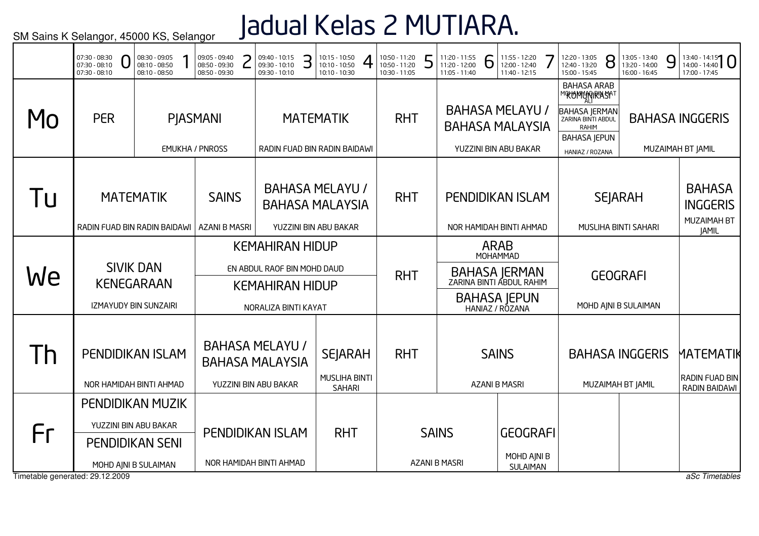SM Sains K Selangor, 45000 KS, Selangor

# Jadual Kelas 2 MUTIARA.

| | 0<br>07:30 - 08:30<br>07:30 - 08:10<br>07:30 - 08:10 | 1<br>08:30 - 09:05<br>08:10 - 08:50<br>08:10 - 08:50 | 2<br>09:05 - 09:40<br>08:50 - 09:30<br>08:50 - 09:30 | 3<br>09:40 - 10:15<br>09:30 - 10:10<br>09:30 - 10:10 | 4<br>10:15 - 10:50<br>10:10 - 10:50<br>10:10 - 10:30 | 5<br>10:50 - 11:20<br>10:50 - 11:20<br>10:30 - 11:05 | 6<br>11:20 - 11:55<br>11:20 - 12:00<br>11:05 - 11:40 | 7<br>11:55 - 12:20<br>12:00 - 12:40<br>11:40 - 12:15 | 8<br>12:20 - 13:05<br>12:40 - 13:20<br>15:00 - 15:45 | 9<br>13:05 - 13:40<br>13:20 - 14:00<br>16:00 - 16:45 | 10<br>13:40 - 14:15<br>14:00 - 14:40<br>17:00 - 17:45 |
|---|---|---|---|---|---|---|---|---|---|---|---|
| Mo | PER | PJASMANI<br>EMUKHA / PNROSS | | MATEMATIK<br>RADIN FUAD BIN RADIN BAIDAWI | | RHT | BAHASA MELAYU / BAHASA MALAYSIA<br>YUZZINI BIN ABU BAKAR | | BAHASA ARAB KOMUNIKASI<br>MOHAMMAD RIFAAT ALI<br>BAHASA JERMAN<br>ZARINA BINTI ABDUL RAHIM<br>BAHASA JEPUN<br>HANIAZ / ROZANA | BAHASA INGGERIS<br>MUZAIMAH BT JAMIL | |
| Tu | MATEMATIK<br>RADIN FUAD BIN RADIN BAIDAWI | | SAINS<br>AZANI B MASRI | BAHASA MELAYU / BAHASA MALAYSIA<br>YUZZINI BIN ABU BAKAR | | RHT | PENDIDIKAN ISLAM<br>NOR HAMIDAH BINTI AHMAD | | SEJARAH<br>MUSLIHA BINTI SAHARI | | BAHASA INGGERIS<br>MUZAIMAH BT JAMIL |
| We | SIVIK DAN KENEGARAAN<br>IZMAYUDY BIN SUNZAIRI | | KEMAHIRAN HIDUP<br>EN ABDUL RAOF BIN MOHD DAUD<br>KEMAHIRAN HIDUP<br>NORALIZA BINTI KAYAT | | | RHT | ARAB<br>MOHAMMAD<br>BAHASA JERMAN<br>ZARINA BINTI ABDUL RAHIM<br>BAHASA JEPUN<br>HANIAZ / ROZANA | | GEOGRAFI<br>MOHD AJNI B SULAIMAN | | |
| Th | PENDIDIKAN ISLAM<br>NOR HAMIDAH BINTI AHMAD | | BAHASA MELAYU / BAHASA MALAYSIA<br>YUZZINI BIN ABU BAKAR | | SEJARAH<br>MUSLIHA BINTI SAHARI | RHT | SAINS<br>AZANI B MASRI | | BAHASA INGGERIS<br>MUZAIMAH BT JAMIL | | MATEMATIK<br>RADIN FUAD BIN RADIN BAIDAWI |
| Fr | PENDIDIKAN MUZIK<br>YUZZINI BIN ABU BAKAR<br>PENDIDIKAN SENI<br>MOHD AJNI B SULAIMAN | | PENDIDIKAN ISLAM<br>NOR HAMIDAH BINTI AHMAD | | RHT | SAINS<br>AZANI B MASRI | | GEOGRAFI<br>MOHD AJNI B SULAIMAN | | | |

Timetable generated: 29.12.2009

aSc Timetables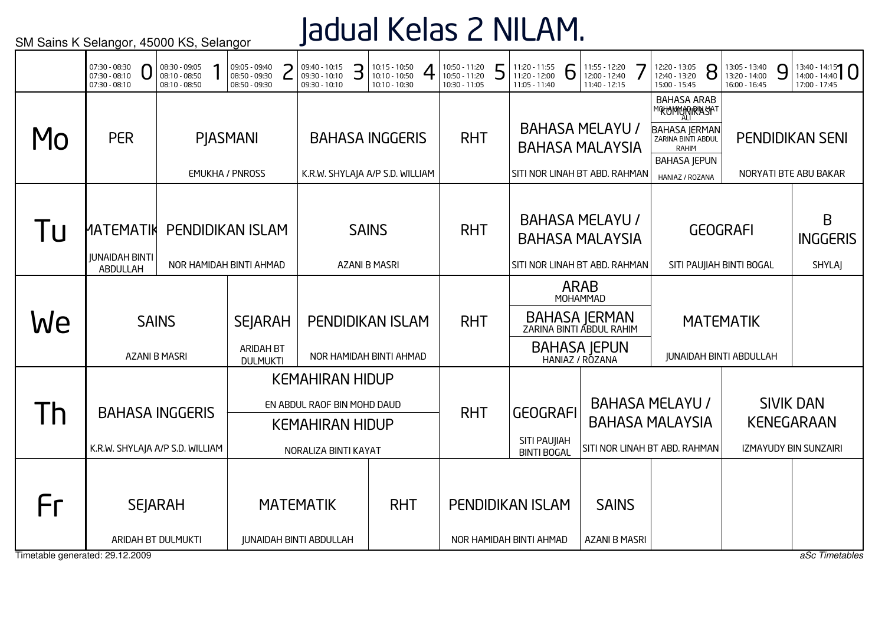# Jadual Kelas 2 NILAM.

SM Sains K Selangor, 45000 KS, Selangor

| | 0<br>07:30 - 08:30<br>07:30 - 08:10<br>07:30 - 08:10 | 1<br>08:30 - 09:05<br>08:10 - 08:50<br>08:10 - 08:50 | 2<br>09:05 - 09:40<br>08:50 - 09:30<br>08:50 - 09:30 | 3<br>09:40 - 10:15<br>09:30 - 10:10<br>09:30 - 10:10 | 4<br>10:15 - 10:50<br>10:10 - 10:50<br>10:10 - 10:30 | 5<br>10:50 - 11:20<br>10:50 - 11:20<br>10:30 - 11:05 | 6<br>11:20 - 11:55<br>11:20 - 12:00<br>11:05 - 11:40 | 7<br>11:55 - 12:20<br>12:00 - 12:40<br>11:40 - 12:15 | 8<br>12:20 - 13:05<br>12:40 - 13:20<br>15:00 - 15:45 | 9<br>13:05 - 13:40<br>13:20 - 14:00<br>16:00 - 16:45 | 10<br>13:40 - 14:15<br>14:00 - 14:40<br>17:00 - 17:45 |
|---|---|---|---|---|---|---|---|---|---|---|---|
| Mo | PER | PJASMANI<br>EMUKHA / PNROSS | | BAHASA INGGERIS<br>K.R.W. SHYLAJA A/P S.D. WILLIAM | | RHT | BAHASA MELAYU / BAHASA MALAYSIA<br>SITI NOR LINAH BT ABD. RAHMAN | | BAHASA ARAB KOMUNIKASI<br>MOHAMMAD RIFAAT ALI<br>BAHASA JERMAN<br>ZARINA BINTI ABDUL RAHIM<br>BAHASA JEPUN<br>HANIAZ / ROZANA | PENDIDIKAN SENI<br>NORYATI BTE ABU BAKAR | |
| Tu | MATEMATIK<br>JUNAIDAH BINTI ABDULLAH | PENDIDIKAN ISLAM<br>NOR HAMIDAH BINTI AHMAD | | SAINS<br>AZANI B MASRI | | RHT | BAHASA MELAYU / BAHASA MALAYSIA<br>SITI NOR LINAH BT ABD. RAHMAN | | GEOGRAFI<br>SITI PAUJIAH BINTI BOGAL | | B INGGERIS<br>SHYLAJ |
| We | SAINS<br>AZANI B MASRI | | SEJARAH<br>ARIDAH BT DULMUKTI | PENDIDIKAN ISLAM<br>NOR HAMIDAH BINTI AHMAD | | RHT | ARAB<br>MOHAMMAD<br>BAHASA JERMAN<br>ZARINA BINTI ABDUL RAHIM<br>BAHASA JEPUN<br>HANIAZ / ROZANA | | MATEMATIK<br>JUNAIDAH BINTI ABDULLAH | | |
| Th | BAHASA INGGERIS<br>K.R.W. SHYLAJA A/P S.D. WILLIAM | | KEMAHIRAN HIDUP<br>EN ABDUL RAOF BIN MOHD DAUD<br>KEMAHIRAN HIDUP<br>NORALIZA BINTI KAYAT | | | RHT | GEOGRAFI<br>SITI PAUJIAH BINTI BOGAL | BAHASA MELAYU / BAHASA MALAYSIA<br>SITI NOR LINAH BT ABD. RAHMAN | | SIVIK DAN KENEGARAAN<br>IZMAYUDY BIN SUNZAIRI | |
| Fr | SEJARAH<br>ARIDAH BT DULMUKTI | | MATEMATIK<br>JUNAIDAH BINTI ABDULLAH | | RHT | PENDIDIKAN ISLAM<br>NOR HAMIDAH BINTI AHMAD | | SAINS<br>AZANI B MASRI | | | |

Timetable generated: 29.12.2009

*aSc Timetables*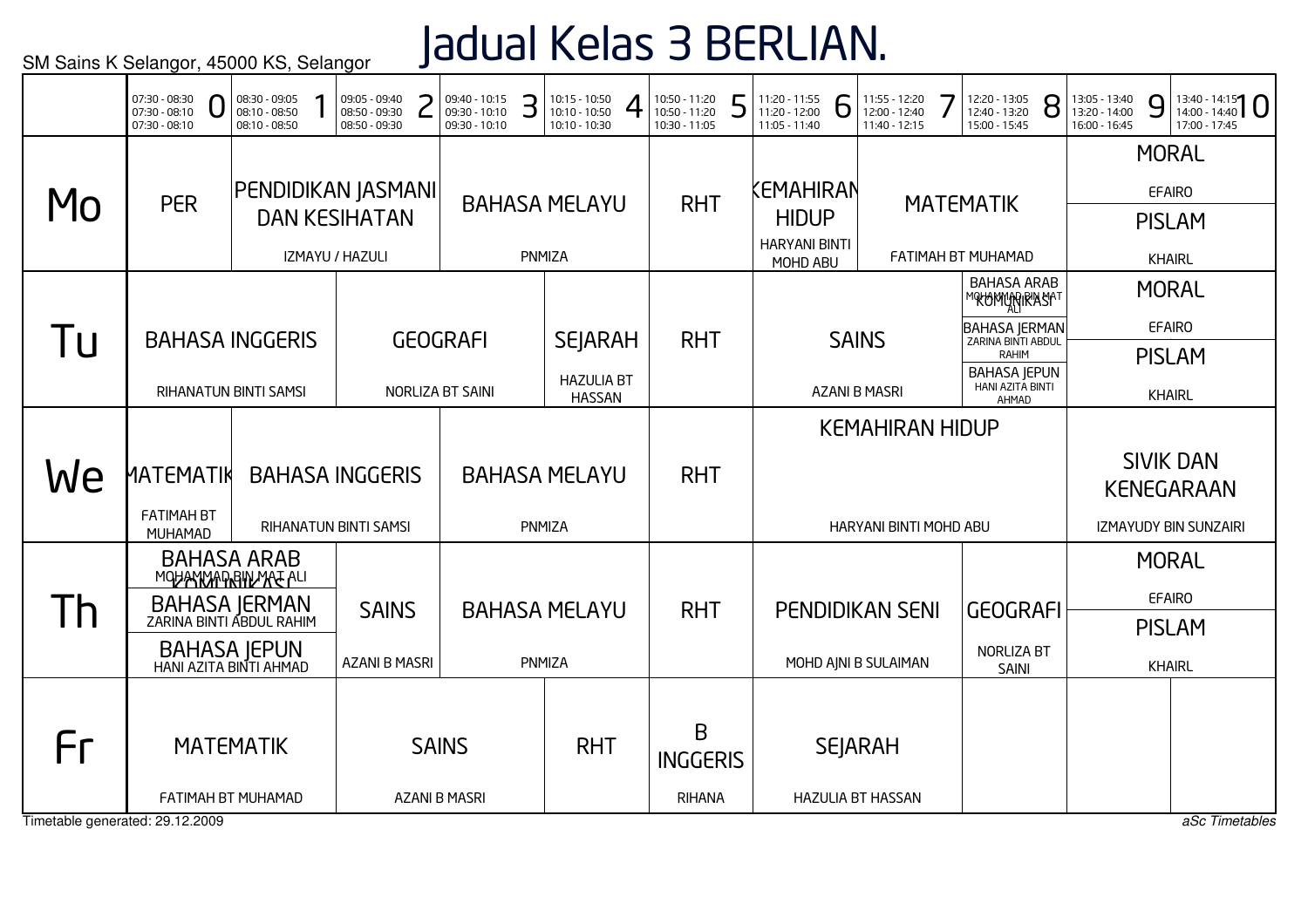SM Sains K Selangor, 45000 KS, Selangor

# Jadual Kelas 3 BERLIAN.

| | 0<br>07:30 - 08:30<br>07:30 - 08:10<br>07:30 - 08:10 | 1<br>08:30 - 09:05<br>08:10 - 08:50<br>08:10 - 08:50 | 2<br>09:05 - 09:40<br>08:50 - 09:30<br>08:50 - 09:30 | 3<br>09:40 - 10:15<br>09:30 - 10:10<br>09:30 - 10:10 | 4<br>10:15 - 10:50<br>10:10 - 10:50<br>10:10 - 10:30 | 5<br>10:50 - 11:20<br>10:50 - 11:20<br>10:30 - 11:05 | 6<br>11:20 - 11:55<br>11:20 - 12:00<br>11:05 - 11:40 | 7<br>11:55 - 12:20<br>12:00 - 12:40<br>11:40 - 12:15 | 8<br>12:20 - 13:05<br>12:40 - 13:20<br>15:00 - 15:45 | 9<br>13:05 - 13:40<br>13:20 - 14:00<br>16:00 - 16:45 | 10<br>13:40 - 14:15<br>14:00 - 14:40<br>17:00 - 17:45 |
|---|---|---|---|---|---|---|---|---|---|---|---|
| Mo | PER | PENDIDIKAN JASMANI DAN KESIHATAN<br>IZMAYU / HAZULI | | BAHASA MELAYU<br>PNMIZA | | RHT | KEMAHIRAN HIDUP<br>HARYANI BINTI MOHD ABU | MATEMATIK<br>FATIMAH BT MUHAMAD | | MORAL<br>EFAIRO<br>PISLAM<br>KHAIRL | |
| Tu | BAHASA INGGERIS<br>RIHANATUN BINTI SAMSI | | GEOGRAFI<br>NORLIZA BT SAINI | | SEJARAH<br>HAZULIA BT HASSAN | RHT | SAINS<br>AZANI B MASRI | | BAHASA ARAB KOMUNIKASI<br>MOHAMMAD BIN MAT ALI<br>BAHASA JERMAN<br>ZARINA BINTI ABDUL RAHIM<br>BAHASA JEPUN<br>HANI AZITA BINTI AHMAD | MORAL<br>EFAIRO<br>PISLAM<br>KHAIRL | |
| We | MATEMATIK<br>FATIMAH BT MUHAMAD | BAHASA INGGERIS<br>RIHANATUN BINTI SAMSI | | BAHASA MELAYU<br>PNMIZA | | RHT | KEMAHIRAN HIDUP<br>HARYANI BINTI MOHD ABU | | | SIVIK DAN KENEGARAAN<br>IZMAYUDY BIN SUNZAIRI | |
| Th | BAHASA ARAB KOMUNIKASI<br>MOHAMMAD BIN MAT ALI<br>BAHASA JERMAN<br>ZARINA BINTI ABDUL RAHIM<br>BAHASA JEPUN<br>HANI AZITA BINTI AHMAD | | SAINS<br>AZANI B MASRI | BAHASA MELAYU<br>PNMIZA | | RHT | PENDIDIKAN SENI<br>MOHD AJNI B SULAIMAN | | GEOGRAFI<br>NORLIZA BT SAINI | MORAL<br>EFAIRO<br>PISLAM<br>KHAIRL | |
| Fr | MATEMATIK<br>FATIMAH BT MUHAMAD | | SAINS<br>AZANI B MASRI | | RHT | B INGGERIS<br>RIHANA | SEJARAH<br>HAZULIA BT HASSAN | | | | |

Timetable generated: 29.12.2009

*aSc Timetables*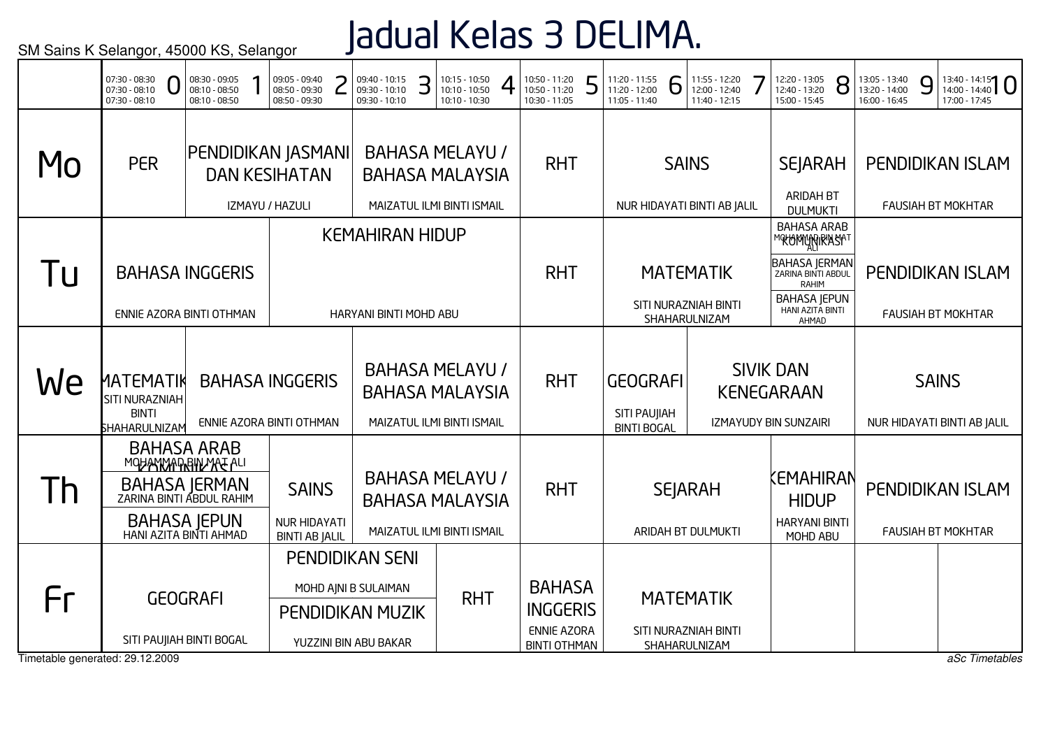SM Sains K Selangor, 45000 KS, Selangor

# Jadual Kelas 3 DELIMA.

| | 0<br>07:30 - 08:30<br>07:30 - 08:10<br>07:30 - 08:10 | 1<br>08:30 - 09:05<br>08:10 - 08:50<br>08:10 - 08:50 | 2<br>09:05 - 09:40<br>08:50 - 09:30<br>08:50 - 09:30 | 3<br>09:40 - 10:15<br>09:30 - 10:10<br>09:30 - 10:10 | 4<br>10:15 - 10:50<br>10:10 - 10:50<br>10:10 - 10:30 | 5<br>10:50 - 11:20<br>10:50 - 11:20<br>10:30 - 11:05 | 6<br>11:20 - 11:55<br>11:20 - 12:00<br>11:05 - 11:40 | 7<br>11:55 - 12:20<br>12:00 - 12:40<br>11:40 - 12:15 | 8<br>12:20 - 13:05<br>12:40 - 13:20<br>15:00 - 15:45 | 9<br>13:05 - 13:40<br>13:20 - 14:00<br>16:00 - 16:45 | 10<br>13:40 - 14:15<br>14:00 - 14:40<br>17:00 - 17:45 |
|---|---|---|---|---|---|---|---|---|---|---|---|
| Mo | PER | PENDIDIKAN JASMANI DAN KESIHATAN<br>IZMAYU / HAZULI | | BAHASA MELAYU / BAHASA MALAYSIA<br>MAIZATUL ILMI BINTI ISMAIL | | RHT | SAINS<br>NUR HIDAYATI BINTI AB JALIL | | SEJARAH<br>ARIDAH BT DULMUKTI | PENDIDIKAN ISLAM<br>FAUSIAH BT MOKHTAR | |
| Tu | BAHASA INGGERIS<br>ENNIE AZORA BINTI OTHMAN | | KEMAHIRAN HIDUP<br>HARYANI BINTI MOHD ABU | | | RHT | MATEMATIK<br>SITI NURAZNIAH BINTI SHAHARULNIZAM | | BAHASA ARAB KOMUNIKASI<br>MOHAMMAD BIN MAT ALI<br>BAHASA JERMAN<br>ZARINA BINTI ABDUL RAHIM<br>BAHASA JEPUN<br>HANI AZITA BINTI AHMAD | PENDIDIKAN ISLAM<br>FAUSIAH BT MOKHTAR | |
| We | MATEMATIK<br>SITI NURAZNIAH BINTI SHAHARULNIZAM | BAHASA INGGERIS<br>ENNIE AZORA BINTI OTHMAN | | BAHASA MELAYU / BAHASA MALAYSIA<br>MAIZATUL ILMI BINTI ISMAIL | | RHT | GEOGRAFI<br>SITI PAUJIAH BINTI BOGAL | SIVIK DAN KENEGARAAN<br>IZMAYUDY BIN SUNZAIRI | | SAINS<br>NUR HIDAYATI BINTI AB JALIL | |
| Th | BAHASA ARAB KOMUNIKASI<br>MOHAMMAD BIN MAT ALI<br>BAHASA JERMAN<br>ZARINA BINTI ABDUL RAHIM<br>BAHASA JEPUN<br>HANI AZITA BINTI AHMAD | | SAINS<br>NUR HIDAYATI BINTI AB JALIL | BAHASA MELAYU / BAHASA MALAYSIA<br>MAIZATUL ILMI BINTI ISMAIL | | RHT | SEJARAH<br>ARIDAH BT DULMUKTI | | KEMAHIRAN HIDUP<br>HARYANI BINTI MOHD ABU | PENDIDIKAN ISLAM<br>FAUSIAH BT MOKHTAR | |
| Fr | GEOGRAFI<br>SITI PAUJIAH BINTI BOGAL | | PENDIDIKAN SENI<br>MOHD AJNI B SULAIMAN<br>PENDIDIKAN MUZIK<br>YUZZINI BIN ABU BAKAR | | RHT | BAHASA INGGERIS<br>ENNIE AZORA BINTI OTHMAN | MATEMATIK<br>SITI NURAZNIAH BINTI SHAHARULNIZAM | | | | |

Timetable generated: 29.12.2009

*aSc Timetables*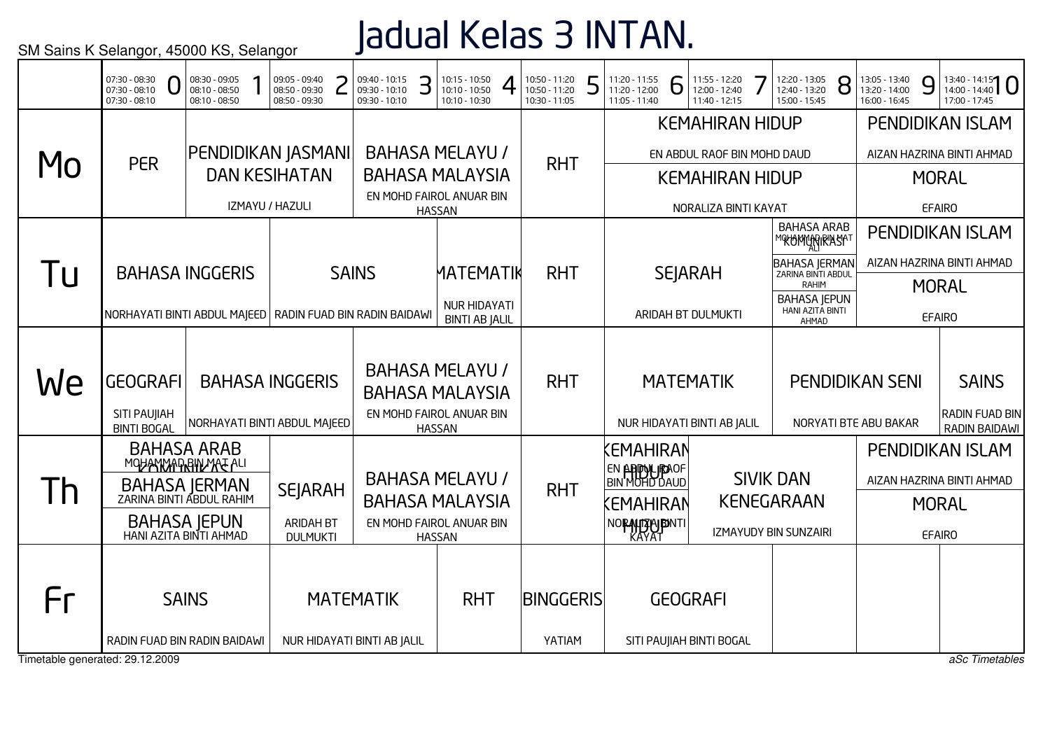SM Sains K Selangor, 45000 KS, Selangor

# Jadual Kelas 3 INTAN.

| | 0<br>07:30 - 08:30<br>07:30 - 08:10<br>07:30 - 08:10 | 1<br>08:30 - 09:05<br>08:10 - 08:50<br>08:10 - 08:50 | 2<br>09:05 - 09:40<br>08:50 - 09:30<br>08:50 - 09:30 | 3<br>09:40 - 10:15<br>09:30 - 10:10<br>09:30 - 10:10 | 4<br>10:15 - 10:50<br>10:10 - 10:50<br>10:10 - 10:30 | 5<br>10:50 - 11:20<br>10:50 - 11:20<br>10:30 - 11:05 | 6<br>11:20 - 11:55<br>11:20 - 12:00<br>11:05 - 11:40 | 7<br>11:55 - 12:20<br>12:00 - 12:40<br>11:40 - 12:15 | 8<br>12:20 - 13:05<br>12:40 - 13:20<br>15:00 - 15:45 | 9<br>13:05 - 13:40<br>13:20 - 14:00<br>16:00 - 16:45 | 10<br>13:40 - 14:15<br>14:00 - 14:40<br>17:00 - 17:45 |
|---|---|---|---|---|---|---|---|---|---|---|---|
| Mo | PER | PENDIDIKAN JASMANI DAN KESIHATAN<br>IZMAYU / HAZULI | | BAHASA MELAYU / BAHASA MALAYSIA<br>EN MOHD FAIROL ANUAR BIN HASSAN | | RHT | KEMAHIRAN HIDUP<br>EN ABDUL RAOF BIN MOHD DAUD<br>KEMAHIRAN HIDUP<br>NORALIZA BINTI KAYAT | | | PENDIDIKAN ISLAM<br>AIZAN HAZRINA BINTI AHMAD<br>MORAL<br>EFAIRO | |
| Tu | BAHASA INGGERIS<br>NORHAYATI BINTI ABDUL MAJEED | | SAINS<br>RADIN FUAD BIN RADIN BAIDAWI | | MATEMATIK<br>NUR HIDAYATI BINTI AB JALIL | RHT | SEJARAH<br>ARIDAH BT DULMUKTI | | BAHASA ARAB KOMUNIKASI<br>MOHAMMAD BIN MAT ALI<br>BAHASA JERMAN<br>ZARINA BINTI ABDUL RAHIM<br>BAHASA JEPUN<br>HANI AZITA BINTI AHMAD | PENDIDIKAN ISLAM<br>AIZAN HAZRINA BINTI AHMAD<br>MORAL<br>EFAIRO | |
| We | GEOGRAFI<br>SITI PAUJIAH BINTI BOGAL | BAHASA INGGERIS<br>NORHAYATI BINTI ABDUL MAJEED | | BAHASA MELAYU / BAHASA MALAYSIA<br>EN MOHD FAIROL ANUAR BIN HASSAN | | RHT | MATEMATIK<br>NUR HIDAYATI BINTI AB JALIL | | PENDIDIKAN SENI<br>NORYATI BTE ABU BAKAR | | SAINS<br>RADIN FUAD BIN RADIN BAIDAWI |
| Th | BAHASA ARAB KOMUNIKASI<br>MOHAMMAD BIN MAT ALI<br>BAHASA JERMAN<br>ZARINA BINTI ABDUL RAHIM<br>BAHASA JEPUN<br>HANI AZITA BINTI AHMAD | | SEJARAH<br>ARIDAH BT DULMUKTI | BAHASA MELAYU / BAHASA MALAYSIA<br>EN MOHD FAIROL ANUAR BIN HASSAN | | RHT | KEMAHIRAN HIDUP<br>EN ABDUL RAOF BIN MOHD DAUD<br>KEMAHIRAN HIDUP<br>NORALIZA BINTI KAYAT | SIVIK DAN KENEGARAAN<br>IZMAYUDY BIN SUNZAIRI | | PENDIDIKAN ISLAM<br>AIZAN HAZRINA BINTI AHMAD<br>MORAL<br>EFAIRO | |
| Fr | SAINS<br>RADIN FUAD BIN RADIN BAIDAWI | | MATEMATIK<br>NUR HIDAYATI BINTI AB JALIL | | RHT | BINGGERIS<br>YATIAM | GEOGRAFI<br>SITI PAUJIAH BINTI BOGAL | | | | |

Timetable generated: 29.12.2009

*aSc Timetables*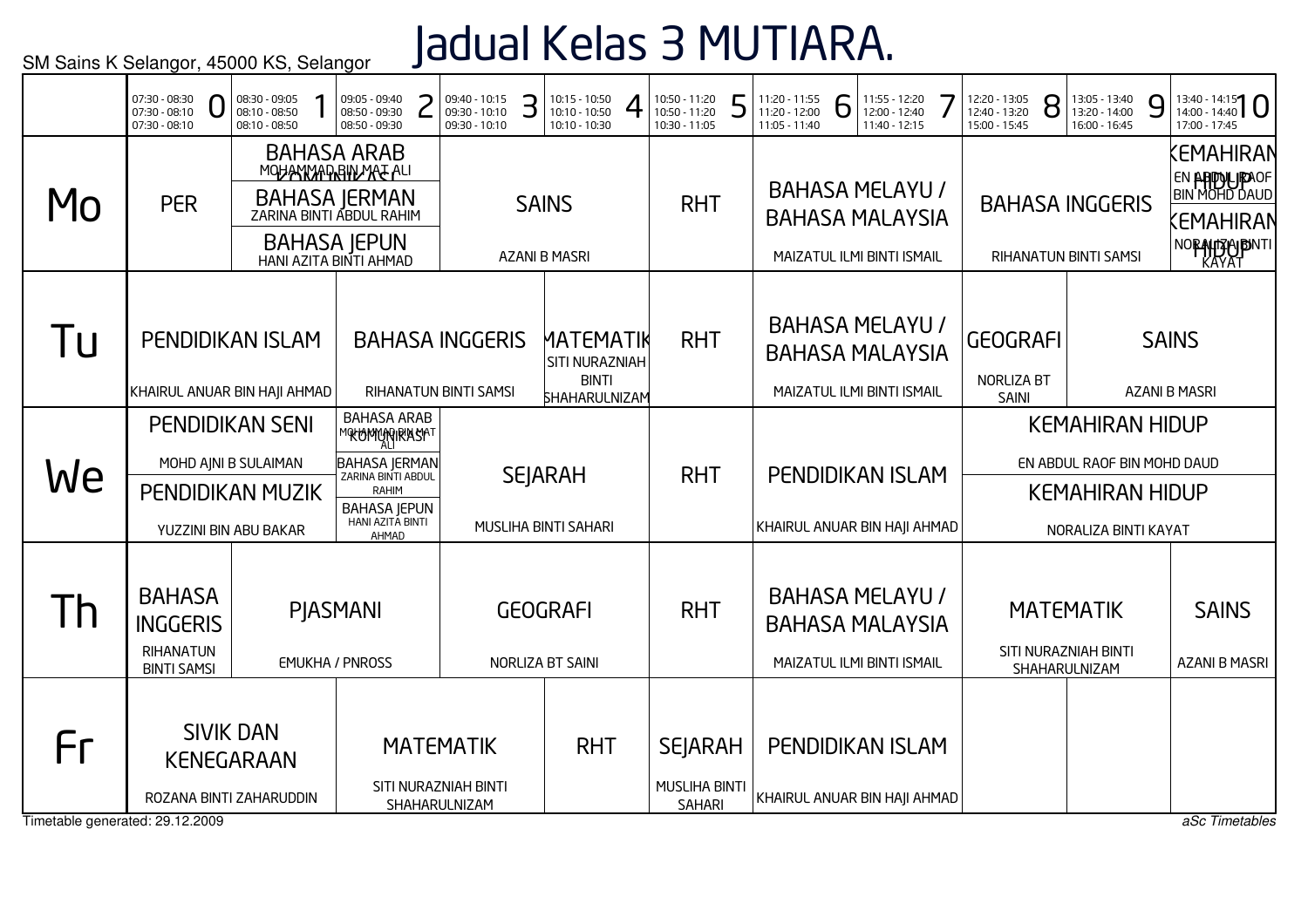SM Sains K Selangor, 45000 KS, Selangor

# Jadual Kelas 3 MUTIARA.

| | 0<br>07:30 - 08:30<br>07:30 - 08:10<br>07:30 - 08:10 | 1<br>08:30 - 09:05<br>08:10 - 08:50<br>08:10 - 08:50 | 2<br>09:05 - 09:40<br>08:50 - 09:30<br>08:50 - 09:30 | 3<br>09:40 - 10:15<br>09:30 - 10:10<br>09:30 - 10:10 | 4<br>10:15 - 10:50<br>10:10 - 10:50<br>10:10 - 10:30 | 5<br>10:50 - 11:20<br>10:50 - 11:20<br>10:30 - 11:05 | 6<br>11:20 - 11:55<br>11:20 - 12:00<br>11:05 - 11:40 | 7<br>11:55 - 12:20<br>12:00 - 12:40<br>11:40 - 12:15 | 8<br>12:20 - 13:05<br>12:40 - 13:20<br>15:00 - 15:45 | 9<br>13:05 - 13:40<br>13:20 - 14:00<br>16:00 - 16:45 | 10<br>13:40 - 14:15<br>14:00 - 14:40<br>17:00 - 17:45 |
|---|---|---|---|---|---|---|---|---|---|---|---|
| Mo | PER | BAHASA ARAB / KOMUNIKASI (MOHAMMAD BIN MAT ALI); BAHASA JERMAN (ZARINA BINTI ABDUL RAHIM); BAHASA JEPUN (HANI AZITA BINTI AHMAD) | | SAINS<br>AZANI B MASRI | | RHT | BAHASA MELAYU / BAHASA MALAYSIA<br>MAIZATUL ILMI BINTI ISMAIL | | BAHASA INGGERIS<br>RIHANATUN BINTI SAMSI | | KEMAHIRAN HIDUP (EN ABDUL RAOF BIN MOHD DAUD); KEMAHIRAN HIDUP (NORALIZA BINTI KAYAT) |
| Tu | PENDIDIKAN ISLAM<br>KHAIRUL ANUAR BIN HAJI AHMAD | | BAHASA INGGERIS<br>RIHANATUN BINTI SAMSI | | MATEMATIK<br>SITI NURAZNIAH BINTI SHAHARULNIZAM | RHT | BAHASA MELAYU / BAHASA MALAYSIA<br>MAIZATUL ILMI BINTI ISMAIL | | GEOGRAFI<br>NORLIZA BT SAINI | SAINS<br>AZANI B MASRI | |
| We | PENDIDIKAN SENI (MOHD AJNI B SULAIMAN); PENDIDIKAN MUZIK (YUZZINI BIN ABU BAKAR) | | BAHASA ARAB / KOMUNIKASI (MOHAMMAD BIN MAT ALI); BAHASA JERMAN (ZARINA BINTI ABDUL RAHIM); BAHASA JEPUN (HANI AZITA BINTI AHMAD) | SEJARAH<br>MUSLIHA BINTI SAHARI | | RHT | PENDIDIKAN ISLAM<br>KHAIRUL ANUAR BIN HAJI AHMAD | | KEMAHIRAN HIDUP (EN ABDUL RAOF BIN MOHD DAUD); KEMAHIRAN HIDUP (NORALIZA BINTI KAYAT) | | |
| Th | BAHASA INGGERIS<br>RIHANATUN BINTI SAMSI | PJASMANI<br>EMUKHA / PNROSS | | GEOGRAFI<br>NORLIZA BT SAINI | | RHT | BAHASA MELAYU / BAHASA MALAYSIA<br>MAIZATUL ILMI BINTI ISMAIL | | MATEMATIK<br>SITI NURAZNIAH BINTI SHAHARULNIZAM | | SAINS<br>AZANI B MASRI |
| Fr | SIVIK DAN KENEGARAAN<br>ROZANA BINTI ZAHARUDDIN | | MATEMATIK<br>SITI NURAZNIAH BINTI SHAHARULNIZAM | | RHT | SEJARAH<br>MUSLIHA BINTI SAHARI | PENDIDIKAN ISLAM<br>KHAIRUL ANUAR BIN HAJI AHMAD | | | | |

Timetable generated: 29.12.2009

*aSc Timetables*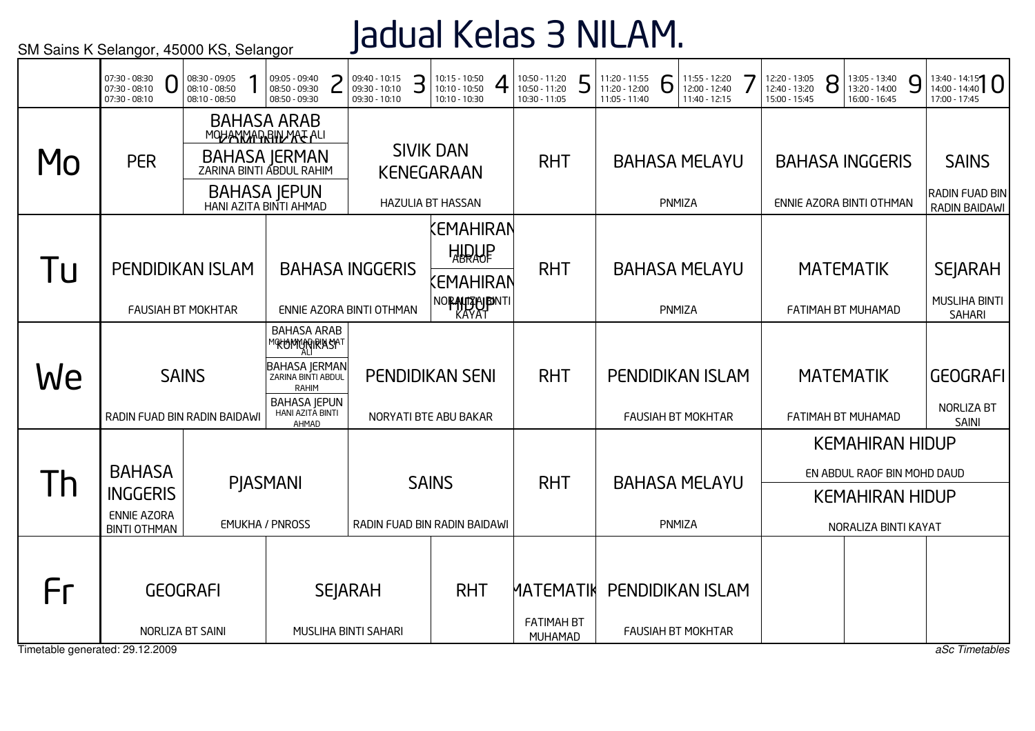SM Sains K Selangor, 45000 KS, Selangor

# Jadual Kelas 3 NILAM.

| | 0<br>07:30 - 08:30<br>07:30 - 08:10<br>07:30 - 08:10 | 1<br>08:30 - 09:05<br>08:10 - 08:50<br>08:10 - 08:50 | 2<br>09:05 - 09:40<br>08:50 - 09:30<br>08:50 - 09:30 | 3<br>09:40 - 10:15<br>09:30 - 10:10<br>09:30 - 10:10 | 4<br>10:15 - 10:50<br>10:10 - 10:50<br>10:10 - 10:30 | 5<br>10:50 - 11:20<br>10:50 - 11:20<br>10:30 - 11:05 | 6<br>11:20 - 11:55<br>11:20 - 12:00<br>11:05 - 11:40 | 7<br>11:55 - 12:20<br>12:00 - 12:40<br>11:40 - 12:15 | 8<br>12:20 - 13:05<br>12:40 - 13:20<br>15:00 - 15:45 | 9<br>13:05 - 13:40<br>13:20 - 14:00<br>16:00 - 16:45 | 10<br>13:40 - 14:15<br>14:00 - 14:40<br>17:00 - 17:45 |
|---|---|---|---|---|---|---|---|---|---|---|---|
| **Mo** | PER | BAHASA ARAB KOMUNIKASI<br>MOHAMMAD BIN MAT ALI<br>BAHASA JERMAN<br>ZARINA BINTI ABDUL RAHIM<br>BAHASA JEPUN<br>HANI AZITA BINTI AHMAD | | SIVIK DAN KENEGARAAN<br>HAZULIA BT HASSAN | | RHT | BAHASA MELAYU<br>PNMIZA | | BAHASA INGGERIS<br>ENNIE AZORA BINTI OTHMAN | | SAINS<br>RADIN FUAD BIN RADIN BAIDAWI |
| **Tu** | PENDIDIKAN ISLAM<br>FAUSIAH BT MOKHTAR | | BAHASA INGGERIS<br>ENNIE AZORA BINTI OTHMAN | | KEMAHIRAN HIDUP<br>ABRAOF<br>KEMAHIRAN HIDUP<br>NORALIZA BINTI KAYAT | RHT | BAHASA MELAYU<br>PNMIZA | | MATEMATIK<br>FATIMAH BT MUHAMAD | | SEJARAH<br>MUSLIHA BINTI SAHARI |
| **We** | SAINS<br>RADIN FUAD BIN RADIN BAIDAWI | | BAHASA ARAB KOMUNIKASI<br>MOHAMMAD BIN MAT ALI<br>BAHASA JERMAN<br>ZARINA BINTI ABDUL RAHIM<br>BAHASA JEPUN<br>HANI AZITA BINTI AHMAD | PENDIDIKAN SENI<br>NORYATI BTE ABU BAKAR | | RHT | PENDIDIKAN ISLAM<br>FAUSIAH BT MOKHTAR | | MATEMATIK<br>FATIMAH BT MUHAMAD | | GEOGRAFI<br>NORLIZA BT SAINI |
| **Th** | BAHASA INGGERIS<br>ENNIE AZORA BINTI OTHMAN | PJASMANI<br>EMUKHA / PNROSS | | SAINS<br>RADIN FUAD BIN RADIN BAIDAWI | | RHT | BAHASA MELAYU<br>PNMIZA | | KEMAHIRAN HIDUP<br>EN ABDUL RAOF BIN MOHD DAUD<br>KEMAHIRAN HIDUP<br>NORALIZA BINTI KAYAT | | |
| **Fr** | GEOGRAFI<br>NORLIZA BT SAINI | | SEJARAH<br>MUSLIHA BINTI SAHARI | | RHT | MATEMATIK<br>FATIMAH BT MUHAMAD | PENDIDIKAN ISLAM<br>FAUSIAH BT MOKHTAR | | | | |

Timetable generated: 29.12.2009

*aSc Timetables*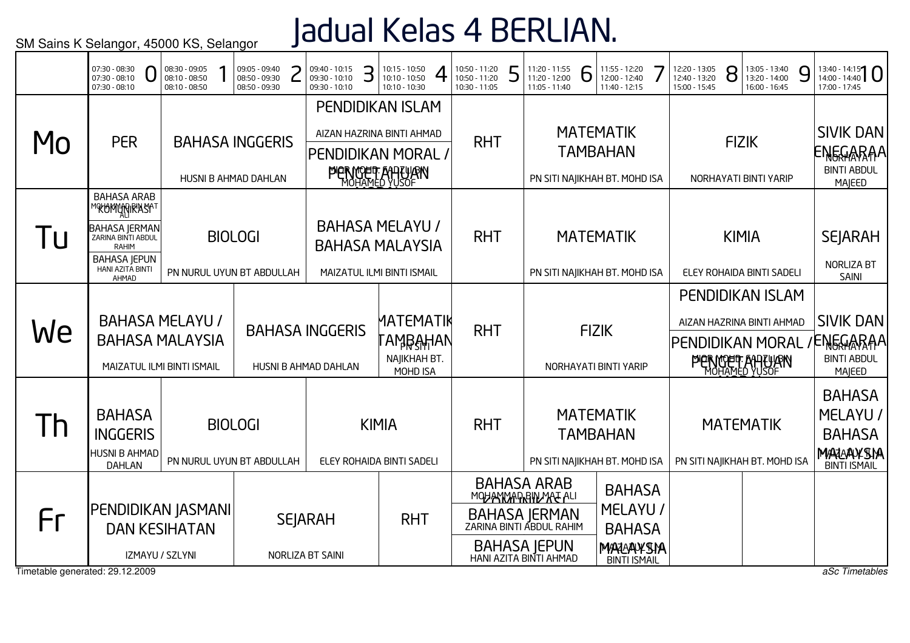SM Sains K Selangor, 45000 KS, Selangor

# Jadual Kelas 4 BERLIAN.

| | 0<br>07:30 - 08:30<br>07:30 - 08:10<br>07:30 - 08:10 | 1<br>08:30 - 09:05<br>08:10 - 08:50<br>08:10 - 08:50 | 2<br>09:05 - 09:40<br>08:50 - 09:30<br>08:50 - 09:30 | 3<br>09:40 - 10:15<br>09:30 - 10:10<br>09:30 - 10:10 | 4<br>10:15 - 10:50<br>10:10 - 10:50<br>10:10 - 10:30 | 5<br>10:50 - 11:20<br>10:50 - 11:20<br>10:30 - 11:05 | 6<br>11:20 - 11:55<br>11:20 - 12:00<br>11:05 - 11:40 | 7<br>11:55 - 12:20<br>12:00 - 12:40<br>11:40 - 12:15 | 8<br>12:20 - 13:05<br>12:40 - 13:20<br>15:00 - 15:45 | 9<br>13:05 - 13:40<br>13:20 - 14:00<br>16:00 - 16:45 | 10<br>13:40 - 14:15<br>14:00 - 14:40<br>17:00 - 17:45 |
|---|---|---|---|---|---|---|---|---|---|---|---|
| Mo | PER | BAHASA INGGERIS<br>HUSNI B AHMAD DAHLAN | | PENDIDIKAN ISLAM<br>AIZAN HAZRINA BINTI AHMAD<br>PENDIDIKAN MORAL / PENGETAHUAN MORAL<br>MIOR MOHD. FADZILBIN MOHAMED YUSOF | | RHT | MATEMATIK TAMBAHAN<br>PN SITI NAJIKHAH BT. MOHD ISA | | FIZIK<br>NORHAYATI BINTI YARIP | | SIVIK DAN ENEGARAAN<br>NORHAYATI BINTI ABDUL MAJEED |
| Tu | BAHASA ARAB KOMUNIKASI<br>MOHAMMAD BIN MAT ALI<br>BAHASA JERMAN<br>ZARINA BINTI ABDUL RAHIM<br>BAHASA JEPUN<br>HANI AZITA BINTI AHMAD | BIOLOGI<br>PN NURUL UYUN BT ABDULLAH | | BAHASA MELAYU / BAHASA MALAYSIA<br>MAIZATUL ILMI BINTI ISMAIL | | RHT | MATEMATIK<br>PN SITI NAJIKHAH BT. MOHD ISA | | KIMIA<br>ELEY ROHAIDA BINTI SADELI | | SEJARAH<br>NORLIZA BT SAINI |
| We | BAHASA MELAYU / BAHASA MALAYSIA<br>MAIZATUL ILMI BINTI ISMAIL | | BAHASA INGGERIS<br>HUSNI B AHMAD DAHLAN | | MATEMATIK TAMBAHAN<br>PN SITI NAJIKHAH BT. MOHD ISA | RHT | FIZIK<br>NORHAYATI BINTI YARIP | | PENDIDIKAN ISLAM<br>AIZAN HAZRINA BINTI AHMAD<br>PENDIDIKAN MORAL / PENGETAHUAN MORAL<br>MIOR MOHD. FADZILBIN MOHAMED YUSOF | | SIVIK DAN ENEGARAAN<br>NORHAYATI BINTI ABDUL MAJEED |
| Th | BAHASA INGGERIS<br>HUSNI B AHMAD DAHLAN | BIOLOGI<br>PN NURUL UYUN BT ABDULLAH | | KIMIA<br>ELEY ROHAIDA BINTI SADELI | | RHT | MATEMATIK TAMBAHAN<br>PN SITI NAJIKHAH BT. MOHD ISA | | MATEMATIK<br>PN SITI NAJIKHAH BT. MOHD ISA | | BAHASA MELAYU / BAHASA MALAYSIA<br>MAIZATUL ILMI BINTI ISMAIL |
| Fr | PENDIDIKAN JASMANI DAN KESIHATAN<br>IZMAYU / SZLYNI | | SEJARAH<br>NORLIZA BT SAINI | | RHT | BAHASA ARAB KOMUNIKASI<br>MOHAMMAD BIN MAT ALI<br>BAHASA JERMAN<br>ZARINA BINTI ABDUL RAHIM<br>BAHASA JEPUN<br>HANI AZITA BINTI AHMAD | | BAHASA MELAYU / BAHASA MALAYSIA<br>MAIZATUL ILMI BINTI ISMAIL | | | |

Timetable generated: 29.12.2009

*aSc Timetables*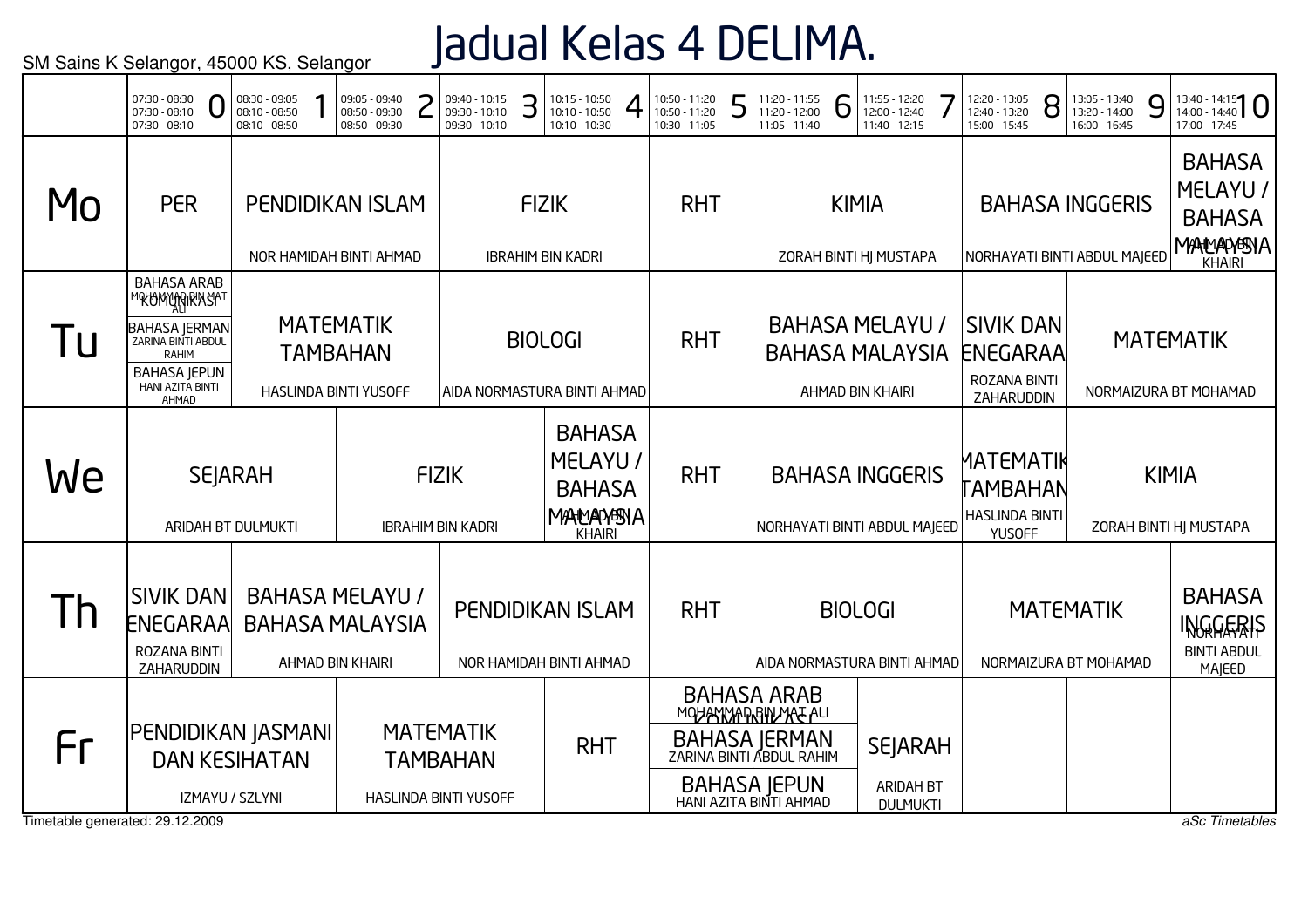SM Sains K Selangor, 45000 KS, Selangor

# Jadual Kelas 4 DELIMA.

| | 0<br>07:30 - 08:30<br>07:30 - 08:10<br>07:30 - 08:10 | 1<br>08:30 - 09:05<br>08:10 - 08:50<br>08:10 - 08:50 | 2<br>09:05 - 09:40<br>08:50 - 09:30<br>08:50 - 09:30 | 3<br>09:40 - 10:15<br>09:30 - 10:10<br>09:30 - 10:10 | 4<br>10:15 - 10:50<br>10:10 - 10:50<br>10:10 - 10:30 | 5<br>10:50 - 11:20<br>10:50 - 11:20<br>10:30 - 11:05 | 6<br>11:20 - 11:55<br>11:20 - 12:00<br>11:05 - 11:40 | 7<br>11:55 - 12:20<br>12:00 - 12:40<br>11:40 - 12:15 | 8<br>12:20 - 13:05<br>12:40 - 13:20<br>15:00 - 15:45 | 9<br>13:05 - 13:40<br>13:20 - 14:00<br>16:00 - 16:45 | 10<br>13:40 - 14:15<br>14:00 - 14:40<br>17:00 - 17:45 |
|---|---|---|---|---|---|---|---|---|---|---|---|
| Mo | PER | PENDIDIKAN ISLAM<br>NOR HAMIDAH BINTI AHMAD | | FIZIK<br>IBRAHIM BIN KADRI | | RHT | KIMIA<br>ZORAH BINTI HJ MUSTAPA | | BAHASA INGGERIS<br>NORHAYATI BINTI ABDUL MAJEED | | BAHASA MELAYU / BAHASA MALAYSIA<br>AHMAD BIN KHAIRI |
| Tu | BAHASA ARAB KOMUNIKASI<br>MOHAMMAD BIN MAT ALI<br>BAHASA JERMAN<br>ZARINA BINTI ABDUL RAHIM<br>BAHASA JEPUN<br>HANI AZITA BINTI AHMAD | MATEMATIK TAMBAHAN<br>HASLINDA BINTI YUSOFF | | BIOLOGI<br>AIDA NORMASTURA BINTI AHMAD | | RHT | BAHASA MELAYU / BAHASA MALAYSIA<br>AHMAD BIN KHAIRI | | SIVIK DAN KENEGARAAN<br>ROZANA BINTI ZAHARUDDIN | MATEMATIK<br>NORMAIZURA BT MOHAMAD | |
| We | SEJARAH<br>ARIDAH BT DULMUKTI | | FIZIK<br>IBRAHIM BIN KADRI | | BAHASA MELAYU / BAHASA MALAYSIA<br>AHMAD BIN KHAIRI | RHT | BAHASA INGGERIS<br>NORHAYATI BINTI ABDUL MAJEED | | MATEMATIK TAMBAHAN<br>HASLINDA BINTI YUSOFF | KIMIA<br>ZORAH BINTI HJ MUSTAPA | |
| Th | SIVIK DAN KENEGARAAN<br>ROZANA BINTI ZAHARUDDIN | BAHASA MELAYU / BAHASA MALAYSIA<br>AHMAD BIN KHAIRI | | PENDIDIKAN ISLAM<br>NOR HAMIDAH BINTI AHMAD | | RHT | BIOLOGI<br>AIDA NORMASTURA BINTI AHMAD | | MATEMATIK<br>NORMAIZURA BT MOHAMAD | | BAHASA INGGERIS<br>NORHAYATI BINTI ABDUL MAJEED |
| Fr | PENDIDIKAN JASMANI DAN KESIHATAN<br>IZMAYU / SZLYNI | | MATEMATIK TAMBAHAN<br>HASLINDA BINTI YUSOFF | | RHT | BAHASA ARAB KOMUNIKASI<br>MOHAMMAD BIN MAT ALI<br>BAHASA JERMAN<br>ZARINA BINTI ABDUL RAHIM<br>BAHASA JEPUN<br>HANI AZITA BINTI AHMAD | | SEJARAH<br>ARIDAH BT DULMUKTI | | | |

Timetable generated: 29.12.2009

*aSc Timetables*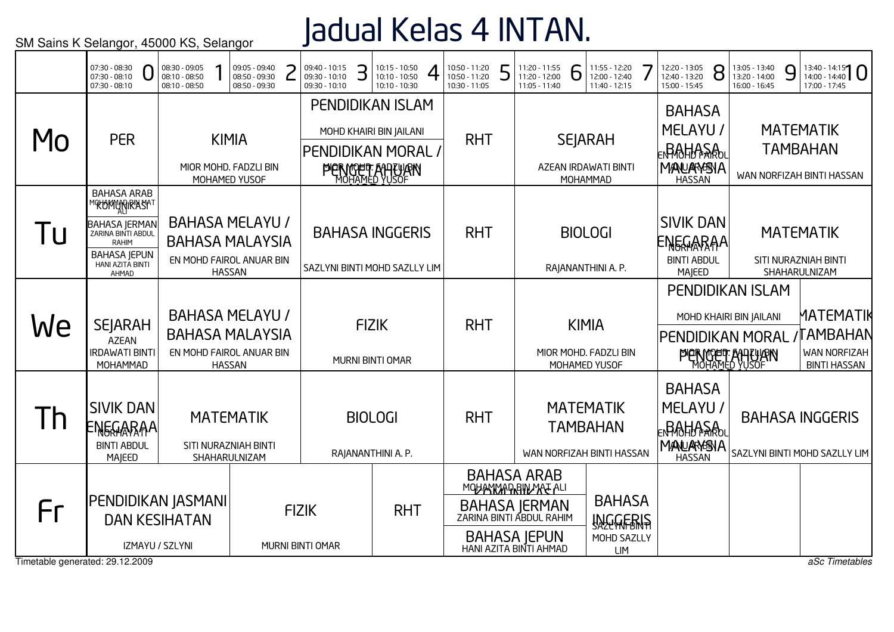SM Sains K Selangor, 45000 KS, Selangor

# Jadual Kelas 4 INTAN.

| | 0<br>07:30 - 08:30<br>07:30 - 08:10<br>07:30 - 08:10 | 1<br>08:30 - 09:05<br>08:10 - 08:50<br>08:10 - 08:50 | 2<br>09:05 - 09:40<br>08:50 - 09:30<br>08:50 - 09:30 | 3<br>09:40 - 10:15<br>09:30 - 10:10<br>09:30 - 10:10 | 4<br>10:15 - 10:50<br>10:10 - 10:50<br>10:10 - 10:30 | 5<br>10:50 - 11:20<br>10:50 - 11:20<br>10:30 - 11:05 | 6<br>11:20 - 11:55<br>11:20 - 12:00<br>11:05 - 11:40 | 7<br>11:55 - 12:20<br>12:00 - 12:40<br>11:40 - 12:15 | 8<br>12:20 - 13:05<br>12:40 - 13:20<br>15:00 - 15:45 | 9<br>13:05 - 13:40<br>13:20 - 14:00<br>16:00 - 16:45 | 10<br>13:40 - 14:15<br>14:00 - 14:40<br>17:00 - 17:45 |
|---|---|---|---|---|---|---|---|---|---|---|---|
| Mo | PER | KIMIA<br>MIOR MOHD. FADZLI BIN MOHAMED YUSOF | | PENDIDIKAN ISLAM<br>MOHD KHAIRI BIN JAILANI<br>PENDIDIKAN MORAL / PENGETAHUAN<br>MIOR MOHD. FADZLI BIN MOHAMED YUSOF | | RHT | SEJARAH<br>AZEAN IRDAWATI BINTI MOHAMMAD | | BAHASA MELAYU / BAHASA MALAYSIA<br>EN MOHD FAIROL ANUAR BIN HASSAN | MATEMATIK TAMBAHAN<br>WAN NORFIZAH BINTI HASSAN | |
| Tu | BAHASA ARAB KOMUNIKASI<br>MOHAMMAD BIN MAT ALI<br>BAHASA JERMAN<br>ZARINA BINTI ABDUL RAHIM<br>BAHASA JEPUN<br>HANI AZITA BINTI AHMAD | BAHASA MELAYU / BAHASA MALAYSIA<br>EN MOHD FAIROL ANUAR BIN HASSAN | | BAHASA INGGERIS<br>SAZLYNI BINTI MOHD SAZLLY LIM | | RHT | BIOLOGI<br>RAJANANTHINI A. P. | | SIVIK DAN ENEGARAAN<br>NORHAYATI BINTI ABDUL MAJEED | MATEMATIK<br>SITI NURAZNIAH BINTI SHAHARULNIZAM | |
| We | SEJARAH<br>AZEAN IRDAWATI BINTI MOHAMMAD | BAHASA MELAYU / BAHASA MALAYSIA<br>EN MOHD FAIROL ANUAR BIN HASSAN | | FIZIK<br>MURNI BINTI OMAR | | RHT | KIMIA<br>MIOR MOHD. FADZLI BIN MOHAMED YUSOF | | PENDIDIKAN ISLAM<br>MOHD KHAIRI BIN JAILANI<br>PENDIDIKAN MORAL / PENGETAHUAN<br>MIOR MOHD. FADZLI BIN MOHAMED YUSOF | | MATEMATIK TAMBAHAN<br>WAN NORFIZAH BINTI HASSAN |
| Th | SIVIK DAN ENEGARAAN<br>NORHAYATI BINTI ABDUL MAJEED | MATEMATIK<br>SITI NURAZNIAH BINTI SHAHARULNIZAM | | BIOLOGI<br>RAJANANTHINI A. P. | | RHT | MATEMATIK TAMBAHAN<br>WAN NORFIZAH BINTI HASSAN | | BAHASA MELAYU / BAHASA MALAYSIA<br>EN MOHD FAIROL ANUAR BIN HASSAN | BAHASA INGGERIS<br>SAZLYNI BINTI MOHD SAZLLY LIM | |
| Fr | PENDIDIKAN JASMANI DAN KESIHATAN<br>IZMAYU / SZLYNI | | FIZIK<br>MURNI BINTI OMAR | | RHT | BAHASA ARAB KOMUNIKASI<br>MOHAMMAD BIN MAT ALI<br>BAHASA JERMAN<br>ZARINA BINTI ABDUL RAHIM<br>BAHASA JEPUN<br>HANI AZITA BINTI AHMAD | | BAHASA INGGERIS<br>SAZLYNI BINTI MOHD SAZLLY LIM | | | |

Timetable generated: 29.12.2009

*aSc Timetables*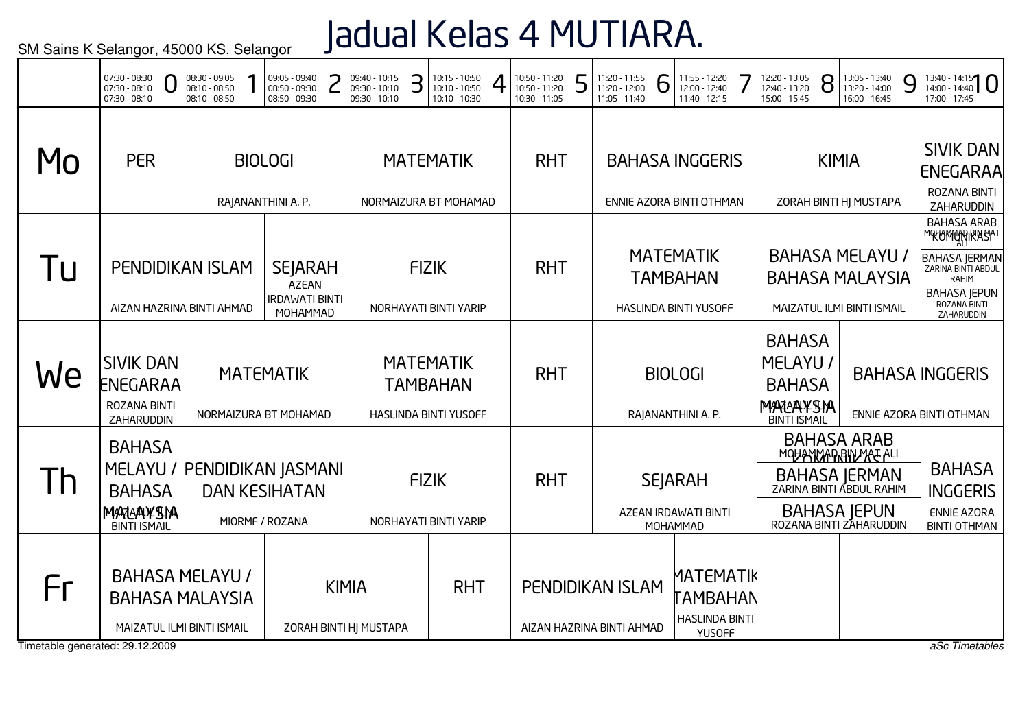SM Sains K Selangor, 45000 KS, Selangor

# Jadual Kelas 4 MUTIARA.

| | 0 | 1 | 2 | 3 | 4 | 5 | 6 | 7 | 8 | 9 | 10 |
|---|---|---|---|---|---|---|---|---|---|---|---|
| | 07:30 - 08:30<br>07:30 - 08:10<br>07:30 - 08:10 | 08:30 - 09:05<br>08:10 - 08:50<br>08:10 - 08:50 | 09:05 - 09:40<br>08:50 - 09:30<br>08:50 - 09:30 | 09:40 - 10:15<br>09:30 - 10:10<br>09:30 - 10:10 | 10:15 - 10:50<br>10:10 - 10:50<br>10:10 - 10:30 | 10:50 - 11:20<br>10:50 - 11:20<br>10:30 - 11:05 | 11:20 - 11:55<br>11:20 - 12:00<br>11:05 - 11:40 | 11:55 - 12:20<br>12:00 - 12:40<br>11:40 - 12:15 | 12:20 - 13:05<br>12:40 - 13:20<br>15:00 - 15:45 | 13:05 - 13:40<br>13:20 - 14:00<br>16:00 - 16:45 | 13:40 - 14:15<br>14:00 - 14:40<br>17:00 - 17:45 |
| **Mo** | PER | BIOLOGI<br>RAJANANTHINI A. P. | | MATEMATIK<br>NORMAIZURA BT MOHAMAD | | RHT | BAHASA INGGERIS<br>ENNIE AZORA BINTI OTHMAN | | KIMIA<br>ZORAH BINTI HJ MUSTAPA | | SIVIK DAN ENEGARAA<br>ROZANA BINTI ZAHARUDDIN |
| **Tu** | PENDIDIKAN ISLAM<br>AIZAN HAZRINA BINTI AHMAD | | SEJARAH<br>AZEAN IRDAWATI BINTI MOHAMMAD | FIZIK<br>NORHAYATI BINTI YARIP | | RHT | MATEMATIK TAMBAHAN<br>HASLINDA BINTI YUSOFF | | BAHASA MELAYU / BAHASA MALAYSIA<br>MAIZATUL ILMI BINTI ISMAIL | | BAHASA ARAB KOMUNIKASI<br>MOHAMMAD BIN MAT ALI<br>BAHASA JERMAN<br>ZARINA BINTI ABDUL RAHIM<br>BAHASA JEPUN<br>ROZANA BINTI ZAHARUDDIN |
| **We** | SIVIK DAN ENEGARAA<br>ROZANA BINTI ZAHARUDDIN | MATEMATIK<br>NORMAIZURA BT MOHAMAD | | MATEMATIK TAMBAHAN<br>HASLINDA BINTI YUSOFF | | RHT | BIOLOGI<br>RAJANANTHINI A. P. | | BAHASA MELAYU / BAHASA MALAYSIA<br>MAIZATUL ILMI BINTI ISMAIL | BAHASA INGGERIS<br>ENNIE AZORA BINTI OTHMAN | |
| **Th** | BAHASA MELAYU / BAHASA MALAYSIA<br>MAIZATUL ILMI BINTI ISMAIL | PENDIDIKAN JASMANI DAN KESIHATAN<br>MIORMF / ROZANA | | FIZIK<br>NORHAYATI BINTI YARIP | | RHT | SEJARAH<br>AZEAN IRDAWATI BINTI MOHAMMAD | | BAHASA ARAB KOMUNIKASI<br>MOHAMMAD BIN MAT ALI<br>BAHASA JERMAN<br>ZARINA BINTI ABDUL RAHIM<br>BAHASA JEPUN<br>ROZANA BINTI ZAHARUDDIN | | BAHASA INGGERIS<br>ENNIE AZORA BINTI OTHMAN |
| **Fr** | BAHASA MELAYU / BAHASA MALAYSIA<br>MAIZATUL ILMI BINTI ISMAIL | | KIMIA<br>ZORAH BINTI HJ MUSTAPA | | RHT | PENDIDIKAN ISLAM<br>AIZAN HAZRINA BINTI AHMAD | | MATEMATIK TAMBAHAN<br>HASLINDA BINTI YUSOFF | | | |

Timetable generated: 29.12.2009

*aSc Timetables*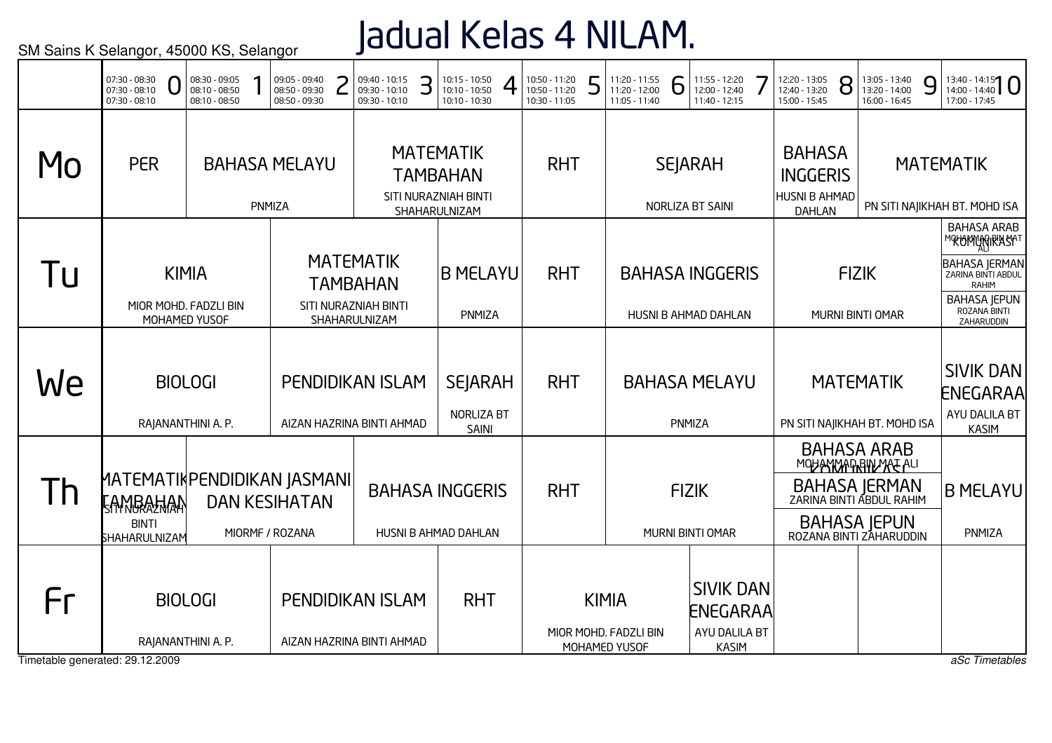SM Sains K Selangor, 45000 KS, Selangor

# Jadual Kelas 4 NILAM.

| | 0<br>07:30 - 08:30<br>07:30 - 08:10<br>07:30 - 08:10 | 1<br>08:30 - 09:05<br>08:10 - 08:50<br>08:10 - 08:50 | 2<br>09:05 - 09:40<br>08:50 - 09:30<br>08:50 - 09:30 | 3<br>09:40 - 10:15<br>09:30 - 10:10<br>09:30 - 10:10 | 4<br>10:15 - 10:50<br>10:10 - 10:50<br>10:10 - 10:30 | 5<br>10:50 - 11:20<br>10:50 - 11:20<br>10:30 - 11:05 | 6<br>11:20 - 11:55<br>11:20 - 12:00<br>11:05 - 11:40 | 7<br>11:55 - 12:20<br>12:00 - 12:40<br>11:40 - 12:15 | 8<br>12:20 - 13:05<br>12:40 - 13:20<br>15:00 - 15:45 | 9<br>13:05 - 13:40<br>13:20 - 14:00<br>16:00 - 16:45 | 10<br>13:40 - 14:15<br>14:00 - 14:40<br>17:00 - 17:45 |
|---|---|---|---|---|---|---|---|---|---|---|---|
| Mo | PER | BAHASA MELAYU<br>PNMIZA | | MATEMATIK TAMBAHAN<br>SITI NURAZNIAH BINTI SHAHARULNIZAM | | RHT | SEJARAH<br>NORLIZA BT SAINI | | BAHASA INGGERIS<br>HUSNI B AHMAD DAHLAN | MATEMATIK<br>PN SITI NAJIKHAH BT. MOHD ISA | |
| Tu | KIMIA<br>MIOR MOHD. FADZLI BIN MOHAMED YUSOF | | MATEMATIK TAMBAHAN<br>SITI NURAZNIAH BINTI SHAHARULNIZAM | | B MELAYU<br>PNMIZA | RHT | BAHASA INGGERIS<br>HUSNI B AHMAD DAHLAN | | FIZIK<br>MURNI BINTI OMAR | | BAHASA ARAB KOMUNIKASI<br>MOHAMMAD BIN MAT ALI<br>BAHASA JERMAN<br>ZARINA BINTI ABDUL RAHIM<br>BAHASA JEPUN<br>ROZANA BINTI ZAHARUDDIN |
| We | BIOLOGI<br>RAJANANTHINI A. P. | | PENDIDIKAN ISLAM<br>AIZAN HAZRINA BINTI AHMAD | | SEJARAH<br>NORLIZA BT SAINI | RHT | BAHASA MELAYU<br>PNMIZA | | MATEMATIK<br>PN SITI NAJIKHAH BT. MOHD ISA | | SIVIK DAN KENEGARAAN<br>AYU DALILA BT KASIM |
| Th | MATEMATIK TAMBAHAN<br>SITI NURAZNIAH BINTI SHAHARULNIZAM | PENDIDIKAN JASMANI DAN KESIHATAN<br>MIORMF / ROZANA | | BAHASA INGGERIS<br>HUSNI B AHMAD DAHLAN | | RHT | FIZIK<br>MURNI BINTI OMAR | | BAHASA ARAB KOMUNIKASI<br>MOHAMMAD BIN MAT ALI<br>BAHASA JERMAN<br>ZARINA BINTI ABDUL RAHIM<br>BAHASA JEPUN<br>ROZANA BINTI ZAHARUDDIN | | B MELAYU<br>PNMIZA |
| Fr | BIOLOGI<br>RAJANANTHINI A. P. | | PENDIDIKAN ISLAM<br>AIZAN HAZRINA BINTI AHMAD | | RHT | KIMIA<br>MIOR MOHD. FADZLI BIN MOHAMED YUSOF | | SIVIK DAN KENEGARAAN<br>AYU DALILA BT KASIM | | | |

Timetable generated: 29.12.2009

*aSc Timetables*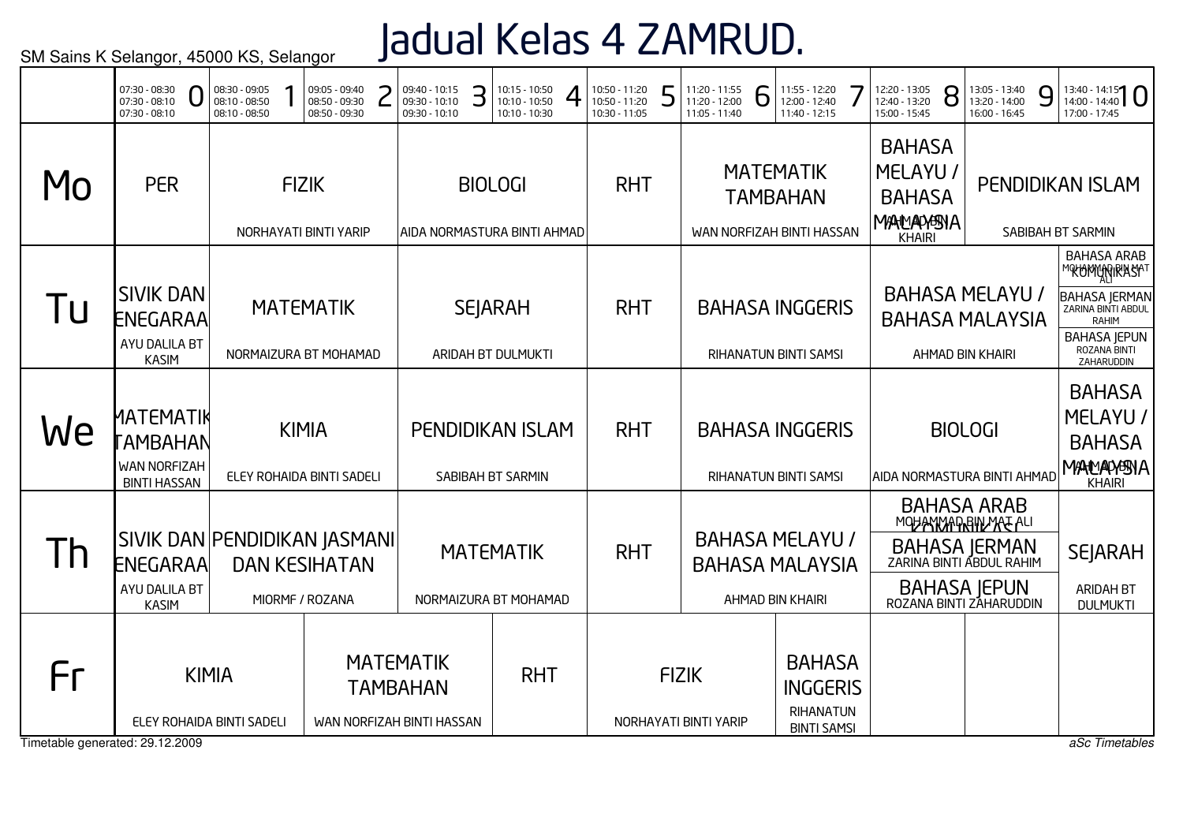SM Sains K Selangor, 45000 KS, Selangor

# Jadual Kelas 4 ZAMRUD.

| | 0<br>07:30 - 08:30<br>07:30 - 08:10<br>07:30 - 08:10 | 1<br>08:30 - 09:05<br>08:10 - 08:50<br>08:10 - 08:50 | 2<br>09:05 - 09:40<br>08:50 - 09:30<br>08:50 - 09:30 | 3<br>09:40 - 10:15<br>09:30 - 10:10<br>09:30 - 10:10 | 4<br>10:15 - 10:50<br>10:10 - 10:50<br>10:10 - 10:30 | 5<br>10:50 - 11:20<br>10:50 - 11:20<br>10:30 - 11:05 | 6<br>11:20 - 11:55<br>11:20 - 12:00<br>11:05 - 11:40 | 7<br>11:55 - 12:20<br>12:00 - 12:40<br>11:40 - 12:15 | 8<br>12:20 - 13:05<br>12:40 - 13:20<br>15:00 - 15:45 | 9<br>13:05 - 13:40<br>13:20 - 14:00<br>16:00 - 16:45 | 10<br>13:40 - 14:15<br>14:00 - 14:40<br>17:00 - 17:45 |
|---|---|---|---|---|---|---|---|---|---|---|---|
| Mo | PER | FIZIK<br>NORHAYATI BINTI YARIP | | BIOLOGI<br>AIDA NORMASTURA BINTI AHMAD | | RHT | MATEMATIK TAMBAHAN<br>WAN NORFIZAH BINTI HASSAN | | BAHASA MELAYU / BAHASA MALAYSIA<br>AHMAD BIN KHAIRI | PENDIDIKAN ISLAM<br>SABIBAH BT SARMIN | |
| Tu | SIVIK DAN KENEGARAAN<br>AYU DALILA BT KASIM | MATEMATIK<br>NORMAIZURA BT MOHAMAD | | SEJARAH<br>ARIDAH BT DULMUKTI | | RHT | BAHASA INGGERIS<br>RIHANATUN BINTI SAMSI | | BAHASA MELAYU / BAHASA MALAYSIA<br>AHMAD BIN KHAIRI | | BAHASA ARAB KOMUNIKASI<br>MOHAMMAD BIN MAT ALI<br>BAHASA JERMAN<br>ZARINA BINTI ABDUL RAHIM<br>BAHASA JEPUN<br>ROZANA BINTI ZAHARUDDIN |
| We | MATEMATIK TAMBAHAN<br>WAN NORFIZAH BINTI HASSAN | KIMIA<br>ELEY ROHAIDA BINTI SADELI | | PENDIDIKAN ISLAM<br>SABIBAH BT SARMIN | | RHT | BAHASA INGGERIS<br>RIHANATUN BINTI SAMSI | | BIOLOGI<br>AIDA NORMASTURA BINTI AHMAD | | BAHASA MELAYU / BAHASA MALAYSIA<br>AHMAD BIN KHAIRI |
| Th | SIVIK DAN KENEGARAAN<br>AYU DALILA BT KASIM | PENDIDIKAN JASMANI DAN KESIHATAN<br>MIORMF / ROZANA | | MATEMATIK<br>NORMAIZURA BT MOHAMAD | | RHT | BAHASA MELAYU / BAHASA MALAYSIA<br>AHMAD BIN KHAIRI | | BAHASA ARAB KOMUNIKASI<br>MOHAMMAD BIN MAT ALI<br>BAHASA JERMAN<br>ZARINA BINTI ABDUL RAHIM<br>BAHASA JEPUN<br>ROZANA BINTI ZAHARUDDIN | | SEJARAH<br>ARIDAH BT DULMUKTI |
| Fr | KIMIA<br>ELEY ROHAIDA BINTI SADELI | | MATEMATIK TAMBAHAN<br>WAN NORFIZAH BINTI HASSAN | | RHT | FIZIK<br>NORHAYATI BINTI YARIP | | BAHASA INGGERIS<br>RIHANATUN BINTI SAMSI | | | |

Timetable generated: 29.12.2009

*aSc Timetables*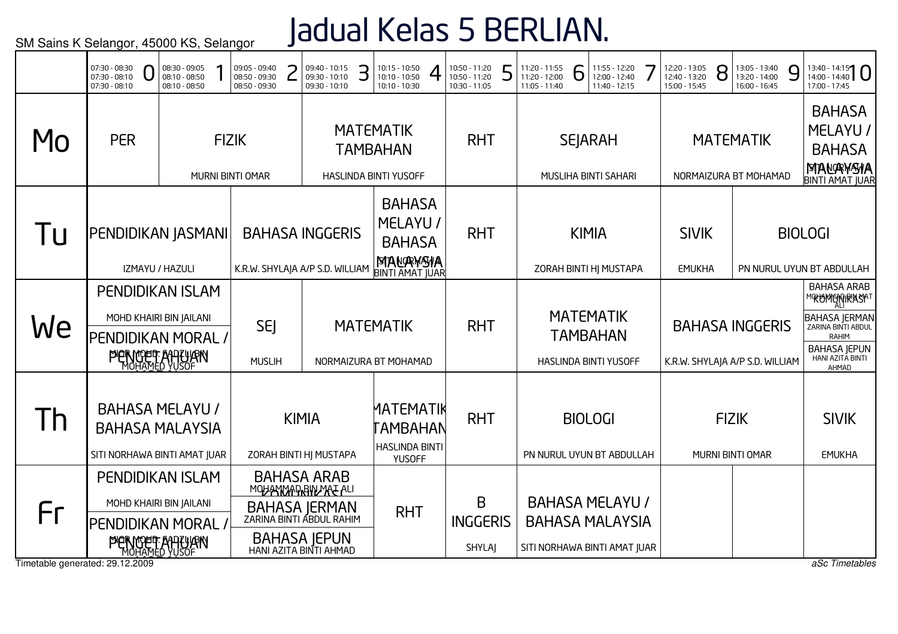# Jadual Kelas 5 BERLIAN.

SM Sains K Selangor, 45000 KS, Selangor

| | 0<br>07:30 - 08:30<br>07:30 - 08:10<br>07:30 - 08:10 | 1<br>08:30 - 09:05<br>08:10 - 08:50<br>08:10 - 08:50 | 2<br>09:05 - 09:40<br>08:50 - 09:30<br>08:50 - 09:30 | 3<br>09:40 - 10:15<br>09:30 - 10:10<br>09:30 - 10:10 | 4<br>10:15 - 10:50<br>10:10 - 10:50<br>10:10 - 10:30 | 5<br>10:50 - 11:20<br>10:50 - 11:20<br>10:30 - 11:05 | 6<br>11:20 - 11:55<br>11:20 - 12:00<br>11:05 - 11:40 | 7<br>11:55 - 12:20<br>12:00 - 12:40<br>11:40 - 12:15 | 8<br>12:20 - 13:05<br>12:40 - 13:20<br>15:00 - 15:45 | 9<br>13:05 - 13:40<br>13:20 - 14:00<br>16:00 - 16:45 | 10<br>13:40 - 14:15<br>14:00 - 14:40<br>17:00 - 17:45 |
|---|---|---|---|---|---|---|---|---|---|---|---|
| Mo | PER | FIZIK<br>MURNI BINTI OMAR | | MATEMATIK TAMBAHAN<br>HASLINDA BINTI YUSOFF | | RHT | SEJARAH<br>MUSLIHA BINTI SAHARI | | MATEMATIK<br>NORMAIZURA BT MOHAMAD | | BAHASA MELAYU / BAHASA MALAYSIA<br>SITI NORHAWA BINTI AMAT JUAR |
| Tu | PENDIDIKAN JASMANI<br>IZMAYU / HAZULI | | BAHASA INGGERIS<br>K.R.W. SHYLAJA A/P S.D. WILLIAM | | BAHASA MELAYU / BAHASA MALAYSIA<br>SITI NORHAWA BINTI AMAT JUAR | RHT | KIMIA<br>ZORAH BINTI HJ MUSTAPA | | SIVIK<br>EMUKHA | BIOLOGI<br>PN NURUL UYUN BT ABDULLAH | |
| We | PENDIDIKAN ISLAM<br>MOHD KHAIRI BIN JAILANI<br>PENDIDIKAN MORAL / PENGETAHUAN<br>MIOR MOHD. FADZLI BIN MOHAMED YUSOF | | SEJ<br>MUSLIH | MATEMATIK<br>NORMAIZURA BT MOHAMAD | | RHT | MATEMATIK TAMBAHAN<br>HASLINDA BINTI YUSOFF | | BAHASA INGGERIS<br>K.R.W. SHYLAJA A/P S.D. WILLIAM | | BAHASA ARAB KOMUNIKASI<br>MOHAMMAD BIN MAT ALI<br>BAHASA JERMAN<br>ZARINA BINTI ABDUL RAHIM<br>BAHASA JEPUN<br>HANI AZITA BINTI AHMAD |
| Th | BAHASA MELAYU / BAHASA MALAYSIA<br>SITI NORHAWA BINTI AMAT JUAR | | KIMIA<br>ZORAH BINTI HJ MUSTAPA | | MATEMATIK TAMBAHAN<br>HASLINDA BINTI YUSOFF | RHT | BIOLOGI<br>PN NURUL UYUN BT ABDULLAH | | FIZIK<br>MURNI BINTI OMAR | | SIVIK<br>EMUKHA |
| Fr | PENDIDIKAN ISLAM<br>MOHD KHAIRI BIN JAILANI<br>PENDIDIKAN MORAL / PENGETAHUAN<br>MIOR MOHD. FADZLI BIN MOHAMED YUSOF | | BAHASA ARAB KOMUNIKASI<br>MOHAMMAD BIN MAT ALI<br>BAHASA JERMAN<br>ZARINA BINTI ABDUL RAHIM<br>BAHASA JEPUN<br>HANI AZITA BINTI AHMAD | | RHT | B INGGERIS<br>SHYLAJ | BAHASA MELAYU / BAHASA MALAYSIA<br>SITI NORHAWA BINTI AMAT JUAR | | | | |

Timetable generated: 29.12.2009

*aSc Timetables*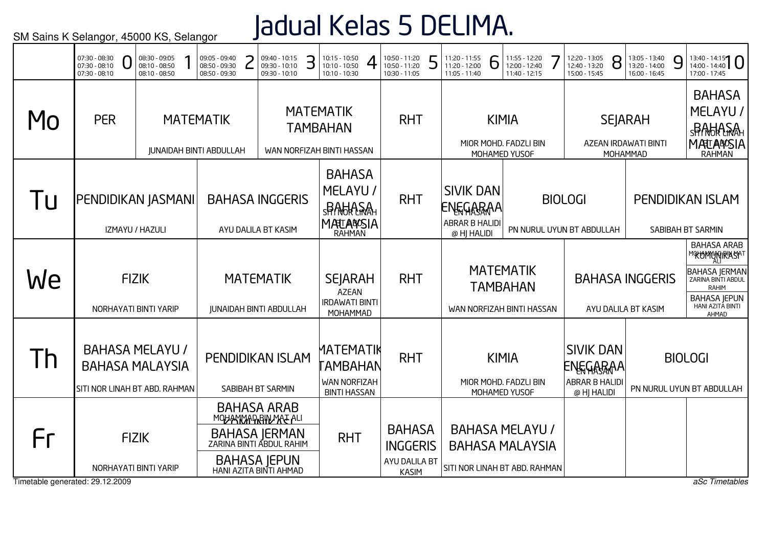SM Sains K Selangor, 45000 KS, Selangor

# Jadual Kelas 5 DELIMA.

| | 0<br>07:30 - 08:30<br>07:30 - 08:10<br>07:30 - 08:10 | 1<br>08:30 - 09:05<br>08:10 - 08:50<br>08:10 - 08:50 | 2<br>09:05 - 09:40<br>08:50 - 09:30<br>08:50 - 09:30 | 3<br>09:40 - 10:15<br>09:30 - 10:10<br>09:30 - 10:10 | 4<br>10:15 - 10:50<br>10:10 - 10:50<br>10:10 - 10:30 | 5<br>10:50 - 11:20<br>10:50 - 11:20<br>10:30 - 11:05 | 6<br>11:20 - 11:55<br>11:20 - 12:00<br>11:05 - 11:40 | 7<br>11:55 - 12:20<br>12:00 - 12:40<br>11:40 - 12:15 | 8<br>12:20 - 13:05<br>12:40 - 13:20<br>15:00 - 15:45 | 9<br>13:05 - 13:40<br>13:20 - 14:00<br>16:00 - 16:45 | 10<br>13:40 - 14:15<br>14:00 - 14:40<br>17:00 - 17:45 |
|---|---|---|---|---|---|---|---|---|---|---|---|
| Mo | PER | MATEMATIK<br>JUNAIDAH BINTI ABDULLAH | | MATEMATIK TAMBAHAN<br>WAN NORFIZAH BINTI HASSAN | | RHT | KIMIA<br>MIOR MOHD. FADZLI BIN MOHAMED YUSOF | | SEJARAH<br>AZEAN IRDAWATI BINTI MOHAMMAD | | BAHASA MELAYU / BAHASA MALAYSIA<br>SITI NOR LINAH BT ABD. RAHMAN |
| Tu | PENDIDIKAN JASMANI<br>IZMAYU / HAZULI | | BAHASA INGGERIS<br>AYU DALILA BT KASIM | | BAHASA MELAYU / BAHASA MALAYSIA<br>SITI NOR LINAH BT ABD. RAHMAN | RHT | SIVIK DAN KENEGARAAN<br>EN HASAN ABRAR B HALIDI @ HJ HALIDI | BIOLOGI<br>PN NURUL UYUN BT ABDULLAH | | PENDIDIKAN ISLAM<br>SABIBAH BT SARMIN | |
| We | FIZIK<br>NORHAYATI BINTI YARIP | | MATEMATIK<br>JUNAIDAH BINTI ABDULLAH | | SEJARAH<br>AZEAN IRDAWATI BINTI MOHAMMAD | RHT | MATEMATIK TAMBAHAN<br>WAN NORFIZAH BINTI HASSAN | | BAHASA INGGERIS<br>AYU DALILA BT KASIM | | BAHASA ARAB KOMUNIKASI<br>MOHAMMAD BIN MAT ALI<br>BAHASA JERMAN<br>ZARINA BINTI ABDUL RAHIM<br>BAHASA JEPUN<br>HANI AZITA BINTI AHMAD |
| Th | BAHASA MELAYU / BAHASA MALAYSIA<br>SITI NOR LINAH BT ABD. RAHMAN | | PENDIDIKAN ISLAM<br>SABIBAH BT SARMIN | | MATEMATIK TAMBAHAN<br>WAN NORFIZAH BINTI HASSAN | RHT | KIMIA<br>MIOR MOHD. FADZLI BIN MOHAMED YUSOF | | SIVIK DAN KENEGARAAN<br>EN HASAN ABRAR B HALIDI @ HJ HALIDI | BIOLOGI<br>PN NURUL UYUN BT ABDULLAH | |
| Fr | FIZIK<br>NORHAYATI BINTI YARIP | | BAHASA ARAB KOMUNIKASI<br>MOHAMMAD BIN MAT ALI<br>BAHASA JERMAN<br>ZARINA BINTI ABDUL RAHIM<br>BAHASA JEPUN<br>HANI AZITA BINTI AHMAD | | RHT | BAHASA INGGERIS<br>AYU DALILA BT KASIM | BAHASA MELAYU / BAHASA MALAYSIA<br>SITI NOR LINAH BT ABD. RAHMAN | | | | |

Timetable generated: 29.12.2009

aSc Timetables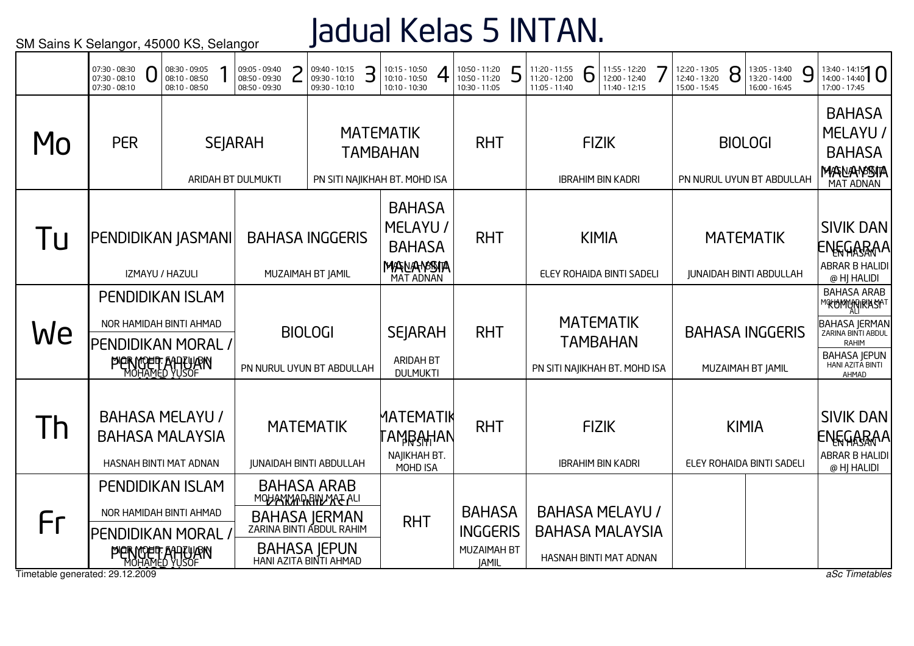SM Sains K Selangor, 45000 KS, Selangor

# Jadual Kelas 5 INTAN.

| | 0<br>07:30 - 08:30<br>07:30 - 08:10<br>07:30 - 08:10 | 1<br>08:30 - 09:05<br>08:10 - 08:50<br>08:10 - 08:50 | 2<br>09:05 - 09:40<br>08:50 - 09:30<br>08:50 - 09:30 | 3<br>09:40 - 10:15<br>09:30 - 10:10<br>09:30 - 10:10 | 4<br>10:15 - 10:50<br>10:10 - 10:50<br>10:10 - 10:30 | 5<br>10:50 - 11:20<br>10:50 - 11:20<br>10:30 - 11:05 | 6<br>11:20 - 11:55<br>11:20 - 12:00<br>11:05 - 11:40 | 7<br>11:55 - 12:20<br>12:00 - 12:40<br>11:40 - 12:15 | 8<br>12:20 - 13:05<br>12:40 - 13:20<br>15:00 - 15:45 | 9<br>13:05 - 13:40<br>13:20 - 14:00<br>16:00 - 16:45 | 10<br>13:40 - 14:15<br>14:00 - 14:40<br>17:00 - 17:45 |
|---|---|---|---|---|---|---|---|---|---|---|---|
| Mo | PER | SEJARAH<br>ARIDAH BT DULMUKTI | | MATEMATIK TAMBAHAN<br>PN SITI NAJIKHAH BT. MOHD ISA | | RHT | FIZIK<br>IBRAHIM BIN KADRI | | BIOLOGI<br>PN NURUL UYUN BT ABDULLAH | | BAHASA MELAYU / BAHASA MALAYSIA<br>HASNAH BINTI MAT ADNAN |
| Tu | PENDIDIKAN JASMANI<br>IZMAYU / HAZULI | | BAHASA INGGERIS<br>MUZAIMAH BT JAMIL | | BAHASA MELAYU / BAHASA MALAYSIA<br>HASNAH BINTI MAT ADNAN | RHT | KIMIA<br>ELEY ROHAIDA BINTI SADELI | | MATEMATIK<br>JUNAIDAH BINTI ABDULLAH | | SIVIK DAN KENEGARAAN<br>EN HASAN ABRAR B HALIDI @ HJ HALIDI |
| We | PENDIDIKAN ISLAM<br>NOR HAMIDAH BINTI AHMAD<br>PENDIDIKAN MORAL / PENGETAHUAN<br>MIOR MOHD. FADZLI BIN MOHAMED YUSOF | | BIOLOGI<br>PN NURUL UYUN BT ABDULLAH | | SEJARAH<br>ARIDAH BT DULMUKTI | RHT | MATEMATIK TAMBAHAN<br>PN SITI NAJIKHAH BT. MOHD ISA | | BAHASA INGGERIS<br>MUZAIMAH BT JAMIL | | BAHASA ARAB KOMUNIKASI<br>MOHAMMAD BIN MAT ALI<br>BAHASA JERMAN<br>ZARINA BINTI ABDUL RAHIM<br>BAHASA JEPUN<br>HANI AZITA BINTI AHMAD |
| Th | BAHASA MELAYU / BAHASA MALAYSIA<br>HASNAH BINTI MAT ADNAN | | MATEMATIK<br>JUNAIDAH BINTI ABDULLAH | | MATEMATIK TAMBAHAN<br>PN SITI NAJIKHAH BT. MOHD ISA | RHT | FIZIK<br>IBRAHIM BIN KADRI | | KIMIA<br>ELEY ROHAIDA BINTI SADELI | | SIVIK DAN KENEGARAAN<br>EN HASAN ABRAR B HALIDI @ HJ HALIDI |
| Fr | PENDIDIKAN ISLAM<br>NOR HAMIDAH BINTI AHMAD<br>PENDIDIKAN MORAL / PENGETAHUAN<br>MIOR MOHD. FADZLI BIN MOHAMED YUSOF | | BAHASA ARAB KOMUNIKASI<br>MOHAMMAD BIN MAT ALI<br>BAHASA JERMAN<br>ZARINA BINTI ABDUL RAHIM<br>BAHASA JEPUN<br>HANI AZITA BINTI AHMAD | | RHT | BAHASA INGGERIS<br>MUZAIMAH BT JAMIL | BAHASA MELAYU / BAHASA MALAYSIA<br>HASNAH BINTI MAT ADNAN | | | | |

Timetable generated: 29.12.2009

*aSc Timetables*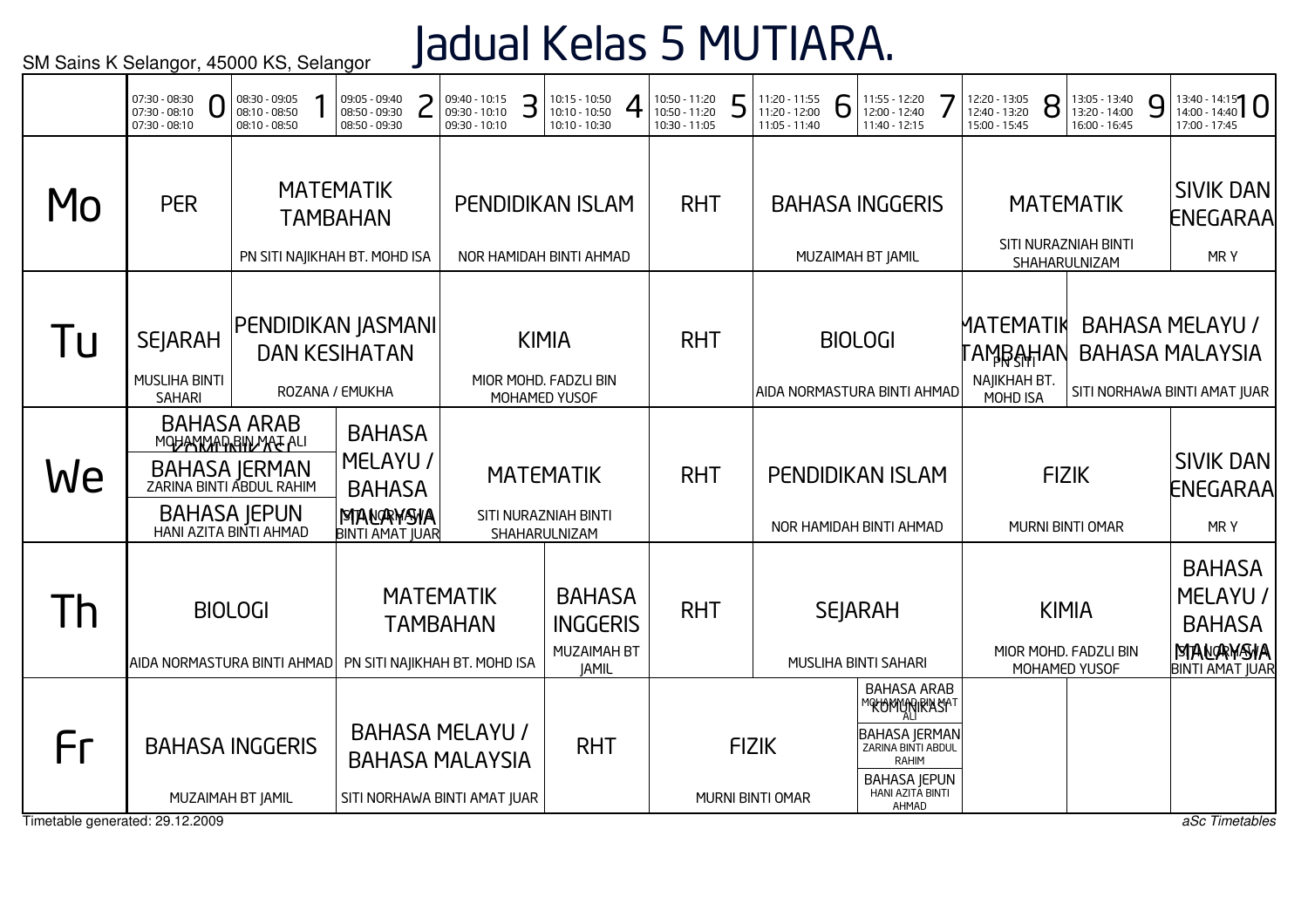# Jadual Kelas 5 MUTIARA.

SM Sains K Selangor, 45000 KS, Selangor

| | 0<br>07:30 - 08:30<br>07:30 - 08:10<br>07:30 - 08:10 | 1<br>08:30 - 09:05<br>08:10 - 08:50<br>08:10 - 08:50 | 2<br>09:05 - 09:40<br>08:50 - 09:30<br>08:50 - 09:30 | 3<br>09:40 - 10:15<br>09:30 - 10:10<br>09:30 - 10:10 | 4<br>10:15 - 10:50<br>10:10 - 10:50<br>10:10 - 10:30 | 5<br>10:50 - 11:20<br>10:50 - 11:20<br>10:30 - 11:05 | 6<br>11:20 - 11:55<br>11:20 - 12:00<br>11:05 - 11:40 | 7<br>11:55 - 12:20<br>12:00 - 12:40<br>11:40 - 12:15 | 8<br>12:20 - 13:05<br>12:40 - 13:20<br>15:00 - 15:45 | 9<br>13:05 - 13:40<br>13:20 - 14:00<br>16:00 - 16:45 | 10<br>13:40 - 14:15<br>14:00 - 14:40<br>17:00 - 17:45 |
|---|---|---|---|---|---|---|---|---|---|---|---|
| Mo | PER | MATEMATIK TAMBAHAN<br>PN SITI NAJIKHAH BT. MOHD ISA | | PENDIDIKAN ISLAM<br>NOR HAMIDAH BINTI AHMAD | | RHT | BAHASA INGGERIS<br>MUZAIMAH BT JAMIL | | MATEMATIK<br>SITI NURAZNIAH BINTI SHAHARULNIZAM | | SIVIK DAN ENEGARAA<br>MR Y |
| Tu | SEJARAH<br>MUSLIHA BINTI SAHARI | PENDIDIKAN JASMANI DAN KESIHATAN<br>ROZANA / EMUKHA | | KIMIA<br>MIOR MOHD. FADZLI BIN MOHAMED YUSOF | | RHT | BIOLOGI<br>AIDA NORMASTURA BINTI AHMAD | | MATEMATIK TAMBAHAN<br>PN SITI NAJIKHAH BT. MOHD ISA | BAHASA MELAYU / BAHASA MALAYSIA<br>SITI NORHAWA BINTI AMAT JUAR | |
| We | BAHASA ARAB KOMUNIKASI<br>MOHAMMAD BIN MAT ALI<br>BAHASA JERMAN<br>ZARINA BINTI ABDUL RAHIM<br>BAHASA JEPUN<br>HANI AZITA BINTI AHMAD | | BAHASA MELAYU / BAHASA MALAYSIA<br>SITI NORHAWA BINTI AMAT JUAR | MATEMATIK<br>SITI NURAZNIAH BINTI SHAHARULNIZAM | | RHT | PENDIDIKAN ISLAM<br>NOR HAMIDAH BINTI AHMAD | | FIZIK<br>MURNI BINTI OMAR | | SIVIK DAN ENEGARAA<br>MR Y |
| Th | BIOLOGI<br>AIDA NORMASTURA BINTI AHMAD | | MATEMATIK TAMBAHAN<br>PN SITI NAJIKHAH BT. MOHD ISA | | BAHASA INGGERIS<br>MUZAIMAH BT JAMIL | RHT | SEJARAH<br>MUSLIHA BINTI SAHARI | | KIMIA<br>MIOR MOHD. FADZLI BIN MOHAMED YUSOF | | BAHASA MELAYU / BAHASA MALAYSIA<br>SITI NORHAWA BINTI AMAT JUAR |
| Fr | BAHASA INGGERIS<br>MUZAIMAH BT JAMIL | | BAHASA MELAYU / BAHASA MALAYSIA<br>SITI NORHAWA BINTI AMAT JUAR | | RHT | FIZIK<br>MURNI BINTI OMAR | | BAHASA ARAB KOMUNIKASI<br>MOHAMMAD BIN MAT ALI<br>BAHASA JERMAN<br>ZARINA BINTI ABDUL RAHIM<br>BAHASA JEPUN<br>HANI AZITA BINTI AHMAD | | | |

Timetable generated: 29.12.2009

*aSc Timetables*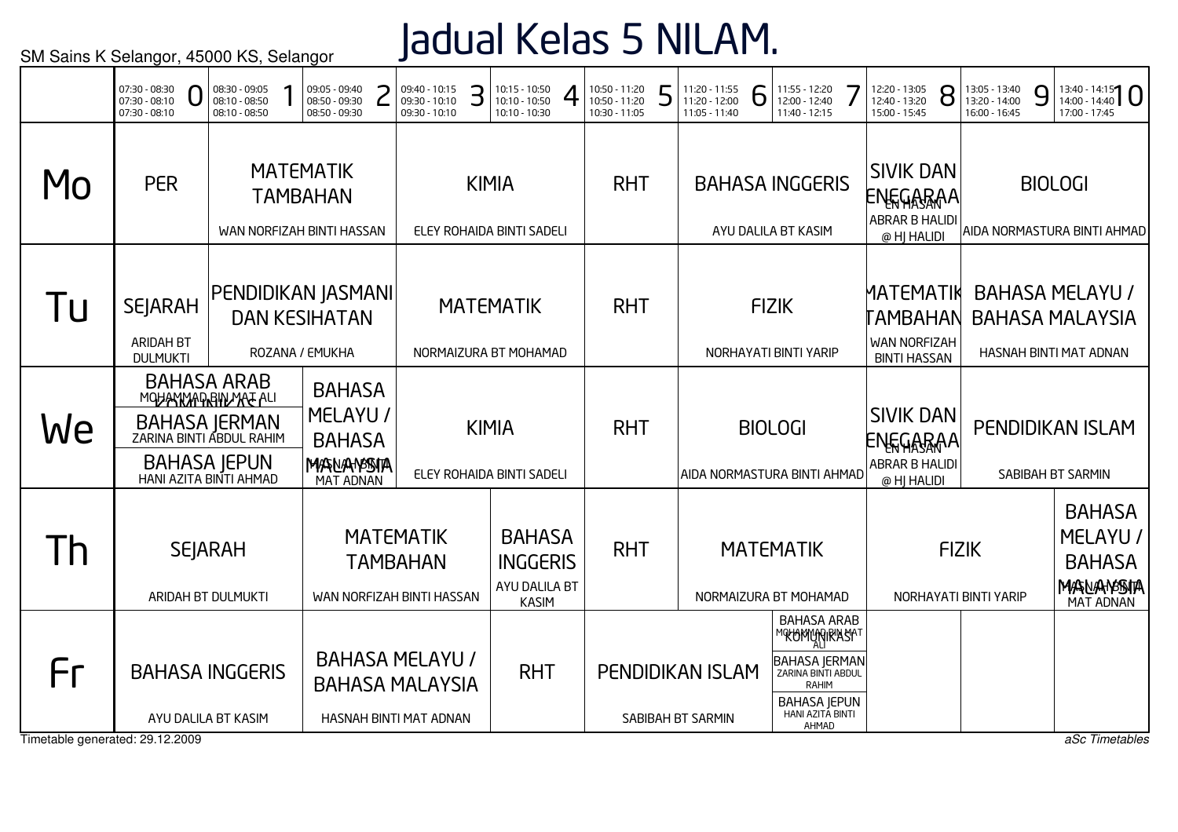SM Sains K Selangor, 45000 KS, Selangor

# Jadual Kelas 5 NILAM.

| | 0<br>07:30 - 08:30<br>07:30 - 08:10<br>07:30 - 08:10 | 1<br>08:30 - 09:05<br>08:10 - 08:50<br>08:10 - 08:50 | 2<br>09:05 - 09:40<br>08:50 - 09:30<br>08:50 - 09:30 | 3<br>09:40 - 10:15<br>09:30 - 10:10<br>09:30 - 10:10 | 4<br>10:15 - 10:50<br>10:10 - 10:50<br>10:10 - 10:30 | 5<br>10:50 - 11:20<br>10:50 - 11:20<br>10:30 - 11:05 | 6<br>11:20 - 11:55<br>11:20 - 12:00<br>11:05 - 11:40 | 7<br>11:55 - 12:20<br>12:00 - 12:40<br>11:40 - 12:15 | 8<br>12:20 - 13:05<br>12:40 - 13:20<br>15:00 - 15:45 | 9<br>13:05 - 13:40<br>13:20 - 14:00<br>16:00 - 16:45 | 10<br>13:40 - 14:15<br>14:00 - 14:40<br>17:00 - 17:45 |
|---|---|---|---|---|---|---|---|---|---|---|---|
| Mo | PER | MATEMATIK TAMBAHAN<br>WAN NORFIZAH BINTI HASSAN | | KIMIA<br>ELEY ROHAIDA BINTI SADELI | | RHT | BAHASA INGGERIS<br>AYU DALILA BT KASIM | | SIVIK DAN ENEGARAAN<br>EN HASAN ABRAR B HALIDI @ HJ HALIDI | BIOLOGI<br>AIDA NORMASTURA BINTI AHMAD | |
| Tu | SEJARAH<br>ARIDAH BT DULMUKTI | PENDIDIKAN JASMANI DAN KESIHATAN<br>ROZANA / EMUKHA | | MATEMATIK<br>NORMAIZURA BT MOHAMAD | | RHT | FIZIK<br>NORHAYATI BINTI YARIP | | MATEMATIK TAMBAHAN<br>WAN NORFIZAH BINTI HASSAN | BAHASA MELAYU / BAHASA MALAYSIA<br>HASNAH BINTI MAT ADNAN | |
| We | BAHASA ARAB KOMUNIKASI<br>MOHAMMAD BIN MAT ALI<br>BAHASA JERMAN<br>ZARINA BINTI ABDUL RAHIM<br>BAHASA JEPUN<br>HANI AZITA BINTI AHMAD | | BAHASA MELAYU / BAHASA MALAYSIA<br>HASNAH BINTI MAT ADNAN | KIMIA<br>ELEY ROHAIDA BINTI SADELI | | RHT | BIOLOGI<br>AIDA NORMASTURA BINTI AHMAD | | SIVIK DAN ENEGARAAN<br>EN HASAN ABRAR B HALIDI @ HJ HALIDI | PENDIDIKAN ISLAM<br>SABIBAH BT SARMIN | |
| Th | SEJARAH<br>ARIDAH BT DULMUKTI | | MATEMATIK TAMBAHAN<br>WAN NORFIZAH BINTI HASSAN | | BAHASA INGGERIS<br>AYU DALILA BT KASIM | RHT | MATEMATIK<br>NORMAIZURA BT MOHAMAD | | FIZIK<br>NORHAYATI BINTI YARIP | | BAHASA MELAYU / BAHASA MALAYSIA<br>HASNAH BINTI MAT ADNAN |
| Fr | BAHASA INGGERIS<br>AYU DALILA BT KASIM | | BAHASA MELAYU / BAHASA MALAYSIA<br>HASNAH BINTI MAT ADNAN | | RHT | PENDIDIKAN ISLAM<br>SABIBAH BT SARMIN | | BAHASA ARAB KOMUNIKASI<br>MOHAMMAD BIN MAT ALI<br>BAHASA JERMAN<br>ZARINA BINTI ABDUL RAHIM<br>BAHASA JEPUN<br>HANI AZITA BINTI AHMAD | | | |

Timetable generated: 29.12.2009

*aSc Timetables*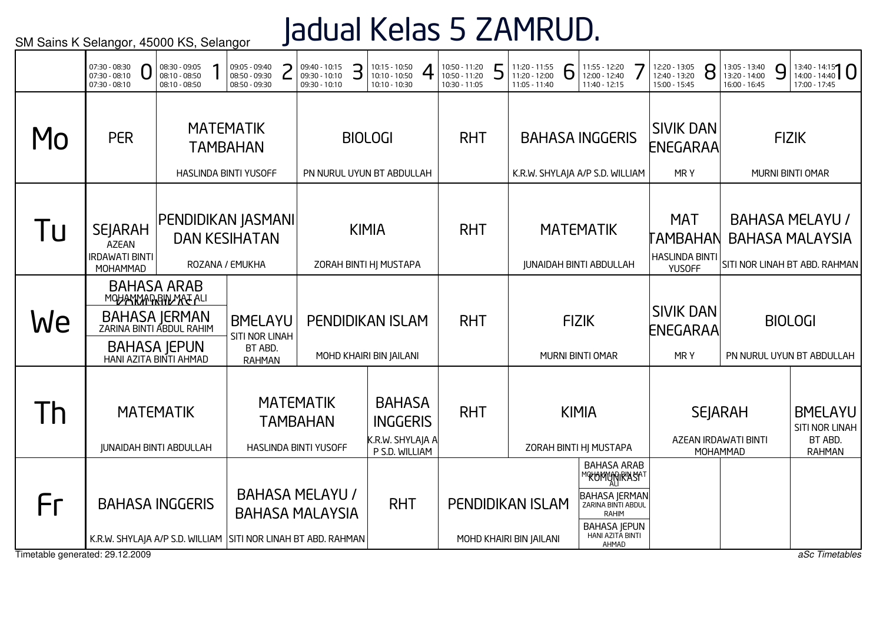SM Sains K Selangor, 45000 KS, Selangor

# Jadual Kelas 5 ZAMRUD.

| | 0 | 1 | 2 | 3 | 4 | 5 | 6 | 7 | 8 | 9 | 10 |
|---|---|---|---|---|---|---|---|---|---|---|---|
| | 07:30 - 08:30<br>07:30 - 08:10<br>07:30 - 08:10 | 08:30 - 09:05<br>08:10 - 08:50<br>08:10 - 08:50 | 09:05 - 09:40<br>08:50 - 09:30<br>08:50 - 09:30 | 09:40 - 10:15<br>09:30 - 10:10<br>09:30 - 10:10 | 10:15 - 10:50<br>10:10 - 10:50<br>10:10 - 10:30 | 10:50 - 11:20<br>10:50 - 11:20<br>10:30 - 11:05 | 11:20 - 11:55<br>11:20 - 12:00<br>11:05 - 11:40 | 11:55 - 12:20<br>12:00 - 12:40<br>11:40 - 12:15 | 12:20 - 13:05<br>12:40 - 13:20<br>15:00 - 15:45 | 13:05 - 13:40<br>13:20 - 14:00<br>16:00 - 16:45 | 13:40 - 14:15<br>14:00 - 14:40<br>17:00 - 17:45 |
| Mo | PER | MATEMATIK TAMBAHAN<br>HASLINDA BINTI YUSOFF | | BIOLOGI<br>PN NURUL UYUN BT ABDULLAH | | RHT | BAHASA INGGERIS<br>K.R.W. SHYLAJA A/P S.D. WILLIAM | | SIVIK DAN ENEGARAA<br>MR Y | FIZIK<br>MURNI BINTI OMAR | |
| Tu | SEJARAH<br>AZEAN IRDAWATI BINTI MOHAMMAD | PENDIDIKAN JASMANI DAN KESIHATAN<br>ROZANA / EMUKHA | | KIMIA<br>ZORAH BINTI HJ MUSTAPA | | RHT | MATEMATIK<br>JUNAIDAH BINTI ABDULLAH | | MAT TAMBAHAN<br>HASLINDA BINTI YUSOFF | BAHASA MELAYU / BAHASA MALAYSIA<br>SITI NOR LINAH BT ABD. RAHMAN | |
| We | BAHASA ARAB KOMUNIKASI<br>MOHAMMAD BIN MAT ALI<br>BAHASA JERMAN<br>ZARINA BINTI ABDUL RAHIM<br>BAHASA JEPUN<br>HANI AZITA BINTI AHMAD | | BMELAYU<br>SITI NOR LINAH BT ABD. RAHMAN | PENDIDIKAN ISLAM<br>MOHD KHAIRI BIN JAILANI | | RHT | FIZIK<br>MURNI BINTI OMAR | | SIVIK DAN ENEGARAA<br>MR Y | BIOLOGI<br>PN NURUL UYUN BT ABDULLAH | |
| Th | MATEMATIK<br>JUNAIDAH BINTI ABDULLAH | | MATEMATIK TAMBAHAN<br>HASLINDA BINTI YUSOFF | | BAHASA INGGERIS<br>K.R.W. SHYLAJA A P S.D. WILLIAM | RHT | KIMIA<br>ZORAH BINTI HJ MUSTAPA | | SEJARAH<br>AZEAN IRDAWATI BINTI MOHAMMAD | | BMELAYU<br>SITI NOR LINAH BT ABD. RAHMAN |
| Fr | BAHASA INGGERIS<br>K.R.W. SHYLAJA A/P S.D. WILLIAM | | BAHASA MELAYU / BAHASA MALAYSIA<br>SITI NOR LINAH BT ABD. RAHMAN | | RHT | PENDIDIKAN ISLAM<br>MOHD KHAIRI BIN JAILANI | | BAHASA ARAB KOMUNIKASI<br>MOHAMMAD BIN MAT ALI<br>BAHASA JERMAN<br>ZARINA BINTI ABDUL RAHIM<br>BAHASA JEPUN<br>HANI AZITA BINTI AHMAD | | | |

Timetable generated: 29.12.2009

*aSc Timetables*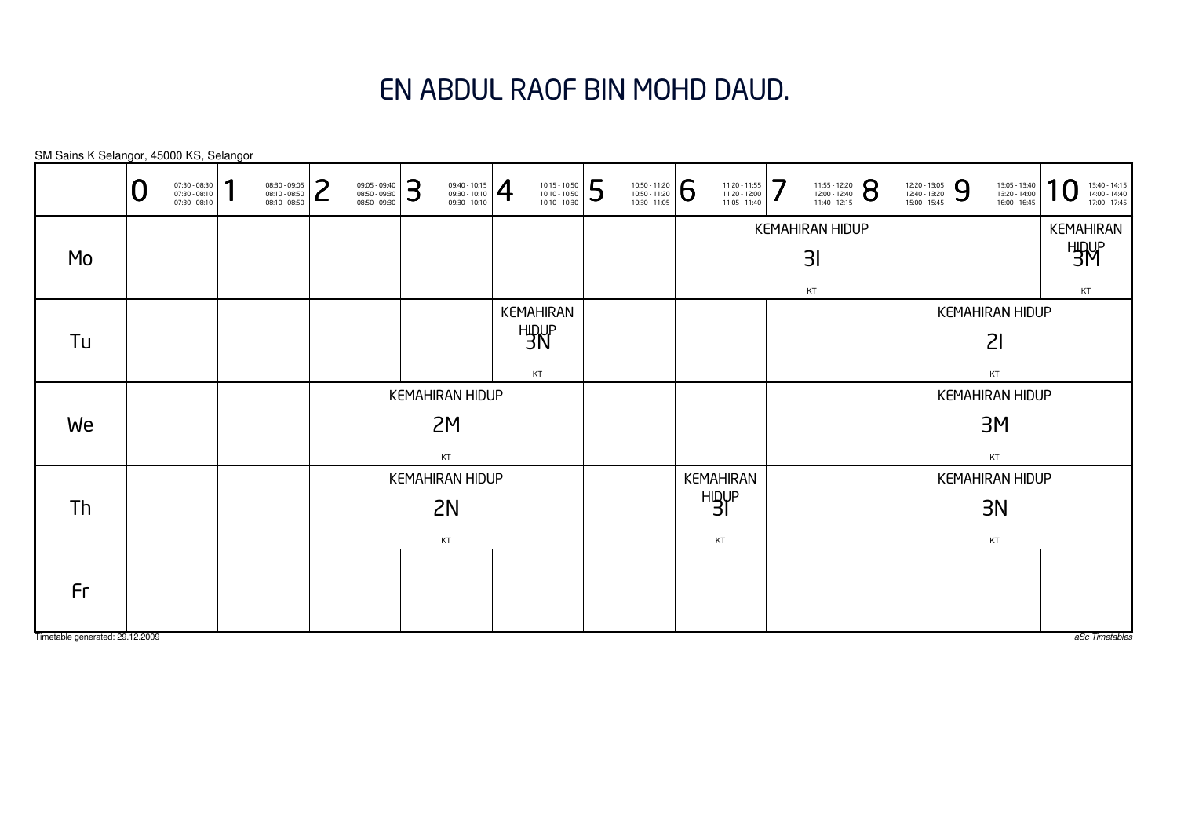# EN ABDUL RAOF BIN MOHD DAUD.

SM Sains K Selangor, 45000 KS, Selangor

| | 0<br>07:30 - 08:30<br>07:30 - 08:10<br>07:30 - 08:10 | 1<br>08:30 - 09:05<br>08:10 - 08:50<br>08:10 - 08:50 | 2<br>09:05 - 09:40<br>08:50 - 09:30<br>08:50 - 09:30 | 3<br>09:40 - 10:15<br>09:30 - 10:10<br>09:30 - 10:10 | 4<br>10:15 - 10:50<br>10:10 - 10:50<br>10:10 - 10:30 | 5<br>10:50 - 11:20<br>10:50 - 11:20<br>10:30 - 11:05 | 6<br>11:20 - 11:55<br>11:20 - 12:00<br>11:05 - 11:40 | 7<br>11:55 - 12:20<br>12:00 - 12:40<br>11:40 - 12:15 | 8<br>12:20 - 13:05<br>12:40 - 13:20<br>15:00 - 15:45 | 9<br>13:05 - 13:40<br>13:20 - 14:00<br>16:00 - 16:45 | 10<br>13:40 - 14:15<br>14:00 - 14:40<br>17:00 - 17:45 |
|---|---|---|---|---|---|---|---|---|---|---|---|
| Mo | | | | | | | KEMAHIRAN HIDUP 3I KT | | | | KEMAHIRAN HIDUP 3M KT |
| Tu | | | | | KEMAHIRAN HIDUP 3N KT | | | | KEMAHIRAN HIDUP 2I KT | | |
| We | | | KEMAHIRAN HIDUP 2M KT | | | | | | KEMAHIRAN HIDUP 3M KT | | |
| Th | | | KEMAHIRAN HIDUP 2N KT | | | | KEMAHIRAN HIDUP 3I KT | | KEMAHIRAN HIDUP 3N KT | | |
| Fr | | | | | | | | | | | |

Timetable generated: 29.12.2009

*aSc Timetables*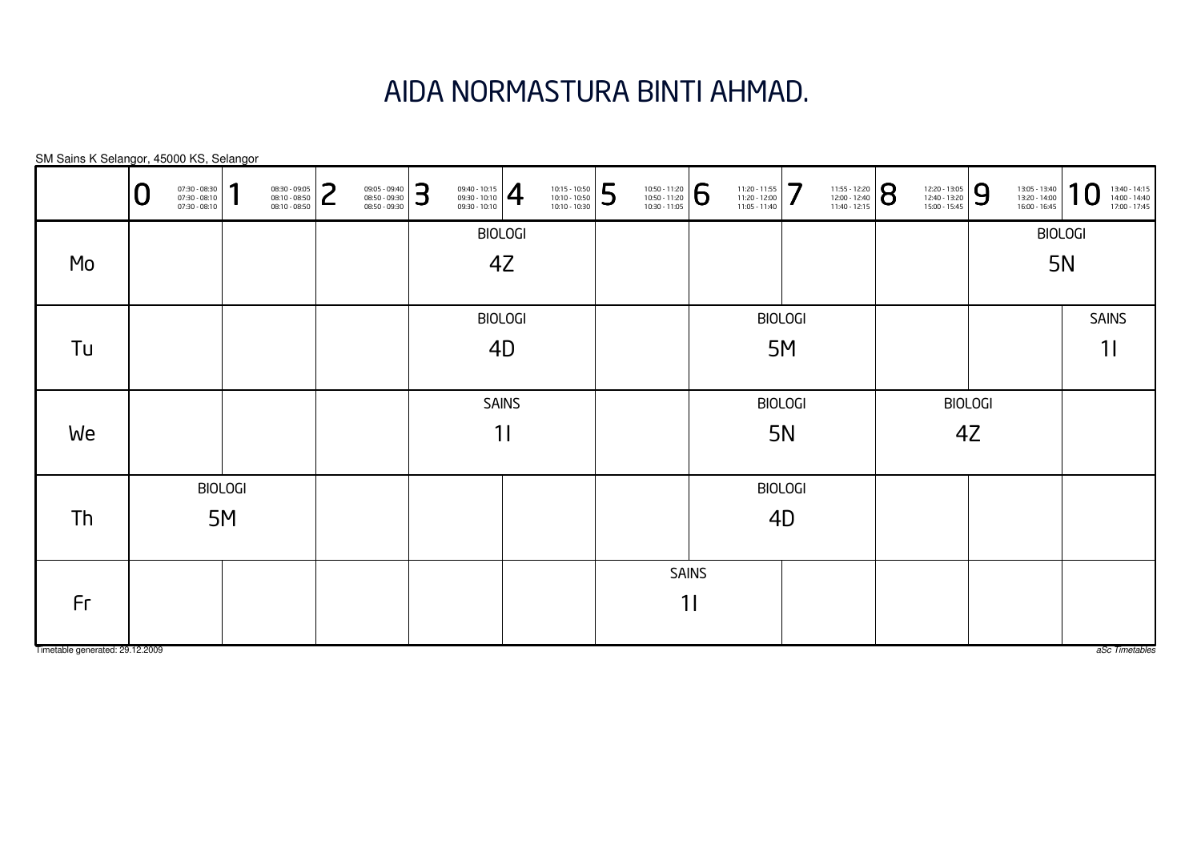# AIDA NORMASTURA BINTI AHMAD.

SM Sains K Selangor, 45000 KS, Selangor

| | 0<br>07:30 - 08:30<br>07:30 - 08:10<br>07:30 - 08:10 | 1<br>08:30 - 09:05<br>08:10 - 08:50<br>08:10 - 08:50 | 2<br>09:05 - 09:40<br>08:50 - 09:30<br>08:50 - 09:30 | 3<br>09:40 - 10:15<br>09:30 - 10:10<br>09:30 - 10:10 | 4<br>10:15 - 10:50<br>10:10 - 10:50<br>10:10 - 10:30 | 5<br>10:50 - 11:20<br>10:50 - 11:20<br>10:30 - 11:05 | 6<br>11:20 - 11:55<br>11:20 - 12:00<br>11:05 - 11:40 | 7<br>11:55 - 12:20<br>12:00 - 12:40<br>11:40 - 12:15 | 8<br>12:20 - 13:05<br>12:40 - 13:20<br>15:00 - 15:45 | 9<br>13:05 - 13:40<br>13:20 - 14:00<br>16:00 - 16:45 | 10<br>13:40 - 14:15<br>14:00 - 14:40<br>17:00 - 17:45 |
|---|---|---|---|---|---|---|---|---|---|---|---|
| Mo | | | | BIOLOGI 4Z | | | | | | BIOLOGI 5N | |
| Tu | | | | BIOLOGI 4D | | | BIOLOGI 5M | | | | SAINS 1I |
| We | | | | SAINS 1I | | | BIOLOGI 5N | | BIOLOGI 4Z | | |
| Th | BIOLOGI 5M | | | | | | BIOLOGI 4D | | | | |
| Fr | | | | | | SAINS 1I | | | | | |

Timetable generated: 29.12.2009

*aSc Timetables*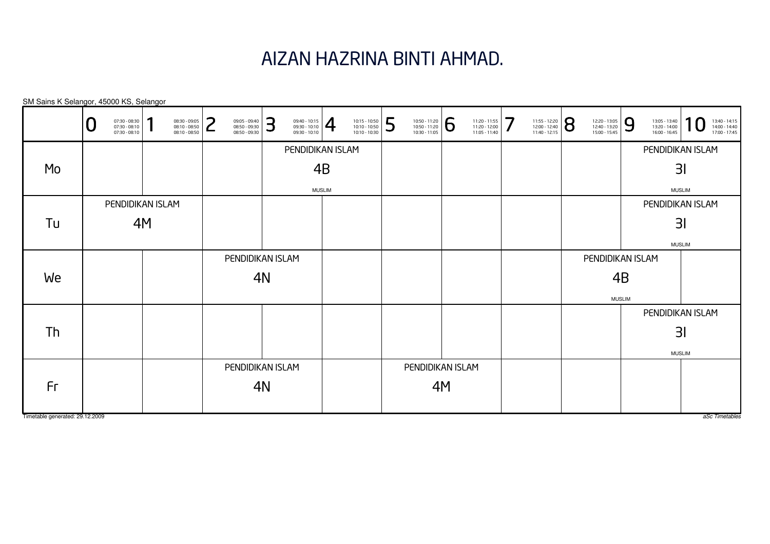# AIZAN HAZRINA BINTI AHMAD.

SM Sains K Selangor, 45000 KS, Selangor

| | 0 07:30 - 08:30 07:30 - 08:10 07:30 - 08:10 | 1 08:30 - 09:05 08:10 - 08:50 08:10 - 08:50 | 2 09:05 - 09:40 08:50 - 09:30 08:50 - 09:30 | 3 09:40 - 10:15 09:30 - 10:10 09:30 - 10:10 | 4 10:15 - 10:50 10:10 - 10:50 10:10 - 10:30 | 5 10:50 - 11:20 10:50 - 11:20 10:30 - 11:05 | 6 11:20 - 11:55 11:20 - 12:00 11:05 - 11:40 | 7 11:55 - 12:20 12:00 - 12:40 11:40 - 12:15 | 8 12:20 - 13:05 12:40 - 13:20 15:00 - 15:45 | 9 13:05 - 13:40 13:20 - 14:00 16:00 - 16:45 | 10 13:40 - 14:15 14:00 - 14:40 17:00 - 17:45 |
|---|---|---|---|---|---|---|---|---|---|---|---|
| Mo | | | | PENDIDIKAN ISLAM 4B MUSLIM | | | | | | PENDIDIKAN ISLAM 3I MUSLIM | |
| Tu | PENDIDIKAN ISLAM 4M | | | | | | | | | PENDIDIKAN ISLAM 3I MUSLIM | |
| We | | | PENDIDIKAN ISLAM 4N | | | | | | PENDIDIKAN ISLAM 4B MUSLIM | | |
| Th | | | | | | | | | | PENDIDIKAN ISLAM 3I MUSLIM | |
| Fr | | | PENDIDIKAN ISLAM 4N | | | PENDIDIKAN ISLAM 4M | | | | | |

Timetable generated: 29.12.2009

*aSc Timetables*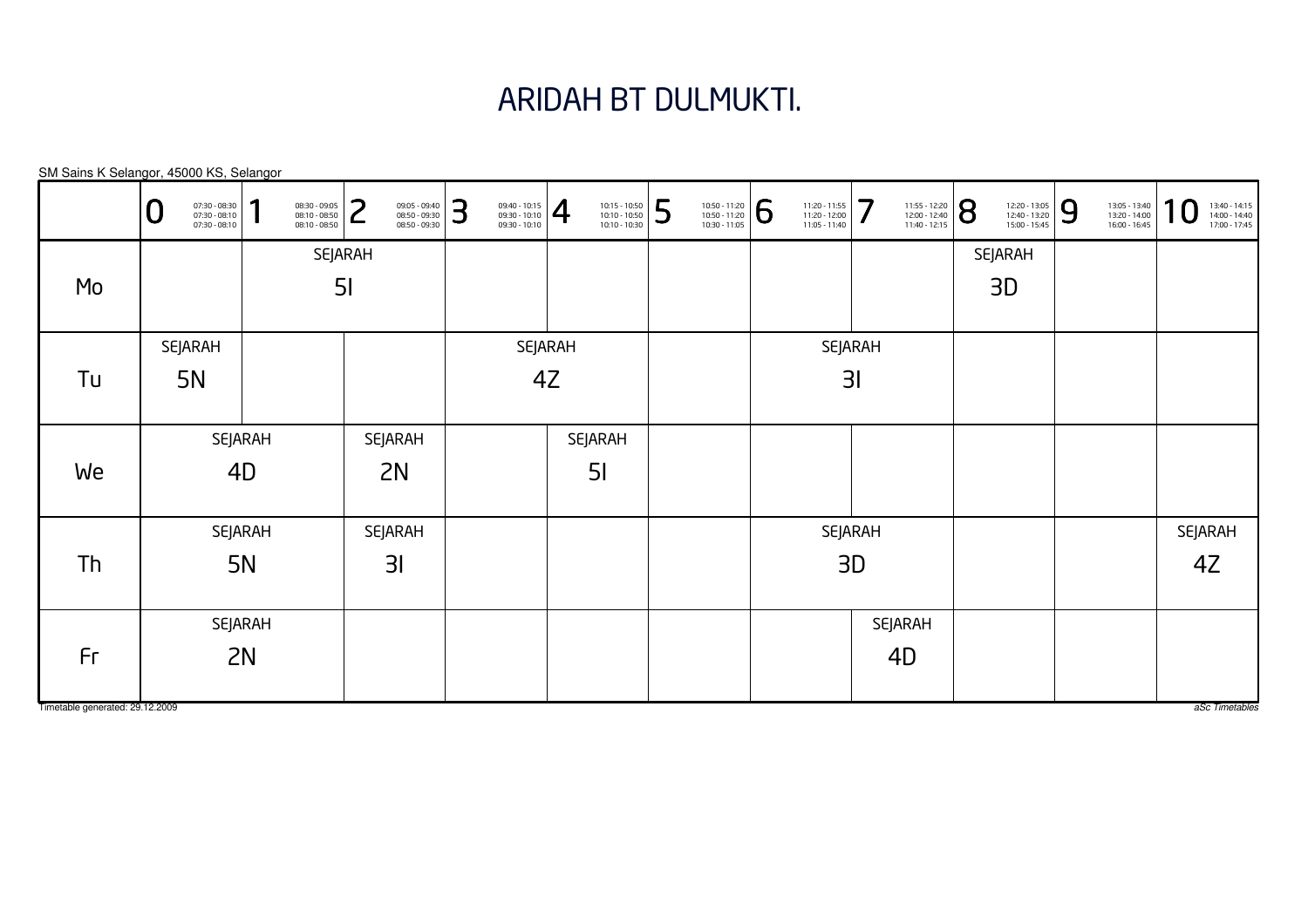# ARIDAH BT DULMUKTI.

SM Sains K Selangor, 45000 KS, Selangor

| | 0 (07:30 - 08:30, 07:30 - 08:10, 07:30 - 08:10) | 1 (08:30 - 09:05, 08:10 - 08:50, 08:10 - 08:50) | 2 (09:05 - 09:40, 08:50 - 09:30, 08:50 - 09:30) | 3 (09:40 - 10:15, 09:30 - 10:10, 09:30 - 10:10) | 4 (10:15 - 10:50, 10:10 - 10:50, 10:10 - 10:30) | 5 (10:50 - 11:20, 10:50 - 11:20, 10:30 - 11:05) | 6 (11:20 - 11:55, 11:20 - 12:00, 11:05 - 11:40) | 7 (11:55 - 12:20, 12:00 - 12:40, 11:40 - 12:15) | 8 (12:20 - 13:05, 12:40 - 13:20, 15:00 - 15:45) | 9 (13:05 - 13:40, 13:20 - 14:00, 16:00 - 16:45) | 10 (13:40 - 14:15, 14:00 - 14:40, 17:00 - 17:45) |
|---|---|---|---|---|---|---|---|---|---|---|---|
| Mo | | SEJARAH 5I | | | | | | | SEJARAH 3D | | |
| Tu | SEJARAH 5N | | | SEJARAH 4Z | | | SEJARAH 3I | | | | |
| We | SEJARAH 4D | | SEJARAH 2N | | SEJARAH 5I | | | | | | |
| Th | SEJARAH 5N | | SEJARAH 3I | | | | SEJARAH 3D | | | | SEJARAH 4Z |
| Fr | SEJARAH 2N | | | | | | | SEJARAH 4D | | | |

Timetable generated: 29.12.2009

*aSc Timetables*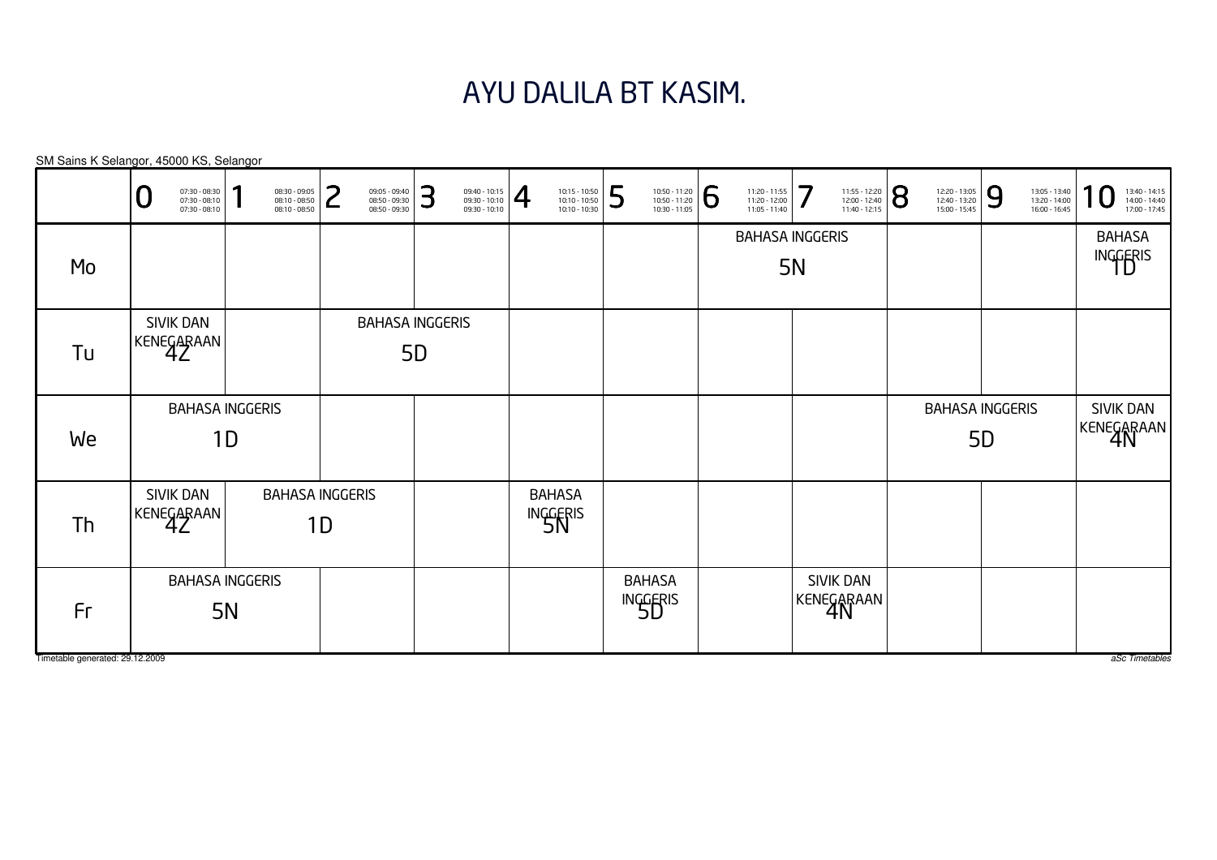# AYU DALILA BT KASIM.

SM Sains K Selangor, 45000 KS, Selangor

| | 0 07:30 - 08:30 07:30 - 08:10 07:30 - 08:10 | 1 08:30 - 09:05 08:10 - 08:50 08:10 - 08:50 | 2 09:05 - 09:40 08:50 - 09:30 08:50 - 09:30 | 3 09:40 - 10:15 09:30 - 10:10 09:30 - 10:10 | 4 10:15 - 10:50 10:10 - 10:50 10:10 - 10:30 | 5 10:50 - 11:20 10:50 - 11:20 10:30 - 11:05 | 6 11:20 - 11:55 11:20 - 12:00 11:05 - 11:40 | 7 11:55 - 12:20 12:00 - 12:40 11:40 - 12:15 | 8 12:20 - 13:05 12:40 - 13:20 15:00 - 15:45 | 9 13:05 - 13:40 13:20 - 14:00 16:00 - 16:45 | 10 13:40 - 14:15 14:00 - 14:40 17:00 - 17:45 |
|---|---|---|---|---|---|---|---|---|---|---|---|
| Mo | | | | | | | BAHASA INGGERIS 5N | | | | BAHASA INGGERIS 1D |
| Tu | SIVIK DAN KENEGARAAN 4Z | | BAHASA INGGERIS 5D | | | | | | | | |
| We | BAHASA INGGERIS 1D | | | | | | | | BAHASA INGGERIS 5D | | SIVIK DAN KENEGARAAN 4N |
| Th | SIVIK DAN KENEGARAAN 4Z | BAHASA INGGERIS 1D | | | BAHASA INGGERIS 5N | | | | | | |
| Fr | BAHASA INGGERIS 5N | | | | | BAHASA INGGERIS 5D | | SIVIK DAN KENEGARAAN 4N | | | |

Timetable generated: 29.12.2009

*aSc Timetables*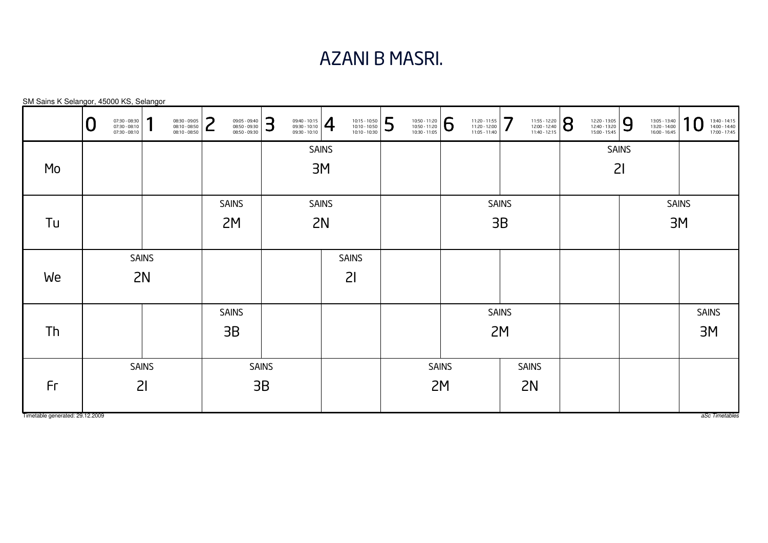# AZANI B MASRI.

SM Sains K Selangor, 45000 KS, Selangor

| | 0<br>07:30 - 08:30<br>07:30 - 08:10<br>07:30 - 08:10 | 1<br>08:30 - 09:05<br>08:10 - 08:50<br>08:10 - 08:50 | 2<br>09:05 - 09:40<br>08:50 - 09:30<br>08:50 - 09:30 | 3<br>09:40 - 10:15<br>09:30 - 10:10<br>09:30 - 10:10 | 4<br>10:15 - 10:50<br>10:10 - 10:50<br>10:10 - 10:30 | 5<br>10:50 - 11:20<br>10:50 - 11:20<br>10:30 - 11:05 | 6<br>11:20 - 11:55<br>11:20 - 12:00<br>11:05 - 11:40 | 7<br>11:55 - 12:20<br>12:00 - 12:40<br>11:40 - 12:15 | 8<br>12:20 - 13:05<br>12:40 - 13:20<br>15:00 - 15:45 | 9<br>13:05 - 13:40<br>13:20 - 14:00<br>16:00 - 16:45 | 10<br>13:40 - 14:15<br>14:00 - 14:40<br>17:00 - 17:45 |
|---|---|---|---|---|---|---|---|---|---|---|---|
| Mo | | | | SAINS 3M | SAINS 3M | | | | SAINS 2I | SAINS 2I | |
| Tu | | | SAINS 2M | SAINS 2N | SAINS 2N | | SAINS 3B | SAINS 3B | | SAINS 3M | SAINS 3M |
| We | SAINS 2N | SAINS 2N | | | SAINS 2I | | | | | | |
| Th | | | SAINS 3B | | | | SAINS 2M | SAINS 2M | | | SAINS 3M |
| Fr | SAINS 2I | SAINS 2I | SAINS 3B | SAINS 3B | | SAINS 2M | SAINS 2M | SAINS 2N | | | |

Timetable generated: 29.12.2009

*aSc Timetables*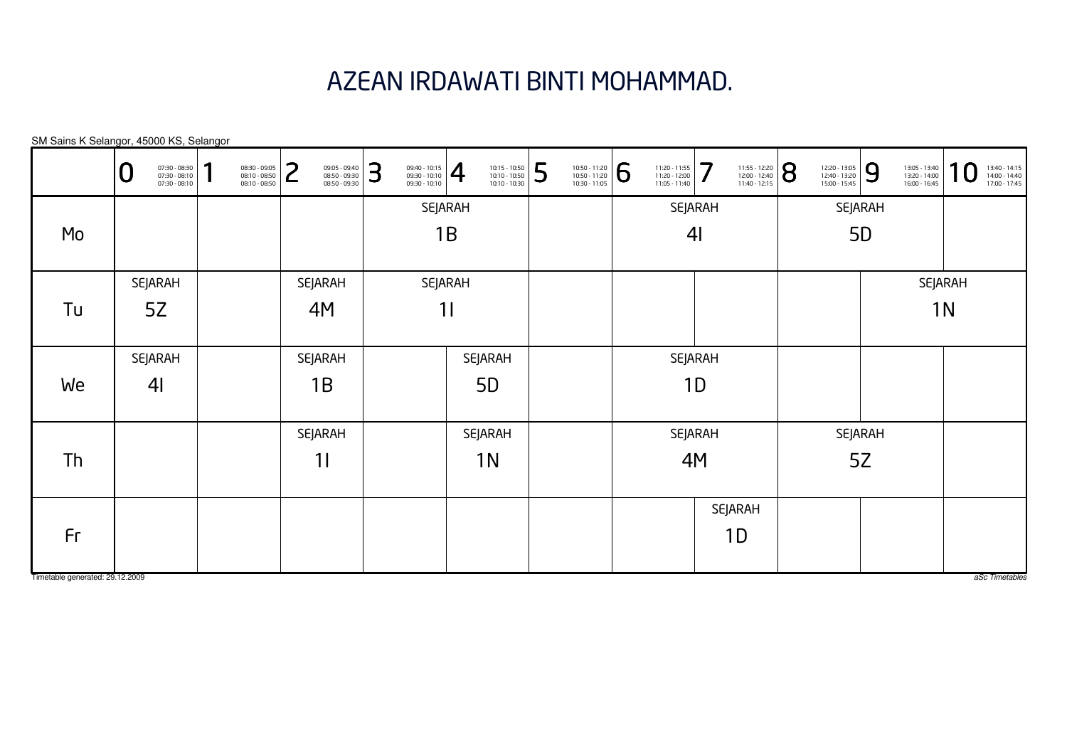# AZEAN IRDAWATI BINTI MOHAMMAD.

SM Sains K Selangor, 45000 KS, Selangor

| | 0 07:30 - 08:30 07:30 - 08:10 07:30 - 08:10 | 1 08:30 - 09:05 08:10 - 08:50 08:10 - 08:50 | 2 09:05 - 09:40 08:50 - 09:30 08:50 - 09:30 | 3 09:40 - 10:15 09:30 - 10:10 09:30 - 10:10 | 4 10:15 - 10:50 10:10 - 10:50 10:10 - 10:30 | 5 10:50 - 11:20 10:50 - 11:20 10:30 - 11:05 | 6 11:20 - 11:55 11:20 - 12:00 11:05 - 11:40 | 7 11:55 - 12:20 12:00 - 12:40 11:40 - 12:15 | 8 12:20 - 13:05 12:40 - 13:20 15:00 - 15:45 | 9 13:05 - 13:40 13:20 - 14:00 16:00 - 16:45 | 10 13:40 - 14:15 14:00 - 14:40 17:00 - 17:45 |
|---|---|---|---|---|---|---|---|---|---|---|---|
| Mo | | | | SEJARAH 1B | SEJARAH 1B | | SEJARAH 4I | SEJARAH 4I | SEJARAH 5D | SEJARAH 5D | |
| Tu | SEJARAH 5Z | | SEJARAH 4M | SEJARAH 1I | SEJARAH 1I | | | | | SEJARAH 1N | SEJARAH 1N |
| We | SEJARAH 4I | | SEJARAH 1B | | SEJARAH 5D | | SEJARAH 1D | SEJARAH 1D | | | |
| Th | | | SEJARAH 1I | | SEJARAH 1N | | SEJARAH 4M | SEJARAH 4M | SEJARAH 5Z | SEJARAH 5Z | |
| Fr | | | | | | | | SEJARAH 1D | | | |

Timetable generated: 29.12.2009

*aSc Timetables*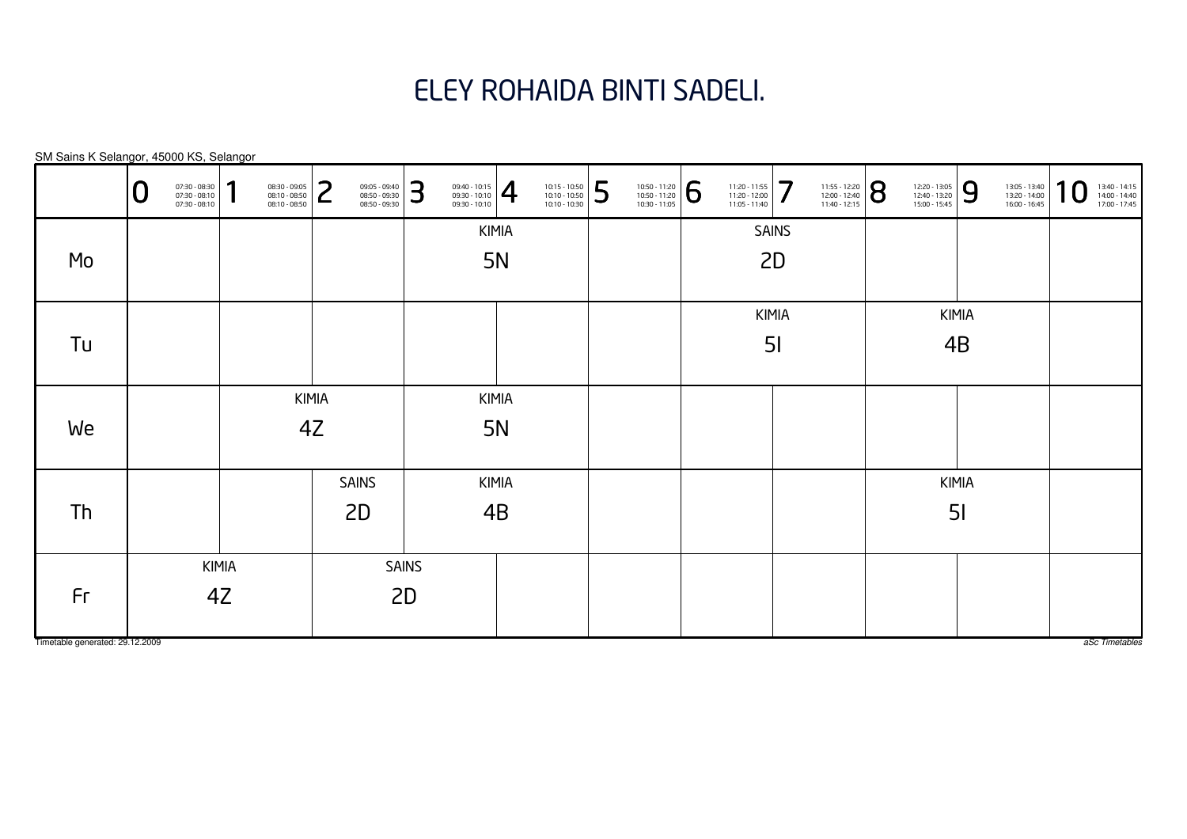# ELEY ROHAIDA BINTI SADELI.

SM Sains K Selangor, 45000 KS, Selangor

| | 0<br>07:30 - 08:30<br>07:30 - 08:10<br>07:30 - 08:10 | 1<br>08:30 - 09:05<br>08:10 - 08:50<br>08:10 - 08:50 | 2<br>09:05 - 09:40<br>08:50 - 09:30<br>08:50 - 09:30 | 3<br>09:40 - 10:15<br>09:30 - 10:10<br>09:30 - 10:10 | 4<br>10:15 - 10:50<br>10:10 - 10:50<br>10:10 - 10:30 | 5<br>10:50 - 11:20<br>10:50 - 11:20<br>10:30 - 11:05 | 6<br>11:20 - 11:55<br>11:20 - 12:00<br>11:05 - 11:40 | 7<br>11:55 - 12:20<br>12:00 - 12:40<br>11:40 - 12:15 | 8<br>12:20 - 13:05<br>12:40 - 13:20<br>15:00 - 15:45 | 9<br>13:05 - 13:40<br>13:20 - 14:00<br>16:00 - 16:45 | 10<br>13:40 - 14:15<br>14:00 - 14:40<br>17:00 - 17:45 |
|---|---|---|---|---|---|---|---|---|---|---|---|
| Mo | | | | KIMIA 5N | | | SAINS 2D | | | | |
| Tu | | | | | | | KIMIA 5I | | KIMIA 4B | | |
| We | | KIMIA 4Z | | KIMIA 5N | | | | | | | |
| Th | | | SAINS 2D | KIMIA 4B | | | | | KIMIA 5I | | |
| Fr | KIMIA 4Z | | SAINS 2D | | | | | | | | |

Timetable generated: 29.12.2009

aSc Timetables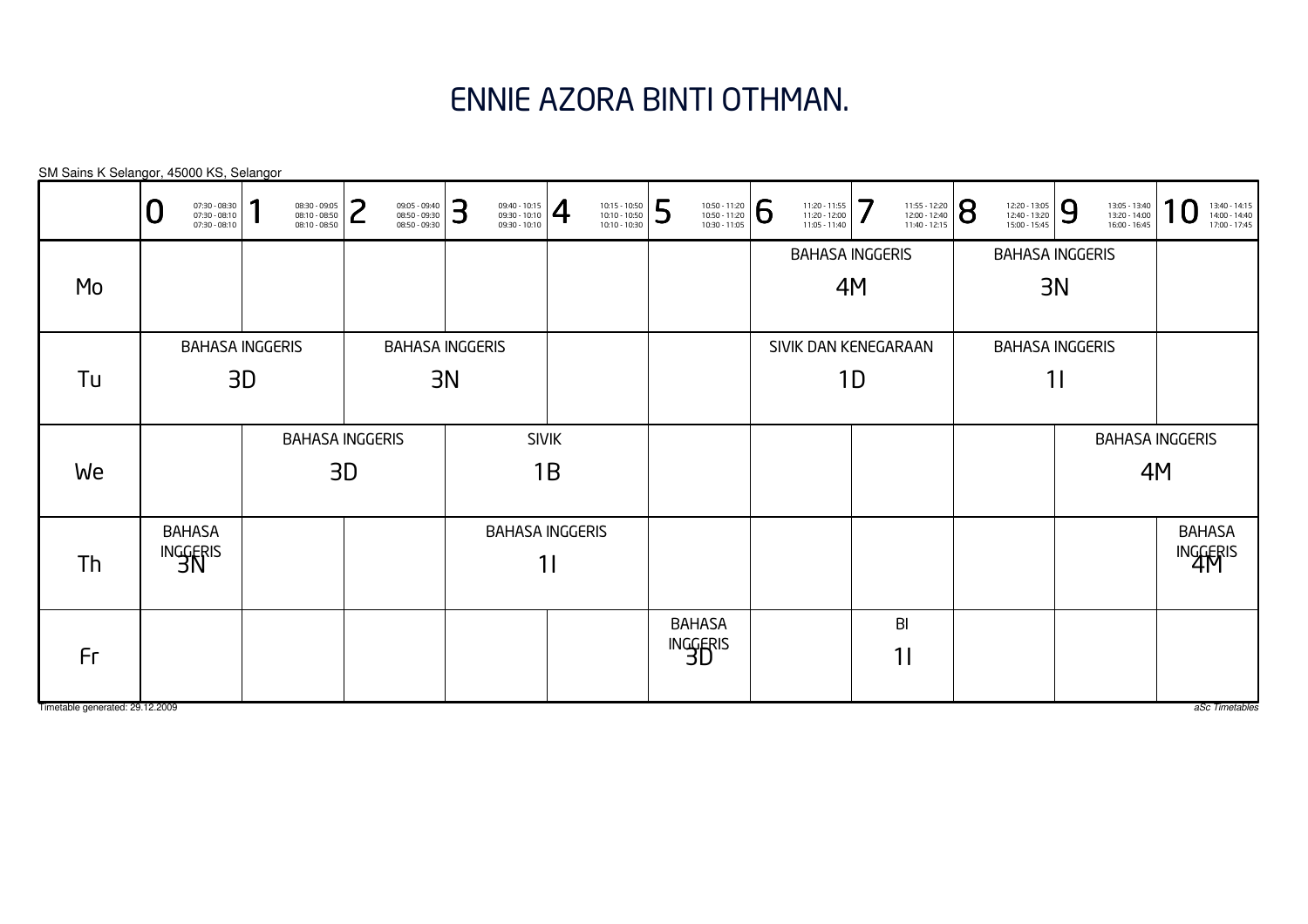# ENNIE AZORA BINTI OTHMAN.

SM Sains K Selangor, 45000 KS, Selangor

| | 0<br>07:30 - 08:30<br>07:30 - 08:10<br>07:30 - 08:10 | 1<br>08:30 - 09:05<br>08:10 - 08:50<br>08:10 - 08:50 | 2<br>09:05 - 09:40<br>08:50 - 09:30<br>08:50 - 09:30 | 3<br>09:40 - 10:15<br>09:30 - 10:10<br>09:30 - 10:10 | 4<br>10:15 - 10:50<br>10:10 - 10:50<br>10:10 - 10:30 | 5<br>10:50 - 11:20<br>10:50 - 11:20<br>10:30 - 11:05 | 6<br>11:20 - 11:55<br>11:20 - 12:00<br>11:05 - 11:40 | 7<br>11:55 - 12:20<br>12:00 - 12:40<br>11:40 - 12:15 | 8<br>12:20 - 13:05<br>12:40 - 13:20<br>15:00 - 15:45 | 9<br>13:05 - 13:40<br>13:20 - 14:00<br>16:00 - 16:45 | 10<br>13:40 - 14:15<br>14:00 - 14:40<br>17:00 - 17:45 |
|---|---|---|---|---|---|---|---|---|---|---|---|
| Mo | | | | | | | BAHASA INGGERIS 4M | | BAHASA INGGERIS 3N | | |
| Tu | BAHASA INGGERIS 3D | | BAHASA INGGERIS 3N | | | | SIVIK DAN KENEGARAAN 1D | | BAHASA INGGERIS 1I | | |
| We | | BAHASA INGGERIS 3D | | SIVIK 1B | | | | | | BAHASA INGGERIS 4M | |
| Th | BAHASA INGGERIS 3N | | | BAHASA INGGERIS 1I | | | | | | | BAHASA INGGERIS 4M |
| Fr | | | | | | BAHASA INGGERIS 3D | | BI 1I | | | |

Timetable generated: 29.12.2009

*aSc Timetables*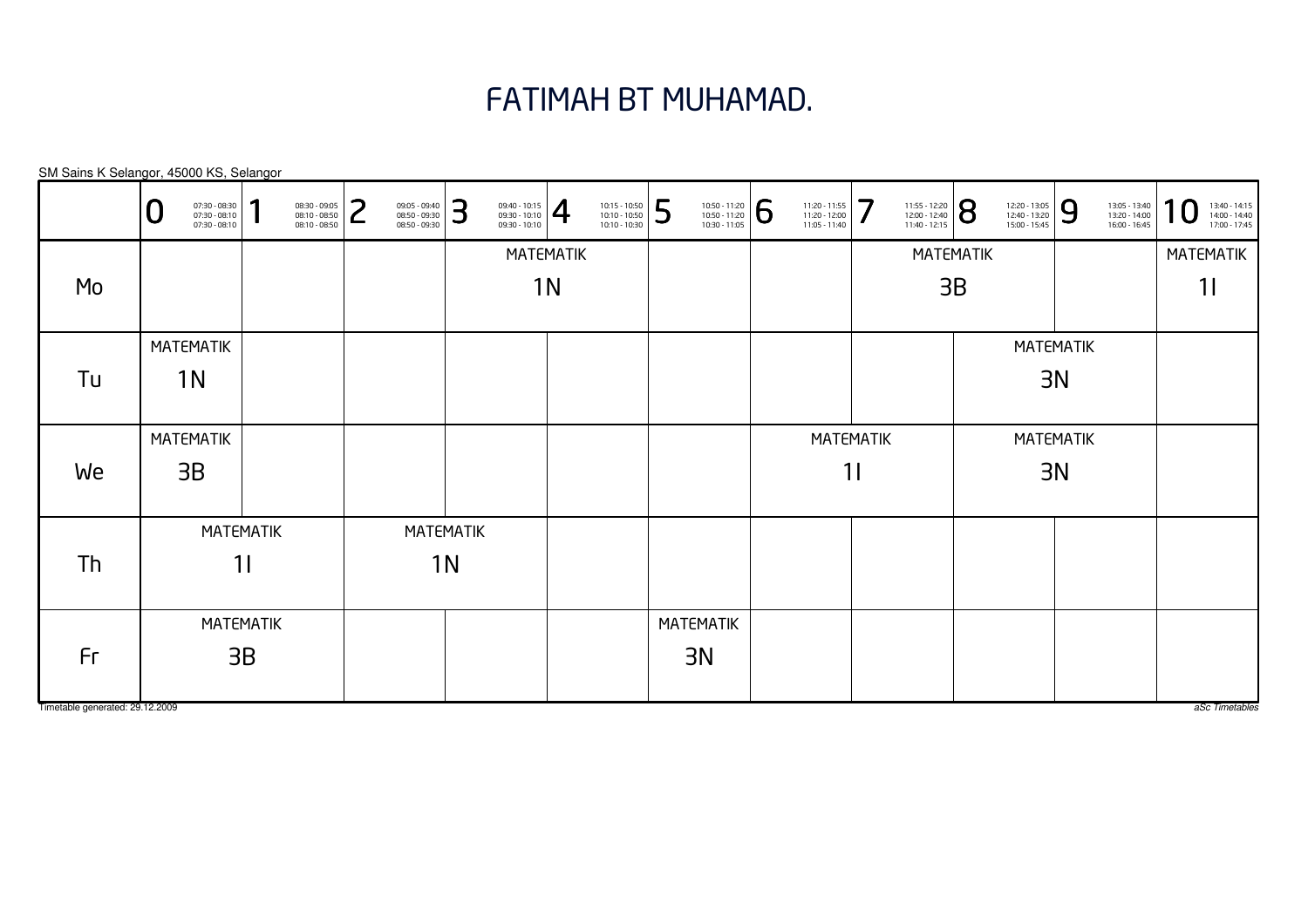# FATIMAH BT MUHAMAD.

SM Sains K Selangor, 45000 KS, Selangor

| | 0<br>07:30 - 08:30<br>07:30 - 08:10<br>07:30 - 08:10 | 1<br>08:30 - 09:05<br>08:10 - 08:50<br>08:10 - 08:50 | 2<br>09:05 - 09:40<br>08:50 - 09:30<br>08:50 - 09:30 | 3<br>09:40 - 10:15<br>09:30 - 10:10<br>09:30 - 10:10 | 4<br>10:15 - 10:50<br>10:10 - 10:50<br>10:10 - 10:30 | 5<br>10:50 - 11:20<br>10:50 - 11:20<br>10:30 - 11:05 | 6<br>11:20 - 11:55<br>11:20 - 12:00<br>11:05 - 11:40 | 7<br>11:55 - 12:20<br>12:00 - 12:40<br>11:40 - 12:15 | 8<br>12:20 - 13:05<br>12:40 - 13:20<br>15:00 - 15:45 | 9<br>13:05 - 13:40<br>13:20 - 14:00<br>16:00 - 16:45 | 10<br>13:40 - 14:15<br>14:00 - 14:40<br>17:00 - 17:45 |
|---|---|---|---|---|---|---|---|---|---|---|---|
| Mo | | | | MATEMATIK 1N | | | | MATEMATIK 3B | | | MATEMATIK 1I |
| Tu | MATEMATIK 1N | | | | | | | | MATEMATIK 3N | | |
| We | MATEMATIK 3B | | | | | | MATEMATIK 1I | | MATEMATIK 3N | | |
| Th | MATEMATIK 1I | | MATEMATIK 1N | | | | | | | | |
| Fr | MATEMATIK 3B | | | | | MATEMATIK 3N | | | | | |

Timetable generated: 29.12.2009

aSc Timetables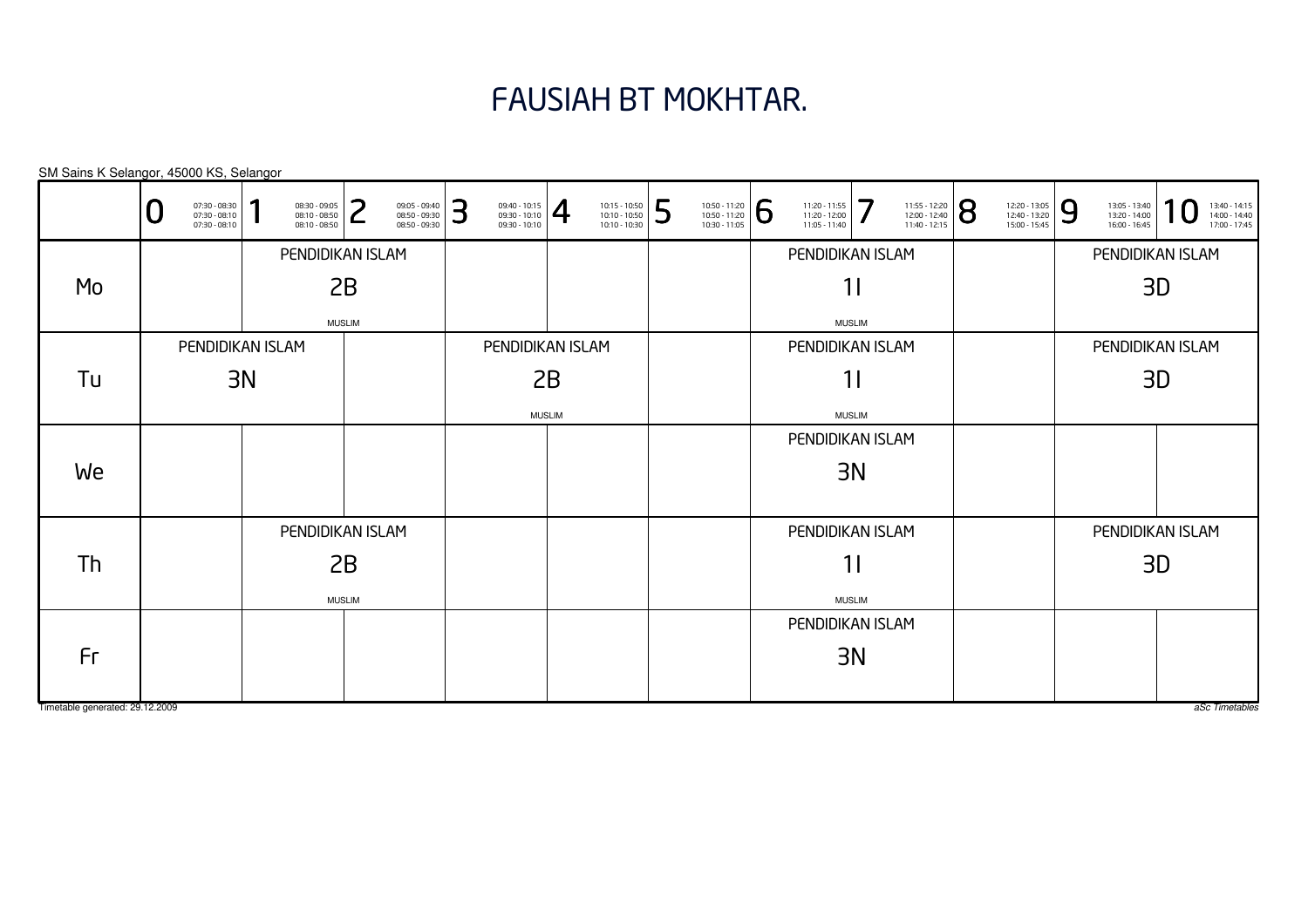# FAUSIAH BT MOKHTAR.

SM Sains K Selangor, 45000 KS, Selangor

| | 0 07:30 - 08:30 07:30 - 08:10 07:30 - 08:10 | 1 08:30 - 09:05 08:10 - 08:50 08:10 - 08:50 | 2 09:05 - 09:40 08:50 - 09:30 08:50 - 09:30 | 3 09:40 - 10:15 09:30 - 10:10 09:30 - 10:10 | 4 10:15 - 10:50 10:10 - 10:50 10:10 - 10:30 | 5 10:50 - 11:20 10:50 - 11:20 10:30 - 11:05 | 6 11:20 - 11:55 11:20 - 12:00 11:05 - 11:40 | 7 11:55 - 12:20 12:00 - 12:40 11:40 - 12:15 | 8 12:20 - 13:05 12:40 - 13:20 15:00 - 15:45 | 9 13:05 - 13:40 13:20 - 14:00 16:00 - 16:45 | 10 13:40 - 14:15 14:00 - 14:40 17:00 - 17:45 |
|---|---|---|---|---|---|---|---|---|---|---|---|
| Mo | | PENDIDIKAN ISLAM 2B MUSLIM | | | | | PENDIDIKAN ISLAM 1I MUSLIM | | | PENDIDIKAN ISLAM 3D | |
| Tu | PENDIDIKAN ISLAM 3N | | | PENDIDIKAN ISLAM 2B MUSLIM | | | PENDIDIKAN ISLAM 1I MUSLIM | | | PENDIDIKAN ISLAM 3D | |
| We | | | | | | | PENDIDIKAN ISLAM 3N | | | | |
| Th | | PENDIDIKAN ISLAM 2B MUSLIM | | | | | PENDIDIKAN ISLAM 1I MUSLIM | | | PENDIDIKAN ISLAM 3D | |
| Fr | | | | | | | PENDIDIKAN ISLAM 3N | | | | |

Timetable generated: 29.12.2009

*aSc Timetables*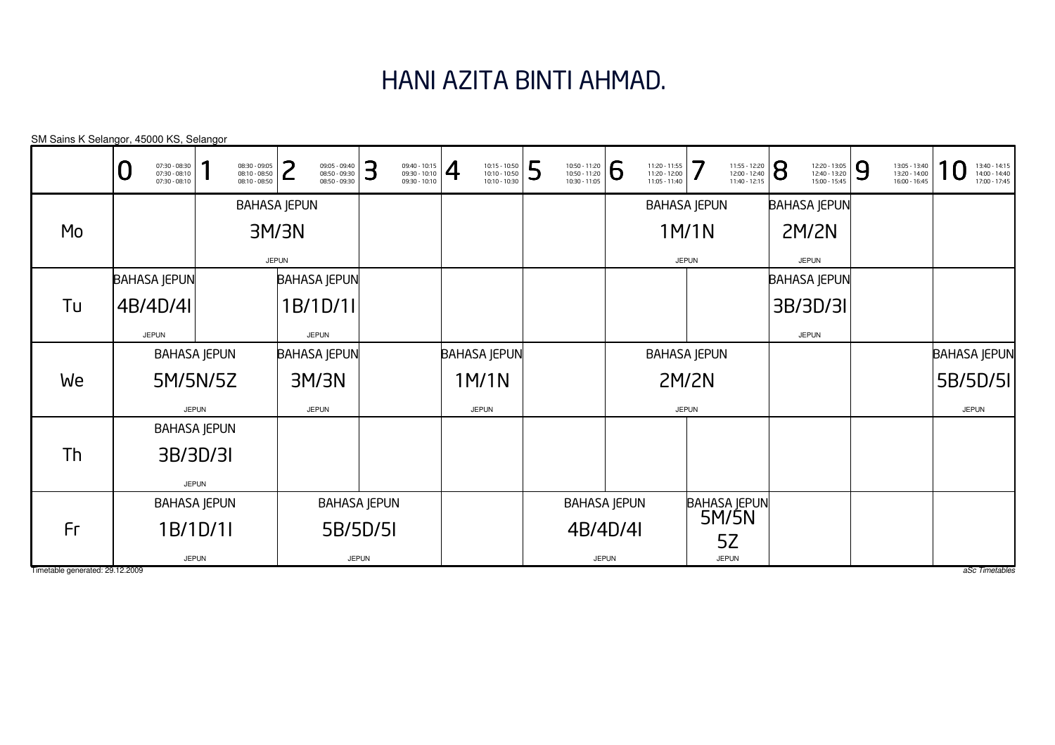# HANI AZITA BINTI AHMAD.

SM Sains K Selangor, 45000 KS, Selangor

| | 0 (07:30 - 08:30 / 07:30 - 08:10 / 07:30 - 08:10) | 1 (08:30 - 09:05 / 08:10 - 08:50 / 08:10 - 08:50) | 2 (09:05 - 09:40 / 08:50 - 09:30 / 08:50 - 09:30) | 3 (09:40 - 10:15 / 09:30 - 10:10 / 09:30 - 10:10) | 4 (10:15 - 10:50 / 10:10 - 10:50 / 10:10 - 10:30) | 5 (10:50 - 11:20 / 10:50 - 11:20 / 10:30 - 11:05) | 6 (11:20 - 11:55 / 11:20 - 12:00 / 11:05 - 11:40) | 7 (11:55 - 12:20 / 12:00 - 12:40 / 11:40 - 12:15) | 8 (12:20 - 13:05 / 12:40 - 13:20 / 15:00 - 15:45) | 9 (13:05 - 13:40 / 13:20 - 14:00 / 16:00 - 16:45) | 10 (13:40 - 14:15 / 14:00 - 14:40 / 17:00 - 17:45) |
|---|---|---|---|---|---|---|---|---|---|---|---|
| Mo | | BAHASA JEPUN 3M/3N JEPUN | | | | | BAHASA JEPUN 1M/1N JEPUN | | BAHASA JEPUN 2M/2N JEPUN | | |
| Tu | BAHASA JEPUN 4B/4D/4I JEPUN | | BAHASA JEPUN 1B/1D/1I JEPUN | | | | | | BAHASA JEPUN 3B/3D/3I JEPUN | | |
| We | BAHASA JEPUN 5M/5N/5Z JEPUN | | BAHASA JEPUN 3M/3N JEPUN | | BAHASA JEPUN 1M/1N JEPUN | | BAHASA JEPUN 2M/2N JEPUN | | | | BAHASA JEPUN 5B/5D/5I JEPUN |
| Th | BAHASA JEPUN 3B/3D/3I JEPUN | | | | | | | | | | |
| Fr | BAHASA JEPUN 1B/1D/1I JEPUN | | BAHASA JEPUN 5B/5D/5I JEPUN | | | BAHASA JEPUN 4B/4D/4I JEPUN | | BAHASA JEPUN 5M/5N 5Z JEPUN | | | |

Timetable generated: 29.12.2009

aSc Timetables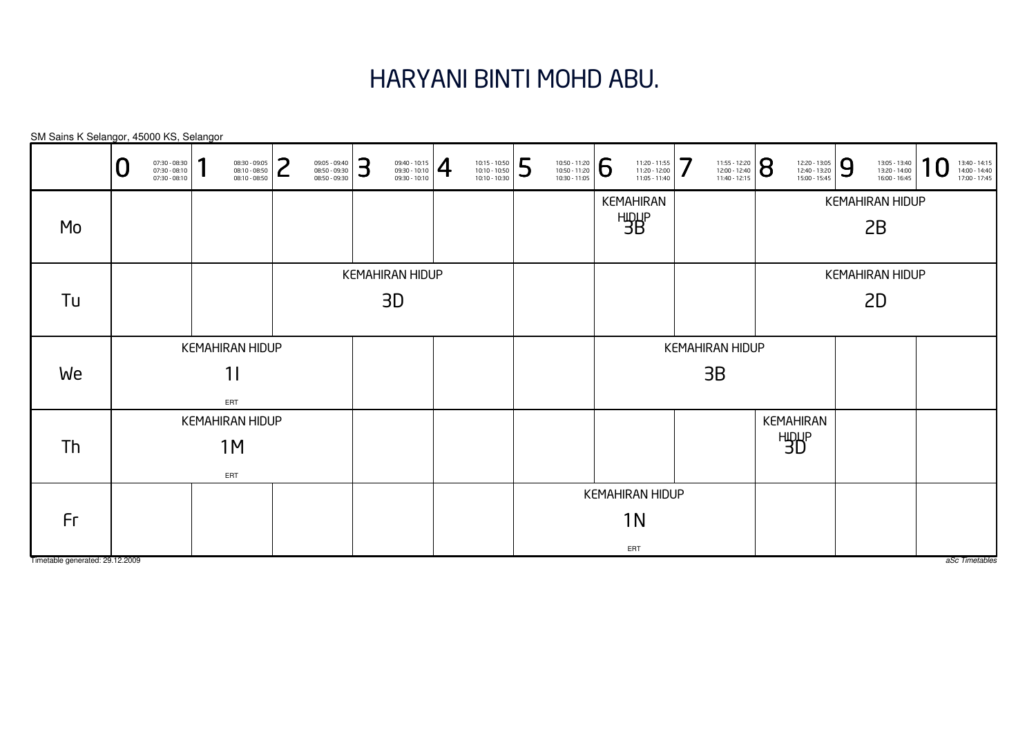# HARYANI BINTI MOHD ABU.

SM Sains K Selangor, 45000 KS, Selangor

| | 0<br>07:30 - 08:30<br>07:30 - 08:10<br>07:30 - 08:10 | 1<br>08:30 - 09:05<br>08:10 - 08:50<br>08:10 - 08:50 | 2<br>09:05 - 09:40<br>08:50 - 09:30<br>08:50 - 09:30 | 3<br>09:40 - 10:15<br>09:30 - 10:10<br>09:30 - 10:10 | 4<br>10:15 - 10:50<br>10:10 - 10:50<br>10:10 - 10:30 | 5<br>10:50 - 11:20<br>10:50 - 11:20<br>10:30 - 11:05 | 6<br>11:20 - 11:55<br>11:20 - 12:00<br>11:05 - 11:40 | 7<br>11:55 - 12:20<br>12:00 - 12:40<br>11:40 - 12:15 | 8<br>12:20 - 13:05<br>12:40 - 13:20<br>15:00 - 15:45 | 9<br>13:05 - 13:40<br>13:20 - 14:00<br>16:00 - 16:45 | 10<br>13:40 - 14:15<br>14:00 - 14:40<br>17:00 - 17:45 |
|---|---|---|---|---|---|---|---|---|---|---|---|
| Mo | | | | | | | KEMAHIRAN HIDUP 3B | | KEMAHIRAN HIDUP 2B | | |
| Tu | | | KEMAHIRAN HIDUP 3D | | | | | | KEMAHIRAN HIDUP 2D | | |
| We | KEMAHIRAN HIDUP 1I ERT | | | | | | KEMAHIRAN HIDUP 3B | | | | |
| Th | KEMAHIRAN HIDUP 1M ERT | | | | | | | | KEMAHIRAN HIDUP 3D | | |
| Fr | | | | | | KEMAHIRAN HIDUP 1N ERT | | | | | |

Timetable generated: 29.12.2009

aSc Timetables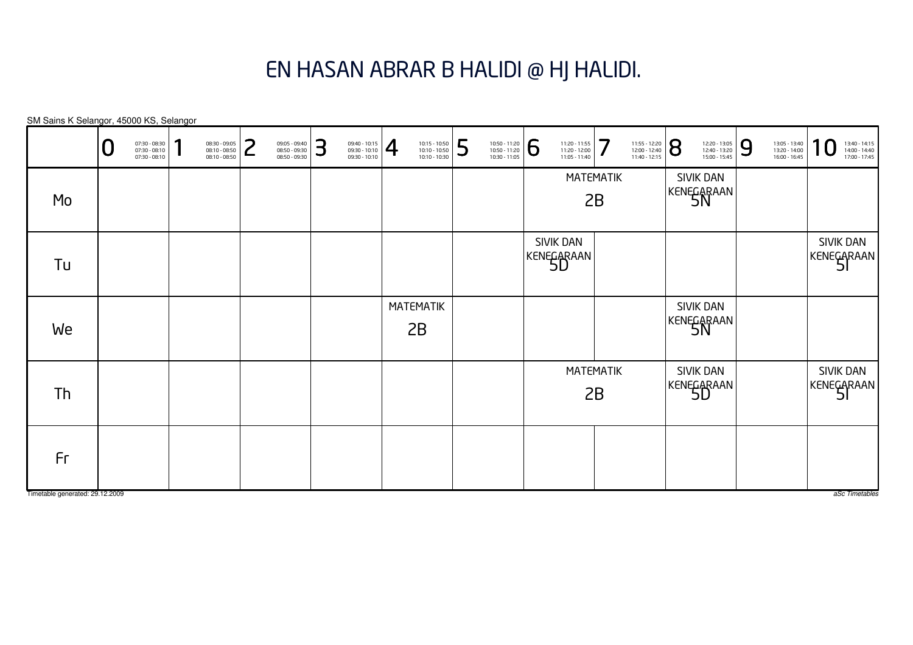# EN HASAN ABRAR B HALIDI @ HJ HALIDI.

SM Sains K Selangor, 45000 KS, Selangor

| | 0 07:30 - 08:30 07:30 - 08:10 07:30 - 08:10 | 1 08:30 - 09:05 08:10 - 08:50 08:10 - 08:50 | 2 09:05 - 09:40 08:50 - 09:30 08:50 - 09:30 | 3 09:40 - 10:15 09:30 - 10:10 09:30 - 10:10 | 4 10:15 - 10:50 10:10 - 10:50 10:10 - 10:30 | 5 10:50 - 11:20 10:50 - 11:20 10:30 - 11:05 | 6 11:20 - 11:55 11:20 - 12:00 11:05 - 11:40 | 7 11:55 - 12:20 12:00 - 12:40 11:40 - 12:15 | 8 12:20 - 13:05 12:40 - 13:20 15:00 - 15:45 | 9 13:05 - 13:40 13:20 - 14:00 16:00 - 16:45 | 10 13:40 - 14:15 14:00 - 14:40 17:00 - 17:45 |
|---|---|---|---|---|---|---|---|---|---|---|---|
| Mo | | | | | | | MATEMATIK 2B | | SIVIK DAN KENEGARAAN 5N | | |
| Tu | | | | | | | SIVIK DAN KENEGARAAN 5D | | | | SIVIK DAN KENEGARAAN 5I |
| We | | | | | MATEMATIK 2B | | | | SIVIK DAN KENEGARAAN 5N | | |
| Th | | | | | | | MATEMATIK 2B | | SIVIK DAN KENEGARAAN 5D | | SIVIK DAN KENEGARAAN 5I |
| Fr | | | | | | | | | | | |

Timetable generated: 29.12.2009

*aSc Timetables*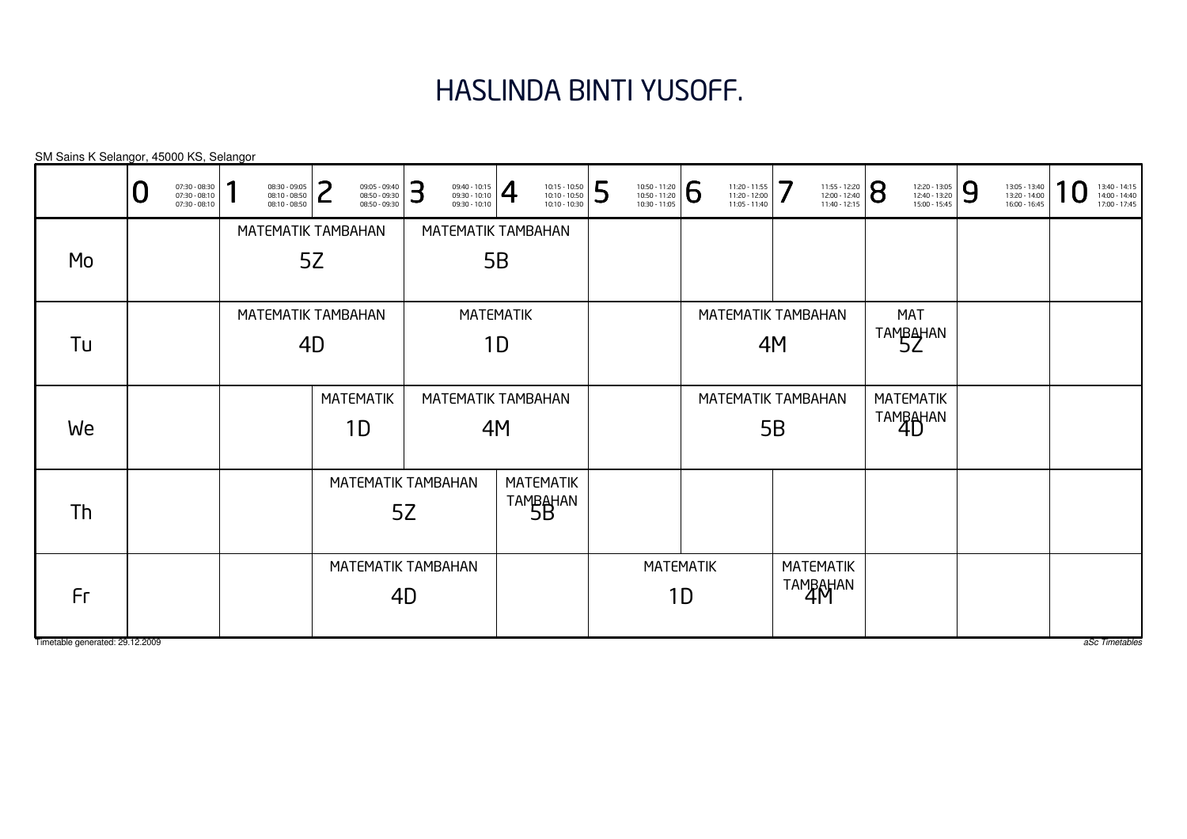# HASLINDA BINTI YUSOFF.

SM Sains K Selangor, 45000 KS, Selangor

| | 0<br>07:30 - 08:30<br>07:30 - 08:10<br>07:30 - 08:10 | 1<br>08:30 - 09:05<br>08:10 - 08:50<br>08:10 - 08:50 | 2<br>09:05 - 09:40<br>08:50 - 09:30<br>08:50 - 09:30 | 3<br>09:40 - 10:15<br>09:30 - 10:10<br>09:30 - 10:10 | 4<br>10:15 - 10:50<br>10:10 - 10:50<br>10:10 - 10:30 | 5<br>10:50 - 11:20<br>10:50 - 11:20<br>10:30 - 11:05 | 6<br>11:20 - 11:55<br>11:20 - 12:00<br>11:05 - 11:40 | 7<br>11:55 - 12:20<br>12:00 - 12:40<br>11:40 - 12:15 | 8<br>12:20 - 13:05<br>12:40 - 13:20<br>15:00 - 15:45 | 9<br>13:05 - 13:40<br>13:20 - 14:00<br>16:00 - 16:45 | 10<br>13:40 - 14:15<br>14:00 - 14:40<br>17:00 - 17:45 |
|---|---|---|---|---|---|---|---|---|---|---|---|
| Mo | | MATEMATIK TAMBAHAN 5Z | | MATEMATIK TAMBAHAN 5B | | | | | | | |
| Tu | | MATEMATIK TAMBAHAN 4D | | MATEMATIK 1D | | | MATEMATIK TAMBAHAN 4M | | MAT TAMBAHAN 5Z | | |
| We | | | MATEMATIK 1D | MATEMATIK TAMBAHAN 4M | | | MATEMATIK TAMBAHAN 5B | | MATEMATIK TAMBAHAN 4D | | |
| Th | | | MATEMATIK TAMBAHAN 5Z | | MATEMATIK TAMBAHAN 5B | | | | | | |
| Fr | | | MATEMATIK TAMBAHAN 4D | | | MATEMATIK 1D | | MATEMATIK TAMBAHAN 4M | | | |

Timetable generated: 29.12.2009

aSc Timetables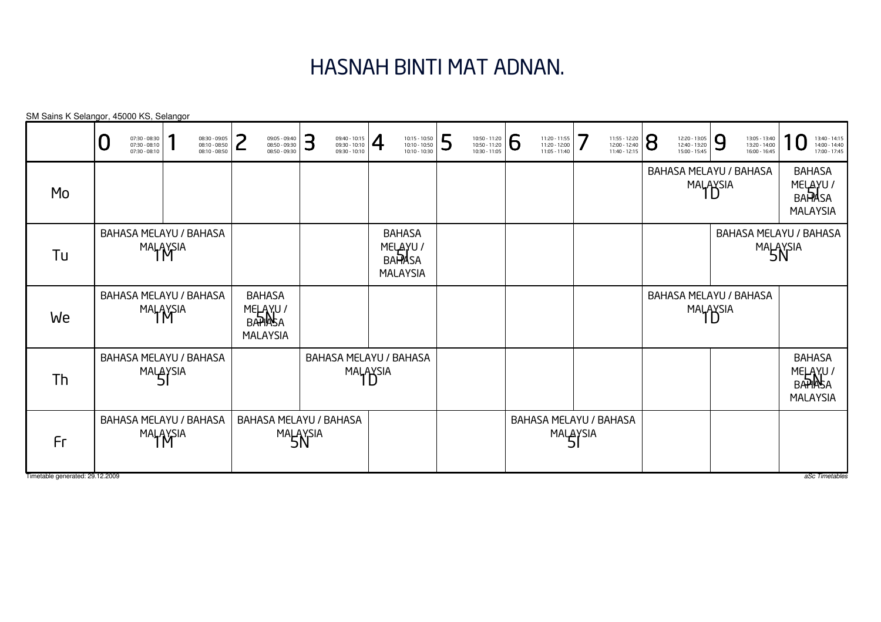# HASNAH BINTI MAT ADNAN.

SM Sains K Selangor, 45000 KS, Selangor

| | 0<br>07:30 - 08:30<br>07:30 - 08:10<br>07:30 - 08:10 | 1<br>08:30 - 09:05<br>08:10 - 08:50<br>08:10 - 08:50 | 2<br>09:05 - 09:40<br>08:50 - 09:30<br>08:50 - 09:30 | 3<br>09:40 - 10:15<br>09:30 - 10:10<br>09:30 - 10:10 | 4<br>10:15 - 10:50<br>10:10 - 10:50<br>10:10 - 10:30 | 5<br>10:50 - 11:20<br>10:50 - 11:20<br>10:30 - 11:05 | 6<br>11:20 - 11:55<br>11:20 - 12:00<br>11:05 - 11:40 | 7<br>11:55 - 12:20<br>12:00 - 12:40<br>11:40 - 12:15 | 8<br>12:20 - 13:05<br>12:40 - 13:20<br>15:00 - 15:45 | 9<br>13:05 - 13:40<br>13:20 - 14:00<br>16:00 - 16:45 | 10<br>13:40 - 14:15<br>14:00 - 14:40<br>17:00 - 17:45 |
|---|---|---|---|---|---|---|---|---|---|---|---|
| Mo | | | | | | | | | BAHASA MELAYU / BAHASA MALAYSIA 1D | | BAHASA MELAYU / BAHASA MALAYSIA 5I |
| Tu | BAHASA MELAYU / BAHASA MALAYSIA 1M | | | | BAHASA MELAYU / BAHASA MALAYSIA 5I | | | | | BAHASA MELAYU / BAHASA MALAYSIA 5N | |
| We | BAHASA MELAYU / BAHASA MALAYSIA 1M | | BAHASA MELAYU / BAHASA MALAYSIA 5N | | | | | | BAHASA MELAYU / BAHASA MALAYSIA 1D | | |
| Th | BAHASA MELAYU / BAHASA MALAYSIA 5I | | | BAHASA MELAYU / BAHASA MALAYSIA 1D | | | | | | | BAHASA MELAYU / BAHASA MALAYSIA 5N |
| Fr | BAHASA MELAYU / BAHASA MALAYSIA 1M | | BAHASA MELAYU / BAHASA MALAYSIA 5N | | | | BAHASA MELAYU / BAHASA MALAYSIA 5I | | | | |

Timetable generated: 29.12.2009

aSc Timetables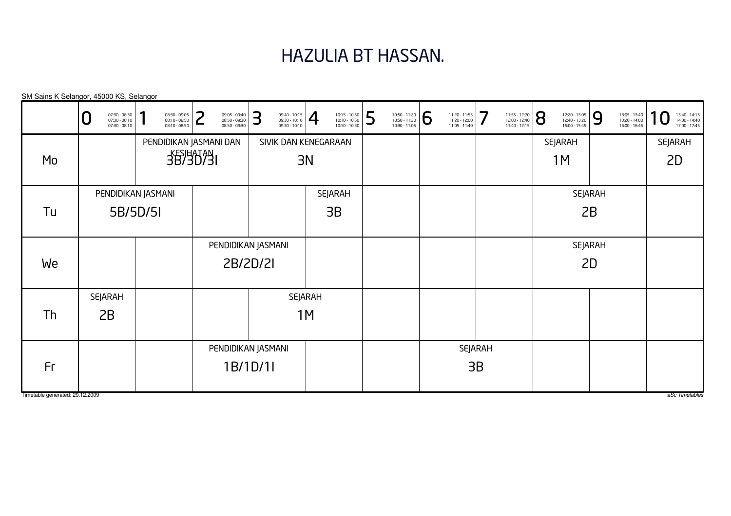# HAZULIA BT HASSAN.

SM Sains K Selangor, 45000 KS, Selangor

| | 0<br>07:30 - 08:30<br>07:30 - 08:10<br>07:30 - 08:10 | 1<br>08:30 - 09:05<br>08:10 - 08:50<br>08:10 - 08:50 | 2<br>09:05 - 09:40<br>08:50 - 09:30<br>08:50 - 09:30 | 3<br>09:40 - 10:15<br>09:30 - 10:10<br>09:30 - 10:10 | 4<br>10:15 - 10:50<br>10:10 - 10:50<br>10:10 - 10:30 | 5<br>10:50 - 11:20<br>10:50 - 11:20<br>10:30 - 11:05 | 6<br>11:20 - 11:55<br>11:20 - 12:00<br>11:05 - 11:40 | 7<br>11:55 - 12:20<br>12:00 - 12:40<br>11:40 - 12:15 | 8<br>12:20 - 13:05<br>12:40 - 13:20<br>15:00 - 15:45 | 9<br>13:05 - 13:40<br>13:20 - 14:00<br>16:00 - 16:45 | 10<br>13:40 - 14:15<br>14:00 - 14:40<br>17:00 - 17:45 |
|---|---|---|---|---|---|---|---|---|---|---|---|
| Mo | | PENDIDIKAN JASMANI DAN KESIHATAN<br>3B/3D/3I | | SIVIK DAN KENEGARAAN<br>3N | | | | | SEJARAH<br>1M | | SEJARAH<br>2D |
| Tu | PENDIDIKAN JASMANI<br>5B/5D/5I | | | | SEJARAH<br>3B | | | | SEJARAH<br>2B | | |
| We | | | PENDIDIKAN JASMANI<br>2B/2D/2I | | | | | | SEJARAH<br>2D | | |
| Th | SEJARAH<br>2B | | | SEJARAH<br>1M | | | | | | | |
| Fr | | | PENDIDIKAN JASMANI<br>1B/1D/1I | | | | SEJARAH<br>3B | | | | |

Timetable generated: 29.12.2009

aSc Timetables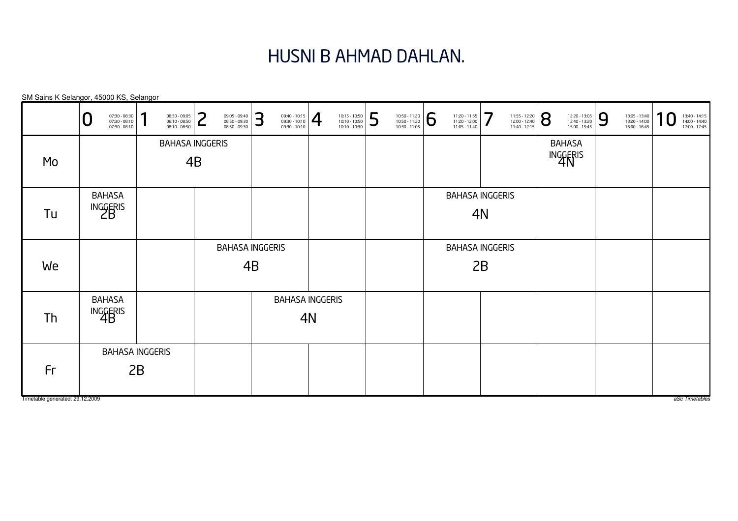# HUSNI B AHMAD DAHLAN.

SM Sains K Selangor, 45000 KS, Selangor

| | 0<br>07:30 - 08:30<br>07:30 - 08:10<br>07:30 - 08:10 | 1<br>08:30 - 09:05<br>08:10 - 08:50<br>08:10 - 08:50 | 2<br>09:05 - 09:40<br>08:50 - 09:30<br>08:50 - 09:30 | 3<br>09:40 - 10:15<br>09:30 - 10:10<br>09:30 - 10:10 | 4<br>10:15 - 10:50<br>10:10 - 10:50<br>10:10 - 10:30 | 5<br>10:50 - 11:20<br>10:50 - 11:20<br>10:30 - 11:05 | 6<br>11:20 - 11:55<br>11:20 - 12:00<br>11:05 - 11:40 | 7<br>11:55 - 12:20<br>12:00 - 12:40<br>11:40 - 12:15 | 8<br>12:20 - 13:05<br>12:40 - 13:20<br>15:00 - 15:45 | 9<br>13:05 - 13:40<br>13:20 - 14:00<br>16:00 - 16:45 | 10<br>13:40 - 14:15<br>14:00 - 14:40<br>17:00 - 17:45 |
|---|---|---|---|---|---|---|---|---|---|---|---|
| Mo | | BAHASA INGGERIS 4B | BAHASA INGGERIS 4B | | | | | | BAHASA INGGERIS 4N | | |
| Tu | BAHASA INGGERIS 2B | | | | | | BAHASA INGGERIS 4N | BAHASA INGGERIS 4N | | | |
| We | | | BAHASA INGGERIS 4B | BAHASA INGGERIS 4B | | | BAHASA INGGERIS 2B | BAHASA INGGERIS 2B | | | |
| Th | BAHASA INGGERIS 4B | | | BAHASA INGGERIS 4N | BAHASA INGGERIS 4N | | | | | | |
| Fr | BAHASA INGGERIS 2B | BAHASA INGGERIS 2B | | | | | | | | | |

Timetable generated: 29.12.2009

*aSc Timetables*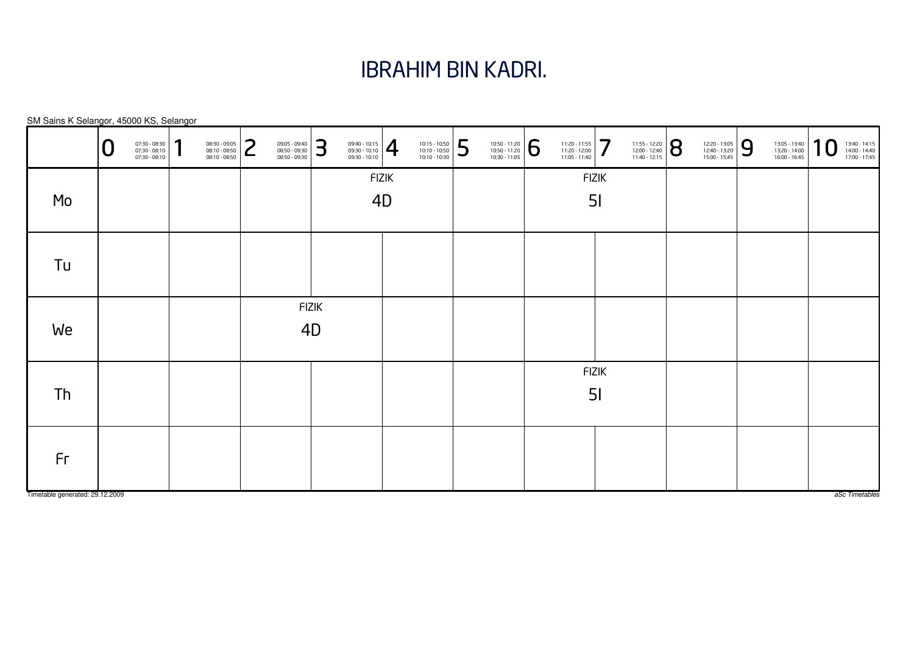# IBRAHIM BIN KADRI.

SM Sains K Selangor, 45000 KS, Selangor

| | 0<br>07:30 - 08:30<br>07:30 - 08:10<br>07:30 - 08:10 | 1<br>08:30 - 09:05<br>08:10 - 08:50<br>08:10 - 08:50 | 2<br>09:05 - 09:40<br>08:50 - 09:30<br>08:50 - 09:30 | 3<br>09:40 - 10:15<br>09:30 - 10:10<br>09:30 - 10:10 | 4<br>10:15 - 10:50<br>10:10 - 10:50<br>10:10 - 10:30 | 5<br>10:50 - 11:20<br>10:50 - 11:20<br>10:30 - 11:05 | 6<br>11:20 - 11:55<br>11:20 - 12:00<br>11:05 - 11:40 | 7<br>11:55 - 12:20<br>12:00 - 12:40<br>11:40 - 12:15 | 8<br>12:20 - 13:05<br>12:40 - 13:20<br>15:00 - 15:45 | 9<br>13:05 - 13:40<br>13:20 - 14:00<br>16:00 - 16:45 | 10<br>13:40 - 14:15<br>14:00 - 14:40<br>17:00 - 17:45 |
|---|---|---|---|---|---|---|---|---|---|---|---|
| Mo | | | | FIZIK 4D | | | FIZIK 5I | | | | |
| Tu | | | | | | | | | | | |
| We | | | FIZIK 4D | | | | | | | | |
| Th | | | | | | | FIZIK 5I | | | | |
| Fr | | | | | | | | | | | |

Timetable generated: 29.12.2009

aSc Timetables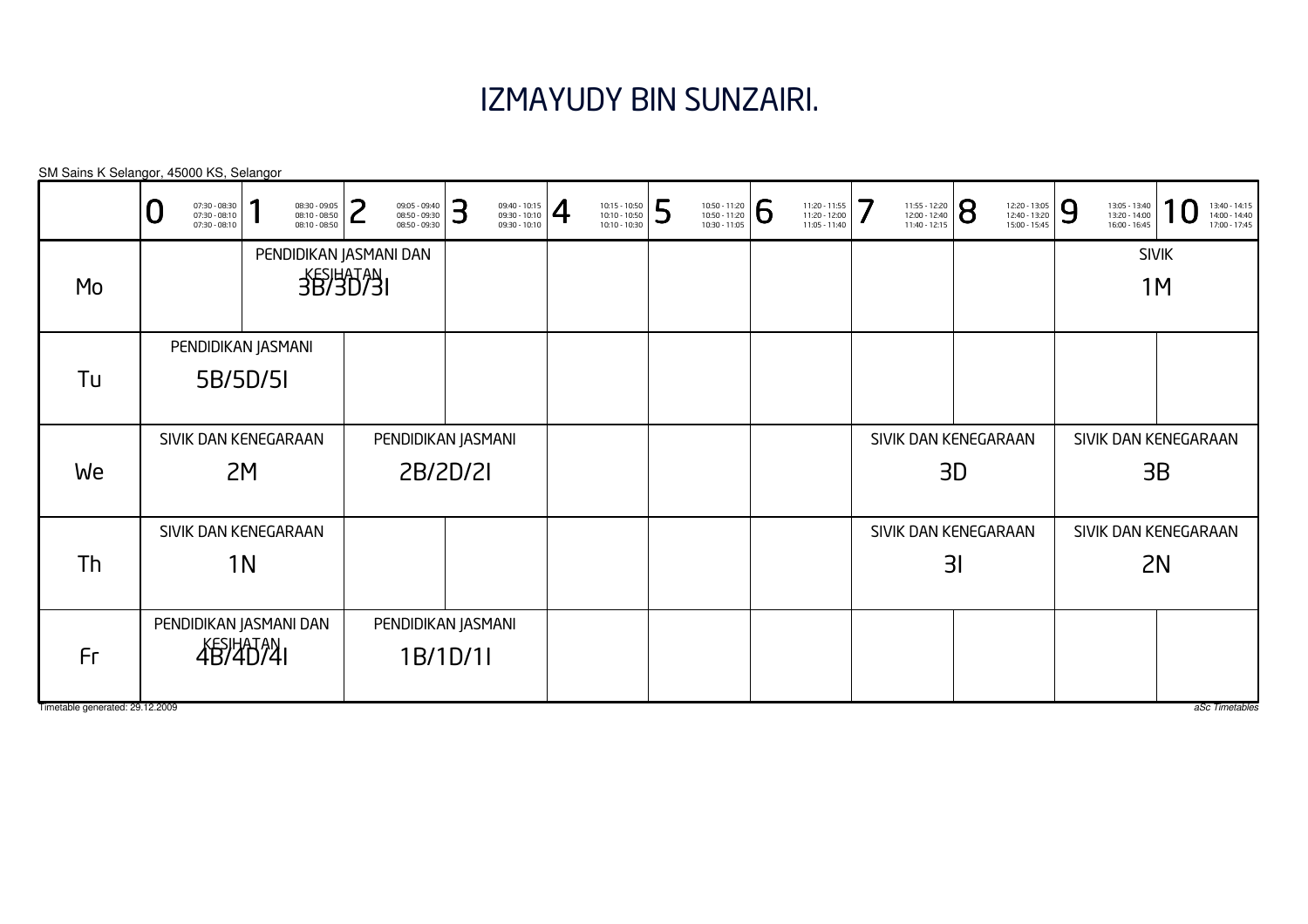# IZMAYUDY BIN SUNZAIRI.

SM Sains K Selangor, 45000 KS, Selangor

| | 0 07:30 - 08:30 07:30 - 08:10 07:30 - 08:10 | 1 08:30 - 09:05 08:10 - 08:50 08:10 - 08:50 | 2 09:05 - 09:40 08:50 - 09:30 08:50 - 09:30 | 3 09:40 - 10:15 09:30 - 10:10 09:30 - 10:10 | 4 10:15 - 10:50 10:10 - 10:50 10:10 - 10:30 | 5 10:50 - 11:20 10:50 - 11:20 10:30 - 11:05 | 6 11:20 - 11:55 11:20 - 12:00 11:05 - 11:40 | 7 11:55 - 12:20 12:00 - 12:40 11:40 - 12:15 | 8 12:20 - 13:05 12:40 - 13:20 15:00 - 15:45 | 9 13:05 - 13:40 13:20 - 14:00 16:00 - 16:45 | 10 13:40 - 14:15 14:00 - 14:40 17:00 - 17:45 |
|---|---|---|---|---|---|---|---|---|---|---|---|
| Mo | | PENDIDIKAN JASMANI DAN KESIHATAN 3B/3D/3I | | | | | | | | SIVIK 1M | |
| Tu | PENDIDIKAN JASMANI 5B/5D/5I | | | | | | | | | | |
| We | SIVIK DAN KENEGARAAN 2M | | PENDIDIKAN JASMANI 2B/2D/2I | | | | | SIVIK DAN KENEGARAAN 3D | | SIVIK DAN KENEGARAAN 3B | |
| Th | SIVIK DAN KENEGARAAN 1N | | | | | | | SIVIK DAN KENEGARAAN 3I | | SIVIK DAN KENEGARAAN 2N | |
| Fr | PENDIDIKAN JASMANI DAN KESIHATAN 4B/4D/4I | | PENDIDIKAN JASMANI 1B/1D/1I | | | | | | | | |

Timetable generated: 29.12.2009

*aSc Timetables*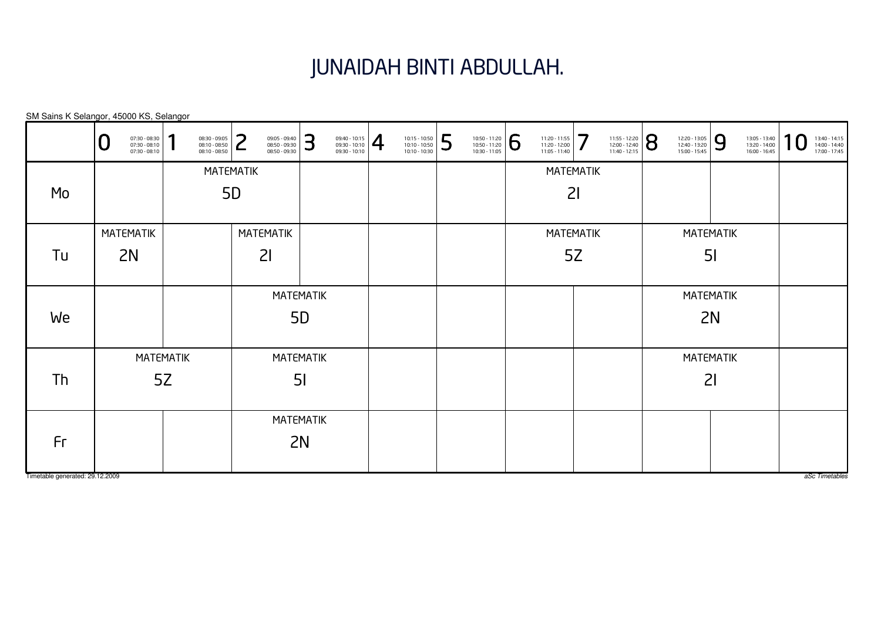# JUNAIDAH BINTI ABDULLAH.

SM Sains K Selangor, 45000 KS, Selangor

| | 0<br>07:30 - 08:30<br>07:30 - 08:10<br>07:30 - 08:10 | 1<br>08:30 - 09:05<br>08:10 - 08:50<br>08:10 - 08:50 | 2<br>09:05 - 09:40<br>08:50 - 09:30<br>08:50 - 09:30 | 3<br>09:40 - 10:15<br>09:30 - 10:10<br>09:30 - 10:10 | 4<br>10:15 - 10:50<br>10:10 - 10:50<br>10:10 - 10:30 | 5<br>10:50 - 11:20<br>10:50 - 11:20<br>10:30 - 11:05 | 6<br>11:20 - 11:55<br>11:20 - 12:00<br>11:05 - 11:40 | 7<br>11:55 - 12:20<br>12:00 - 12:40<br>11:40 - 12:15 | 8<br>12:20 - 13:05<br>12:40 - 13:20<br>15:00 - 15:45 | 9<br>13:05 - 13:40<br>13:20 - 14:00<br>16:00 - 16:45 | 10<br>13:40 - 14:15<br>14:00 - 14:40<br>17:00 - 17:45 |
|---|---|---|---|---|---|---|---|---|---|---|---|
| Mo | | MATEMATIK 5D | | | | | MATEMATIK 2I | | | | |
| Tu | MATEMATIK 2N | | MATEMATIK 2I | | | | MATEMATIK 5Z | | MATEMATIK 5I | | |
| We | | | MATEMATIK 5D | | | | | | MATEMATIK 2N | | |
| Th | MATEMATIK 5Z | | MATEMATIK 5I | | | | | | MATEMATIK 2I | | |
| Fr | | | MATEMATIK 2N | | | | | | | | |

Timetable generated: 29.12.2009

aSc Timetables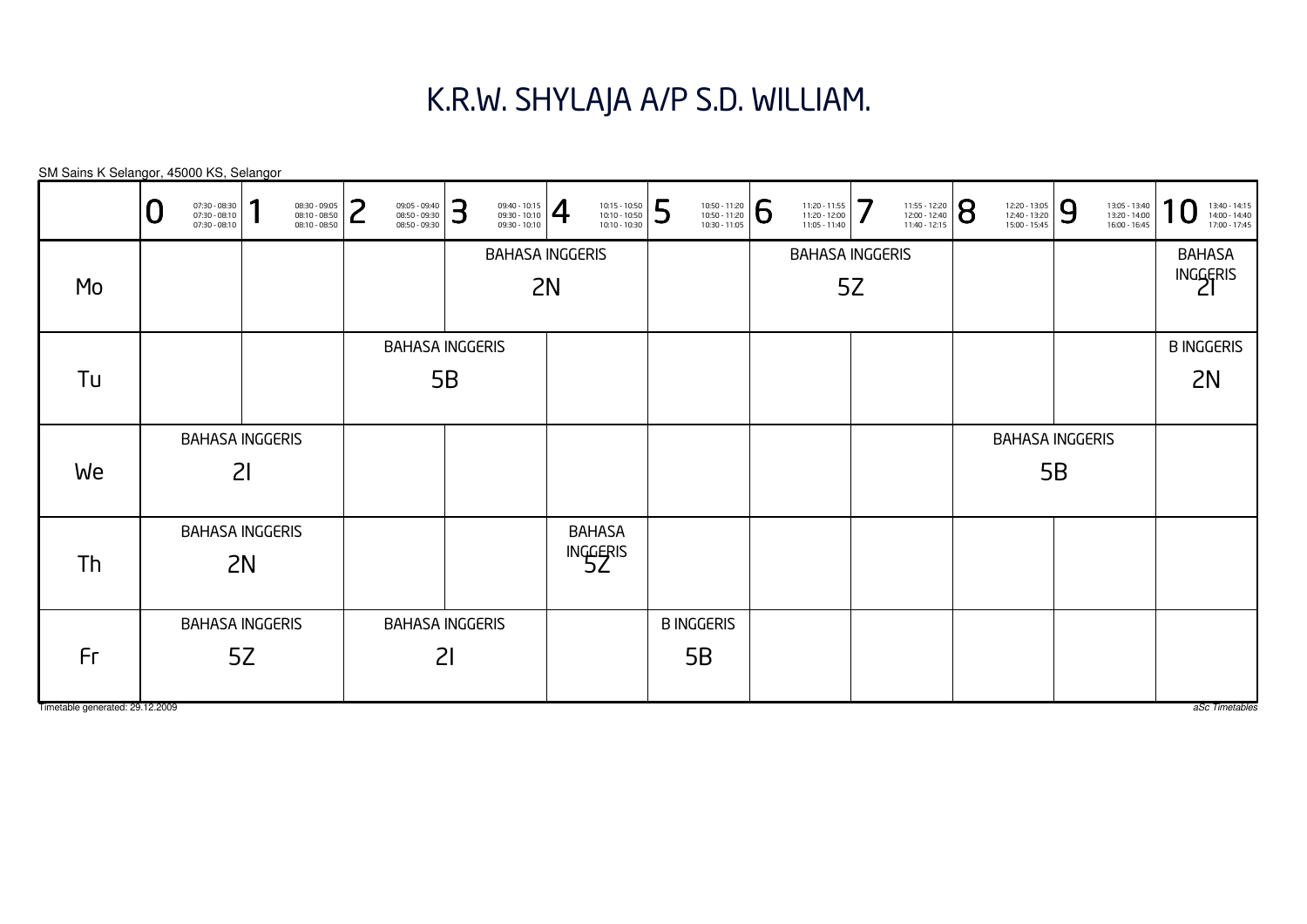# K.R.W. SHYLAJA A/P S.D. WILLIAM.

SM Sains K Selangor, 45000 KS, Selangor

| | 0<br>07:30 - 08:30<br>07:30 - 08:10<br>07:30 - 08:10 | 1<br>08:30 - 09:05<br>08:10 - 08:50<br>08:10 - 08:50 | 2<br>09:05 - 09:40<br>08:50 - 09:30<br>08:50 - 09:30 | 3<br>09:40 - 10:15<br>09:30 - 10:10<br>09:30 - 10:10 | 4<br>10:15 - 10:50<br>10:10 - 10:50<br>10:10 - 10:30 | 5<br>10:50 - 11:20<br>10:50 - 11:20<br>10:30 - 11:05 | 6<br>11:20 - 11:55<br>11:20 - 12:00<br>11:05 - 11:40 | 7<br>11:55 - 12:20<br>12:00 - 12:40<br>11:40 - 12:15 | 8<br>12:20 - 13:05<br>12:40 - 13:20<br>15:00 - 15:45 | 9<br>13:05 - 13:40<br>13:20 - 14:00<br>16:00 - 16:45 | 10<br>13:40 - 14:15<br>14:00 - 14:40<br>17:00 - 17:45 |
|---|---|---|---|---|---|---|---|---|---|---|---|
| Mo | | | | BAHASA INGGERIS 2N | | | BAHASA INGGERIS 5Z | | | | BAHASA INGGERIS 2I |
| Tu | | | BAHASA INGGERIS 5B | | | | | | | | B INGGERIS 2N |
| We | BAHASA INGGERIS 2I | | | | | | | | BAHASA INGGERIS 5B | | |
| Th | BAHASA INGGERIS 2N | | | | BAHASA INGGERIS 5Z | | | | | | |
| Fr | BAHASA INGGERIS 5Z | | BAHASA INGGERIS 2I | | | B INGGERIS 5B | | | | | |

Timetable generated: 29.12.2009

*aSc Timetables*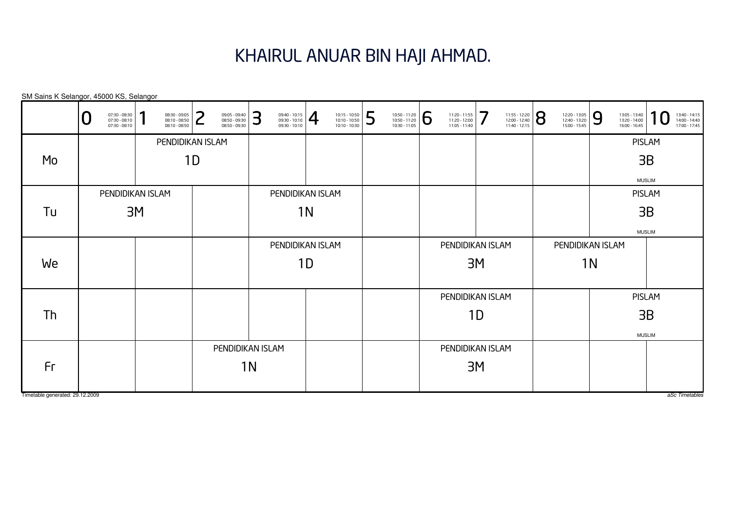# KHAIRUL ANUAR BIN HAJI AHMAD.

SM Sains K Selangor, 45000 KS, Selangor

| | 0<br>07:30 - 08:30<br>07:30 - 08:10<br>07:30 - 08:10 | 1<br>08:30 - 09:05<br>08:10 - 08:50<br>08:10 - 08:50 | 2<br>09:05 - 09:40<br>08:50 - 09:30<br>08:50 - 09:30 | 3<br>09:40 - 10:15<br>09:30 - 10:10<br>09:30 - 10:10 | 4<br>10:15 - 10:50<br>10:10 - 10:50<br>10:10 - 10:30 | 5<br>10:50 - 11:20<br>10:50 - 11:20<br>10:30 - 11:05 | 6<br>11:20 - 11:55<br>11:20 - 12:00<br>11:05 - 11:40 | 7<br>11:55 - 12:20<br>12:00 - 12:40<br>11:40 - 12:15 | 8<br>12:20 - 13:05<br>12:40 - 13:20<br>15:00 - 15:45 | 9<br>13:05 - 13:40<br>13:20 - 14:00<br>16:00 - 16:45 | 10<br>13:40 - 14:15<br>14:00 - 14:40<br>17:00 - 17:45 |
|---|---|---|---|---|---|---|---|---|---|---|---|
| Mo | | PENDIDIKAN ISLAM 1D | PENDIDIKAN ISLAM 1D | | | | | | | PISLAM 3B MUSLIM | PISLAM 3B MUSLIM |
| Tu | PENDIDIKAN ISLAM 3M | PENDIDIKAN ISLAM 3M | | PENDIDIKAN ISLAM 1N | PENDIDIKAN ISLAM 1N | | | | | PISLAM 3B MUSLIM | PISLAM 3B MUSLIM |
| We | | | | PENDIDIKAN ISLAM 1D | PENDIDIKAN ISLAM 1D | | PENDIDIKAN ISLAM 3M | PENDIDIKAN ISLAM 3M | PENDIDIKAN ISLAM 1N | PENDIDIKAN ISLAM 1N | |
| Th | | | | | | | PENDIDIKAN ISLAM 1D | PENDIDIKAN ISLAM 1D | | PISLAM 3B MUSLIM | PISLAM 3B MUSLIM |
| Fr | | | PENDIDIKAN ISLAM 1N | PENDIDIKAN ISLAM 1N | | | PENDIDIKAN ISLAM 3M | PENDIDIKAN ISLAM 3M | | | |

Timetable generated: 29.12.2009

*aSc Timetables*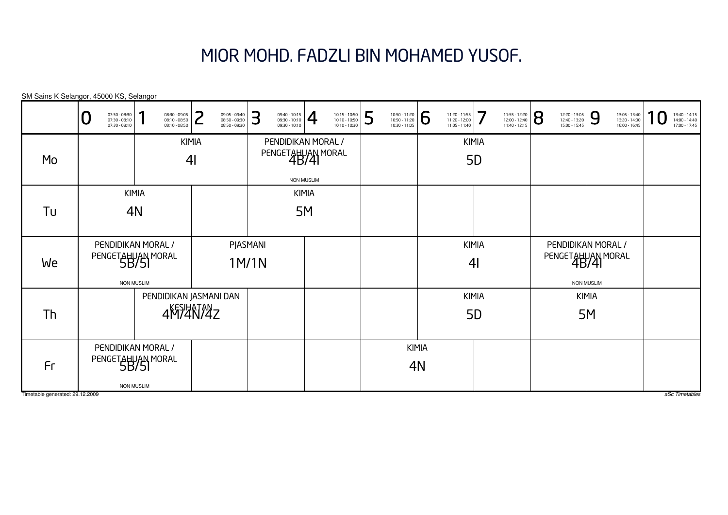# MIOR MOHD. FADZLI BIN MOHAMED YUSOF.

SM Sains K Selangor, 45000 KS, Selangor

| | 0<br>07:30 - 08:30<br>07:30 - 08:10<br>07:30 - 08:10 | 1<br>08:30 - 09:05<br>08:10 - 08:50<br>08:10 - 08:50 | 2<br>09:05 - 09:40<br>08:50 - 09:30<br>08:50 - 09:30 | 3<br>09:40 - 10:15<br>09:30 - 10:10<br>09:30 - 10:10 | 4<br>10:15 - 10:50<br>10:10 - 10:50<br>10:10 - 10:30 | 5<br>10:50 - 11:20<br>10:50 - 11:20<br>10:30 - 11:05 | 6<br>11:20 - 11:55<br>11:20 - 12:00<br>11:05 - 11:40 | 7<br>11:55 - 12:20<br>12:00 - 12:40<br>11:40 - 12:15 | 8<br>12:20 - 13:05<br>12:40 - 13:20<br>15:00 - 15:45 | 9<br>13:05 - 13:40<br>13:20 - 14:00<br>16:00 - 16:45 | 10<br>13:40 - 14:15<br>14:00 - 14:40<br>17:00 - 17:45 |
|---|---|---|---|---|---|---|---|---|---|---|---|
| Mo | | KIMIA 4I | | PENDIDIKAN MORAL / PENGETAHUAN MORAL 4B/4I NON MUSLIM | | | KIMIA 5D | | | | |
| Tu | KIMIA 4N | | | KIMIA 5M | | | | | | | |
| We | PENDIDIKAN MORAL / PENGETAHUAN MORAL 5B/5I NON MUSLIM | | PJASMANI 1M/1N | | | | KIMIA 4I | | PENDIDIKAN MORAL / PENGETAHUAN MORAL 4B/4I NON MUSLIM | | |
| Th | | PENDIDIKAN JASMANI DAN KESIHATAN 4M/4N/4Z | | | | | KIMIA 5D | | KIMIA 5M | | |
| Fr | PENDIDIKAN MORAL / PENGETAHUAN MORAL 5B/5I NON MUSLIM | | | | | KIMIA 4N | | | | | |

Timetable generated: 29.12.2009

*aSc Timetables*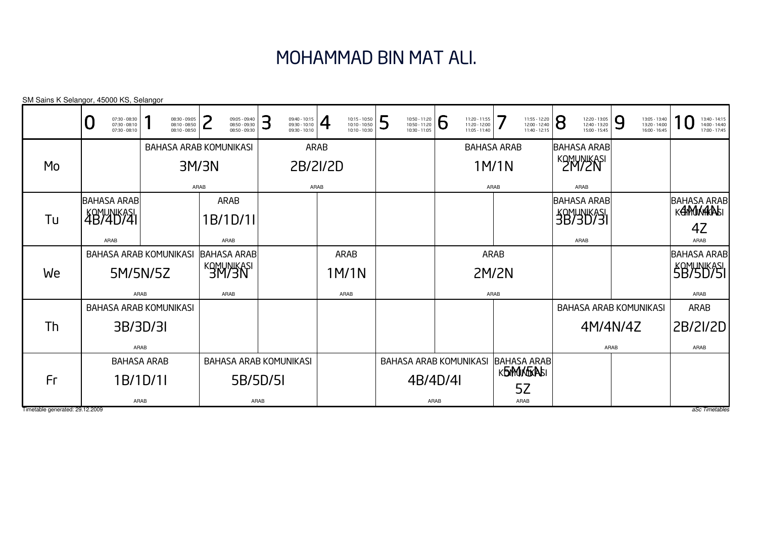# MOHAMMAD BIN MAT ALI.

SM Sains K Selangor, 45000 KS, Selangor

| | 0 07:30 - 08:30 07:30 - 08:10 07:30 - 08:10 | 1 08:30 - 09:05 08:10 - 08:50 08:10 - 08:50 | 2 09:05 - 09:40 08:50 - 09:30 08:50 - 09:30 | 3 09:40 - 10:15 09:30 - 10:10 09:30 - 10:10 | 4 10:15 - 10:50 10:10 - 10:50 10:10 - 10:30 | 5 10:50 - 11:20 10:50 - 11:20 10:30 - 11:05 | 6 11:20 - 11:55 11:20 - 12:00 11:05 - 11:40 | 7 11:55 - 12:20 12:00 - 12:40 11:40 - 12:15 | 8 12:20 - 13:05 12:40 - 13:20 15:00 - 15:45 | 9 13:05 - 13:40 13:20 - 14:00 16:00 - 16:45 | 10 13:40 - 14:15 14:00 - 14:40 17:00 - 17:45 |
|---|---|---|---|---|---|---|---|---|---|---|---|
| Mo | | BAHASA ARAB KOMUNIKASI 3M/3N ARAB | | ARAB 2B/2I/2D ARAB | | | BAHASA ARAB 1M/1N ARAB | | BAHASA ARAB KOMUNIKASI 2M/2N ARAB | | |
| Tu | BAHASA ARAB KOMUNIKASI 4B/4D/4I ARAB | | ARAB 1B/1D/1I ARAB | | | | | | BAHASA ARAB KOMUNIKASI 3B/3D/3I ARAB | | BAHASA ARAB KOMUNIKASI 4M/4N/4Z ARAB |
| We | BAHASA ARAB KOMUNIKASI 5M/5N/5Z ARAB | | BAHASA ARAB KOMUNIKASI 3M/3N ARAB | | ARAB 1M/1N ARAB | | ARAB 2M/2N ARAB | | | | BAHASA ARAB KOMUNIKASI 5B/5D/5I ARAB |
| Th | BAHASA ARAB KOMUNIKASI 3B/3D/3I ARAB | | | | | | | | BAHASA ARAB KOMUNIKASI 4M/4N/4Z ARAB | | ARAB 2B/2I/2D ARAB |
| Fr | BAHASA ARAB 1B/1D/1I ARAB | | BAHASA ARAB KOMUNIKASI 5B/5D/5I ARAB | | | BAHASA ARAB KOMUNIKASI 4B/4D/4I ARAB | | BAHASA ARAB KOMUNIKASI 5M/5N/5Z ARAB | | | |

Timetable generated: 29.12.2009

*aSc Timetables*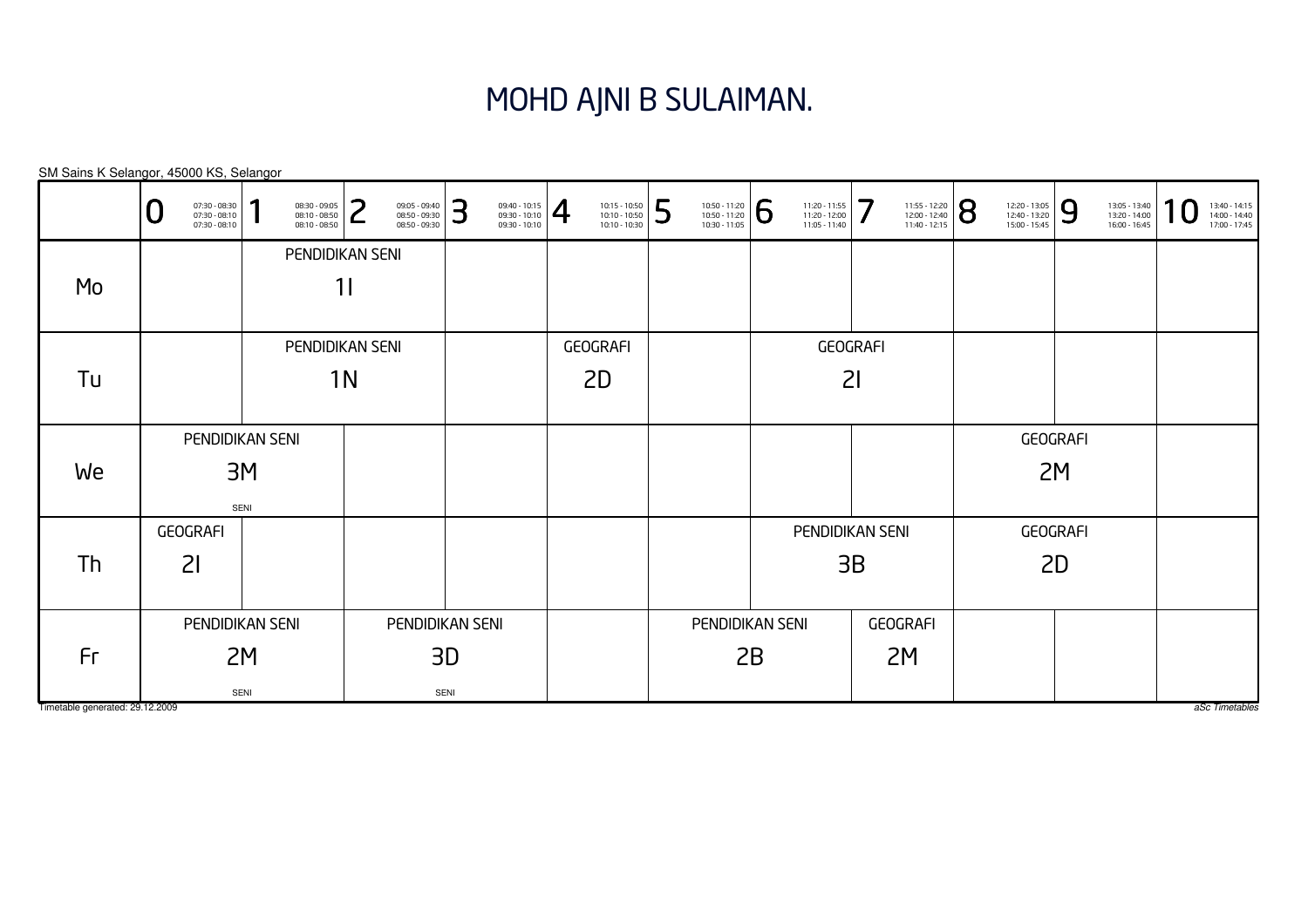# MOHD AJNI B SULAIMAN.

SM Sains K Selangor, 45000 KS, Selangor

| | 0<br>07:30 - 08:30<br>07:30 - 08:10<br>07:30 - 08:10 | 1<br>08:30 - 09:05<br>08:10 - 08:50<br>08:10 - 08:50 | 2<br>09:05 - 09:40<br>08:50 - 09:30<br>08:50 - 09:30 | 3<br>09:40 - 10:15<br>09:30 - 10:10<br>09:30 - 10:10 | 4<br>10:15 - 10:50<br>10:10 - 10:50<br>10:10 - 10:30 | 5<br>10:50 - 11:20<br>10:50 - 11:20<br>10:30 - 11:05 | 6<br>11:20 - 11:55<br>11:20 - 12:00<br>11:05 - 11:40 | 7<br>11:55 - 12:20<br>12:00 - 12:40<br>11:40 - 12:15 | 8<br>12:20 - 13:05<br>12:40 - 13:20<br>15:00 - 15:45 | 9<br>13:05 - 13:40<br>13:20 - 14:00<br>16:00 - 16:45 | 10<br>13:40 - 14:15<br>14:00 - 14:40<br>17:00 - 17:45 |
|---|---|---|---|---|---|---|---|---|---|---|---|
| Mo | | PENDIDIKAN SENI 1I | | | | | | | | | |
| Tu | | PENDIDIKAN SENI 1N | | | GEOGRAFI 2D | | GEOGRAFI 2I | | | | |
| We | PENDIDIKAN SENI 3M SENI | | | | | | | | GEOGRAFI 2M | | |
| Th | GEOGRAFI 2I | | | | | | PENDIDIKAN SENI 3B | | GEOGRAFI 2D | | |
| Fr | PENDIDIKAN SENI 2M SENI | | PENDIDIKAN SENI 3D SENI | | | PENDIDIKAN SENI 2B | | GEOGRAFI 2M | | | |

Timetable generated: 29.12.2009

*aSc Timetables*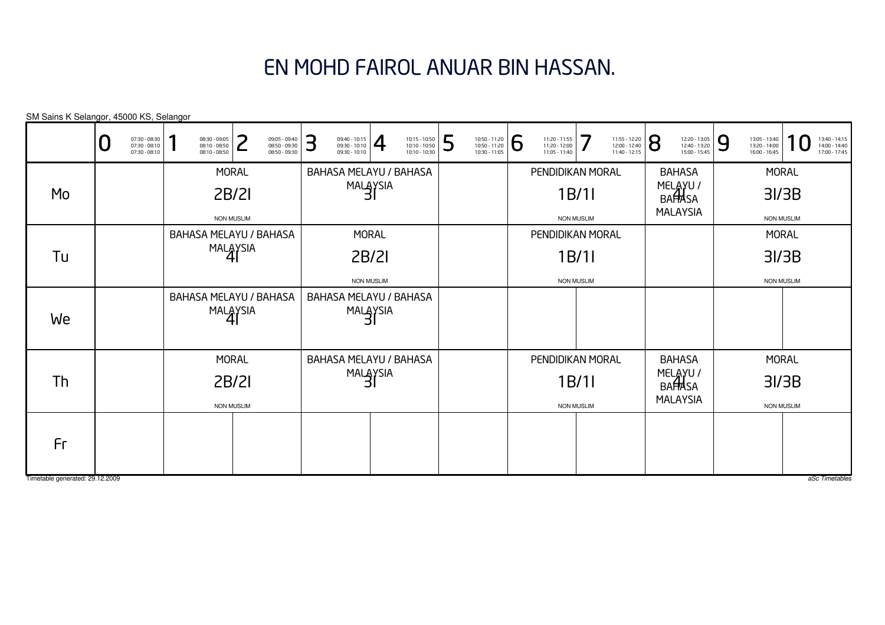# EN MOHD FAIROL ANUAR BIN HASSAN.

SM Sains K Selangor, 45000 KS, Selangor

| | 0<br>07:30 - 08:30<br>07:30 - 08:10<br>07:30 - 08:10 | 1<br>08:30 - 09:05<br>08:10 - 08:50<br>08:10 - 08:50 | 2<br>09:05 - 09:40<br>08:50 - 09:30<br>08:50 - 09:30 | 3<br>09:40 - 10:15<br>09:30 - 10:10<br>09:30 - 10:10 | 4<br>10:15 - 10:50<br>10:10 - 10:50<br>10:10 - 10:30 | 5<br>10:50 - 11:20<br>10:50 - 11:20<br>10:30 - 11:05 | 6<br>11:20 - 11:55<br>11:20 - 12:00<br>11:05 - 11:40 | 7<br>11:55 - 12:20<br>12:00 - 12:40<br>11:40 - 12:15 | 8<br>12:20 - 13:05<br>12:40 - 13:20<br>15:00 - 15:45 | 9<br>13:05 - 13:40<br>13:20 - 14:00<br>16:00 - 16:45 | 10<br>13:40 - 14:15<br>14:00 - 14:40<br>17:00 - 17:45 |
|---|---|---|---|---|---|---|---|---|---|---|---|
| Mo | | MORAL 2B/2I NON MUSLIM | | BAHASA MELAYU / BAHASA MALAYSIA 3I | | | PENDIDIKAN MORAL 1B/1I NON MUSLIM | | BAHASA MELAYU / BAHASA MALAYSIA 4I | MORAL 3I/3B NON MUSLIM | |
| Tu | | BAHASA MELAYU / BAHASA MALAYSIA 4I | | MORAL 2B/2I NON MUSLIM | | | PENDIDIKAN MORAL 1B/1I NON MUSLIM | | | MORAL 3I/3B NON MUSLIM | |
| We | | BAHASA MELAYU / BAHASA MALAYSIA 4I | | BAHASA MELAYU / BAHASA MALAYSIA 3I | | | | | | | |
| Th | | MORAL 2B/2I NON MUSLIM | | BAHASA MELAYU / BAHASA MALAYSIA 3I | | | PENDIDIKAN MORAL 1B/1I NON MUSLIM | | BAHASA MELAYU / BAHASA MALAYSIA 4I | MORAL 3I/3B NON MUSLIM | |
| Fr | | | | | | | | | | | |

Timetable generated: 29.12.2009

aSc Timetables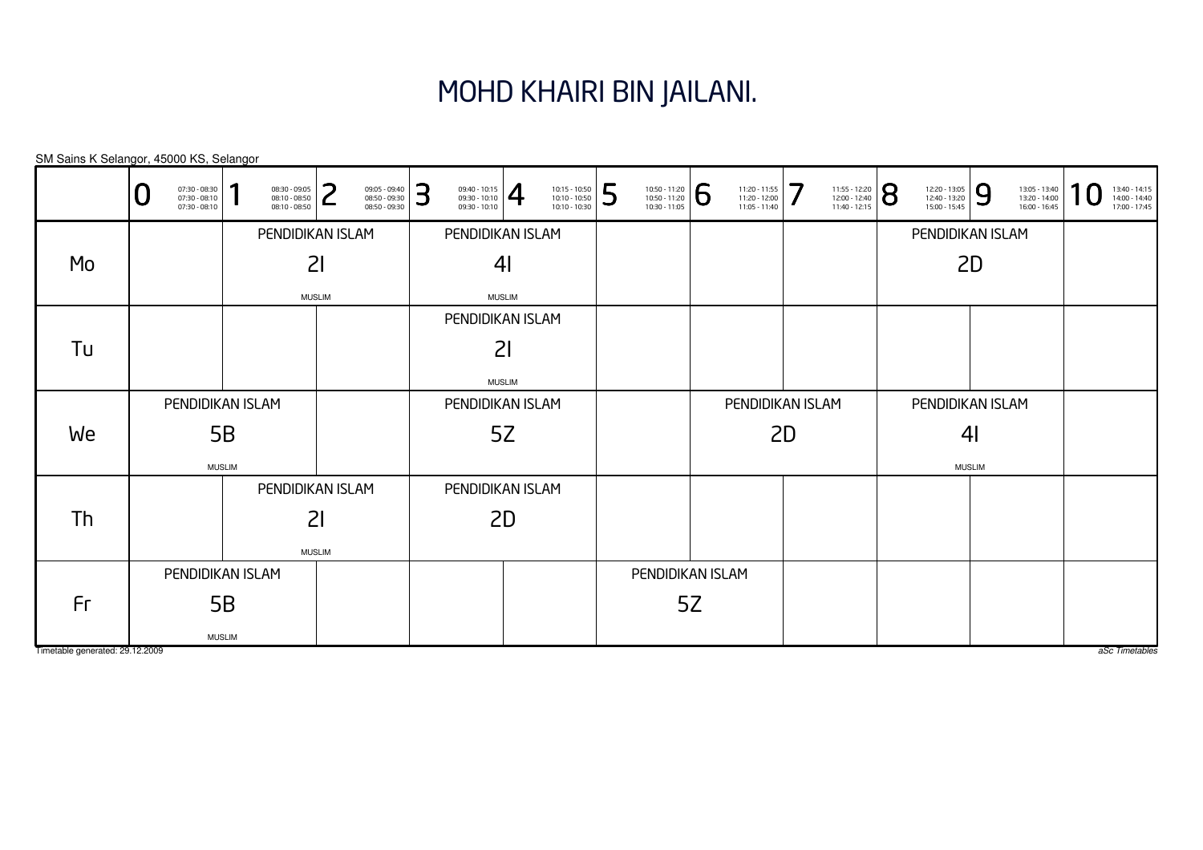# MOHD KHAIRI BIN JAILANI.

SM Sains K Selangor, 45000 KS, Selangor

| | 0<br>07:30 - 08:30<br>07:30 - 08:10<br>07:30 - 08:10 | 1<br>08:30 - 09:05<br>08:10 - 08:50<br>08:10 - 08:50 | 2<br>09:05 - 09:40<br>08:50 - 09:30<br>08:50 - 09:30 | 3<br>09:40 - 10:15<br>09:30 - 10:10<br>09:30 - 10:10 | 4<br>10:15 - 10:50<br>10:10 - 10:50<br>10:10 - 10:30 | 5<br>10:50 - 11:20<br>10:50 - 11:20<br>10:30 - 11:05 | 6<br>11:20 - 11:55<br>11:20 - 12:00<br>11:05 - 11:40 | 7<br>11:55 - 12:20<br>12:00 - 12:40<br>11:40 - 12:15 | 8<br>12:20 - 13:05<br>12:40 - 13:20<br>15:00 - 15:45 | 9<br>13:05 - 13:40<br>13:20 - 14:00<br>16:00 - 16:45 | 10<br>13:40 - 14:15<br>14:00 - 14:40<br>17:00 - 17:45 |
|---|---|---|---|---|---|---|---|---|---|---|---|
| Mo | | PENDIDIKAN ISLAM 2I MUSLIM | | PENDIDIKAN ISLAM 4I MUSLIM | | | | | PENDIDIKAN ISLAM 2D | | |
| Tu | | | | PENDIDIKAN ISLAM 2I MUSLIM | | | | | | | |
| We | PENDIDIKAN ISLAM 5B MUSLIM | | | PENDIDIKAN ISLAM 5Z | | | PENDIDIKAN ISLAM 2D | | PENDIDIKAN ISLAM 4I MUSLIM | | |
| Th | | PENDIDIKAN ISLAM 2I MUSLIM | | PENDIDIKAN ISLAM 2D | | | | | | | |
| Fr | PENDIDIKAN ISLAM 5B MUSLIM | | | | | PENDIDIKAN ISLAM 5Z | | | | | |

Timetable generated: 29.12.2009

*aSc Timetables*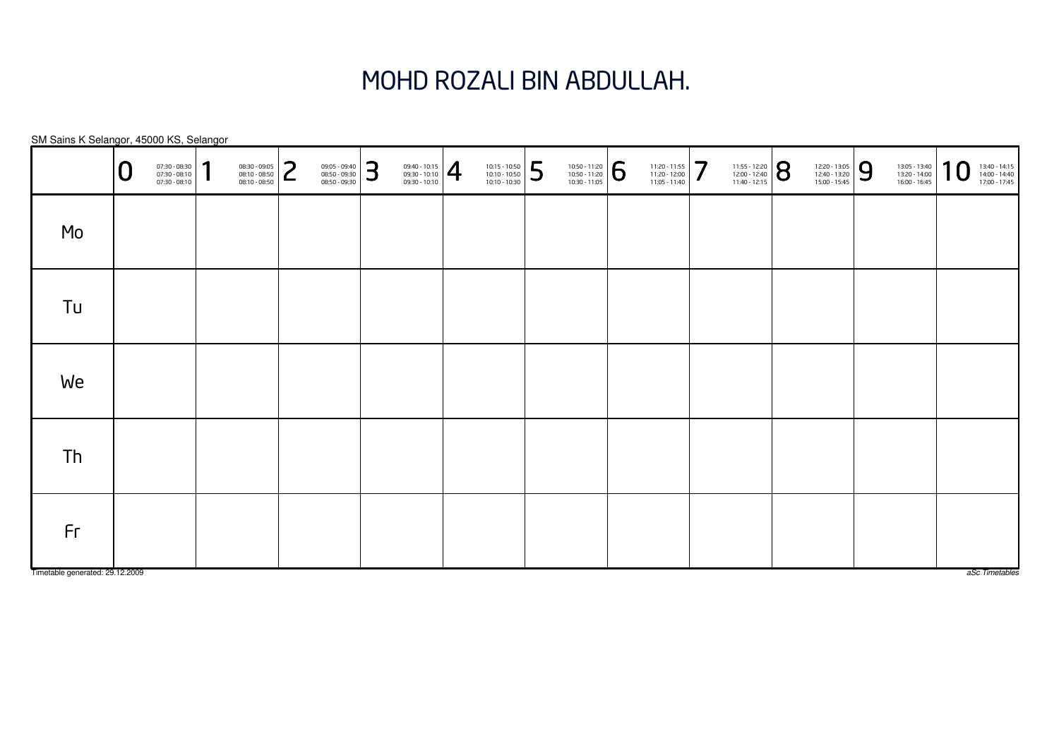# MOHD ROZALI BIN ABDULLAH.

SM Sains K Selangor, 45000 KS, Selangor

| | 0<br>07:30 - 08:30<br>07:30 - 08:10<br>07:30 - 08:10 | 1<br>08:30 - 09:05<br>08:10 - 08:50<br>08:10 - 08:50 | 2<br>09:05 - 09:40<br>08:50 - 09:30<br>08:50 - 09:30 | 3<br>09:40 - 10:15<br>09:30 - 10:10<br>09:30 - 10:10 | 4<br>10:15 - 10:50<br>10:10 - 10:50<br>10:10 - 10:30 | 5<br>10:50 - 11:20<br>10:50 - 11:20<br>10:30 - 11:05 | 6<br>11:20 - 11:55<br>11:20 - 12:00<br>11:05 - 11:40 | 7<br>11:55 - 12:20<br>12:00 - 12:40<br>11:40 - 12:15 | 8<br>12:20 - 13:05<br>12:40 - 13:20<br>15:00 - 15:45 | 9<br>13:05 - 13:40<br>13:20 - 14:00<br>16:00 - 16:45 | 10<br>13:40 - 14:15<br>14:00 - 14:40<br>17:00 - 17:45 |
|---|---|---|---|---|---|---|---|---|---|---|---|
| Mo | | | | | | | | | | | |
| Tu | | | | | | | | | | | |
| We | | | | | | | | | | | |
| Th | | | | | | | | | | | |
| Fr | | | | | | | | | | | |

Timetable generated: 29.12.2009

*aSc Timetables*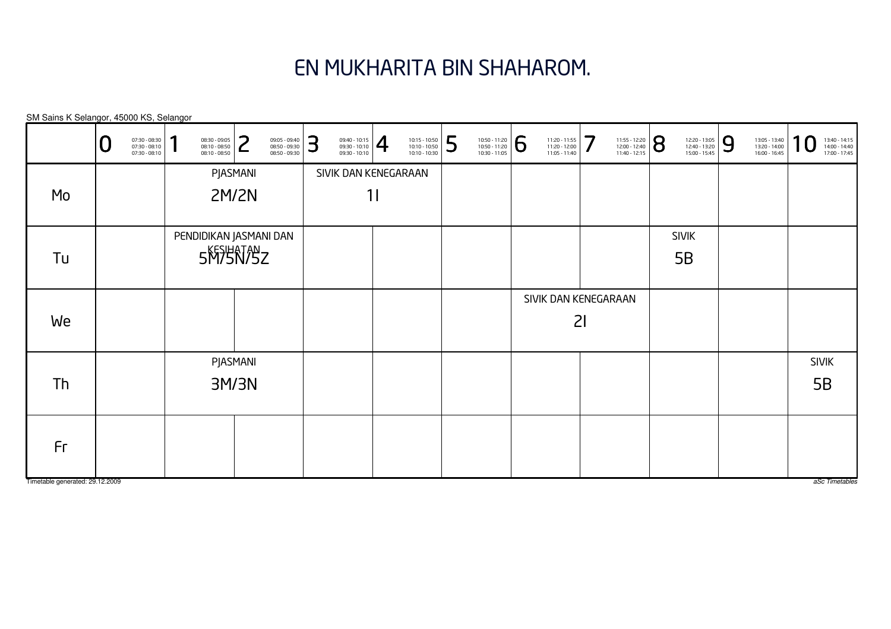# EN MUKHARITA BIN SHAHAROM.

SM Sains K Selangor, 45000 KS, Selangor

| | 0<br>07:30 - 08:30<br>07:30 - 08:10<br>07:30 - 08:10 | 1<br>08:30 - 09:05<br>08:10 - 08:50<br>08:10 - 08:50 | 2<br>09:05 - 09:40<br>08:50 - 09:30<br>08:50 - 09:30 | 3<br>09:40 - 10:15<br>09:30 - 10:10<br>09:30 - 10:10 | 4<br>10:15 - 10:50<br>10:10 - 10:50<br>10:10 - 10:30 | 5<br>10:50 - 11:20<br>10:50 - 11:20<br>10:30 - 11:05 | 6<br>11:20 - 11:55<br>11:20 - 12:00<br>11:05 - 11:40 | 7<br>11:55 - 12:20<br>12:00 - 12:40<br>11:40 - 12:15 | 8<br>12:20 - 13:05<br>12:40 - 13:20<br>15:00 - 15:45 | 9<br>13:05 - 13:40<br>13:20 - 14:00<br>16:00 - 16:45 | 10<br>13:40 - 14:15<br>14:00 - 14:40<br>17:00 - 17:45 |
|---|---|---|---|---|---|---|---|---|---|---|---|
| Mo | | PJASMANI<br>2M/2N | | SIVIK DAN KENEGARAAN<br>1I | | | | | | | |
| Tu | | PENDIDIKAN JASMANI DAN KESIHATAN<br>5M/5N/5Z | | | | | | | SIVIK<br>5B | | |
| We | | | | | | | SIVIK DAN KENEGARAAN<br>2I | | | | |
| Th | | PJASMANI<br>3M/3N | | | | | | | | | SIVIK<br>5B |
| Fr | | | | | | | | | | | |

Timetable generated: 29.12.2009

aSc Timetables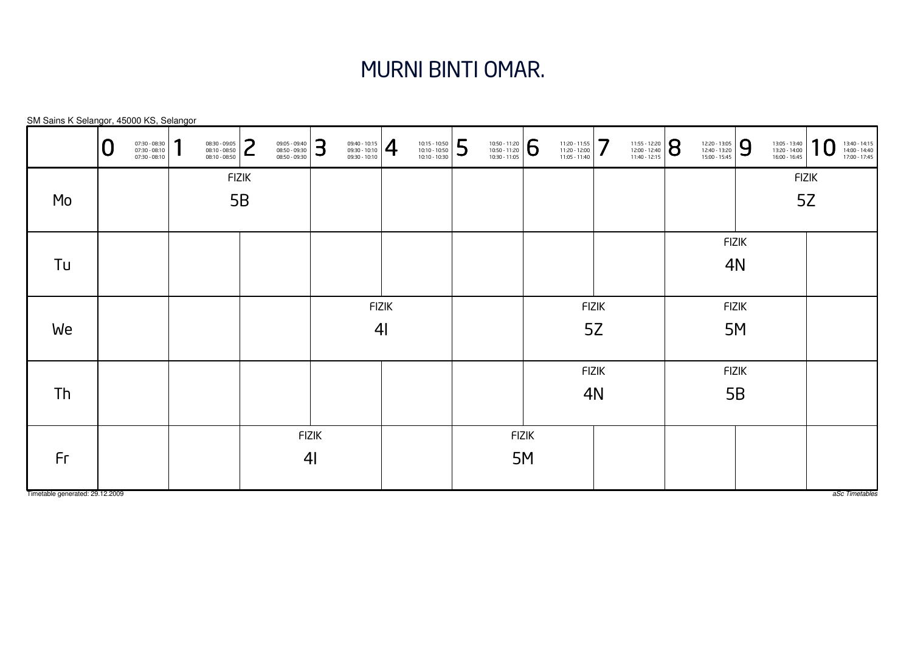# MURNI BINTI OMAR.

SM Sains K Selangor, 45000 KS, Selangor

| | 0<br>07:30 - 08:30<br>07:30 - 08:10<br>07:30 - 08:10 | 1<br>08:30 - 09:05<br>08:10 - 08:50<br>08:10 - 08:50 | 2<br>09:05 - 09:40<br>08:50 - 09:30<br>08:50 - 09:30 | 3<br>09:40 - 10:15<br>09:30 - 10:10<br>09:30 - 10:10 | 4<br>10:15 - 10:50<br>10:10 - 10:50<br>10:10 - 10:30 | 5<br>10:50 - 11:20<br>10:50 - 11:20<br>10:30 - 11:05 | 6<br>11:20 - 11:55<br>11:20 - 12:00<br>11:05 - 11:40 | 7<br>11:55 - 12:20<br>12:00 - 12:40<br>11:40 - 12:15 | 8<br>12:20 - 13:05<br>12:40 - 13:20<br>15:00 - 15:45 | 9<br>13:05 - 13:40<br>13:20 - 14:00<br>16:00 - 16:45 | 10<br>13:40 - 14:15<br>14:00 - 14:40<br>17:00 - 17:45 |
|---|---|---|---|---|---|---|---|---|---|---|---|
| Mo | | FIZIK 5B | FIZIK 5B | | | | | | | FIZIK 5Z | FIZIK 5Z |
| Tu | | | | | | | | | FIZIK 4N | FIZIK 4N | |
| We | | | | FIZIK 4I | FIZIK 4I | | FIZIK 5Z | FIZIK 5Z | FIZIK 5M | FIZIK 5M | |
| Th | | | | | | | FIZIK 4N | FIZIK 4N | FIZIK 5B | FIZIK 5B | |
| Fr | | | FIZIK 4I | FIZIK 4I | | FIZIK 5M | FIZIK 5M | | | | |

Timetable generated: 29.12.2009

*aSc Timetables*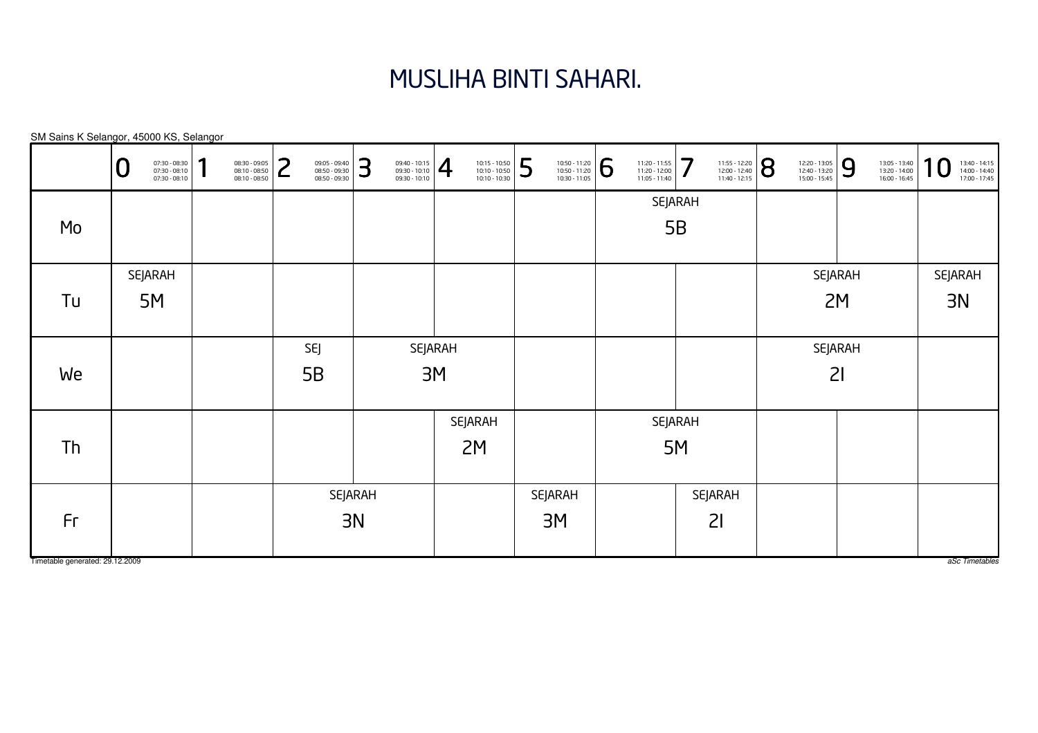# MUSLIHA BINTI SAHARI.

SM Sains K Selangor, 45000 KS, Selangor

| | 0 07:30 - 08:30 07:30 - 08:10 07:30 - 08:10 | 1 08:30 - 09:05 08:10 - 08:50 08:10 - 08:50 | 2 09:05 - 09:40 08:50 - 09:30 08:50 - 09:30 | 3 09:40 - 10:15 09:30 - 10:10 09:30 - 10:10 | 4 10:15 - 10:50 10:10 - 10:50 10:10 - 10:30 | 5 10:50 - 11:20 10:50 - 11:20 10:30 - 11:05 | 6 11:20 - 11:55 11:20 - 12:00 11:05 - 11:40 | 7 11:55 - 12:20 12:00 - 12:40 11:40 - 12:15 | 8 12:20 - 13:05 12:40 - 13:20 15:00 - 15:45 | 9 13:05 - 13:40 13:20 - 14:00 16:00 - 16:45 | 10 13:40 - 14:15 14:00 - 14:40 17:00 - 17:45 |
|---|---|---|---|---|---|---|---|---|---|---|---|
| Mo | | | | | | | SEJARAH 5B | | | | |
| Tu | SEJARAH 5M | | | | | | | | SEJARAH 2M | | SEJARAH 3N |
| We | | | SEJ 5B | SEJARAH 3M | | | | | SEJARAH 2I | | |
| Th | | | | | SEJARAH 2M | | SEJARAH 5M | | | | |
| Fr | | | SEJARAH 3N | | | SEJARAH 3M | | SEJARAH 2I | | | |

Timetable generated: 29.12.2009

aSc Timetables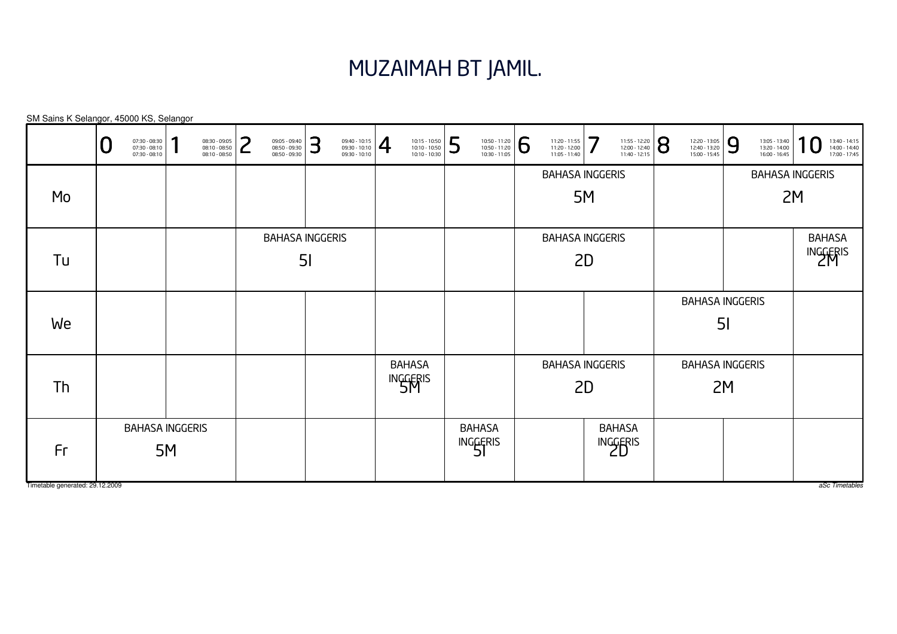# MUZAIMAH BT JAMIL.

SM Sains K Selangor, 45000 KS, Selangor

| | 0<br>07:30 - 08:30<br>07:30 - 08:10<br>07:30 - 08:10 | 1<br>08:30 - 09:05<br>08:10 - 08:50<br>08:10 - 08:50 | 2<br>09:05 - 09:40<br>08:50 - 09:30<br>08:50 - 09:30 | 3<br>09:40 - 10:15<br>09:30 - 10:10<br>09:30 - 10:10 | 4<br>10:15 - 10:50<br>10:10 - 10:50<br>10:10 - 10:30 | 5<br>10:50 - 11:20<br>10:50 - 11:20<br>10:30 - 11:05 | 6<br>11:20 - 11:55<br>11:20 - 12:00<br>11:05 - 11:40 | 7<br>11:55 - 12:20<br>12:00 - 12:40<br>11:40 - 12:15 | 8<br>12:20 - 13:05<br>12:40 - 13:20<br>15:00 - 15:45 | 9<br>13:05 - 13:40<br>13:20 - 14:00<br>16:00 - 16:45 | 10<br>13:40 - 14:15<br>14:00 - 14:40<br>17:00 - 17:45 |
|---|---|---|---|---|---|---|---|---|---|---|---|
| Mo | | | | | | | BAHASA INGGERIS 5M | | | BAHASA INGGERIS 2M | |
| Tu | | | BAHASA INGGERIS 5I | | | | BAHASA INGGERIS 2D | | | | BAHASA INGGERIS 2M |
| We | | | | | | | | | BAHASA INGGERIS 5I | | |
| Th | | | | | BAHASA INGGERIS 5M | | BAHASA INGGERIS 2D | | BAHASA INGGERIS 2M | | |
| Fr | BAHASA INGGERIS 5M | | | | | BAHASA INGGERIS 5I | | BAHASA INGGERIS 2D | | | |

Timetable generated: 29.12.2009

*aSc Timetables*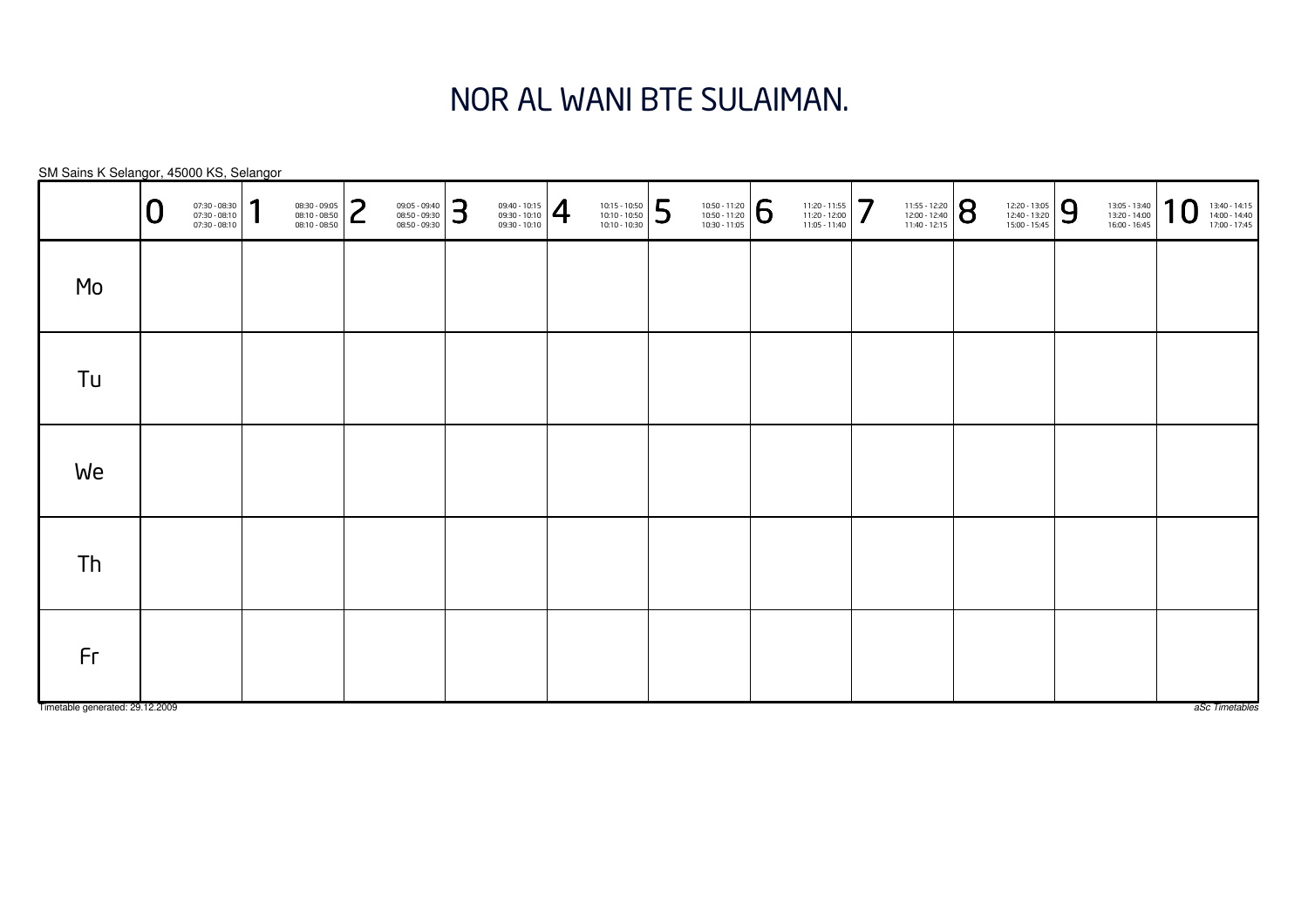# NOR AL WANI BTE SULAIMAN.

SM Sains K Selangor, 45000 KS, Selangor

| | 0 07:30 - 08:30 07:30 - 08:10 07:30 - 08:10 | 1 08:30 - 09:05 08:10 - 08:50 08:10 - 08:50 | 2 09:05 - 09:40 08:50 - 09:30 08:50 - 09:30 | 3 09:40 - 10:15 09:30 - 10:10 09:30 - 10:10 | 4 10:15 - 10:50 10:10 - 10:50 10:10 - 10:30 | 5 10:50 - 11:20 10:50 - 11:20 10:30 - 11:05 | 6 11:20 - 11:55 11:20 - 12:00 11:05 - 11:40 | 7 11:55 - 12:20 12:00 - 12:40 11:40 - 12:15 | 8 12:20 - 13:05 12:40 - 13:20 15:00 - 15:45 | 9 13:05 - 13:40 13:20 - 14:00 16:00 - 16:45 | 10 13:40 - 14:15 14:00 - 14:40 17:00 - 17:45 |
|---|---|---|---|---|---|---|---|---|---|---|---|
| Mo | | | | | | | | | | | |
| Tu | | | | | | | | | | | |
| We | | | | | | | | | | | |
| Th | | | | | | | | | | | |
| Fr | | | | | | | | | | | |

Timetable generated: 29.12.2009

*aSc Timetables*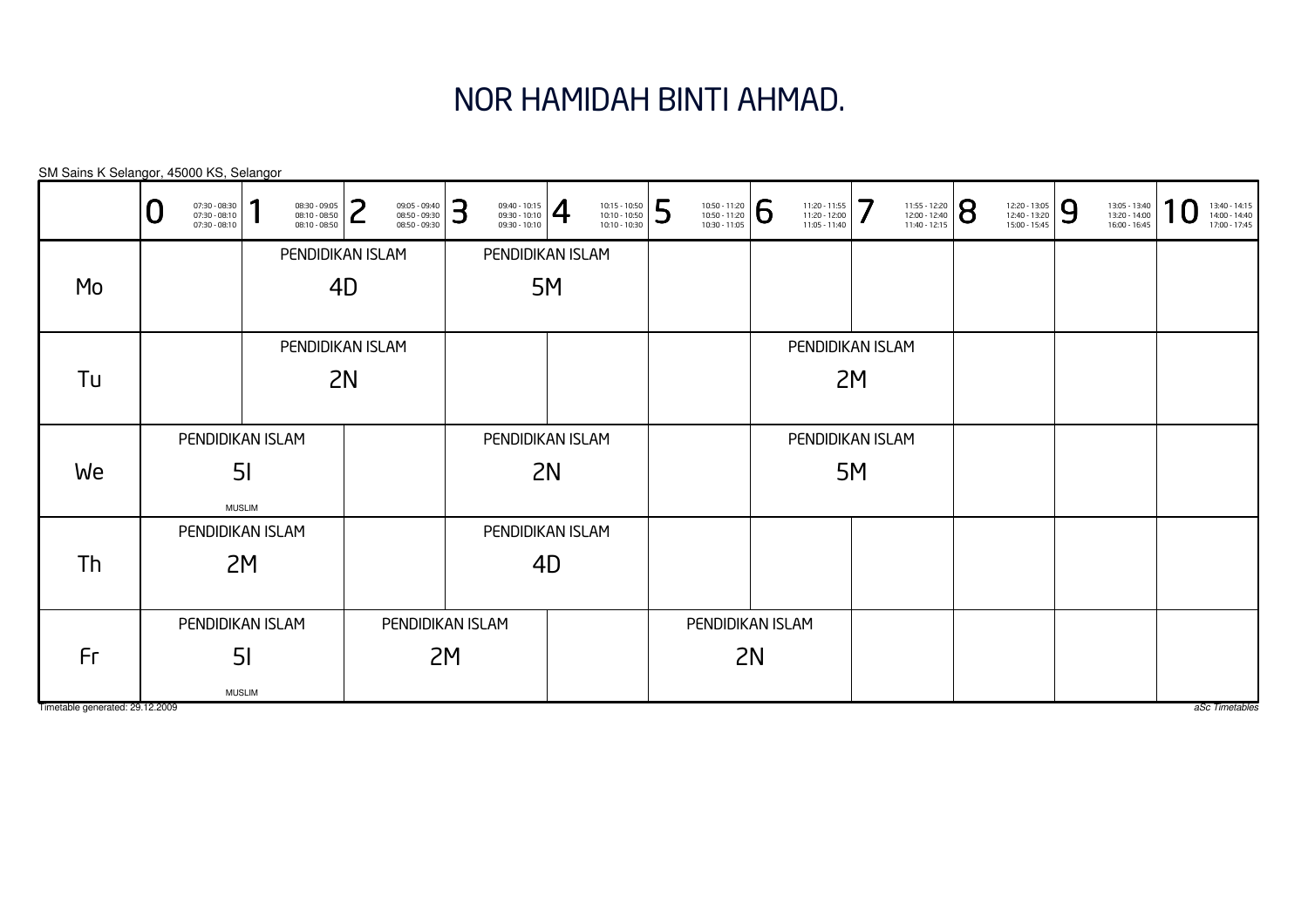# NOR HAMIDAH BINTI AHMAD.

SM Sains K Selangor, 45000 KS, Selangor

| | 0<br>07:30 - 08:30<br>07:30 - 08:10<br>07:30 - 08:10 | 1<br>08:30 - 09:05<br>08:10 - 08:50<br>08:10 - 08:50 | 2<br>09:05 - 09:40<br>08:50 - 09:30<br>08:50 - 09:30 | 3<br>09:40 - 10:15<br>09:30 - 10:10<br>09:30 - 10:10 | 4<br>10:15 - 10:50<br>10:10 - 10:50<br>10:10 - 10:30 | 5<br>10:50 - 11:20<br>10:50 - 11:20<br>10:30 - 11:05 | 6<br>11:20 - 11:55<br>11:20 - 12:00<br>11:05 - 11:40 | 7<br>11:55 - 12:20<br>12:00 - 12:40<br>11:40 - 12:15 | 8<br>12:20 - 13:05<br>12:40 - 13:20<br>15:00 - 15:45 | 9<br>13:05 - 13:40<br>13:20 - 14:00<br>16:00 - 16:45 | 10<br>13:40 - 14:15<br>14:00 - 14:40<br>17:00 - 17:45 |
|---|---|---|---|---|---|---|---|---|---|---|---|
| Mo | | PENDIDIKAN ISLAM 4D | | PENDIDIKAN ISLAM 5M | | | | | | | |
| Tu | | PENDIDIKAN ISLAM 2N | | | | | PENDIDIKAN ISLAM 2M | | | | |
| We | PENDIDIKAN ISLAM 5I MUSLIM | | | PENDIDIKAN ISLAM 2N | | | PENDIDIKAN ISLAM 5M | | | | |
| Th | PENDIDIKAN ISLAM 2M | | | PENDIDIKAN ISLAM 4D | | | | | | | |
| Fr | PENDIDIKAN ISLAM 5I MUSLIM | | PENDIDIKAN ISLAM 2M | | | PENDIDIKAN ISLAM 2N | | | | | |

Timetable generated: 29.12.2009

aSc Timetables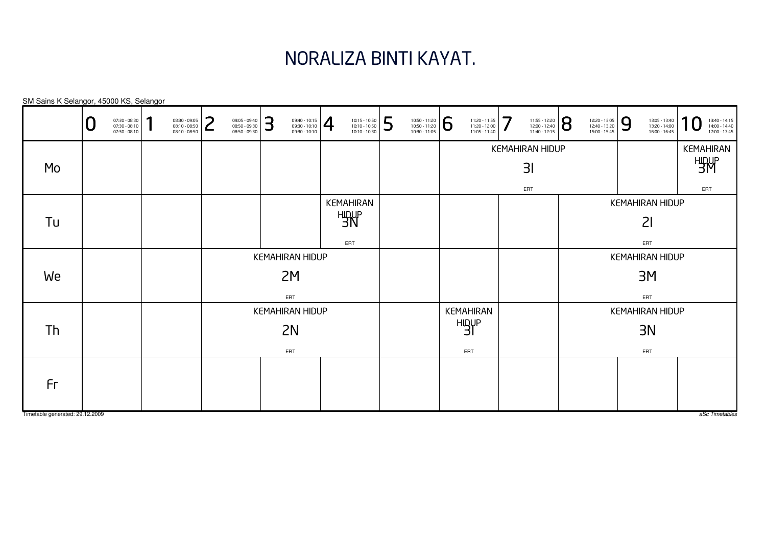# NORALIZA BINTI KAYAT.

SM Sains K Selangor, 45000 KS, Selangor

| | 0<br>07:30 - 08:30<br>07:30 - 08:10<br>07:30 - 08:10 | 1<br>08:30 - 09:05<br>08:10 - 08:50<br>08:10 - 08:50 | 2<br>09:05 - 09:40<br>08:50 - 09:30<br>08:50 - 09:30 | 3<br>09:40 - 10:15<br>09:30 - 10:10<br>09:30 - 10:10 | 4<br>10:15 - 10:50<br>10:10 - 10:50<br>10:10 - 10:30 | 5<br>10:50 - 11:20<br>10:50 - 11:20<br>10:30 - 11:05 | 6<br>11:20 - 11:55<br>11:20 - 12:00<br>11:05 - 11:40 | 7<br>11:55 - 12:20<br>12:00 - 12:40<br>11:40 - 12:15 | 8<br>12:20 - 13:05<br>12:40 - 13:20<br>15:00 - 15:45 | 9<br>13:05 - 13:40<br>13:20 - 14:00<br>16:00 - 16:45 | 10<br>13:40 - 14:15<br>14:00 - 14:40<br>17:00 - 17:45 |
|---|---|---|---|---|---|---|---|---|---|---|---|
| Mo | | | | | | | KEMAHIRAN HIDUP 3I ERT | | | | KEMAHIRAN HIDUP 3M ERT |
| Tu | | | | | KEMAHIRAN HIDUP 3N ERT | | | | KEMAHIRAN HIDUP 2I ERT | | |
| We | | | KEMAHIRAN HIDUP 2M ERT | | | | | | KEMAHIRAN HIDUP 3M ERT | | |
| Th | | | KEMAHIRAN HIDUP 2N ERT | | | | KEMAHIRAN HIDUP 3I ERT | | KEMAHIRAN HIDUP 3N ERT | | |
| Fr | | | | | | | | | | | |

Timetable generated: 29.12.2009

aSc Timetables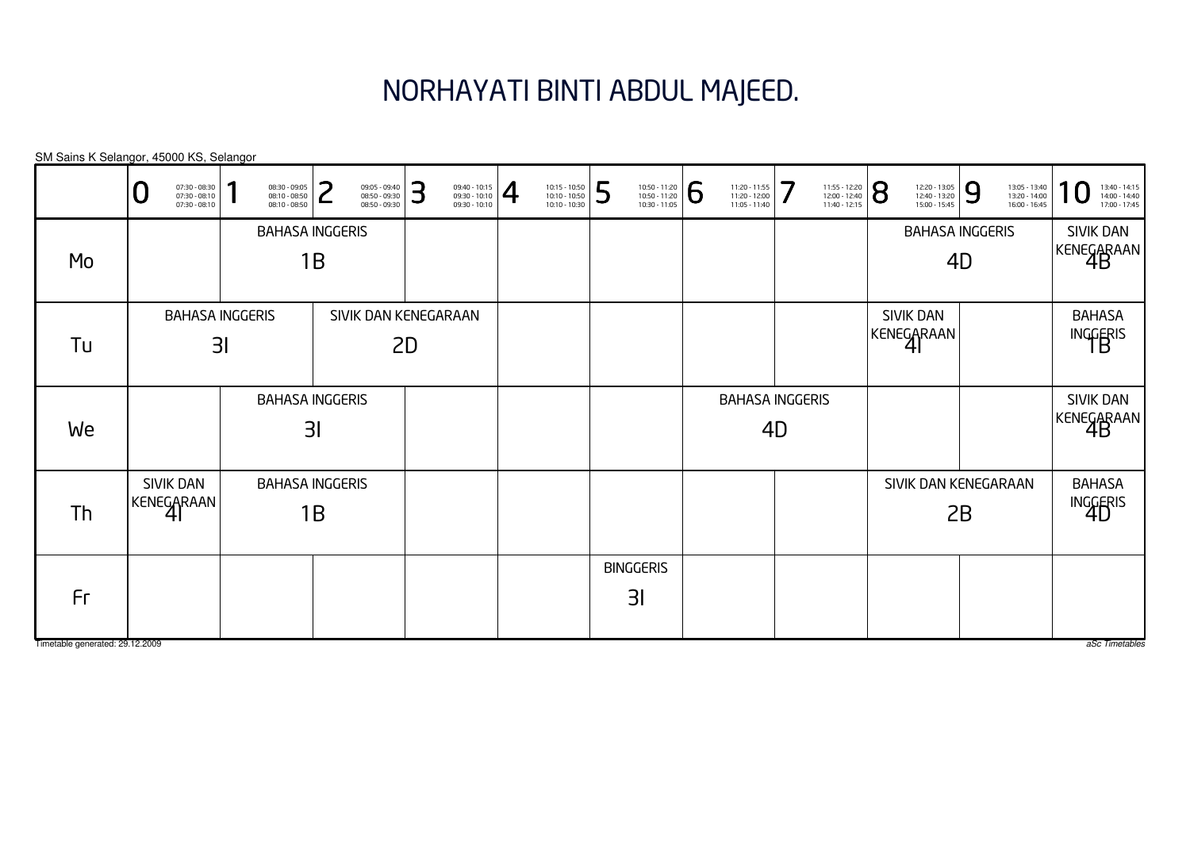# NORHAYATI BINTI ABDUL MAJEED.

SM Sains K Selangor, 45000 KS, Selangor

| | 0<br>07:30 - 08:30<br>07:30 - 08:10<br>07:30 - 08:10 | 1<br>08:30 - 09:05<br>08:10 - 08:50<br>08:10 - 08:50 | 2<br>09:05 - 09:40<br>08:50 - 09:30<br>08:50 - 09:30 | 3<br>09:40 - 10:15<br>09:30 - 10:10<br>09:30 - 10:10 | 4<br>10:15 - 10:50<br>10:10 - 10:50<br>10:10 - 10:30 | 5<br>10:50 - 11:20<br>10:50 - 11:20<br>10:30 - 11:05 | 6<br>11:20 - 11:55<br>11:20 - 12:00<br>11:05 - 11:40 | 7<br>11:55 - 12:20<br>12:00 - 12:40<br>11:40 - 12:15 | 8<br>12:20 - 13:05<br>12:40 - 13:20<br>15:00 - 15:45 | 9<br>13:05 - 13:40<br>13:20 - 14:00<br>16:00 - 16:45 | 10<br>13:40 - 14:15<br>14:00 - 14:40<br>17:00 - 17:45 |
|---|---|---|---|---|---|---|---|---|---|---|---|
| Mo | | BAHASA INGGERIS 1B | | | | | | | BAHASA INGGERIS 4D | | SIVIK DAN KENEGARAAN 4B |
| Tu | BAHASA INGGERIS 3I | | SIVIK DAN KENEGARAAN 2D | | | | | | SIVIK DAN KENEGARAAN 4I | | BAHASA INGGERIS 1B |
| We | | BAHASA INGGERIS 3I | | | | | BAHASA INGGERIS 4D | | | | SIVIK DAN KENEGARAAN 4B |
| Th | SIVIK DAN KENEGARAAN 4I | BAHASA INGGERIS 1B | | | | | | | SIVIK DAN KENEGARAAN 2B | | BAHASA INGGERIS 4D |
| Fr | | | | | | BINGGERIS 3I | | | | | |

Timetable generated: 29.12.2009

aSc Timetables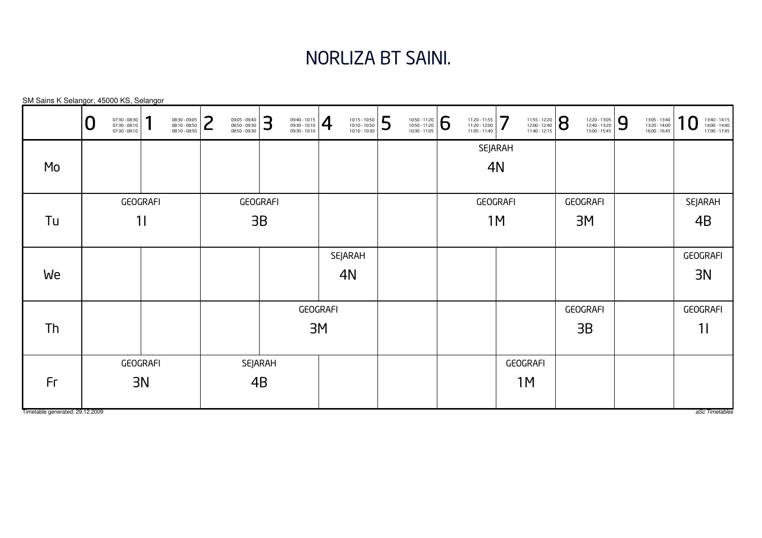# NORLIZA BT SAINI.

SM Sains K Selangor, 45000 KS, Selangor

| | 0<br>07:30 - 08:30<br>07:30 - 08:10<br>07:30 - 08:10 | 1<br>08:30 - 09:05<br>08:10 - 08:50<br>08:10 - 08:50 | 2<br>09:05 - 09:40<br>08:50 - 09:30<br>08:50 - 09:30 | 3<br>09:40 - 10:15<br>09:30 - 10:10<br>09:30 - 10:10 | 4<br>10:15 - 10:50<br>10:10 - 10:50<br>10:10 - 10:30 | 5<br>10:50 - 11:20<br>10:50 - 11:20<br>10:30 - 11:05 | 6<br>11:20 - 11:55<br>11:20 - 12:00<br>11:05 - 11:40 | 7<br>11:55 - 12:20<br>12:00 - 12:40<br>11:40 - 12:15 | 8<br>12:20 - 13:05<br>12:40 - 13:20<br>15:00 - 15:45 | 9<br>13:05 - 13:40<br>13:20 - 14:00<br>16:00 - 16:45 | 10<br>13:40 - 14:15<br>14:00 - 14:40<br>17:00 - 17:45 |
|---|---|---|---|---|---|---|---|---|---|---|---|
| Mo | | | | | | | SEJARAH 4N | SEJARAH 4N | | | |
| Tu | GEOGRAFI 1I | GEOGRAFI 1I | GEOGRAFI 3B | GEOGRAFI 3B | | | GEOGRAFI 1M | GEOGRAFI 1M | GEOGRAFI 3M | | SEJARAH 4B |
| We | | | | | SEJARAH 4N | | | | | | GEOGRAFI 3N |
| Th | | | | GEOGRAFI 3M | GEOGRAFI 3M | | | | GEOGRAFI 3B | | GEOGRAFI 1I |
| Fr | GEOGRAFI 3N | GEOGRAFI 3N | SEJARAH 4B | SEJARAH 4B | | | | GEOGRAFI 1M | | | |

Timetable generated: 29.12.2009

*aSc Timetables*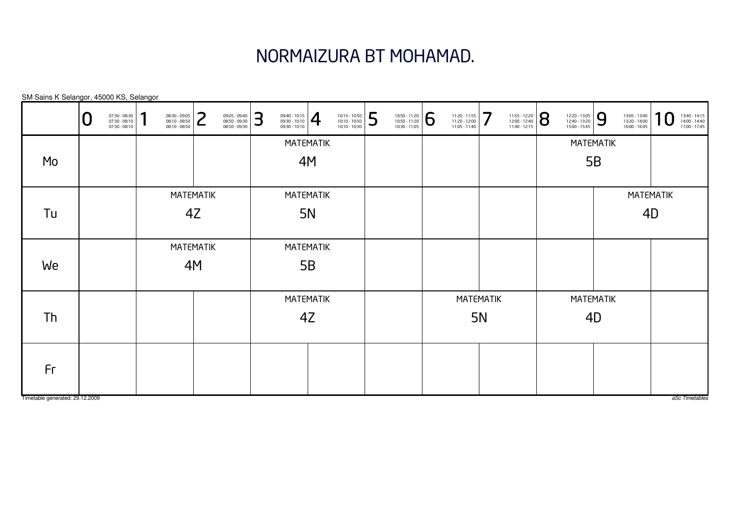# NORMAIZURA BT MOHAMAD.

SM Sains K Selangor, 45000 KS, Selangor

| | 0<br>07:30 - 08:30<br>07:30 - 08:10<br>07:30 - 08:10 | 1<br>08:30 - 09:05<br>08:10 - 08:50<br>08:10 - 08:50 | 2<br>09:05 - 09:40<br>08:50 - 09:30<br>08:50 - 09:30 | 3<br>09:40 - 10:15<br>09:30 - 10:10<br>09:30 - 10:10 | 4<br>10:15 - 10:50<br>10:10 - 10:50<br>10:10 - 10:30 | 5<br>10:50 - 11:20<br>10:50 - 11:20<br>10:30 - 11:05 | 6<br>11:20 - 11:55<br>11:20 - 12:00<br>11:05 - 11:40 | 7<br>11:55 - 12:20<br>12:00 - 12:40<br>11:40 - 12:15 | 8<br>12:20 - 13:05<br>12:40 - 13:20<br>15:00 - 15:45 | 9<br>13:05 - 13:40<br>13:20 - 14:00<br>16:00 - 16:45 | 10<br>13:40 - 14:15<br>14:00 - 14:40<br>17:00 - 17:45 |
|---|---|---|---|---|---|---|---|---|---|---|---|
| Mo | | | | MATEMATIK 4M | | | | | MATEMATIK 5B | | |
| Tu | | MATEMATIK 4Z | | MATEMATIK 5N | | | | | | MATEMATIK 4D | |
| We | | MATEMATIK 4M | | MATEMATIK 5B | | | | | | | |
| Th | | | | MATEMATIK 4Z | | | MATEMATIK 5N | | MATEMATIK 4D | | |
| Fr | | | | | | | | | | | |

Timetable generated: 29.12.2009

*aSc Timetables*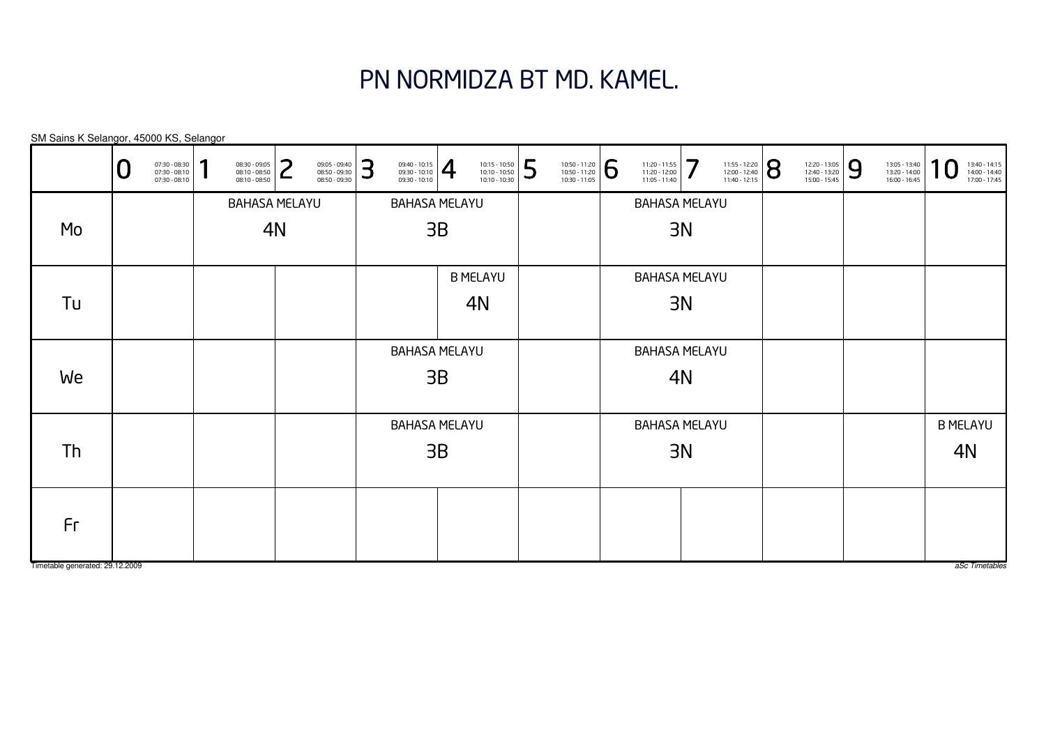# PN NORMIDZA BT MD. KAMEL.

SM Sains K Selangor, 45000 KS, Selangor

| | 0 (07:30 - 08:30, 07:30 - 08:10, 07:30 - 08:10) | 1 (08:30 - 09:05, 08:10 - 08:50, 08:10 - 08:50) | 2 (09:05 - 09:40, 08:50 - 09:30, 08:50 - 09:30) | 3 (09:40 - 10:15, 09:30 - 10:10, 09:30 - 10:10) | 4 (10:15 - 10:50, 10:10 - 10:50, 10:10 - 10:30) | 5 (10:50 - 11:20, 10:50 - 11:20, 10:30 - 11:05) | 6 (11:20 - 11:55, 11:20 - 12:00, 11:05 - 11:40) | 7 (11:55 - 12:20, 12:00 - 12:40, 11:40 - 12:15) | 8 (12:20 - 13:05, 12:40 - 13:20, 15:00 - 15:45) | 9 (13:05 - 13:40, 13:20 - 14:00, 16:00 - 16:45) | 10 (13:40 - 14:15, 14:00 - 14:40, 17:00 - 17:45) |
|---|---|---|---|---|---|---|---|---|---|---|---|
| Mo | | BAHASA MELAYU 4N | | BAHASA MELAYU 3B | | | BAHASA MELAYU 3N | | | | |
| Tu | | | | | B MELAYU 4N | | BAHASA MELAYU 3N | | | | |
| We | | | | BAHASA MELAYU 3B | | | BAHASA MELAYU 4N | | | | |
| Th | | | | BAHASA MELAYU 3B | | | BAHASA MELAYU 3N | | | | B MELAYU 4N |
| Fr | | | | | | | | | | | |

Timetable generated: 29.12.2009

*aSc Timetables*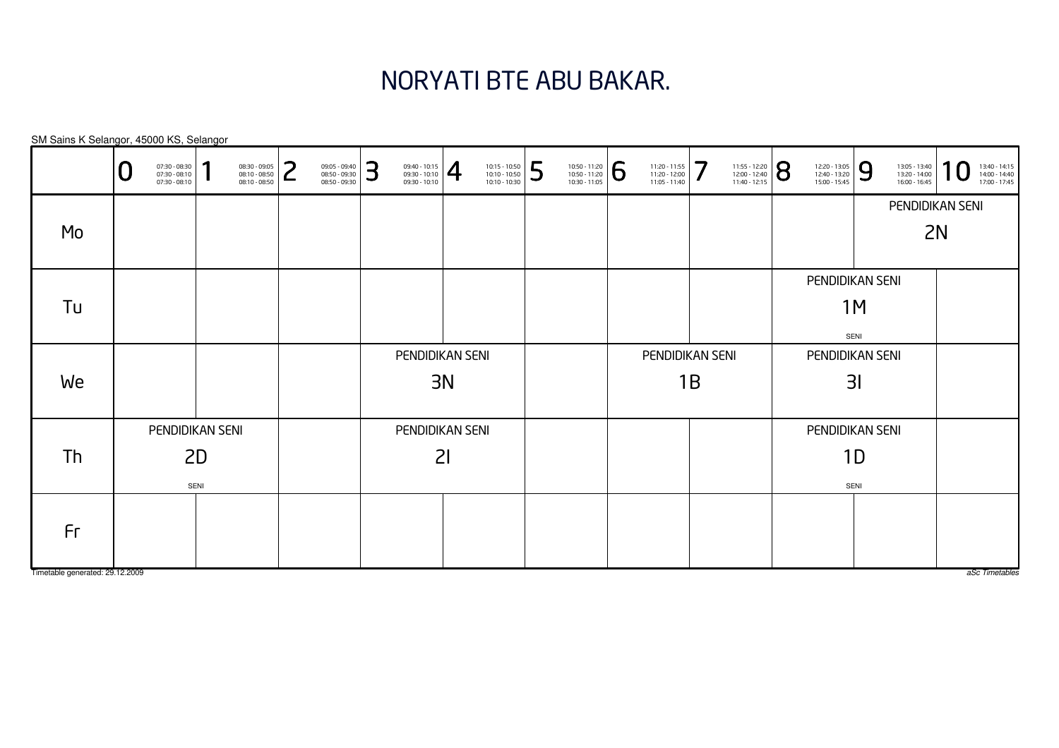# NORYATI BTE ABU BAKAR.

SM Sains K Selangor, 45000 KS, Selangor

| | 0<br>07:30 - 08:30<br>07:30 - 08:10<br>07:30 - 08:10 | 1<br>08:30 - 09:05<br>08:10 - 08:50<br>08:10 - 08:50 | 2<br>09:05 - 09:40<br>08:50 - 09:30<br>08:50 - 09:30 | 3<br>09:40 - 10:15<br>09:30 - 10:10<br>09:30 - 10:10 | 4<br>10:15 - 10:50<br>10:10 - 10:50<br>10:10 - 10:30 | 5<br>10:50 - 11:20<br>10:50 - 11:20<br>10:30 - 11:05 | 6<br>11:20 - 11:55<br>11:20 - 12:00<br>11:05 - 11:40 | 7<br>11:55 - 12:20<br>12:00 - 12:40<br>11:40 - 12:15 | 8<br>12:20 - 13:05<br>12:40 - 13:20<br>15:00 - 15:45 | 9<br>13:05 - 13:40<br>13:20 - 14:00<br>16:00 - 16:45 | 10<br>13:40 - 14:15<br>14:00 - 14:40<br>17:00 - 17:45 |
|---|---|---|---|---|---|---|---|---|---|---|---|
| Mo | | | | | | | | | | PENDIDIKAN SENI<br>2N | |
| Tu | | | | | | | | | PENDIDIKAN SENI<br>1M<br>SENI | | |
| We | | | | PENDIDIKAN SENI<br>3N | | | PENDIDIKAN SENI<br>1B | | PENDIDIKAN SENI<br>3I | | |
| Th | PENDIDIKAN SENI<br>2D<br>SENI | | | PENDIDIKAN SENI<br>2I | | | | | PENDIDIKAN SENI<br>1D<br>SENI | | |
| Fr | | | | | | | | | | | |

Timetable generated: 29.12.2009

aSc Timetables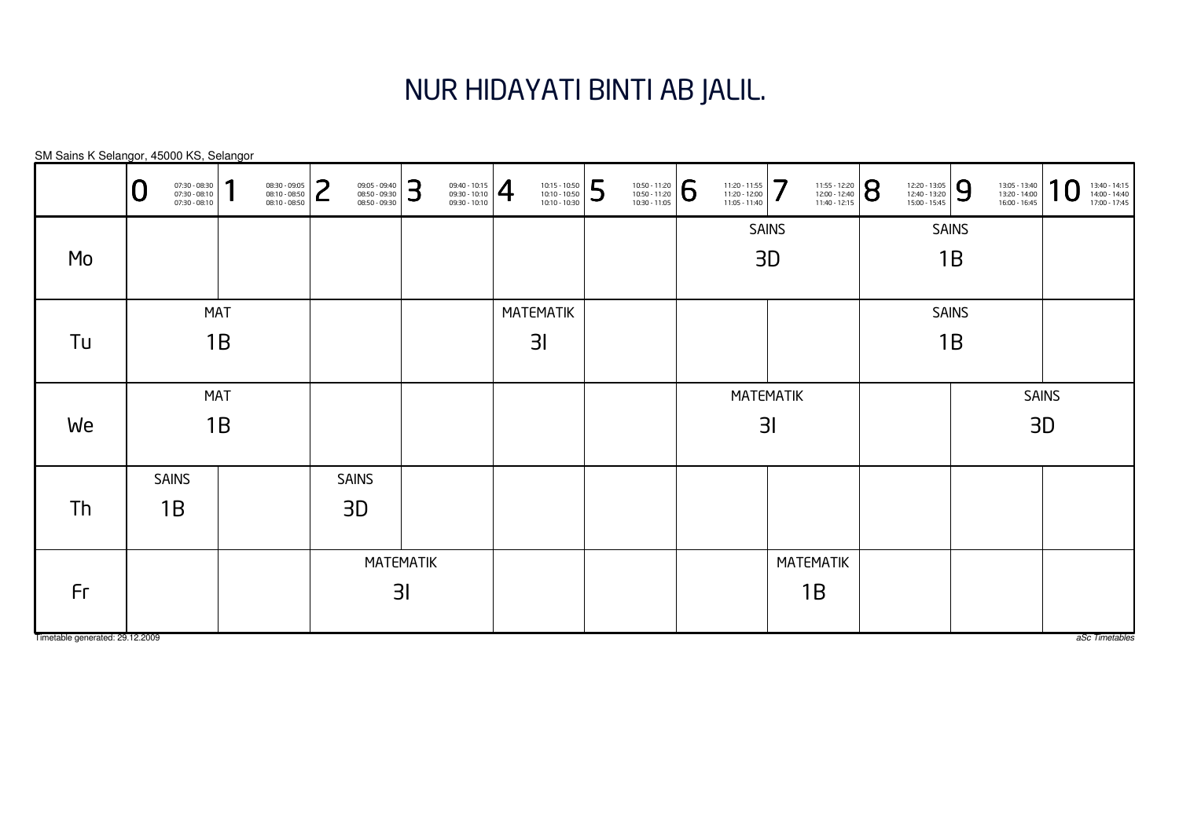# NUR HIDAYATI BINTI AB JALIL.

SM Sains K Selangor, 45000 KS, Selangor

| | 0 07:30 - 08:30 07:30 - 08:10 07:30 - 08:10 | 1 08:30 - 09:05 08:10 - 08:50 08:10 - 08:50 | 2 09:05 - 09:40 08:50 - 09:30 08:50 - 09:30 | 3 09:40 - 10:15 09:30 - 10:10 09:30 - 10:10 | 4 10:15 - 10:50 10:10 - 10:50 10:10 - 10:30 | 5 10:50 - 11:20 10:50 - 11:20 10:30 - 11:05 | 6 11:20 - 11:55 11:20 - 12:00 11:05 - 11:40 | 7 11:55 - 12:20 12:00 - 12:40 11:40 - 12:15 | 8 12:20 - 13:05 12:40 - 13:20 15:00 - 15:45 | 9 13:05 - 13:40 13:20 - 14:00 16:00 - 16:45 | 10 13:40 - 14:15 14:00 - 14:40 17:00 - 17:45 |
|---|---|---|---|---|---|---|---|---|---|---|---|
| Mo | | | | | | | SAINS 3D | SAINS 3D | SAINS 1B | SAINS 1B | |
| Tu | MAT 1B | MAT 1B | | | MATEMATIK 3I | | | | SAINS 1B | SAINS 1B | |
| We | MAT 1B | MAT 1B | | | | | MATEMATIK 3I | MATEMATIK 3I | | SAINS 3D | SAINS 3D |
| Th | SAINS 1B | | SAINS 3D | | | | | | | | |
| Fr | | | MATEMATIK 3I | MATEMATIK 3I | | | | MATEMATIK 1B | | | |

Timetable generated: 29.12.2009

aSc Timetables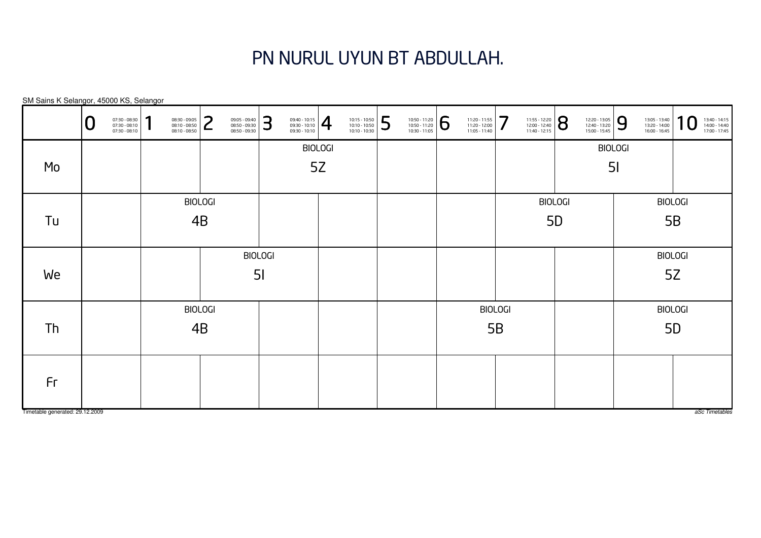# PN NURUL UYUN BT ABDULLAH.

SM Sains K Selangor, 45000 KS, Selangor

| | 0 07:30 - 08:30 07:30 - 08:10 07:30 - 08:10 | 1 08:30 - 09:05 08:10 - 08:50 08:10 - 08:50 | 2 09:05 - 09:40 08:50 - 09:30 08:50 - 09:30 | 3 09:40 - 10:15 09:30 - 10:10 09:30 - 10:10 | 4 10:15 - 10:50 10:10 - 10:50 10:10 - 10:30 | 5 10:50 - 11:20 10:50 - 11:20 10:30 - 11:05 | 6 11:20 - 11:55 11:20 - 12:00 11:05 - 11:40 | 7 11:55 - 12:20 12:00 - 12:40 11:40 - 12:15 | 8 12:20 - 13:05 12:40 - 13:20 15:00 - 15:45 | 9 13:05 - 13:40 13:20 - 14:00 16:00 - 16:45 | 10 13:40 - 14:15 14:00 - 14:40 17:00 - 17:45 |
|---|---|---|---|---|---|---|---|---|---|---|---|
| Mo | | | | BIOLOGI 5Z | | | | | BIOLOGI 5I | | |
| Tu | | BIOLOGI 4B | | | | | | BIOLOGI 5D | | BIOLOGI 5B | |
| We | | | BIOLOGI 5I | | | | | | | BIOLOGI 5Z | |
| Th | | BIOLOGI 4B | | | | | BIOLOGI 5B | | | BIOLOGI 5D | |
| Fr | | | | | | | | | | | |

Timetable generated: 29.12.2009

*aSc Timetables*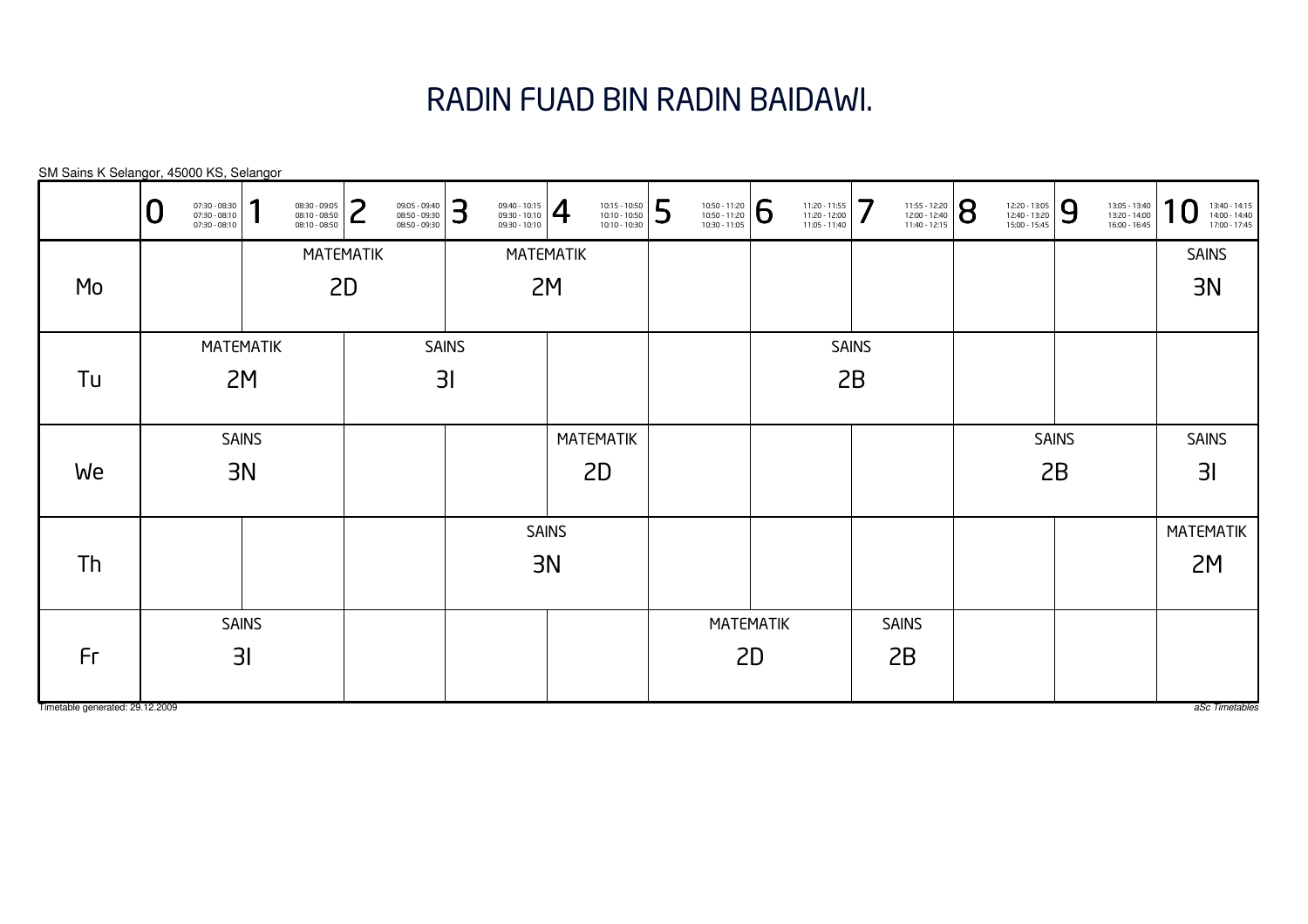# RADIN FUAD BIN RADIN BAIDAWI.

SM Sains K Selangor, 45000 KS, Selangor

| | 0<br>07:30 - 08:30<br>07:30 - 08:10<br>07:30 - 08:10 | 1<br>08:30 - 09:05<br>08:10 - 08:50<br>08:10 - 08:50 | 2<br>09:05 - 09:40<br>08:50 - 09:30<br>08:50 - 09:30 | 3<br>09:40 - 10:15<br>09:30 - 10:10<br>09:30 - 10:10 | 4<br>10:15 - 10:50<br>10:10 - 10:50<br>10:10 - 10:30 | 5<br>10:50 - 11:20<br>10:50 - 11:20<br>10:30 - 11:05 | 6<br>11:20 - 11:55<br>11:20 - 12:00<br>11:05 - 11:40 | 7<br>11:55 - 12:20<br>12:00 - 12:40<br>11:40 - 12:15 | 8<br>12:20 - 13:05<br>12:40 - 13:20<br>15:00 - 15:45 | 9<br>13:05 - 13:40<br>13:20 - 14:00<br>16:00 - 16:45 | 10<br>13:40 - 14:15<br>14:00 - 14:40<br>17:00 - 17:45 |
|---|---|---|---|---|---|---|---|---|---|---|---|
| Mo | | MATEMATIK 2D | | MATEMATIK 2M | | | | | | | SAINS 3N |
| Tu | MATEMATIK 2M | | SAINS 3I | | | | SAINS 2B | | | | |
| We | SAINS 3N | | | | MATEMATIK 2D | | | | SAINS 2B | | SAINS 3I |
| Th | | | | SAINS 3N | | | | | | | MATEMATIK 2M |
| Fr | SAINS 3I | | | | | MATEMATIK 2D | | SAINS 2B | | | |

Timetable generated: 29.12.2009

*aSc Timetables*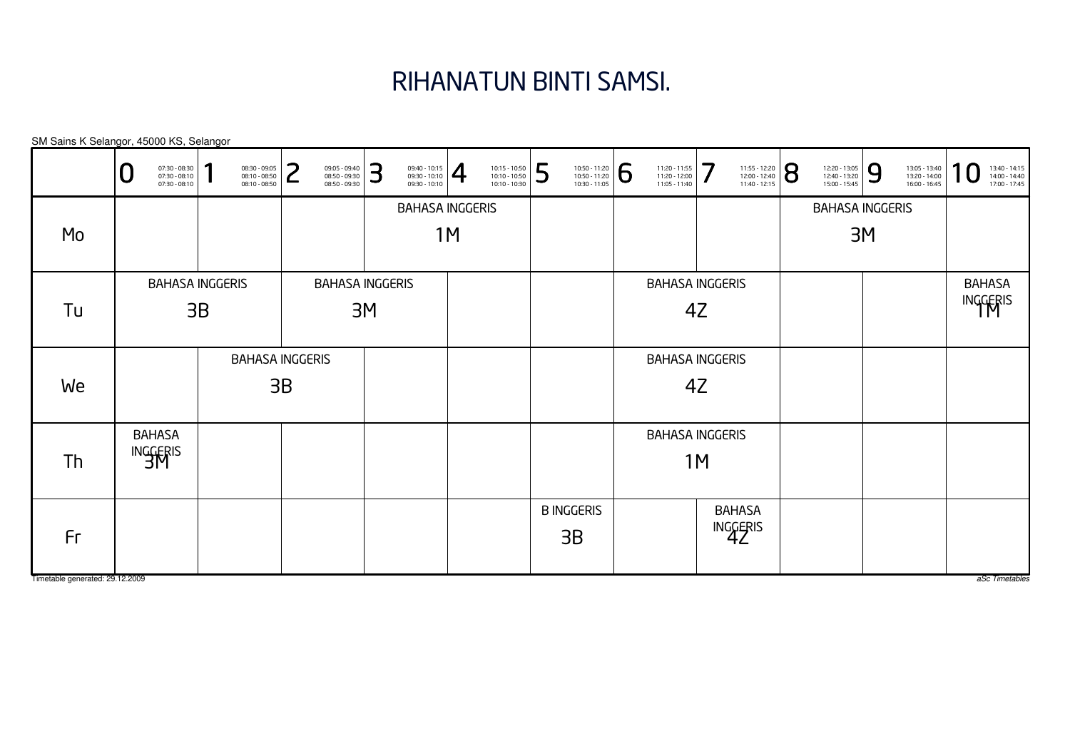# RIHANATUN BINTI SAMSI.

SM Sains K Selangor, 45000 KS, Selangor

| | 0 07:30 - 08:30 07:30 - 08:10 07:30 - 08:10 | 1 08:30 - 09:05 08:10 - 08:50 08:10 - 08:50 | 2 09:05 - 09:40 08:50 - 09:30 08:50 - 09:30 | 3 09:40 - 10:15 09:30 - 10:10 09:30 - 10:10 | 4 10:15 - 10:50 10:10 - 10:50 10:10 - 10:30 | 5 10:50 - 11:20 10:50 - 11:20 10:30 - 11:05 | 6 11:20 - 11:55 11:20 - 12:00 11:05 - 11:40 | 7 11:55 - 12:20 12:00 - 12:40 11:40 - 12:15 | 8 12:20 - 13:05 12:40 - 13:20 15:00 - 15:45 | 9 13:05 - 13:40 13:20 - 14:00 16:00 - 16:45 | 10 13:40 - 14:15 14:00 - 14:40 17:00 - 17:45 |
|---|---|---|---|---|---|---|---|---|---|---|---|
| Mo | | | | BAHASA INGGERIS 1M | | | | | BAHASA INGGERIS 3M | | |
| Tu | BAHASA INGGERIS 3B | | BAHASA INGGERIS 3M | | | | BAHASA INGGERIS 4Z | | | | BAHASA INGGERIS 1M |
| We | | BAHASA INGGERIS 3B | | | | | BAHASA INGGERIS 4Z | | | | |
| Th | BAHASA INGGERIS 3M | | | | | | BAHASA INGGERIS 1M | | | | |
| Fr | | | | | | B INGGERIS 3B | | BAHASA INGGERIS 4Z | | | |

Timetable generated: 29.12.2009

aSc Timetables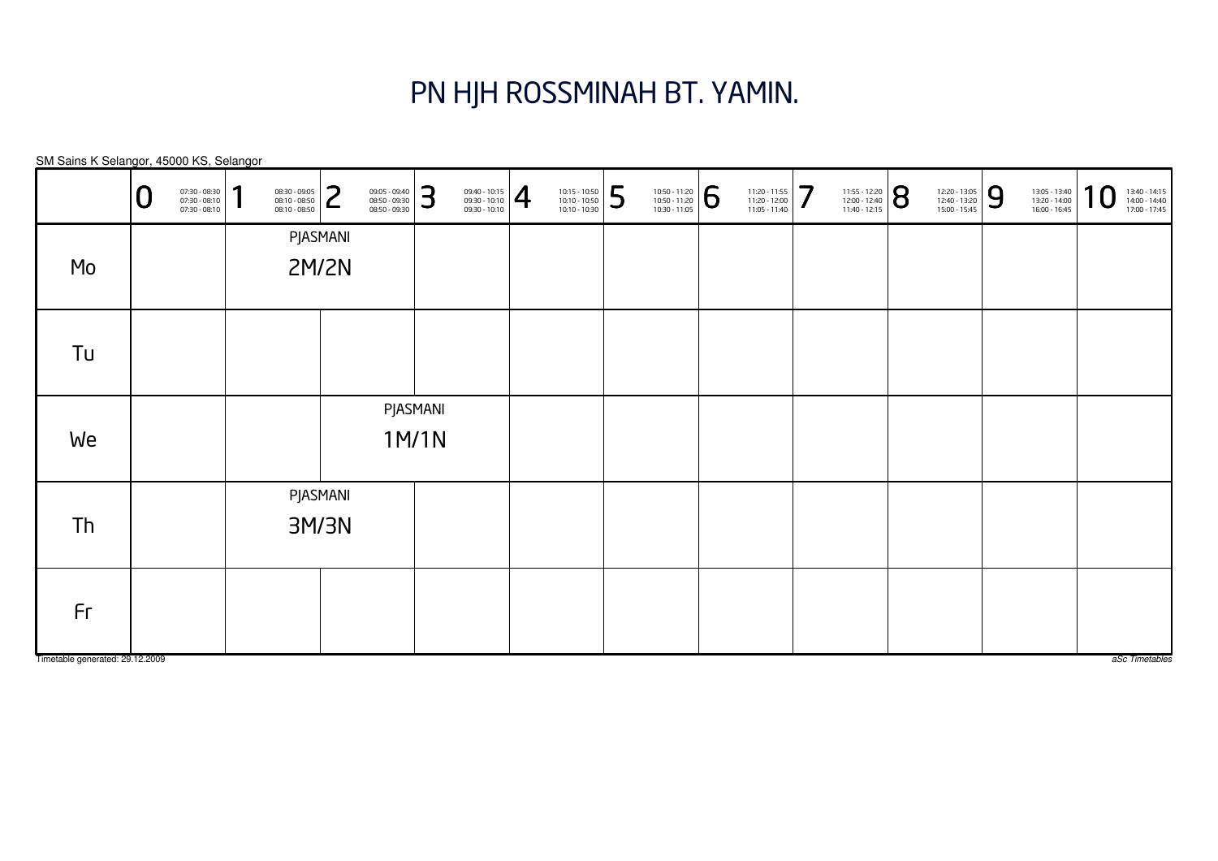# PN HJH ROSSMINAH BT. YAMIN.

SM Sains K Selangor, 45000 KS, Selangor

| | 0<br>07:30 - 08:30<br>07:30 - 08:10<br>07:30 - 08:10 | 1<br>08:30 - 09:05<br>08:10 - 08:50<br>08:10 - 08:50 | 2<br>09:05 - 09:40<br>08:50 - 09:30<br>08:50 - 09:30 | 3<br>09:40 - 10:15<br>09:30 - 10:10<br>09:30 - 10:10 | 4<br>10:15 - 10:50<br>10:10 - 10:50<br>10:10 - 10:30 | 5<br>10:50 - 11:20<br>10:50 - 11:20<br>10:30 - 11:05 | 6<br>11:20 - 11:55<br>11:20 - 12:00<br>11:05 - 11:40 | 7<br>11:55 - 12:20<br>12:00 - 12:40<br>11:40 - 12:15 | 8<br>12:20 - 13:05<br>12:40 - 13:20<br>15:00 - 15:45 | 9<br>13:05 - 13:40<br>13:20 - 14:00<br>16:00 - 16:45 | 10<br>13:40 - 14:15<br>14:00 - 14:40<br>17:00 - 17:45 |
|---|---|---|---|---|---|---|---|---|---|---|---|
| Mo | | PJASMANI 2M/2N | PJASMANI 2M/2N | | | | | | | | |
| Tu | | | | | | | | | | | |
| We | | | PJASMANI 1M/1N | PJASMANI 1M/1N | | | | | | | |
| Th | | PJASMANI 3M/3N | PJASMANI 3M/3N | | | | | | | | |
| Fr | | | | | | | | | | | |

Timetable generated: 29.12.2009

*aSc Timetables*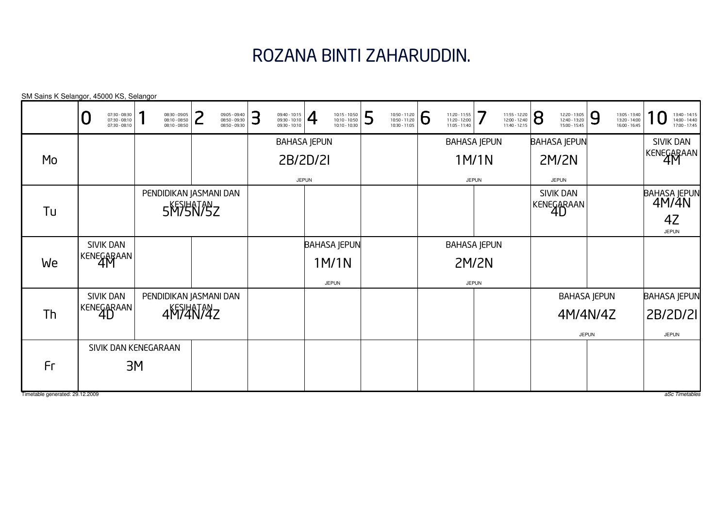# ROZANA BINTI ZAHARUDDIN.

SM Sains K Selangor, 45000 KS, Selangor

| | 0<br>07:30 - 08:30<br>07:30 - 08:10<br>07:30 - 08:10 | 1<br>08:30 - 09:05<br>08:10 - 08:50<br>08:10 - 08:50 | 2<br>09:05 - 09:40<br>08:50 - 09:30<br>08:50 - 09:30 | 3<br>09:40 - 10:15<br>09:30 - 10:10<br>09:30 - 10:10 | 4<br>10:15 - 10:50<br>10:10 - 10:50<br>10:10 - 10:30 | 5<br>10:50 - 11:20<br>10:50 - 11:20<br>10:30 - 11:05 | 6<br>11:20 - 11:55<br>11:20 - 12:00<br>11:05 - 11:40 | 7<br>11:55 - 12:20<br>12:00 - 12:40<br>11:40 - 12:15 | 8<br>12:20 - 13:05<br>12:40 - 13:20<br>15:00 - 15:45 | 9<br>13:05 - 13:40<br>13:20 - 14:00<br>16:00 - 16:45 | 10<br>13:40 - 14:15<br>14:00 - 14:40<br>17:00 - 17:45 |
|---|---|---|---|---|---|---|---|---|---|---|---|
| Mo | | | | BAHASA JEPUN 2B/2D/2I JEPUN | | | BAHASA JEPUN 1M/1N JEPUN | | BAHASA JEPUN 2M/2N JEPUN | | SIVIK DAN KENEGARAAN 4M |
| Tu | | PENDIDIKAN JASMANI DAN KESIHATAN 5M/5N/5Z | | | | | | | SIVIK DAN KENEGARAAN 4D | | BAHASA JEPUN 4M/4N 4Z JEPUN |
| We | SIVIK DAN KENEGARAAN 4M | | | | BAHASA JEPUN 1M/1N JEPUN | | BAHASA JEPUN 2M/2N JEPUN | | | | |
| Th | SIVIK DAN KENEGARAAN 4D | PENDIDIKAN JASMANI DAN KESIHATAN 4M/4N/4Z | | | | | | | BAHASA JEPUN 4M/4N/4Z JEPUN | | BAHASA JEPUN 2B/2D/2I JEPUN |
| Fr | SIVIK DAN KENEGARAAN 3M | | | | | | | | | | |

Timetable generated: 29.12.2009

aSc Timetables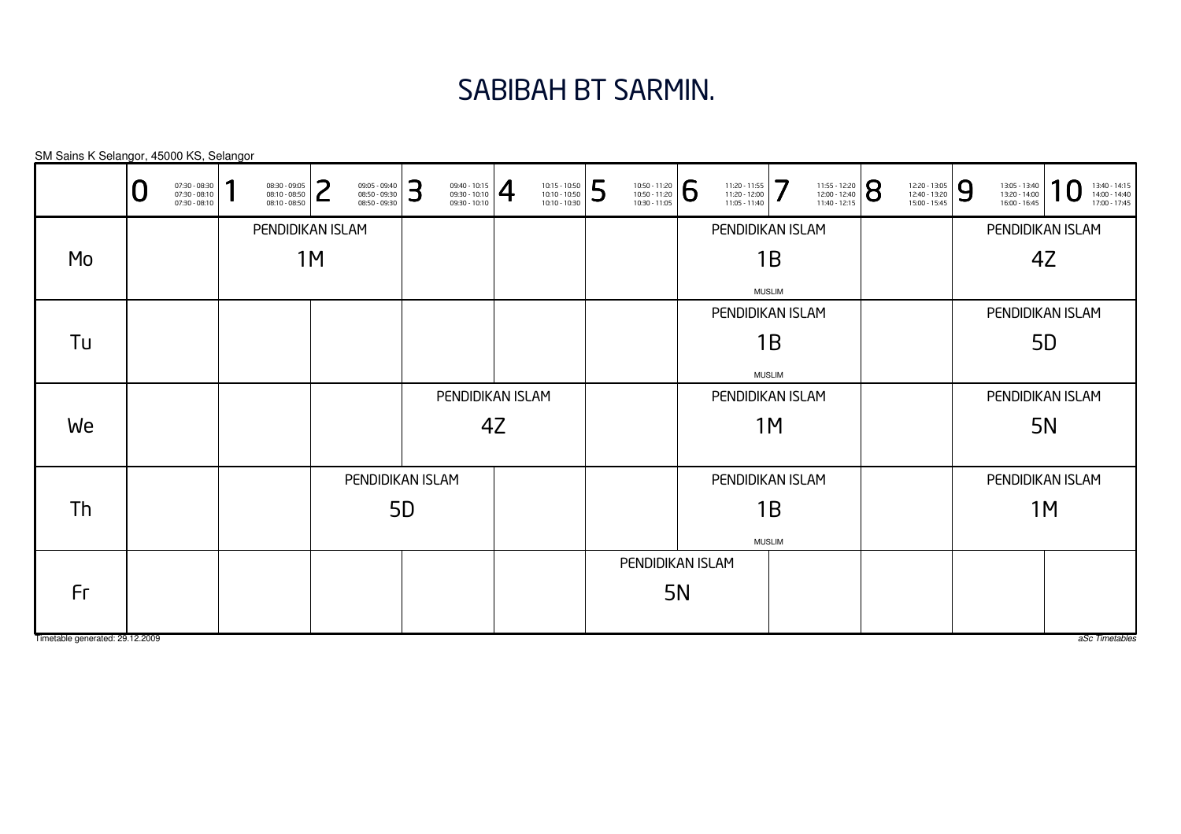# SABIBAH BT SARMIN.

SM Sains K Selangor, 45000 KS, Selangor

| | 0<br>07:30 - 08:30<br>07:30 - 08:10<br>07:30 - 08:10 | 1<br>08:30 - 09:05<br>08:10 - 08:50<br>08:10 - 08:50 | 2<br>09:05 - 09:40<br>08:50 - 09:30<br>08:50 - 09:30 | 3<br>09:40 - 10:15<br>09:30 - 10:10<br>09:30 - 10:10 | 4<br>10:15 - 10:50<br>10:10 - 10:50<br>10:10 - 10:30 | 5<br>10:50 - 11:20<br>10:50 - 11:20<br>10:30 - 11:05 | 6<br>11:20 - 11:55<br>11:20 - 12:00<br>11:05 - 11:40 | 7<br>11:55 - 12:20<br>12:00 - 12:40<br>11:40 - 12:15 | 8<br>12:20 - 13:05<br>12:40 - 13:20<br>15:00 - 15:45 | 9<br>13:05 - 13:40<br>13:20 - 14:00<br>16:00 - 16:45 | 10<br>13:40 - 14:15<br>14:00 - 14:40<br>17:00 - 17:45 |
|---|---|---|---|---|---|---|---|---|---|---|---|
| Mo | | PENDIDIKAN ISLAM 1M | | | | | PENDIDIKAN ISLAM 1B MUSLIM | | | PENDIDIKAN ISLAM 4Z | |
| Tu | | | | | | | PENDIDIKAN ISLAM 1B MUSLIM | | | PENDIDIKAN ISLAM 5D | |
| We | | | | PENDIDIKAN ISLAM 4Z | | | PENDIDIKAN ISLAM 1M | | | PENDIDIKAN ISLAM 5N | |
| Th | | | PENDIDIKAN ISLAM 5D | | | | PENDIDIKAN ISLAM 1B MUSLIM | | | PENDIDIKAN ISLAM 1M | |
| Fr | | | | | | PENDIDIKAN ISLAM 5N | | | | | |

Timetable generated: 29.12.2009

*aSc Timetables*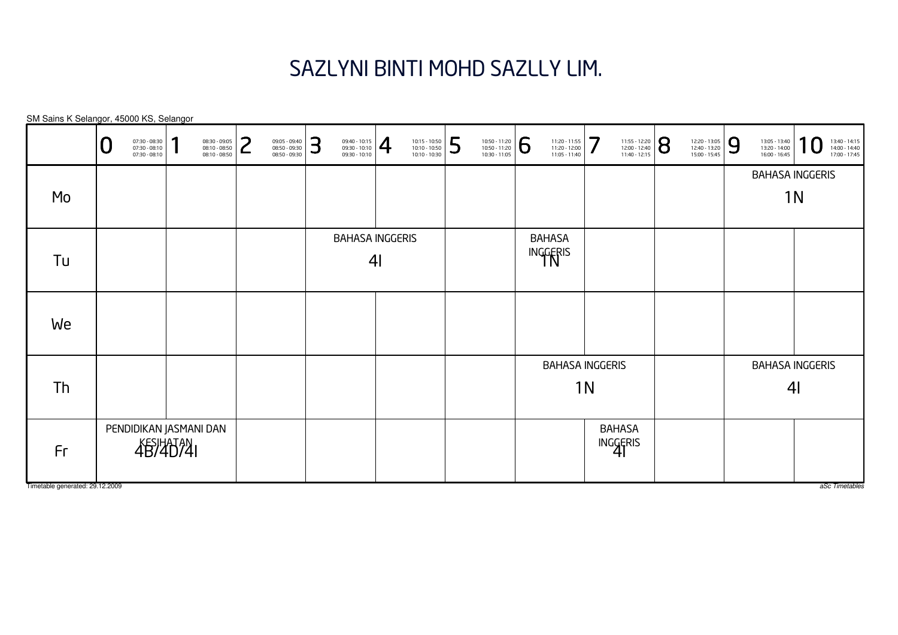# SAZLYNI BINTI MOHD SAZLLY LIM.

SM Sains K Selangor, 45000 KS, Selangor

| | 0<br>07:30 - 08:30<br>07:30 - 08:10<br>07:30 - 08:10 | 1<br>08:30 - 09:05<br>08:10 - 08:50<br>08:10 - 08:50 | 2<br>09:05 - 09:40<br>08:50 - 09:30<br>08:50 - 09:30 | 3<br>09:40 - 10:15<br>09:30 - 10:10<br>09:30 - 10:10 | 4<br>10:15 - 10:50<br>10:10 - 10:50<br>10:10 - 10:30 | 5<br>10:50 - 11:20<br>10:50 - 11:20<br>10:30 - 11:05 | 6<br>11:20 - 11:55<br>11:20 - 12:00<br>11:05 - 11:40 | 7<br>11:55 - 12:20<br>12:00 - 12:40<br>11:40 - 12:15 | 8<br>12:20 - 13:05<br>12:40 - 13:20<br>15:00 - 15:45 | 9<br>13:05 - 13:40<br>13:20 - 14:00<br>16:00 - 16:45 | 10<br>13:40 - 14:15<br>14:00 - 14:40<br>17:00 - 17:45 |
|---|---|---|---|---|---|---|---|---|---|---|---|
| Mo | | | | | | | | | | BAHASA INGGERIS<br>1N | |
| Tu | | | | BAHASA INGGERIS<br>4I | | | BAHASA INGGERIS<br>1N | | | | |
| We | | | | | | | | | | | |
| Th | | | | | | | BAHASA INGGERIS<br>1N | | | BAHASA INGGERIS<br>4I | |
| Fr | PENDIDIKAN JASMANI DAN KESIHATAN<br>4B/4D/4I | | | | | | | BAHASA INGGERIS<br>4I | | | |

Timetable generated: 29.12.2009

*aSc Timetables*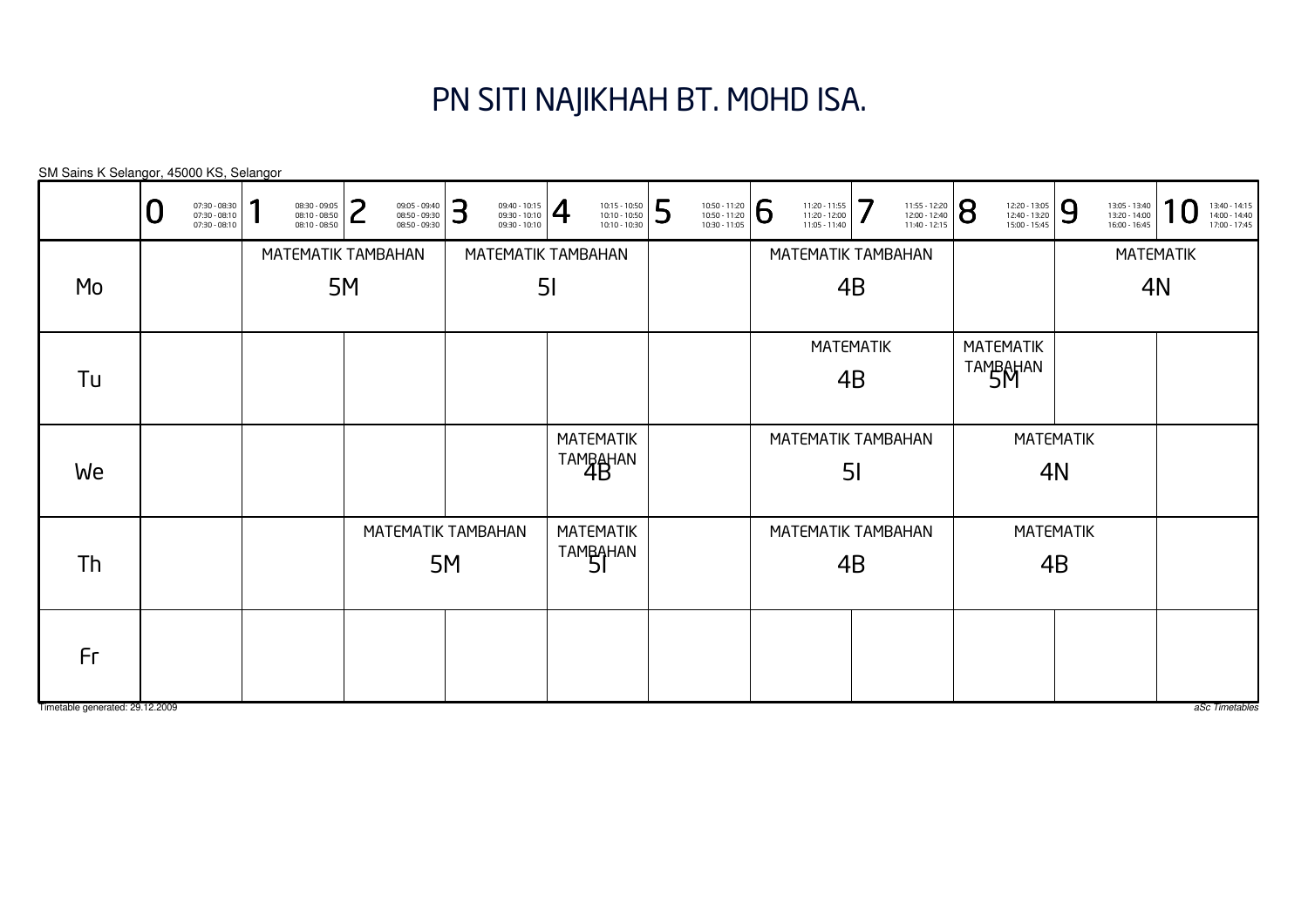# PN SITI NAJIKHAH BT. MOHD ISA.

SM Sains K Selangor, 45000 KS, Selangor

| | 0<br>07:30 - 08:30<br>07:30 - 08:10<br>07:30 - 08:10 | 1<br>08:30 - 09:05<br>08:10 - 08:50<br>08:10 - 08:50 | 2<br>09:05 - 09:40<br>08:50 - 09:30<br>08:50 - 09:30 | 3<br>09:40 - 10:15<br>09:30 - 10:10<br>09:30 - 10:10 | 4<br>10:15 - 10:50<br>10:10 - 10:50<br>10:10 - 10:30 | 5<br>10:50 - 11:20<br>10:50 - 11:20<br>10:30 - 11:05 | 6<br>11:20 - 11:55<br>11:20 - 12:00<br>11:05 - 11:40 | 7<br>11:55 - 12:20<br>12:00 - 12:40<br>11:40 - 12:15 | 8<br>12:20 - 13:05<br>12:40 - 13:20<br>15:00 - 15:45 | 9<br>13:05 - 13:40<br>13:20 - 14:00<br>16:00 - 16:45 | 10<br>13:40 - 14:15<br>14:00 - 14:40<br>17:00 - 17:45 |
|---|---|---|---|---|---|---|---|---|---|---|---|
| Mo | | MATEMATIK TAMBAHAN 5M | | MATEMATIK TAMBAHAN 5I | | | MATEMATIK TAMBAHAN 4B | | | MATEMATIK 4N | |
| Tu | | | | | | | MATEMATIK 4B | | MATEMATIK TAMBAHAN 5M | | |
| We | | | | | MATEMATIK TAMBAHAN 4B | | MATEMATIK TAMBAHAN 5I | | MATEMATIK 4N | | |
| Th | | | MATEMATIK TAMBAHAN 5M | | MATEMATIK TAMBAHAN 5I | | MATEMATIK TAMBAHAN 4B | | MATEMATIK 4B | | |
| Fr | | | | | | | | | | | |

Timetable generated: 29.12.2009

aSc Timetables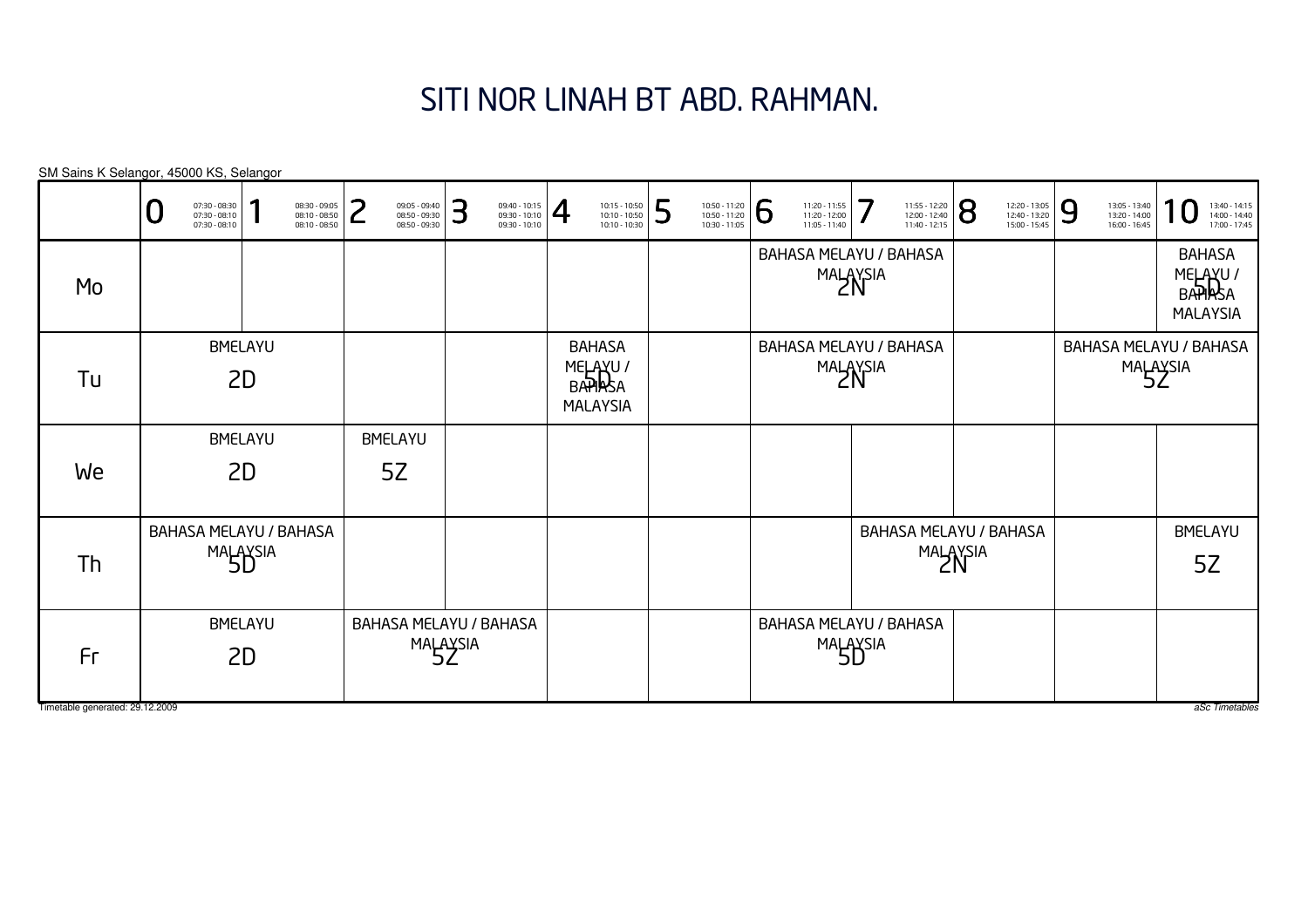# SITI NOR LINAH BT ABD. RAHMAN.

SM Sains K Selangor, 45000 KS, Selangor

| | 0<br>07:30 - 08:30<br>07:30 - 08:10<br>07:30 - 08:10 | 1<br>08:30 - 09:05<br>08:10 - 08:50<br>08:10 - 08:50 | 2<br>09:05 - 09:40<br>08:50 - 09:30<br>08:50 - 09:30 | 3<br>09:40 - 10:15<br>09:30 - 10:10<br>09:30 - 10:10 | 4<br>10:15 - 10:50<br>10:10 - 10:50<br>10:10 - 10:30 | 5<br>10:50 - 11:20<br>10:50 - 11:20<br>10:30 - 11:05 | 6<br>11:20 - 11:55<br>11:20 - 12:00<br>11:05 - 11:40 | 7<br>11:55 - 12:20<br>12:00 - 12:40<br>11:40 - 12:15 | 8<br>12:20 - 13:05<br>12:40 - 13:20<br>15:00 - 15:45 | 9<br>13:05 - 13:40<br>13:20 - 14:00<br>16:00 - 16:45 | 10<br>13:40 - 14:15<br>14:00 - 14:40<br>17:00 - 17:45 |
|---|---|---|---|---|---|---|---|---|---|---|---|
| Mo | | | | | | | BAHASA MELAYU / BAHASA MALAYSIA 2N | | | | BAHASA MELAYU / BAHASA MALAYSIA 5D |
| Tu | BMELAYU 2D | | | | BAHASA MELAYU / BAHASA MALAYSIA 5D | | BAHASA MELAYU / BAHASA MALAYSIA 2N | | | BAHASA MELAYU / BAHASA MALAYSIA 5Z | |
| We | BMELAYU 2D | | BMELAYU 5Z | | | | | | | | |
| Th | BAHASA MELAYU / BAHASA MALAYSIA 5D | | | | | | | BAHASA MELAYU / BAHASA MALAYSIA 2N | | | BMELAYU 5Z |
| Fr | BMELAYU 2D | | BAHASA MELAYU / BAHASA MALAYSIA 5Z | | | | BAHASA MELAYU / BAHASA MALAYSIA 5D | | | | |

Timetable generated: 29.12.2009

*aSc Timetables*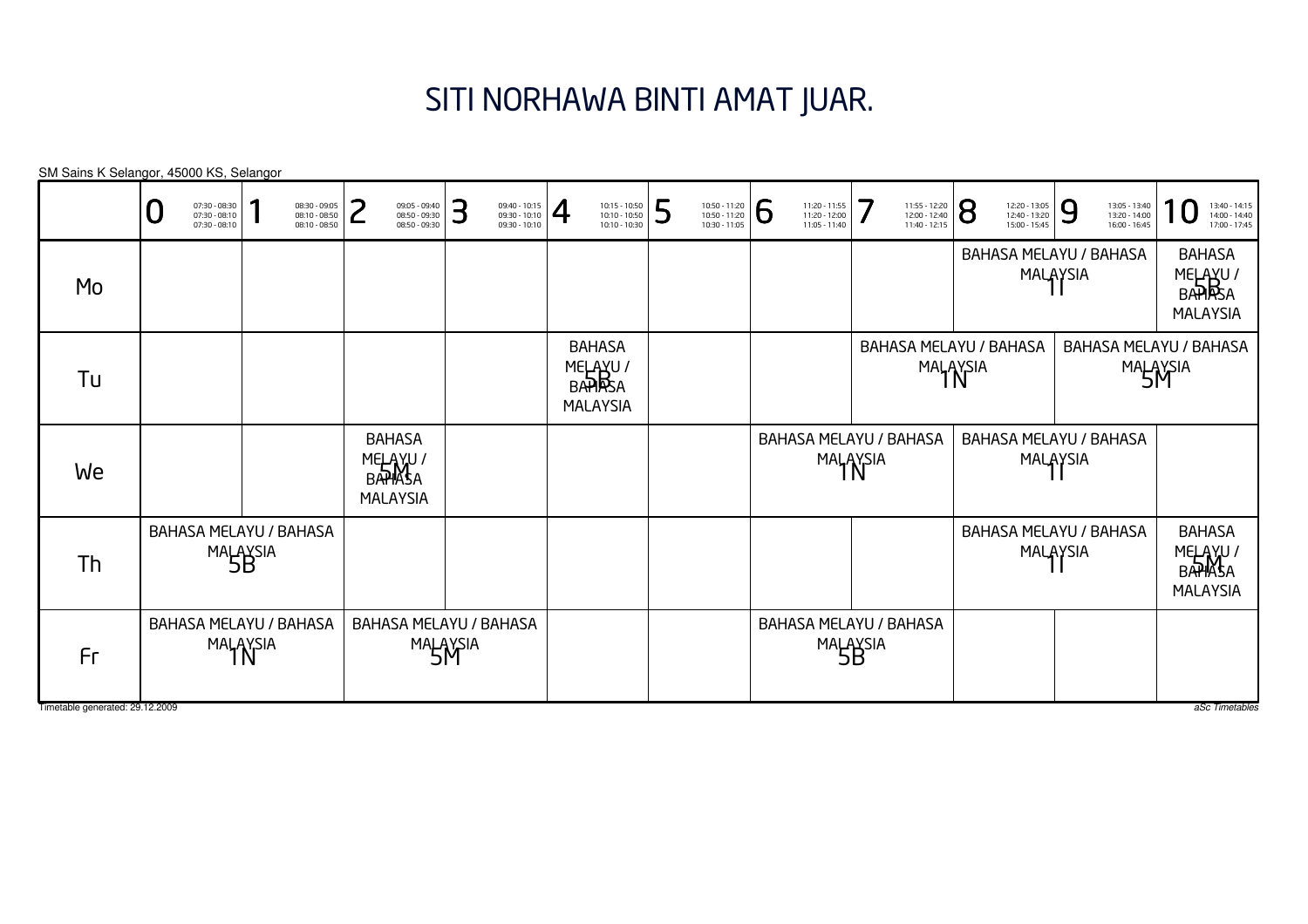# SITI NORHAWA BINTI AMAT JUAR.

SM Sains K Selangor, 45000 KS, Selangor

| | 0<br>07:30 - 08:30<br>07:30 - 08:10<br>07:30 - 08:10 | 1<br>08:30 - 09:05<br>08:10 - 08:50<br>08:10 - 08:50 | 2<br>09:05 - 09:40<br>08:50 - 09:30<br>08:50 - 09:30 | 3<br>09:40 - 10:15<br>09:30 - 10:10<br>09:30 - 10:10 | 4<br>10:15 - 10:50<br>10:10 - 10:50<br>10:10 - 10:30 | 5<br>10:50 - 11:20<br>10:50 - 11:20<br>10:30 - 11:05 | 6<br>11:20 - 11:55<br>11:20 - 12:00<br>11:05 - 11:40 | 7<br>11:55 - 12:20<br>12:00 - 12:40<br>11:40 - 12:15 | 8<br>12:20 - 13:05<br>12:40 - 13:20<br>15:00 - 15:45 | 9<br>13:05 - 13:40<br>13:20 - 14:00<br>16:00 - 16:45 | 10<br>13:40 - 14:15<br>14:00 - 14:40<br>17:00 - 17:45 |
|---|---|---|---|---|---|---|---|---|---|---|---|
| Mo | | | | | | | | | BAHASA MELAYU / BAHASA MALAYSIA 1I | | BAHASA MELAYU / BAHASA MALAYSIA 5B |
| Tu | | | | | BAHASA MELAYU / BAHASA MALAYSIA 5B | | | BAHASA MELAYU / BAHASA MALAYSIA 1N | | BAHASA MELAYU / BAHASA MALAYSIA 5M | |
| We | | | BAHASA MELAYU / BAHASA MALAYSIA 5M | | | | BAHASA MELAYU / BAHASA MALAYSIA 1N | | BAHASA MELAYU / BAHASA MALAYSIA 1I | | |
| Th | BAHASA MELAYU / BAHASA MALAYSIA 5B | | | | | | | | BAHASA MELAYU / BAHASA MALAYSIA 1I | | BAHASA MELAYU / BAHASA MALAYSIA 5M |
| Fr | BAHASA MELAYU / BAHASA MALAYSIA 1N | | BAHASA MELAYU / BAHASA MALAYSIA 5M | | | | BAHASA MELAYU / BAHASA MALAYSIA 5B | | | | |

Timetable generated: 29.12.2009

*aSc Timetables*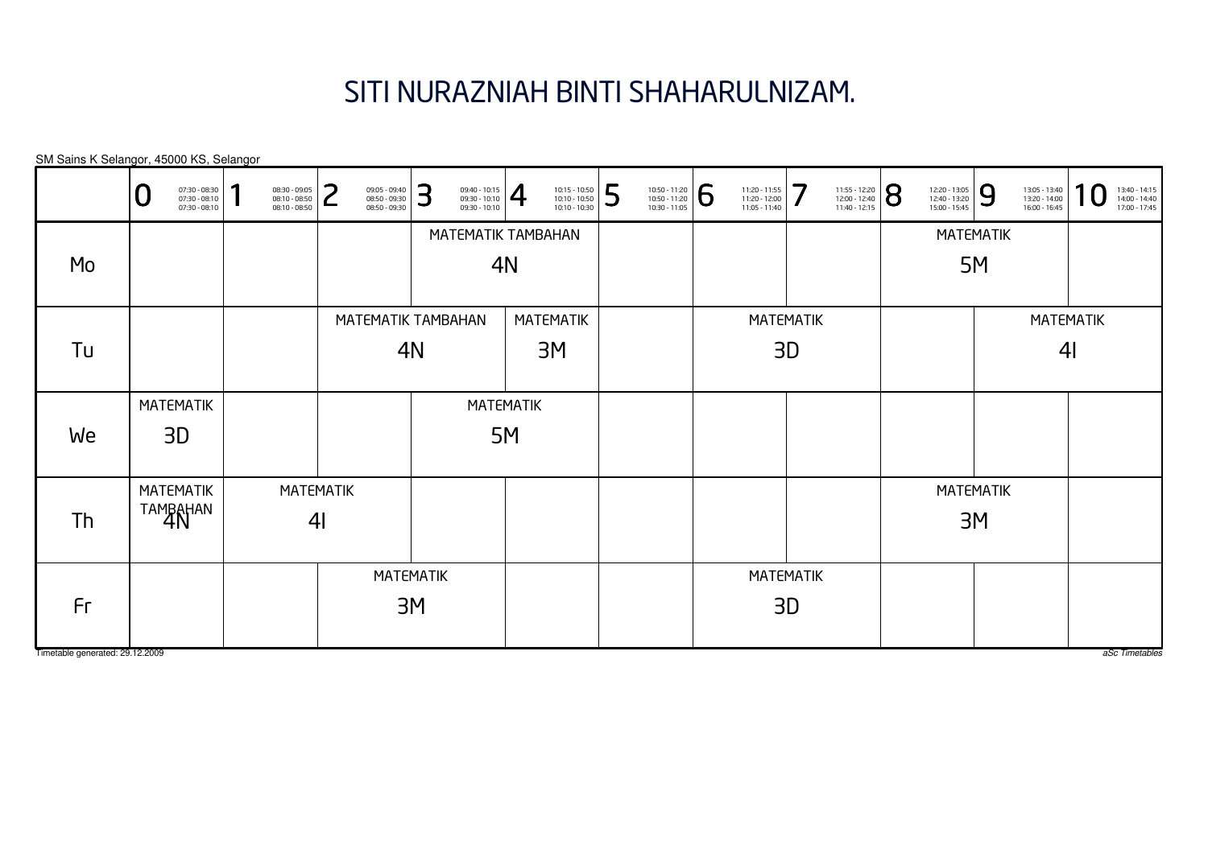# SITI NURAZNIAH BINTI SHAHARULNIZAM.

SM Sains K Selangor, 45000 KS, Selangor

| | 0<br>07:30 - 08:30<br>07:30 - 08:10<br>07:30 - 08:10 | 1<br>08:30 - 09:05<br>08:10 - 08:50<br>08:10 - 08:50 | 2<br>09:05 - 09:40<br>08:50 - 09:30<br>08:50 - 09:30 | 3<br>09:40 - 10:15<br>09:30 - 10:10<br>09:30 - 10:10 | 4<br>10:15 - 10:50<br>10:10 - 10:50<br>10:10 - 10:30 | 5<br>10:50 - 11:20<br>10:50 - 11:20<br>10:30 - 11:05 | 6<br>11:20 - 11:55<br>11:20 - 12:00<br>11:05 - 11:40 | 7<br>11:55 - 12:20<br>12:00 - 12:40<br>11:40 - 12:15 | 8<br>12:20 - 13:05<br>12:40 - 13:20<br>15:00 - 15:45 | 9<br>13:05 - 13:40<br>13:20 - 14:00<br>16:00 - 16:45 | 10<br>13:40 - 14:15<br>14:00 - 14:40<br>17:00 - 17:45 |
|---|---|---|---|---|---|---|---|---|---|---|---|
| Mo | | | | MATEMATIK TAMBAHAN 4N | | | | | MATEMATIK 5M | | |
| Tu | | | MATEMATIK TAMBAHAN 4N | | MATEMATIK 3M | | MATEMATIK 3D | | | MATEMATIK 4I | |
| We | MATEMATIK 3D | | | MATEMATIK 5M | | | | | | | |
| Th | MATEMATIK TAMBAHAN 4N | MATEMATIK 4I | | | | | | | MATEMATIK 3M | | |
| Fr | | | MATEMATIK 3M | | | | MATEMATIK 3D | | | | |

Timetable generated: 29.12.2009

*aSc Timetables*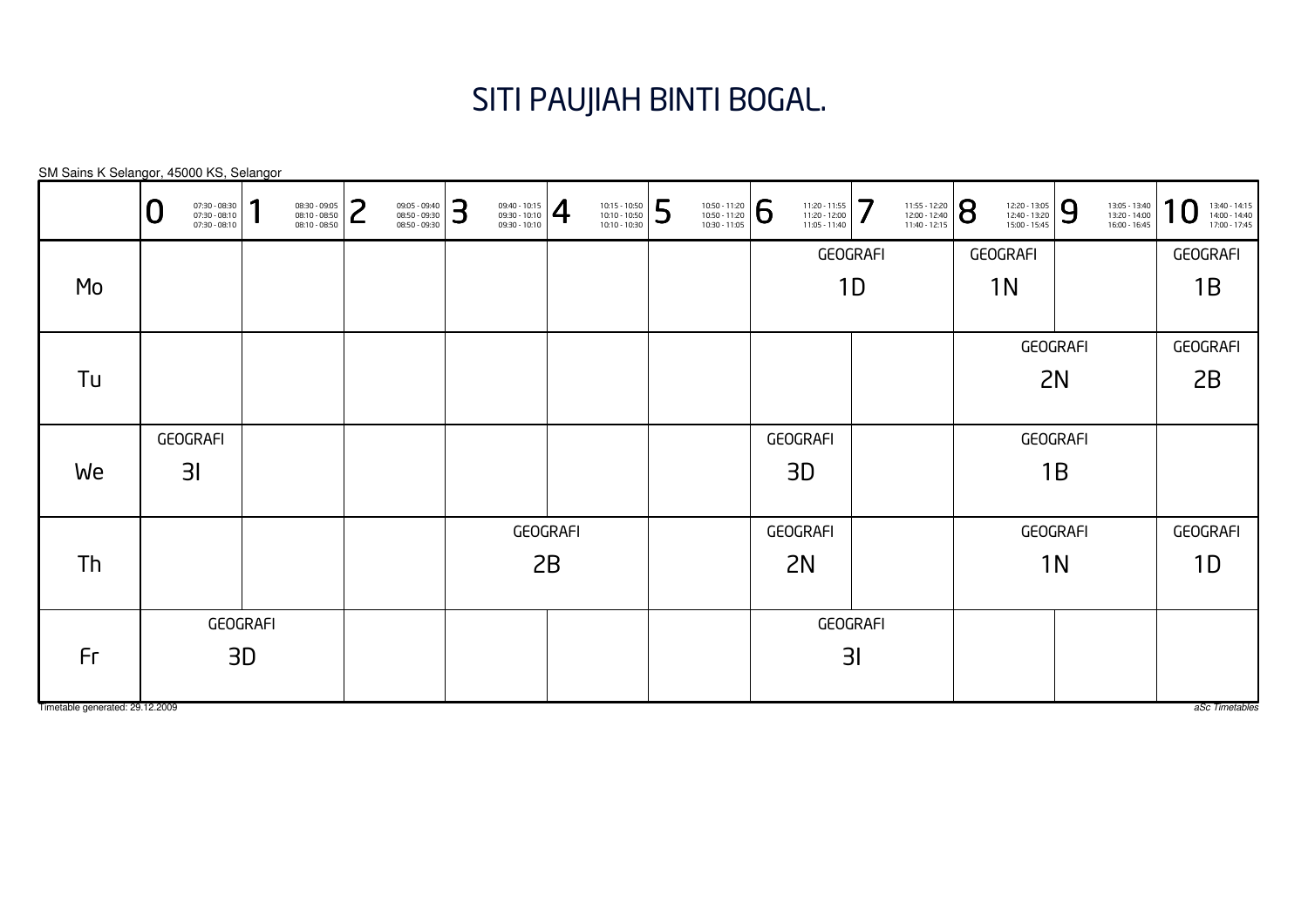# SITI PAUJIAH BINTI BOGAL.

SM Sains K Selangor, 45000 KS, Selangor

| | 0<br>07:30 - 08:30<br>07:30 - 08:10<br>07:30 - 08:10 | 1<br>08:30 - 09:05<br>08:10 - 08:50<br>08:10 - 08:50 | 2<br>09:05 - 09:40<br>08:50 - 09:30<br>08:50 - 09:30 | 3<br>09:40 - 10:15<br>09:30 - 10:10<br>09:30 - 10:10 | 4<br>10:15 - 10:50<br>10:10 - 10:50<br>10:10 - 10:30 | 5<br>10:50 - 11:20<br>10:50 - 11:20<br>10:30 - 11:05 | 6<br>11:20 - 11:55<br>11:20 - 12:00<br>11:05 - 11:40 | 7<br>11:55 - 12:20<br>12:00 - 12:40<br>11:40 - 12:15 | 8<br>12:20 - 13:05<br>12:40 - 13:20<br>15:00 - 15:45 | 9<br>13:05 - 13:40<br>13:20 - 14:00<br>16:00 - 16:45 | 10<br>13:40 - 14:15<br>14:00 - 14:40<br>17:00 - 17:45 |
|---|---|---|---|---|---|---|---|---|---|---|---|
| Mo | | | | | | | GEOGRAFI 1D | | GEOGRAFI 1N | | GEOGRAFI 1B |
| Tu | | | | | | | | | GEOGRAFI 2N | | GEOGRAFI 2B |
| We | GEOGRAFI 3I | | | | | | GEOGRAFI 3D | | GEOGRAFI 1B | | |
| Th | | | | GEOGRAFI 2B | | | GEOGRAFI 2N | | GEOGRAFI 1N | | GEOGRAFI 1D |
| Fr | GEOGRAFI 3D | | | | | | GEOGRAFI 3I | | | | |

Timetable generated: 29.12.2009

*aSc Timetables*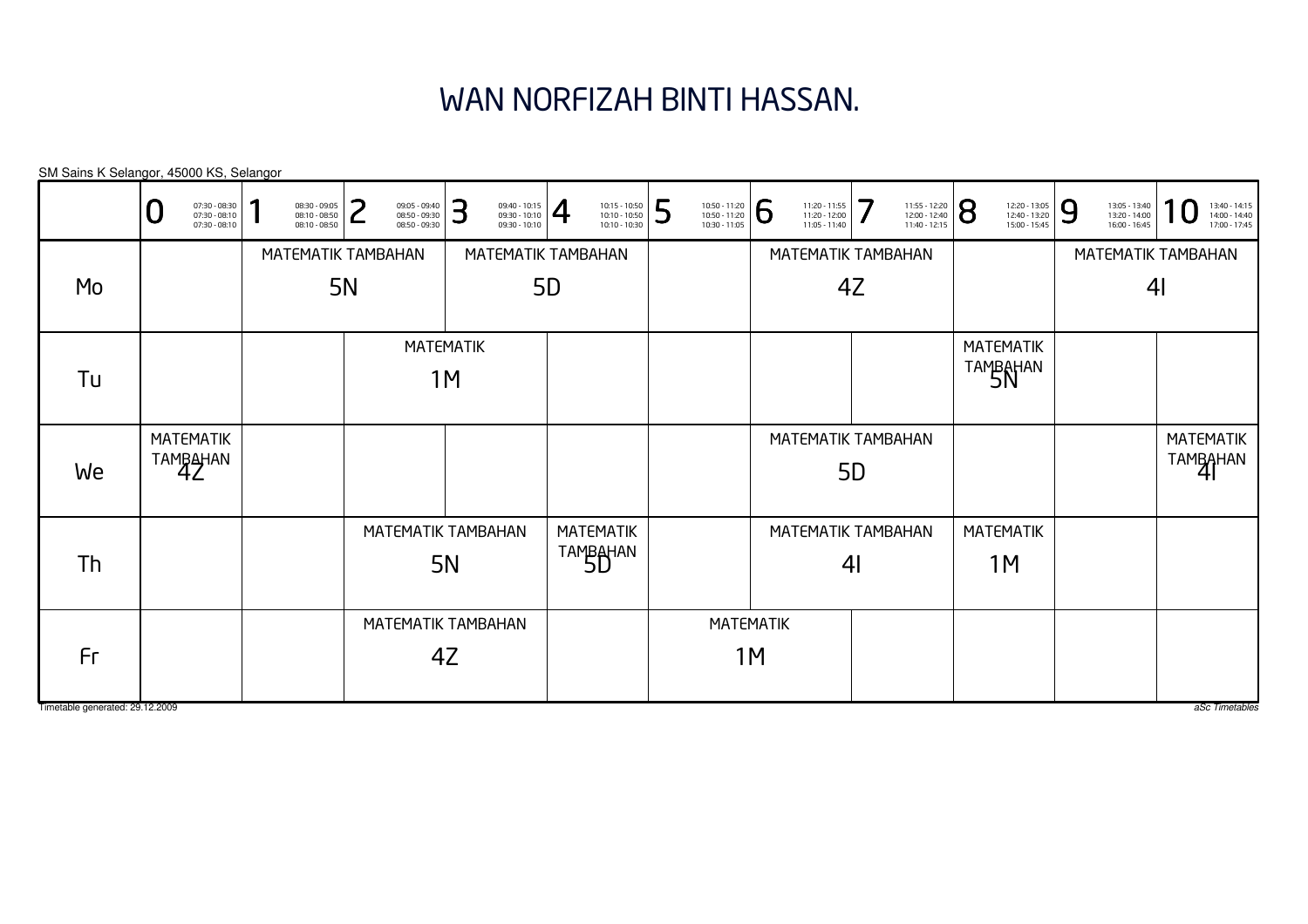# WAN NORFIZAH BINTI HASSAN.

SM Sains K Selangor, 45000 KS, Selangor

| | 0<br>07:30 - 08:30<br>07:30 - 08:10<br>07:30 - 08:10 | 1<br>08:30 - 09:05<br>08:10 - 08:50<br>08:10 - 08:50 | 2<br>09:05 - 09:40<br>08:50 - 09:30<br>08:50 - 09:30 | 3<br>09:40 - 10:15<br>09:30 - 10:10<br>09:30 - 10:10 | 4<br>10:15 - 10:50<br>10:10 - 10:50<br>10:10 - 10:30 | 5<br>10:50 - 11:20<br>10:50 - 11:20<br>10:30 - 11:05 | 6<br>11:20 - 11:55<br>11:20 - 12:00<br>11:05 - 11:40 | 7<br>11:55 - 12:20<br>12:00 - 12:40<br>11:40 - 12:15 | 8<br>12:20 - 13:05<br>12:40 - 13:20<br>15:00 - 15:45 | 9<br>13:05 - 13:40<br>13:20 - 14:00<br>16:00 - 16:45 | 10<br>13:40 - 14:15<br>14:00 - 14:40<br>17:00 - 17:45 |
|---|---|---|---|---|---|---|---|---|---|---|---|
| Mo | | MATEMATIK TAMBAHAN 5N | | MATEMATIK TAMBAHAN 5D | | | MATEMATIK TAMBAHAN 4Z | | | MATEMATIK TAMBAHAN 4I | |
| Tu | | | MATEMATIK 1M | | | | | | MATEMATIK TAMBAHAN 5N | | |
| We | MATEMATIK TAMBAHAN 4Z | | | | | | MATEMATIK TAMBAHAN 5D | | | | MATEMATIK TAMBAHAN 4I |
| Th | | | MATEMATIK TAMBAHAN 5N | | MATEMATIK TAMBAHAN 5D | | MATEMATIK TAMBAHAN 4I | | MATEMATIK 1M | | |
| Fr | | | MATEMATIK TAMBAHAN 4Z | | | MATEMATIK 1M | | | | | |

Timetable generated: 29.12.2009

*aSc Timetables*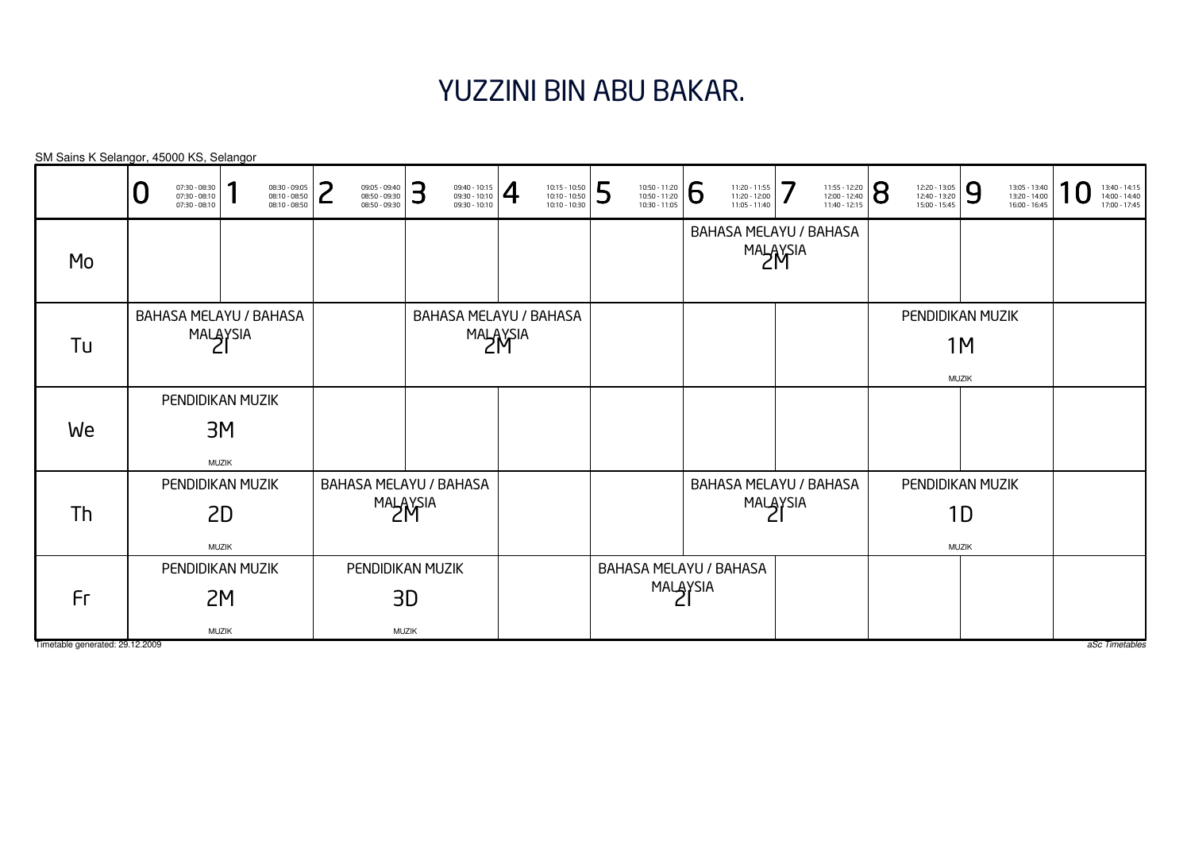# YUZZINI BIN ABU BAKAR.

SM Sains K Selangor, 45000 KS, Selangor

| | 0<br>07:30 - 08:30<br>07:30 - 08:10<br>07:30 - 08:10 | 1<br>08:30 - 09:05<br>08:10 - 08:50<br>08:10 - 08:50 | 2<br>09:05 - 09:40<br>08:50 - 09:30<br>08:50 - 09:30 | 3<br>09:40 - 10:15<br>09:30 - 10:10<br>09:30 - 10:10 | 4<br>10:15 - 10:50<br>10:10 - 10:50<br>10:10 - 10:30 | 5<br>10:50 - 11:20<br>10:50 - 11:20<br>10:30 - 11:05 | 6<br>11:20 - 11:55<br>11:20 - 12:00<br>11:05 - 11:40 | 7<br>11:55 - 12:20<br>12:00 - 12:40<br>11:40 - 12:15 | 8<br>12:20 - 13:05<br>12:40 - 13:20<br>15:00 - 15:45 | 9<br>13:05 - 13:40<br>13:20 - 14:00<br>16:00 - 16:45 | 10<br>13:40 - 14:15<br>14:00 - 14:40<br>17:00 - 17:45 |
|---|---|---|---|---|---|---|---|---|---|---|---|
| Mo | | | | | | | BAHASA MELAYU / BAHASA MALAYSIA 2M | | | | |
| Tu | BAHASA MELAYU / BAHASA MALAYSIA 2I | | | BAHASA MELAYU / BAHASA MALAYSIA 2M | | | | | PENDIDIKAN MUZIK 1M MUZIK | | |
| We | PENDIDIKAN MUZIK 3M MUZIK | | | | | | | | | | |
| Th | PENDIDIKAN MUZIK 2D MUZIK | | BAHASA MELAYU / BAHASA MALAYSIA 2M | | | | BAHASA MELAYU / BAHASA MALAYSIA 2I | | PENDIDIKAN MUZIK 1D MUZIK | | |
| Fr | PENDIDIKAN MUZIK 2M MUZIK | | PENDIDIKAN MUZIK 3D MUZIK | | | BAHASA MELAYU / BAHASA MALAYSIA 2I | | | | | |

Timetable generated: 29.12.2009

*aSc Timetables*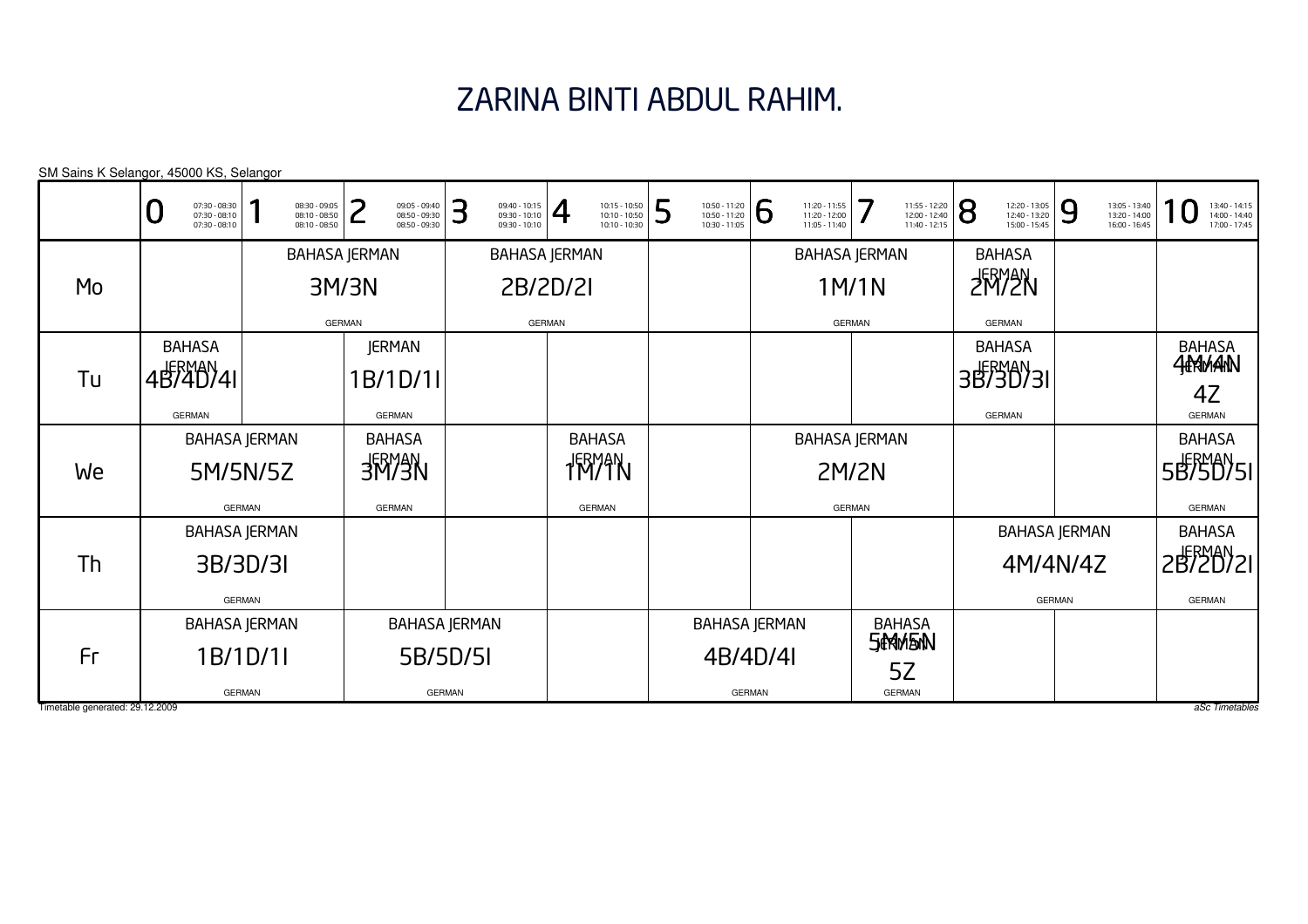# ZARINA BINTI ABDUL RAHIM.

SM Sains K Selangor, 45000 KS, Selangor

| | 0<br>07:30 - 08:30<br>07:30 - 08:10<br>07:30 - 08:10 | 1<br>08:30 - 09:05<br>08:10 - 08:50<br>08:10 - 08:50 | 2<br>09:05 - 09:40<br>08:50 - 09:30<br>08:50 - 09:30 | 3<br>09:40 - 10:15<br>09:30 - 10:10<br>09:30 - 10:10 | 4<br>10:15 - 10:50<br>10:10 - 10:50<br>10:10 - 10:30 | 5<br>10:50 - 11:20<br>10:50 - 11:20<br>10:30 - 11:05 | 6<br>11:20 - 11:55<br>11:20 - 12:00<br>11:05 - 11:40 | 7<br>11:55 - 12:20<br>12:00 - 12:40<br>11:40 - 12:15 | 8<br>12:20 - 13:05<br>12:40 - 13:20<br>15:00 - 15:45 | 9<br>13:05 - 13:40<br>13:20 - 14:00<br>16:00 - 16:45 | 10<br>13:40 - 14:15<br>14:00 - 14:40<br>17:00 - 17:45 |
|---|---|---|---|---|---|---|---|---|---|---|---|
| Mo | | BAHASA JERMAN 3M/3N GERMAN | | BAHASA JERMAN 2B/2D/2I GERMAN | | | BAHASA JERMAN 1M/1N GERMAN | | BAHASA JERMAN 2M/2N GERMAN | | |
| Tu | BAHASA JERMAN 4B/4D/4I GERMAN | | JERMAN 1B/1D/1I GERMAN | | | | | | BAHASA JERMAN 3B/3D/3I GERMAN | | BAHASA JERMAN 4M/4N 4Z GERMAN |
| We | BAHASA JERMAN 5M/5N/5Z GERMAN | | BAHASA JERMAN 3M/3N GERMAN | | BAHASA JERMAN 1M/1N GERMAN | | BAHASA JERMAN 2M/2N GERMAN | | | | BAHASA JERMAN 5B/5D/5I GERMAN |
| Th | BAHASA JERMAN 3B/3D/3I GERMAN | | | | | | | | BAHASA JERMAN 4M/4N/4Z GERMAN | | BAHASA JERMAN 2B/2D/2I GERMAN |
| Fr | BAHASA JERMAN 1B/1D/1I GERMAN | | BAHASA JERMAN 5B/5D/5I GERMAN | | | BAHASA JERMAN 4B/4D/4I GERMAN | | BAHASA JERMAN 5M/5N 5Z GERMAN | | | |

Timetable generated: 29.12.2009

*aSc Timetables*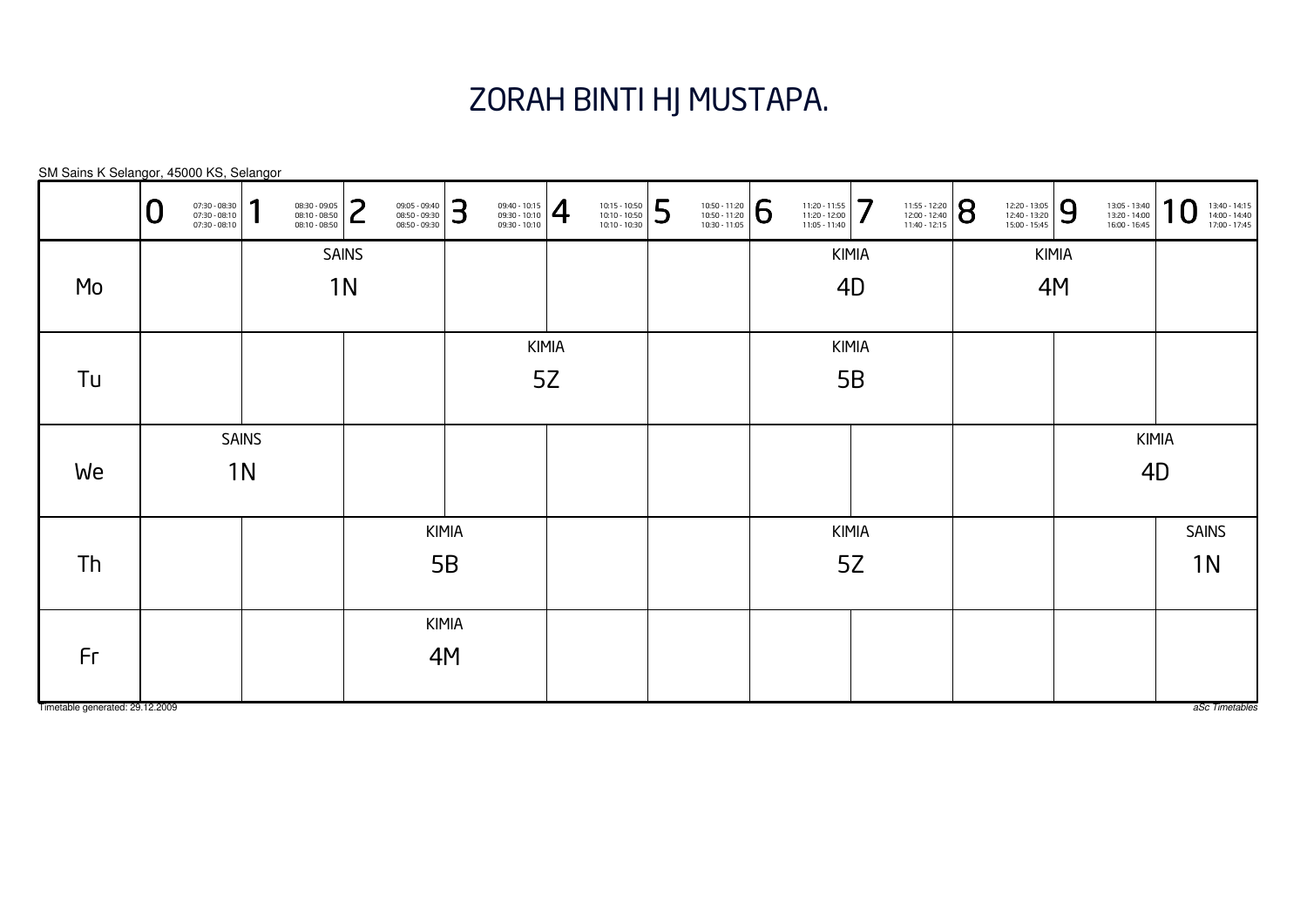# ZORAH BINTI HJ MUSTAPA.

SM Sains K Selangor, 45000 KS, Selangor

| | 0 (07:30 - 08:30 / 07:30 - 08:10 / 07:30 - 08:10) | 1 (08:30 - 09:05 / 08:10 - 08:50 / 08:10 - 08:50) | 2 (09:05 - 09:40 / 08:50 - 09:30 / 08:50 - 09:30) | 3 (09:40 - 10:15 / 09:30 - 10:10 / 09:30 - 10:10) | 4 (10:15 - 10:50 / 10:10 - 10:50 / 10:10 - 10:30) | 5 (10:50 - 11:20 / 10:50 - 11:20 / 10:30 - 11:05) | 6 (11:20 - 11:55 / 11:20 - 12:00 / 11:05 - 11:40) | 7 (11:55 - 12:20 / 12:00 - 12:40 / 11:40 - 12:15) | 8 (12:20 - 13:05 / 12:40 - 13:20 / 15:00 - 15:45) | 9 (13:05 - 13:40 / 13:20 - 14:00 / 16:00 - 16:45) | 10 (13:40 - 14:15 / 14:00 - 14:40 / 17:00 - 17:45) |
|---|---|---|---|---|---|---|---|---|---|---|---|
| Mo | | SAINS 1N | SAINS 1N | | | | KIMIA 4D | KIMIA 4D | KIMIA 4M | KIMIA 4M | |
| Tu | | | | KIMIA 5Z | KIMIA 5Z | | KIMIA 5B | KIMIA 5B | | | |
| We | SAINS 1N | SAINS 1N | | | | | | | | KIMIA 4D | KIMIA 4D |
| Th | | | KIMIA 5B | KIMIA 5B | | | KIMIA 5Z | KIMIA 5Z | | | SAINS 1N |
| Fr | | | KIMIA 4M | KIMIA 4M | | | | | | | |

Timetable generated: 29.12.2009

*aSc Timetables*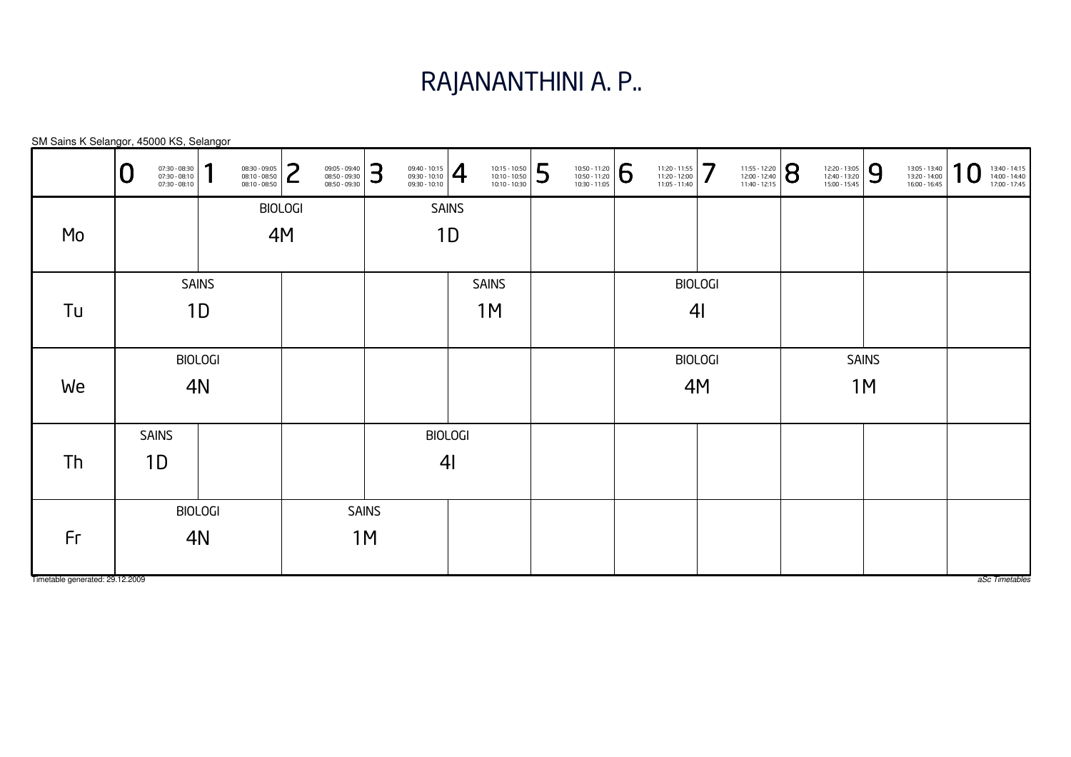# RAJANANTHINI A. P..

SM Sains K Selangor, 45000 KS, Selangor

| | 0<br>07:30 - 08:30<br>07:30 - 08:10<br>07:30 - 08:10 | 1<br>08:30 - 09:05<br>08:10 - 08:50<br>08:10 - 08:50 | 2<br>09:05 - 09:40<br>08:50 - 09:30<br>08:50 - 09:30 | 3<br>09:40 - 10:15<br>09:30 - 10:10<br>09:30 - 10:10 | 4<br>10:15 - 10:50<br>10:10 - 10:50<br>10:10 - 10:30 | 5<br>10:50 - 11:20<br>10:50 - 11:20<br>10:30 - 11:05 | 6<br>11:20 - 11:55<br>11:20 - 12:00<br>11:05 - 11:40 | 7<br>11:55 - 12:20<br>12:00 - 12:40<br>11:40 - 12:15 | 8<br>12:20 - 13:05<br>12:40 - 13:20<br>15:00 - 15:45 | 9<br>13:05 - 13:40<br>13:20 - 14:00<br>16:00 - 16:45 | 10<br>13:40 - 14:15<br>14:00 - 14:40<br>17:00 - 17:45 |
|---|---|---|---|---|---|---|---|---|---|---|---|
| Mo | | BIOLOGI 4M | BIOLOGI 4M | SAINS 1D | SAINS 1D | | | | | | |
| Tu | SAINS 1D | SAINS 1D | | | SAINS 1M | | BIOLOGI 4I | BIOLOGI 4I | | | |
| We | BIOLOGI 4N | BIOLOGI 4N | | | | | BIOLOGI 4M | BIOLOGI 4M | SAINS 1M | SAINS 1M | |
| Th | SAINS 1D | | | BIOLOGI 4I | BIOLOGI 4I | | | | | | |
| Fr | BIOLOGI 4N | BIOLOGI 4N | SAINS 1M | SAINS 1M | | | | | | | |

Timetable generated: 29.12.2009

*aSc Timetables*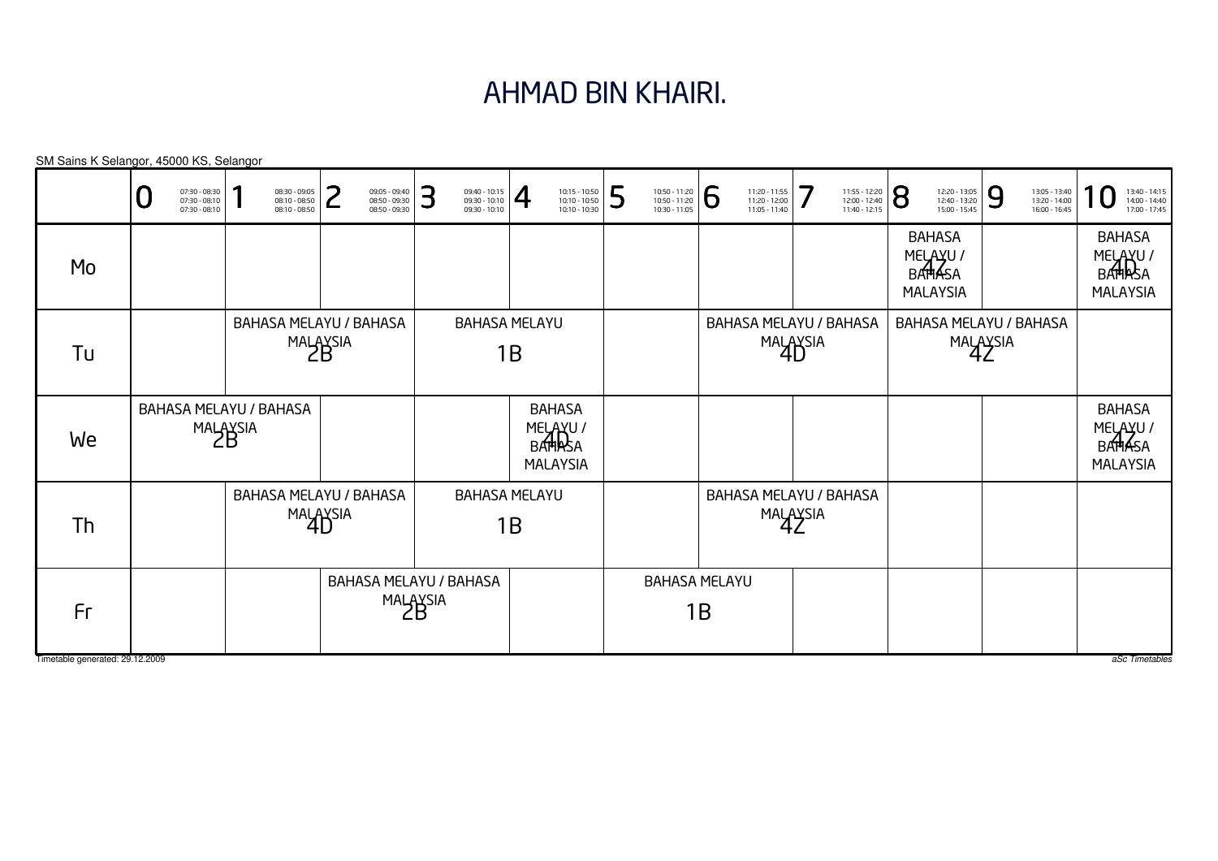# AHMAD BIN KHAIRI.

SM Sains K Selangor, 45000 KS, Selangor

| | 0<br>07:30 - 08:30<br>07:30 - 08:10<br>07:30 - 08:10 | 1<br>08:30 - 09:05<br>08:10 - 08:50<br>08:10 - 08:50 | 2<br>09:05 - 09:40<br>08:50 - 09:30<br>08:50 - 09:30 | 3<br>09:40 - 10:15<br>09:30 - 10:10<br>09:30 - 10:10 | 4<br>10:15 - 10:50<br>10:10 - 10:50<br>10:10 - 10:30 | 5<br>10:50 - 11:20<br>10:50 - 11:20<br>10:30 - 11:05 | 6<br>11:20 - 11:55<br>11:20 - 12:00<br>11:05 - 11:40 | 7<br>11:55 - 12:20<br>12:00 - 12:40<br>11:40 - 12:15 | 8<br>12:20 - 13:05<br>12:40 - 13:20<br>15:00 - 15:45 | 9<br>13:05 - 13:40<br>13:20 - 14:00<br>16:00 - 16:45 | 10<br>13:40 - 14:15<br>14:00 - 14:40<br>17:00 - 17:45 |
|---|---|---|---|---|---|---|---|---|---|---|---|
| Mo | | | | | | | | | BAHASA MELAYU / BAHASA MALAYSIA<br>4Z | | BAHASA MELAYU / BAHASA MALAYSIA<br>4D |
| Tu | | BAHASA MELAYU / BAHASA MALAYSIA<br>2B | | BAHASA MELAYU<br>1B | | | BAHASA MELAYU / BAHASA MALAYSIA<br>4D | | BAHASA MELAYU / BAHASA MALAYSIA<br>4Z | | |
| We | BAHASA MELAYU / BAHASA MALAYSIA<br>2B | | | | BAHASA MELAYU / BAHASA MALAYSIA<br>4D | | | | | | BAHASA MELAYU / BAHASA MALAYSIA<br>4Z |
| Th | | BAHASA MELAYU / BAHASA MALAYSIA<br>4D | | BAHASA MELAYU<br>1B | | | BAHASA MELAYU / BAHASA MALAYSIA<br>4Z | | | | |
| Fr | | | BAHASA MELAYU / BAHASA MALAYSIA<br>2B | | | BAHASA MELAYU<br>1B | | | | | |

Timetable generated: 29.12.2009

*aSc Timetables*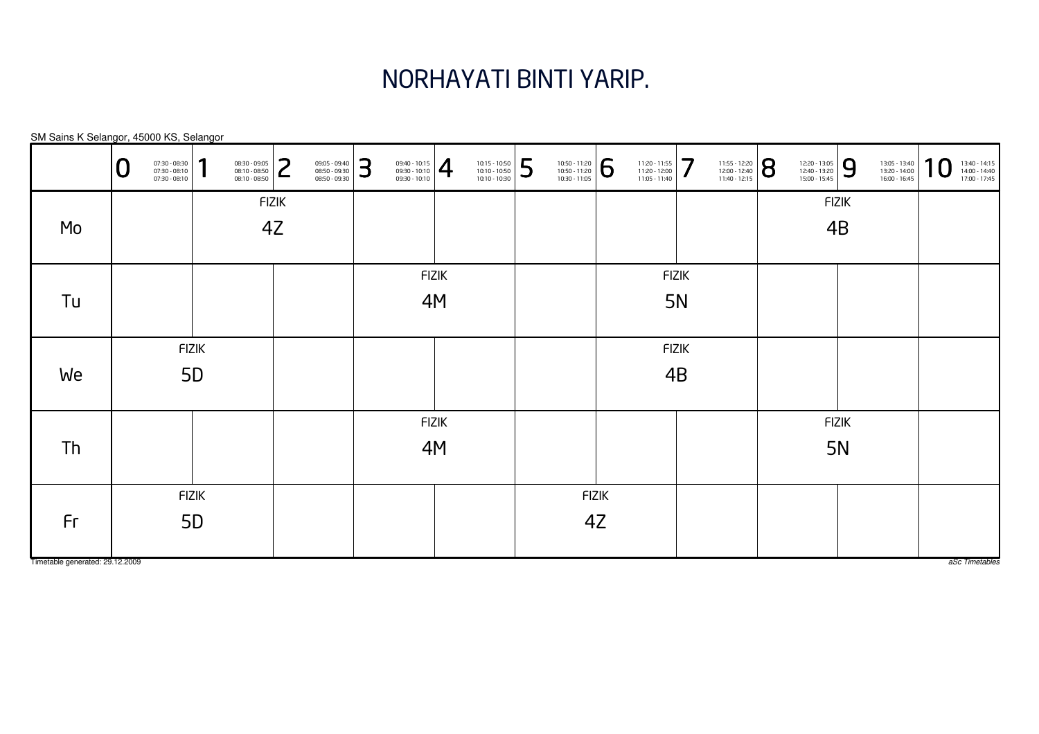# NORHAYATI BINTI YARIP.

SM Sains K Selangor, 45000 KS, Selangor

| | 0<br>07:30 - 08:30<br>07:30 - 08:10<br>07:30 - 08:10 | 1<br>08:30 - 09:05<br>08:10 - 08:50<br>08:10 - 08:50 | 2<br>09:05 - 09:40<br>08:50 - 09:30<br>08:50 - 09:30 | 3<br>09:40 - 10:15<br>09:30 - 10:10<br>09:30 - 10:10 | 4<br>10:15 - 10:50<br>10:10 - 10:50<br>10:10 - 10:30 | 5<br>10:50 - 11:20<br>10:50 - 11:20<br>10:30 - 11:05 | 6<br>11:20 - 11:55<br>11:20 - 12:00<br>11:05 - 11:40 | 7<br>11:55 - 12:20<br>12:00 - 12:40<br>11:40 - 12:15 | 8<br>12:20 - 13:05<br>12:40 - 13:20<br>15:00 - 15:45 | 9<br>13:05 - 13:40<br>13:20 - 14:00<br>16:00 - 16:45 | 10<br>13:40 - 14:15<br>14:00 - 14:40<br>17:00 - 17:45 |
|---|---|---|---|---|---|---|---|---|---|---|---|
| Mo | | FIZIK 4Z | FIZIK 4Z | | | | | | FIZIK 4B | FIZIK 4B | |
| Tu | | | | FIZIK 4M | FIZIK 4M | | FIZIK 5N | FIZIK 5N | | | |
| We | FIZIK 5D | FIZIK 5D | | | | | FIZIK 4B | FIZIK 4B | | | |
| Th | | | | FIZIK 4M | FIZIK 4M | | | | FIZIK 5N | FIZIK 5N | |
| Fr | FIZIK 5D | FIZIK 5D | | | | FIZIK 4Z | FIZIK 4Z | | | | |

Timetable generated: 29.12.2009

*aSc Timetables*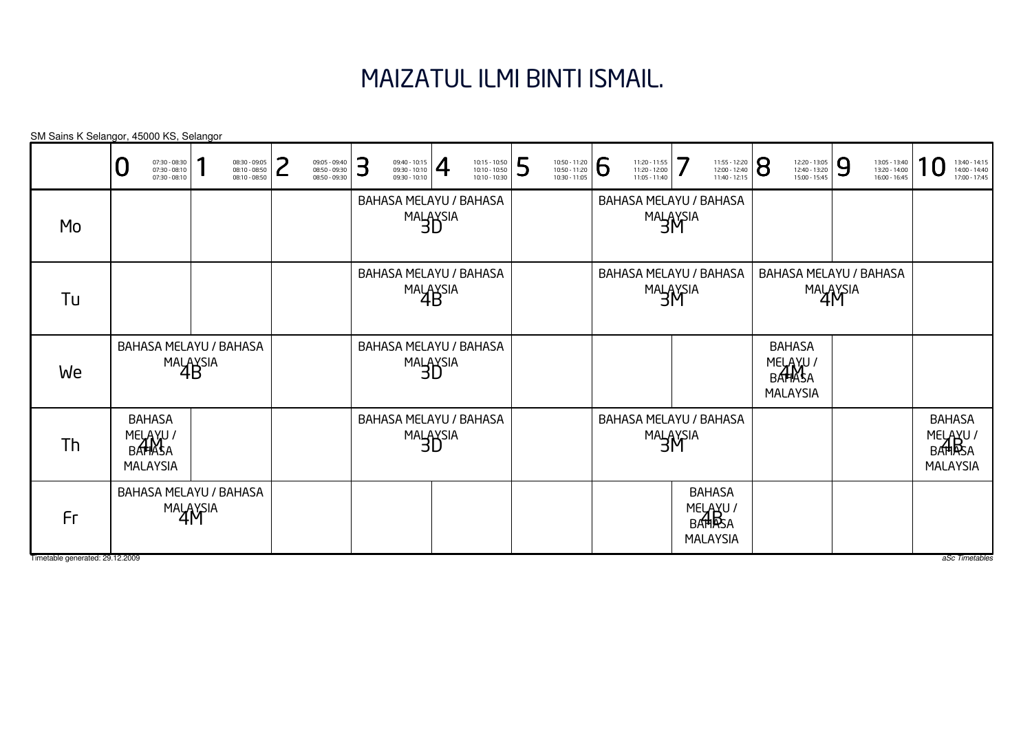# MAIZATUL ILMI BINTI ISMAIL.

SM Sains K Selangor, 45000 KS, Selangor

| | 0<br>07:30 - 08:30<br>07:30 - 08:10<br>07:30 - 08:10 | 1<br>08:30 - 09:05<br>08:10 - 08:50<br>08:10 - 08:50 | 2<br>09:05 - 09:40<br>08:50 - 09:30<br>08:50 - 09:30 | 3<br>09:40 - 10:15<br>09:30 - 10:10<br>09:30 - 10:10 | 4<br>10:15 - 10:50<br>10:10 - 10:50<br>10:10 - 10:30 | 5<br>10:50 - 11:20<br>10:50 - 11:20<br>10:30 - 11:05 | 6<br>11:20 - 11:55<br>11:20 - 12:00<br>11:05 - 11:40 | 7<br>11:55 - 12:20<br>12:00 - 12:40<br>11:40 - 12:15 | 8<br>12:20 - 13:05<br>12:40 - 13:20<br>15:00 - 15:45 | 9<br>13:05 - 13:40<br>13:20 - 14:00<br>16:00 - 16:45 | 10<br>13:40 - 14:15<br>14:00 - 14:40<br>17:00 - 17:45 |
|---|---|---|---|---|---|---|---|---|---|---|---|
| Mo | | | | BAHASA MELAYU / BAHASA MALAYSIA 3D | | | BAHASA MELAYU / BAHASA MALAYSIA 3M | | | | |
| Tu | | | | BAHASA MELAYU / BAHASA MALAYSIA 4B | | | BAHASA MELAYU / BAHASA MALAYSIA 3M | | BAHASA MELAYU / BAHASA MALAYSIA 4M | | |
| We | BAHASA MELAYU / BAHASA MALAYSIA 4B | | | BAHASA MELAYU / BAHASA MALAYSIA 3D | | | | | BAHASA MELAYU / BAHASA MALAYSIA 4M | | |
| Th | BAHASA MELAYU / BAHASA MALAYSIA 4M | | | BAHASA MELAYU / BAHASA MALAYSIA 3D | | | BAHASA MELAYU / BAHASA MALAYSIA 3M | | | | BAHASA MELAYU / BAHASA MALAYSIA 4B |
| Fr | BAHASA MELAYU / BAHASA MALAYSIA 4M | | | | | | | BAHASA MELAYU / BAHASA MALAYSIA 4B | | | |

Timetable generated: 29.12.2009

*aSc Timetables*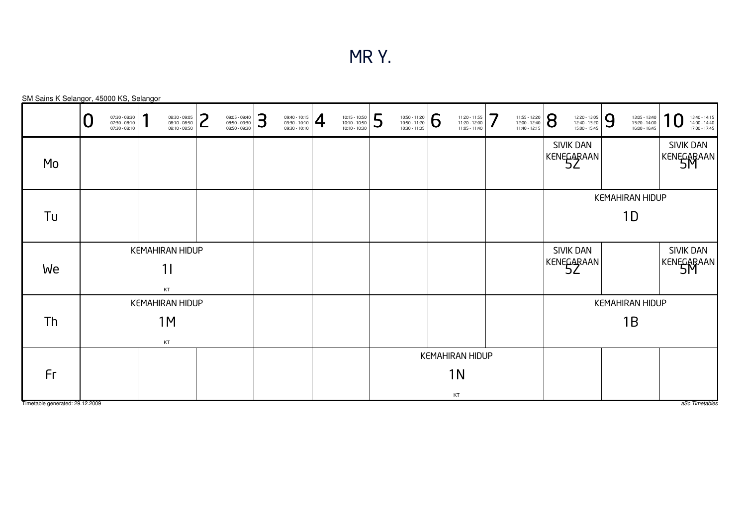# MR Y.

SM Sains K Selangor, 45000 KS, Selangor

| | 0<br>07:30 - 08:30<br>07:30 - 08:10<br>07:30 - 08:10 | 1<br>08:30 - 09:05<br>08:10 - 08:50<br>08:10 - 08:50 | 2<br>09:05 - 09:40<br>08:50 - 09:30<br>08:50 - 09:30 | 3<br>09:40 - 10:15<br>09:30 - 10:10<br>09:30 - 10:10 | 4<br>10:15 - 10:50<br>10:10 - 10:50<br>10:10 - 10:30 | 5<br>10:50 - 11:20<br>10:50 - 11:20<br>10:30 - 11:05 | 6<br>11:20 - 11:55<br>11:20 - 12:00<br>11:05 - 11:40 | 7<br>11:55 - 12:20<br>12:00 - 12:40<br>11:40 - 12:15 | 8<br>12:20 - 13:05<br>12:40 - 13:20<br>15:00 - 15:45 | 9<br>13:05 - 13:40<br>13:20 - 14:00<br>16:00 - 16:45 | 10<br>13:40 - 14:15<br>14:00 - 14:40<br>17:00 - 17:45 |
|---|---|---|---|---|---|---|---|---|---|---|---|
| Mo | | | | | | | | | SIVIK DAN KENEGARAAN 5Z | | SIVIK DAN KENEGARAAN 5M |
| Tu | | | | | | | | | KEMAHIRAN HIDUP 1D | | |
| We | KEMAHIRAN HIDUP 1I KT | | | | | | | | SIVIK DAN KENEGARAAN 5Z | | SIVIK DAN KENEGARAAN 5M |
| Th | KEMAHIRAN HIDUP 1M KT | | | | | | | | KEMAHIRAN HIDUP 1B | | |
| Fr | | | | | | KEMAHIRAN HIDUP 1N KT | | | | | |

Timetable generated: 29.12.2009

*aSc Timetables*